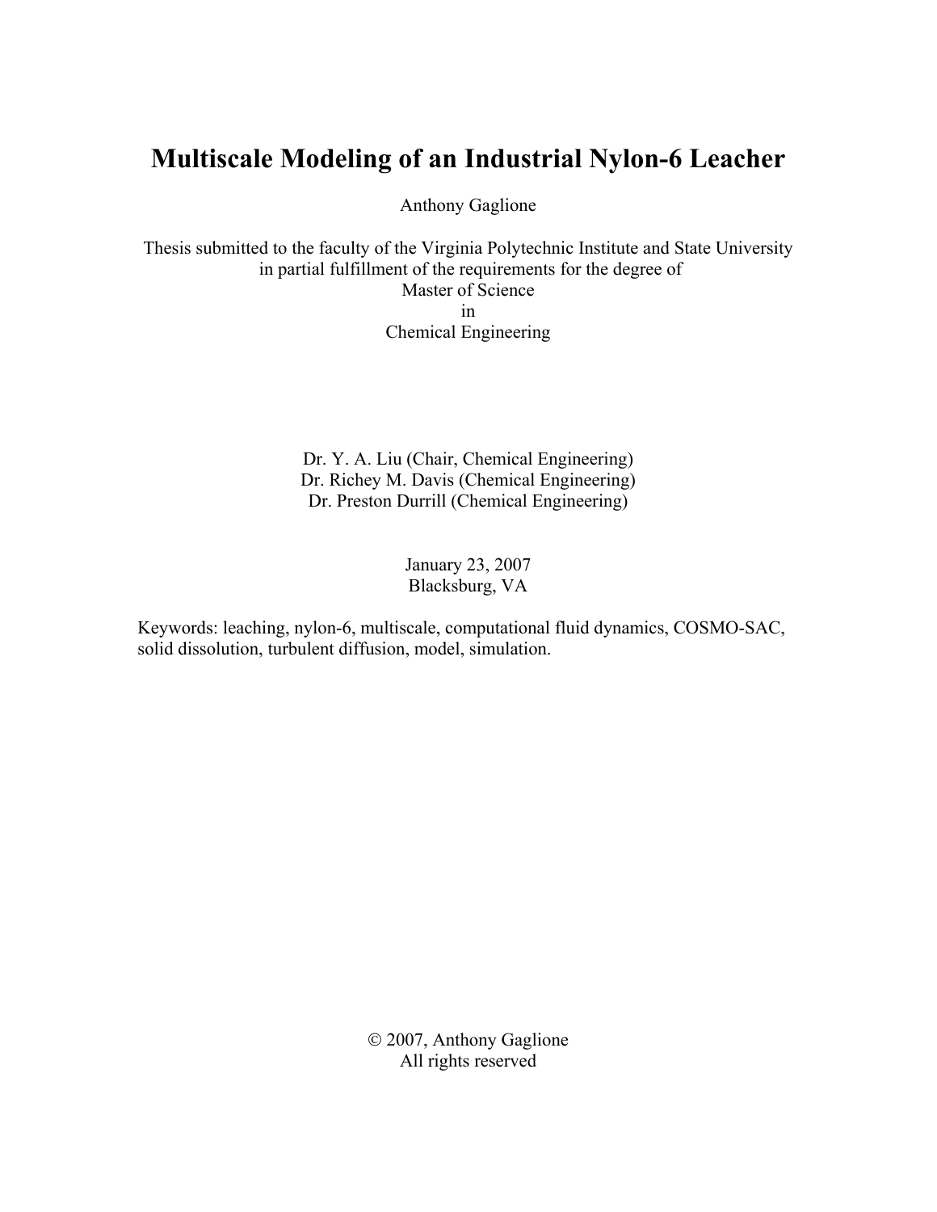# Multiscale Modeling of an Industrial Nylon-6 Leacher

Anthony Gaglione

Thesis submitted to the faculty of the Virginia Polytechnic Institute and State University
in partial fulfillment of the requirements for the degree of
Master of Science
in
Chemical Engineering

Dr. Y. A. Liu (Chair, Chemical Engineering)
Dr. Richey M. Davis (Chemical Engineering)
Dr. Preston Durrill (Chemical Engineering)

January 23, 2007
Blacksburg, VA

Keywords: leaching, nylon-6, multiscale, computational fluid dynamics, COSMO-SAC, solid dissolution, turbulent diffusion, model, simulation.

© 2007, Anthony Gaglione
All rights reserved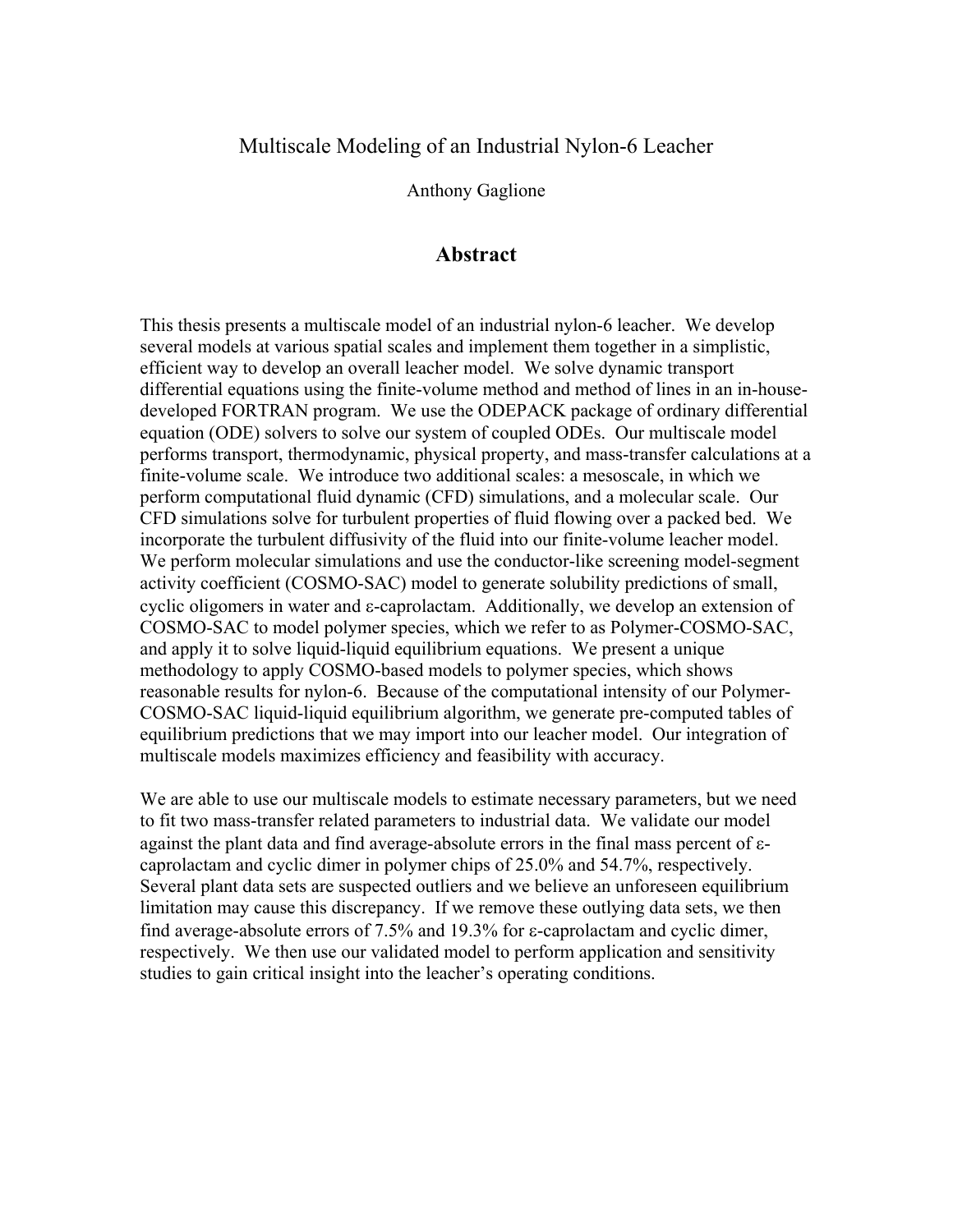Multiscale Modeling of an Industrial Nylon-6 Leacher

Anthony Gaglione

## Abstract

This thesis presents a multiscale model of an industrial nylon-6 leacher. We develop several models at various spatial scales and implement them together in a simplistic, efficient way to develop an overall leacher model. We solve dynamic transport differential equations using the finite-volume method and method of lines in an in-house-developed FORTRAN program. We use the ODEPACK package of ordinary differential equation (ODE) solvers to solve our system of coupled ODEs. Our multiscale model performs transport, thermodynamic, physical property, and mass-transfer calculations at a finite-volume scale. We introduce two additional scales: a mesoscale, in which we perform computational fluid dynamic (CFD) simulations, and a molecular scale. Our CFD simulations solve for turbulent properties of fluid flowing over a packed bed. We incorporate the turbulent diffusivity of the fluid into our finite-volume leacher model. We perform molecular simulations and use the conductor-like screening model-segment activity coefficient (COSMO-SAC) model to generate solubility predictions of small, cyclic oligomers in water and ε-caprolactam. Additionally, we develop an extension of COSMO-SAC to model polymer species, which we refer to as Polymer-COSMO-SAC, and apply it to solve liquid-liquid equilibrium equations. We present a unique methodology to apply COSMO-based models to polymer species, which shows reasonable results for nylon-6. Because of the computational intensity of our Polymer-COSMO-SAC liquid-liquid equilibrium algorithm, we generate pre-computed tables of equilibrium predictions that we may import into our leacher model. Our integration of multiscale models maximizes efficiency and feasibility with accuracy.

We are able to use our multiscale models to estimate necessary parameters, but we need to fit two mass-transfer related parameters to industrial data. We validate our model against the plant data and find average-absolute errors in the final mass percent of ε-caprolactam and cyclic dimer in polymer chips of 25.0% and 54.7%, respectively. Several plant data sets are suspected outliers and we believe an unforeseen equilibrium limitation may cause this discrepancy. If we remove these outlying data sets, we then find average-absolute errors of 7.5% and 19.3% for ε-caprolactam and cyclic dimer, respectively. We then use our validated model to perform application and sensitivity studies to gain critical insight into the leacher's operating conditions.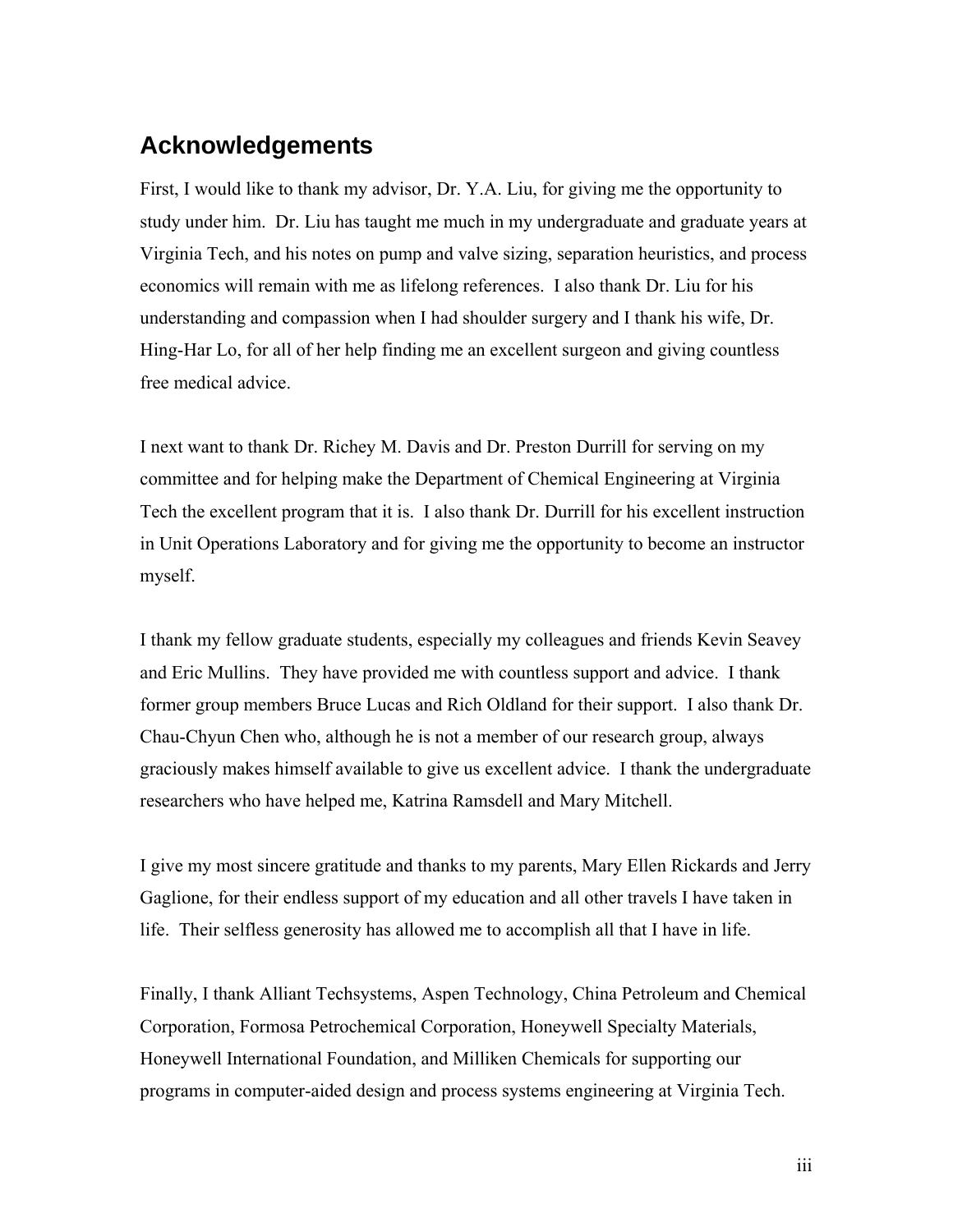## Acknowledgements

First, I would like to thank my advisor, Dr. Y.A. Liu, for giving me the opportunity to study under him. Dr. Liu has taught me much in my undergraduate and graduate years at Virginia Tech, and his notes on pump and valve sizing, separation heuristics, and process economics will remain with me as lifelong references. I also thank Dr. Liu for his understanding and compassion when I had shoulder surgery and I thank his wife, Dr. Hing-Har Lo, for all of her help finding me an excellent surgeon and giving countless free medical advice.

I next want to thank Dr. Richey M. Davis and Dr. Preston Durrill for serving on my committee and for helping make the Department of Chemical Engineering at Virginia Tech the excellent program that it is. I also thank Dr. Durrill for his excellent instruction in Unit Operations Laboratory and for giving me the opportunity to become an instructor myself.

I thank my fellow graduate students, especially my colleagues and friends Kevin Seavey and Eric Mullins. They have provided me with countless support and advice. I thank former group members Bruce Lucas and Rich Oldland for their support. I also thank Dr. Chau-Chyun Chen who, although he is not a member of our research group, always graciously makes himself available to give us excellent advice. I thank the undergraduate researchers who have helped me, Katrina Ramsdell and Mary Mitchell.

I give my most sincere gratitude and thanks to my parents, Mary Ellen Rickards and Jerry Gaglione, for their endless support of my education and all other travels I have taken in life. Their selfless generosity has allowed me to accomplish all that I have in life.

Finally, I thank Alliant Techsystems, Aspen Technology, China Petroleum and Chemical Corporation, Formosa Petrochemical Corporation, Honeywell Specialty Materials, Honeywell International Foundation, and Milliken Chemicals for supporting our programs in computer-aided design and process systems engineering at Virginia Tech.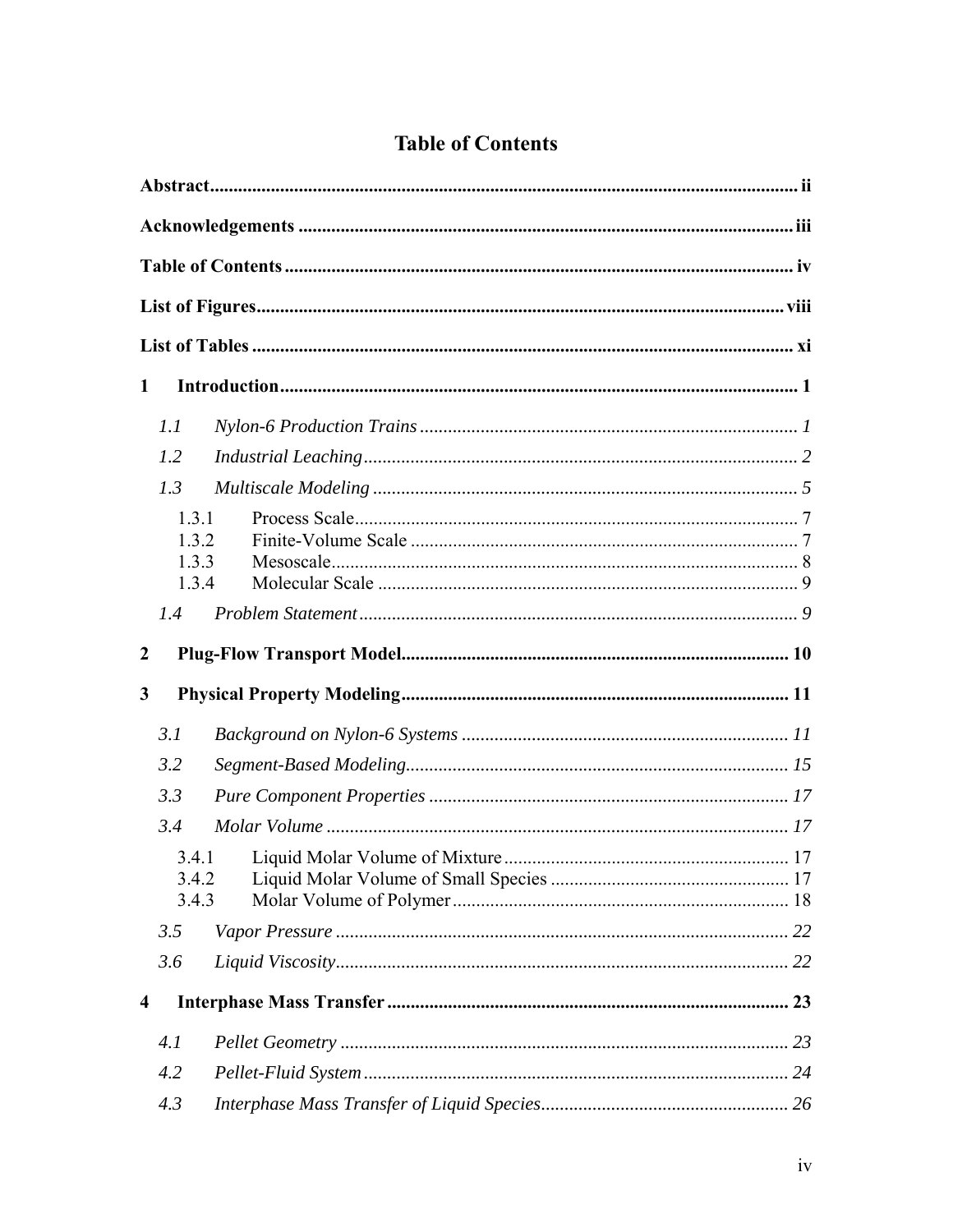# Table of Contents

**Abstract** ........................................................................................................ ii

**Acknowledgements** ........................................................................................ iii

**Table of Contents** ........................................................................................... iv

**List of Figures** ................................................................................................ viii

**List of Tables** ................................................................................................. xi

**1 Introduction** ................................................................................................ 1

*1.1 Nylon-6 Production Trains* ........................................................................ 1

*1.2 Industrial Leaching* .................................................................................... 2

*1.3 Multiscale Modeling* .................................................................................. 5

1.3.1 Process Scale ............................................................................................ 7
1.3.2 Finite-Volume Scale ................................................................................. 7
1.3.3 Mesoscale ................................................................................................. 8
1.3.4 Molecular Scale ........................................................................................ 9

*1.4 Problem Statement* ..................................................................................... 9

**2 Plug-Flow Transport Model** ........................................................................ 10

**3 Physical Property Modeling** ........................................................................ 11

*3.1 Background on Nylon-6 Systems* .............................................................. 11

*3.2 Segment-Based Modeling* .......................................................................... 15

*3.3 Pure Component Properties* ....................................................................... 17

*3.4 Molar Volume* ............................................................................................ 17

3.4.1 Liquid Molar Volume of Mixture ............................................................ 17
3.4.2 Liquid Molar Volume of Small Species ................................................... 17
3.4.3 Molar Volume of Polymer ....................................................................... 18

*3.5 Vapor Pressure* ........................................................................................... 22

*3.6 Liquid Viscosity* ......................................................................................... 22

**4 Interphase Mass Transfer** ............................................................................ 23

*4.1 Pellet Geometry* .......................................................................................... 23

*4.2 Pellet-Fluid System* .................................................................................... 24

*4.3 Interphase Mass Transfer of Liquid Species* .............................................. 26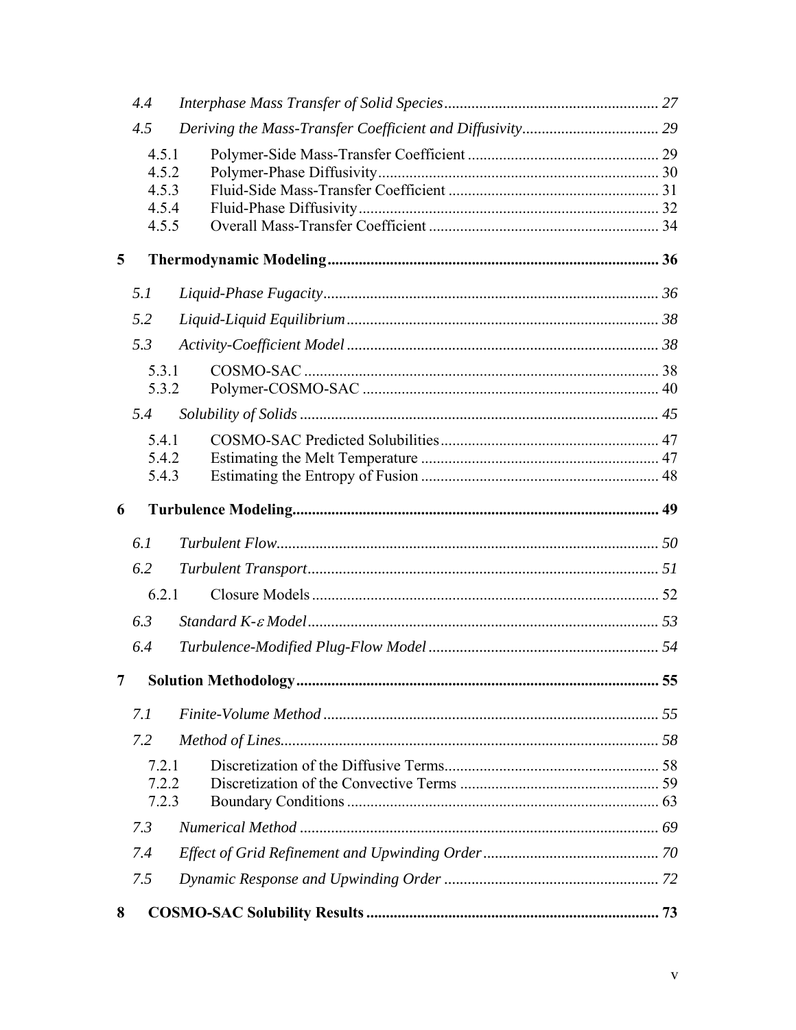- 4.4 *Interphase Mass Transfer of Solid Species* ....................................................... 27
- 4.5 *Deriving the Mass-Transfer Coefficient and Diffusivity* ................................... 29
    - 4.5.1 Polymer-Side Mass-Transfer Coefficient ................................................ 29
    - 4.5.2 Polymer-Phase Diffusivity ....................................................................... 30
    - 4.5.3 Fluid-Side Mass-Transfer Coefficient ..................................................... 31
    - 4.5.4 Fluid-Phase Diffusivity ............................................................................ 32
    - 4.5.5 Overall Mass-Transfer Coefficient .......................................................... 34

**5 Thermodynamic Modeling** .................................................................................... 36

- 5.1 *Liquid-Phase Fugacity* ..................................................................................... 36
- 5.2 *Liquid-Liquid Equilibrium* ............................................................................... 38
- 5.3 *Activity-Coefficient Model* ............................................................................... 38
    - 5.3.1 COSMO-SAC .......................................................................................... 38
    - 5.3.2 Polymer-COSMO-SAC ........................................................................... 40
- 5.4 *Solubility of Solids* ........................................................................................... 45
    - 5.4.1 COSMO-SAC Predicted Solubilities ....................................................... 47
    - 5.4.2 Estimating the Melt Temperature ............................................................ 47
    - 5.4.3 Estimating the Entropy of Fusion ............................................................ 48

**6 Turbulence Modeling** ............................................................................................. 49

- 6.1 *Turbulent Flow* ................................................................................................. 50
- 6.2 *Turbulent Transport* ......................................................................................... 51
    - 6.2.1 Closure Models ........................................................................................ 52
- 6.3 *Standard K-$\varepsilon$ Model* ........................................................................................ 53
- 6.4 *Turbulence-Modified Plug-Flow Model* ........................................................... 54

**7 Solution Methodology** ............................................................................................ 55

- 7.1 *Finite-Volume Method* ..................................................................................... 55
- 7.2 *Method of Lines* ................................................................................................ 58
    - 7.2.1 Discretization of the Diffusive Terms ...................................................... 58
    - 7.2.2 Discretization of the Convective Terms .................................................. 59
    - 7.2.3 Boundary Conditions ............................................................................... 63
- 7.3 *Numerical Method* ........................................................................................... 69
- 7.4 *Effect of Grid Refinement and Upwinding Order* ............................................ 70
- 7.5 *Dynamic Response and Upwinding Order* ...................................................... 72

**8 COSMO-SAC Solubility Results** ........................................................................... 73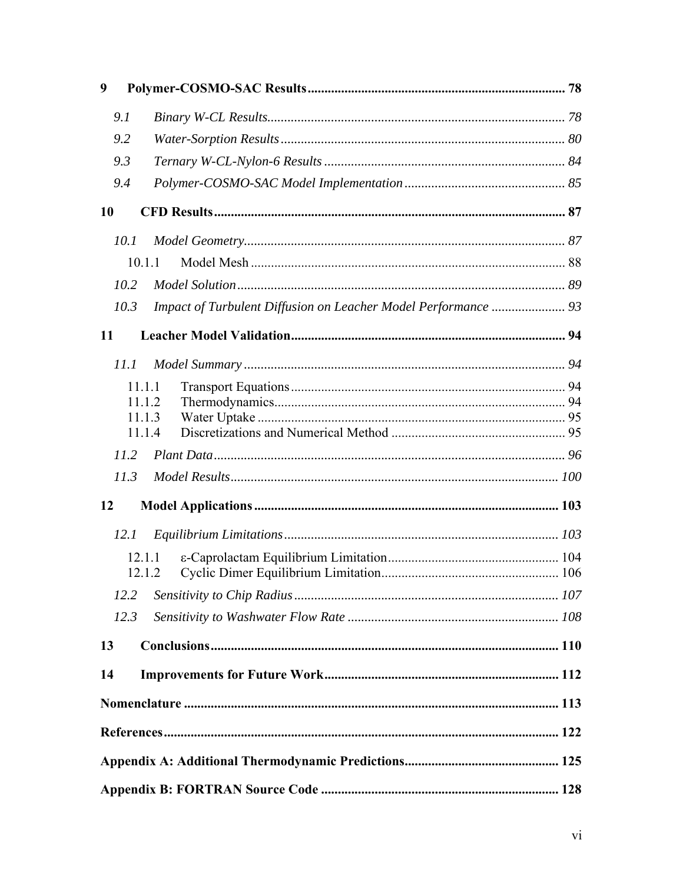**9 Polymer-COSMO-SAC Results** ........................................................................... 78

*9.1 Binary W-CL Results* ........................................................................................ 78

*9.2 Water-Sorption Results* .................................................................................... 80

*9.3 Ternary W-CL-Nylon-6 Results* ....................................................................... 84

*9.4 Polymer-COSMO-SAC Model Implementation* ................................................ 85

**10 CFD Results** ....................................................................................................... 87

*10.1 Model Geometry* ............................................................................................... 87

10.1.1 Model Mesh ............................................................................................. 88

*10.2 Model Solution* ................................................................................................. 89

*10.3 Impact of Turbulent Diffusion on Leacher Model Performance* ...................... 93

**11 Leacher Model Validation** ................................................................................. 94

*11.1 Model Summary* ............................................................................................... 94

11.1.1 Transport Equations ................................................................................. 94
11.1.2 Thermodynamics ...................................................................................... 94
11.1.3 Water Uptake ........................................................................................... 95
11.1.4 Discretizations and Numerical Method .................................................... 95

*11.2 Plant Data* ........................................................................................................ 96

*11.3 Model Results* ................................................................................................. 100

**12 Model Applications** .......................................................................................... 103

*12.1 Equilibrium Limitations* ................................................................................. 103

12.1.1 ε-Caprolactam Equilibrium Limitation ................................................... 104
12.1.2 Cyclic Dimer Equilibrium Limitation ..................................................... 106

*12.2 Sensitivity to Chip Radius* .............................................................................. 107

*12.3 Sensitivity to Washwater Flow Rate* .............................................................. 108

**13 Conclusions** ....................................................................................................... 110

**14 Improvements for Future Work** ..................................................................... 112

**Nomenclature** ....................................................................................................... 113

**References** ............................................................................................................. 122

**Appendix A: Additional Thermodynamic Predictions** ........................................ 125

**Appendix B: FORTRAN Source Code** ................................................................. 128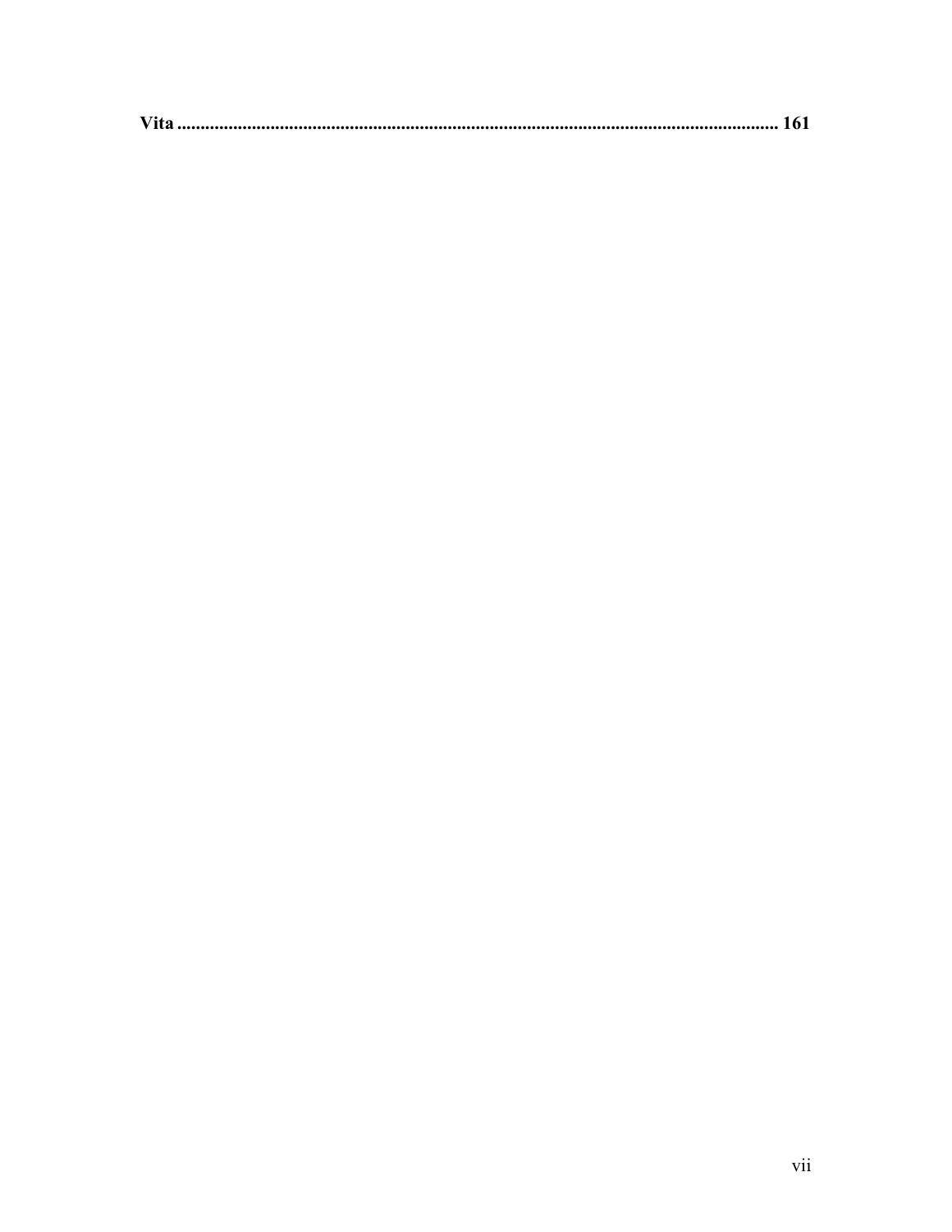**Vita ........................................................................................................................ 161**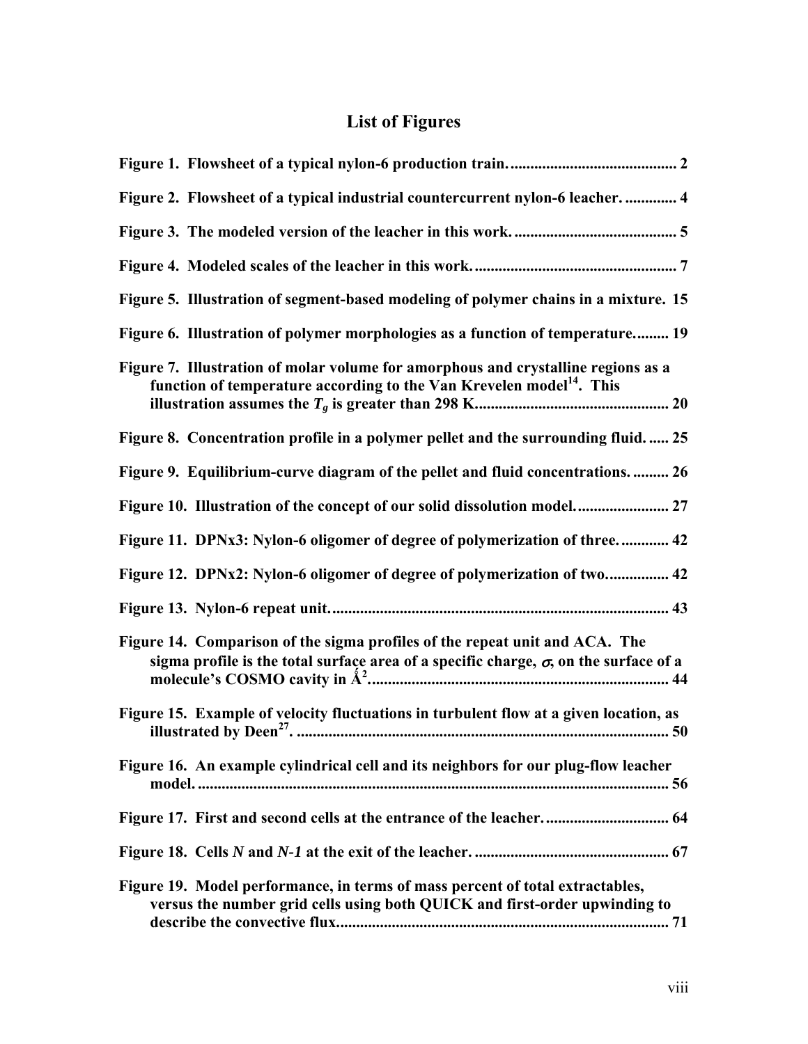# List of Figures

**Figure 1. Flowsheet of a typical nylon-6 production train. 2**

**Figure 2. Flowsheet of a typical industrial countercurrent nylon-6 leacher. 4**

**Figure 3. The modeled version of the leacher in this work. 5**

**Figure 4. Modeled scales of the leacher in this work. 7**

**Figure 5. Illustration of segment-based modeling of polymer chains in a mixture. 15**

**Figure 6. Illustration of polymer morphologies as a function of temperature. 19**

**Figure 7. Illustration of molar volume for amorphous and crystalline regions as a function of temperature according to the Van Krevelen model[14]. This illustration assumes the $T_g$ is greater than 298 K. 20**

**Figure 8. Concentration profile in a polymer pellet and the surrounding fluid. 25**

**Figure 9. Equilibrium-curve diagram of the pellet and fluid concentrations. 26**

**Figure 10. Illustration of the concept of our solid dissolution model. 27**

**Figure 11. DPNx3: Nylon-6 oligomer of degree of polymerization of three. 42**

**Figure 12. DPNx2: Nylon-6 oligomer of degree of polymerization of two. 42**

**Figure 13. Nylon-6 repeat unit. 43**

**Figure 14. Comparison of the sigma profiles of the repeat unit and ACA. The sigma profile is the total surface area of a specific charge, $\sigma$, on the surface of a molecule's COSMO cavity in Å$^2$. 44**

**Figure 15. Example of velocity fluctuations in turbulent flow at a given location, as illustrated by Deen[27]. 50**

**Figure 16. An example cylindrical cell and its neighbors for our plug-flow leacher model. 56**

**Figure 17. First and second cells at the entrance of the leacher. 64**

**Figure 18. Cells *N* and *N-1* at the exit of the leacher. 67**

**Figure 19. Model performance, in terms of mass percent of total extractables, versus the number grid cells using both QUICK and first-order upwinding to describe the convective flux. 71**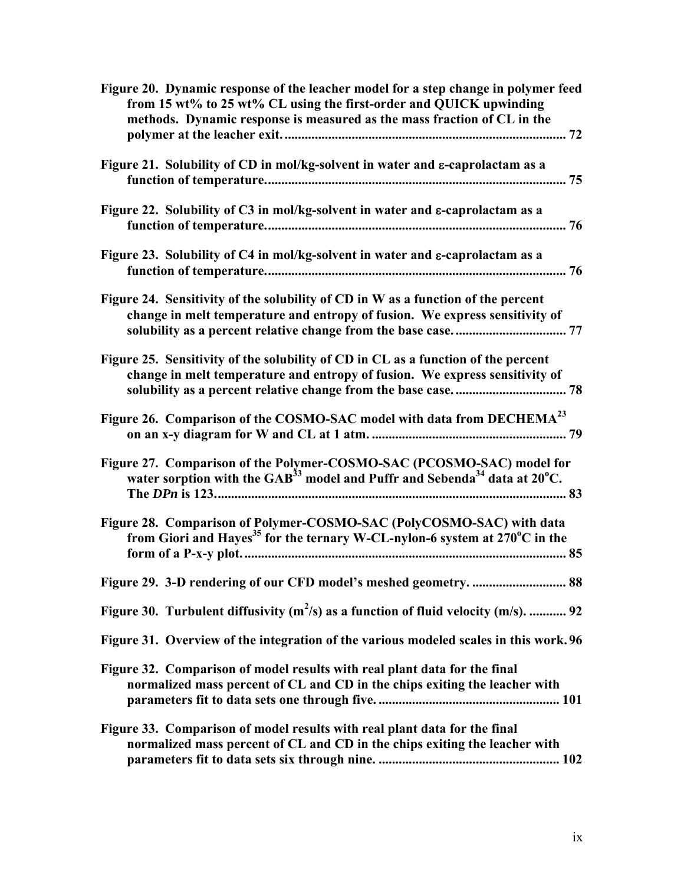**Figure 20. Dynamic response of the leacher model for a step change in polymer feed from 15 wt% to 25 wt% CL using the first-order and QUICK upwinding methods. Dynamic response is measured as the mass fraction of CL in the polymer at the leacher exit. .................................................................................... 72**

**Figure 21. Solubility of CD in mol/kg-solvent in water and ε-caprolactam as a function of temperature. ......................................................................................... 75**

**Figure 22. Solubility of C3 in mol/kg-solvent in water and ε-caprolactam as a function of temperature. ......................................................................................... 76**

**Figure 23. Solubility of C4 in mol/kg-solvent in water and ε-caprolactam as a function of temperature. ......................................................................................... 76**

**Figure 24. Sensitivity of the solubility of CD in W as a function of the percent change in melt temperature and entropy of fusion. We express sensitivity of solubility as a percent relative change from the base case. ................................. 77**

**Figure 25. Sensitivity of the solubility of CD in CL as a function of the percent change in melt temperature and entropy of fusion. We express sensitivity of solubility as a percent relative change from the base case. ................................. 78**

**Figure 26. Comparison of the COSMO-SAC model with data from DECHEMA[23] on an x-y diagram for W and CL at 1 atm. .......................................................... 79**

**Figure 27. Comparison of the Polymer-COSMO-SAC (PCOSMO-SAC) model for water sorption with the GAB[33] model and Puffr and Sebenda[34] data at 20°C. The *DPn* is 123. ......................................................................................................... 83**

**Figure 28. Comparison of Polymer-COSMO-SAC (PolyCOSMO-SAC) with data from Giori and Hayes[35] for the ternary W-CL-nylon-6 system at 270°C in the form of a P-x-y plot. ................................................................................................ 85**

**Figure 29. 3-D rendering of our CFD model's meshed geometry. ............................ 88**

**Figure 30. Turbulent diffusivity ($m^2/s$) as a function of fluid velocity (m/s). ........... 92**

**Figure 31. Overview of the integration of the various modeled scales in this work. 96**

**Figure 32. Comparison of model results with real plant data for the final normalized mass percent of CL and CD in the chips exiting the leacher with parameters fit to data sets one through five. ...................................................... 101**

**Figure 33. Comparison of model results with real plant data for the final normalized mass percent of CL and CD in the chips exiting the leacher with parameters fit to data sets six through nine. ...................................................... 102**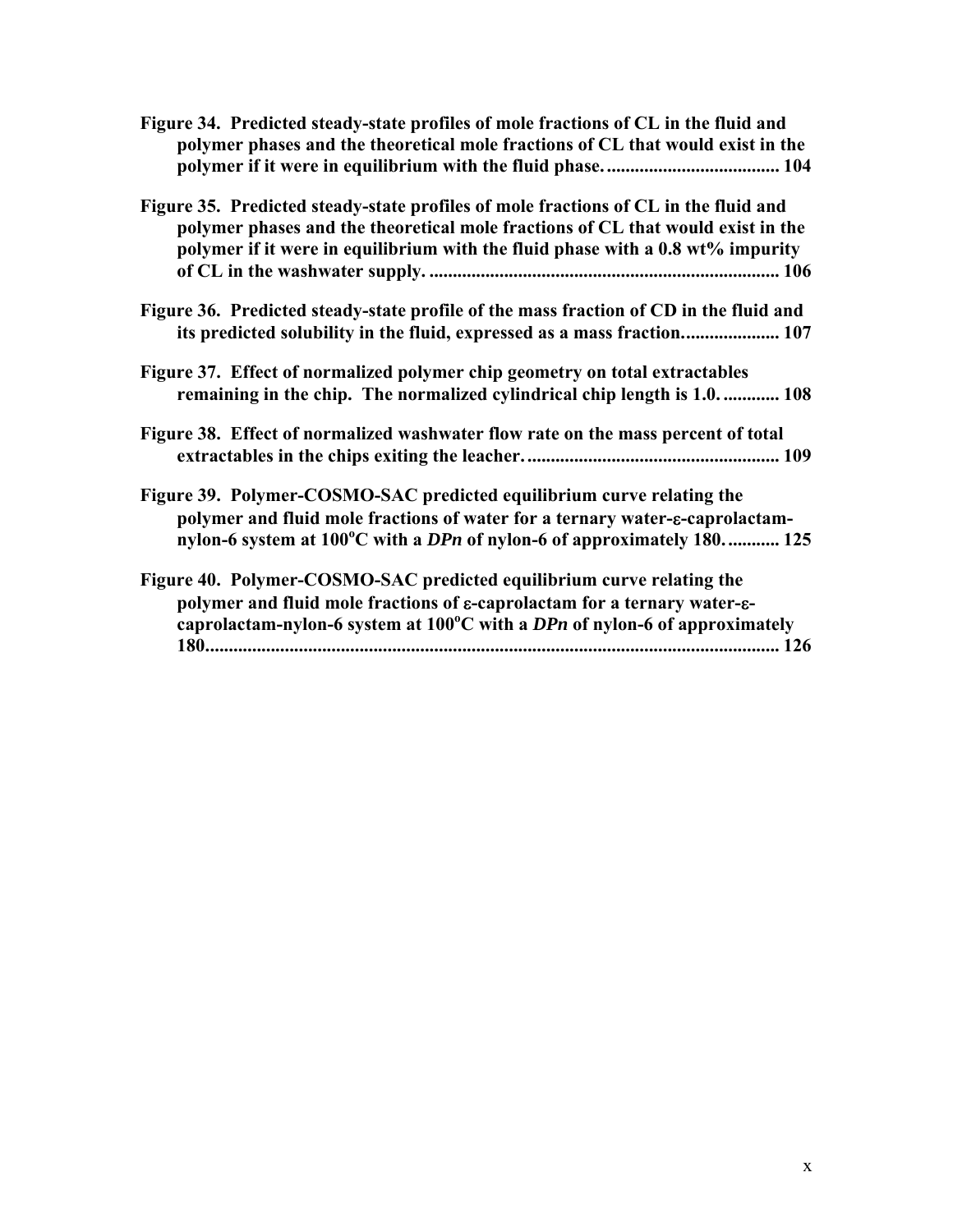**Figure 34. Predicted steady-state profiles of mole fractions of CL in the fluid and polymer phases and the theoretical mole fractions of CL that would exist in the polymer if it were in equilibrium with the fluid phase. .................................... 104**

**Figure 35. Predicted steady-state profiles of mole fractions of CL in the fluid and polymer phases and the theoretical mole fractions of CL that would exist in the polymer if it were in equilibrium with the fluid phase with a 0.8 wt% impurity of CL in the washwater supply. ......................................................................... 106**

**Figure 36. Predicted steady-state profile of the mass fraction of CD in the fluid and its predicted solubility in the fluid, expressed as a mass fraction. ................... 107**

**Figure 37. Effect of normalized polymer chip geometry on total extractables remaining in the chip. The normalized cylindrical chip length is 1.0. ........... 108**

**Figure 38. Effect of normalized washwater flow rate on the mass percent of total extractables in the chips exiting the leacher. ..................................................... 109**

**Figure 39. Polymer-COSMO-SAC predicted equilibrium curve relating the polymer and fluid mole fractions of water for a ternary water-ε-caprolactam-nylon-6 system at 100$^{o}$C with a *DPn* of nylon-6 of approximately 180. .......... 125**

**Figure 40. Polymer-COSMO-SAC predicted equilibrium curve relating the polymer and fluid mole fractions of ε-caprolactam for a ternary water-ε-caprolactam-nylon-6 system at 100$^{o}$C with a *DPn* of nylon-6 of approximately 180. ........................................................................................................................ 126**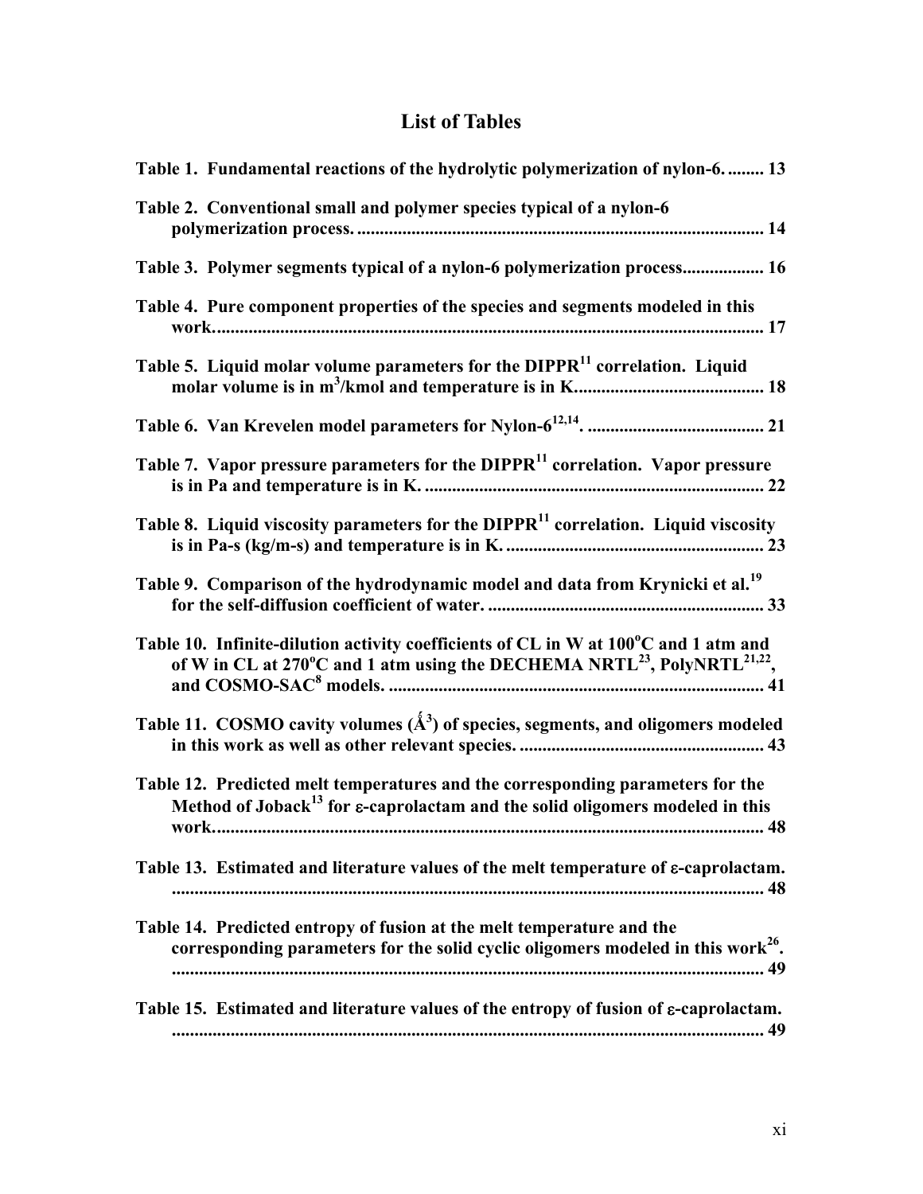# List of Tables

**Table 1. Fundamental reactions of the hydrolytic polymerization of nylon-6. ........ 13**

**Table 2. Conventional small and polymer species typical of a nylon-6 polymerization process. ........................................................................................ 14**

**Table 3. Polymer segments typical of a nylon-6 polymerization process.................. 16**

**Table 4. Pure component properties of the species and segments modeled in this work.......................................................................................................................... 17**

**Table 5. Liquid molar volume parameters for the DIPPR[11] correlation. Liquid molar volume is in $m^3$/kmol and temperature is in K.......................................... 18**

**Table 6. Van Krevelen model parameters for Nylon-6[12,14]. ....................................... 21**

**Table 7. Vapor pressure parameters for the DIPPR[11] correlation. Vapor pressure is in Pa and temperature is in K. .......................................................................... 22**

**Table 8. Liquid viscosity parameters for the DIPPR[11] correlation. Liquid viscosity is in Pa-s (kg/m-s) and temperature is in K. ........................................................ 23**

**Table 9. Comparison of the hydrodynamic model and data from Krynicki et al.[19] for the self-diffusion coefficient of water. ............................................................ 33**

**Table 10. Infinite-dilution activity coefficients of CL in W at 100°C and 1 atm and of W in CL at 270°C and 1 atm using the DECHEMA NRTL[23], PolyNRTL[21,22], and COSMO-SAC[8] models. ................................................................................... 41**

**Table 11. COSMO cavity volumes (Å$^3$) of species, segments, and oligomers modeled in this work as well as other relevant species. ...................................................... 43**

**Table 12. Predicted melt temperatures and the corresponding parameters for the Method of Joback[13] for ε-caprolactam and the solid oligomers modeled in this work......................................................................................................................... 48**

**Table 13. Estimated and literature values of the melt temperature of ε-caprolactam. .................................................................................................................................. 48**

**Table 14. Predicted entropy of fusion at the melt temperature and the corresponding parameters for the solid cyclic oligomers modeled in this work[26]. .................................................................................................................................. 49**

**Table 15. Estimated and literature values of the entropy of fusion of ε-caprolactam. .................................................................................................................................. 49**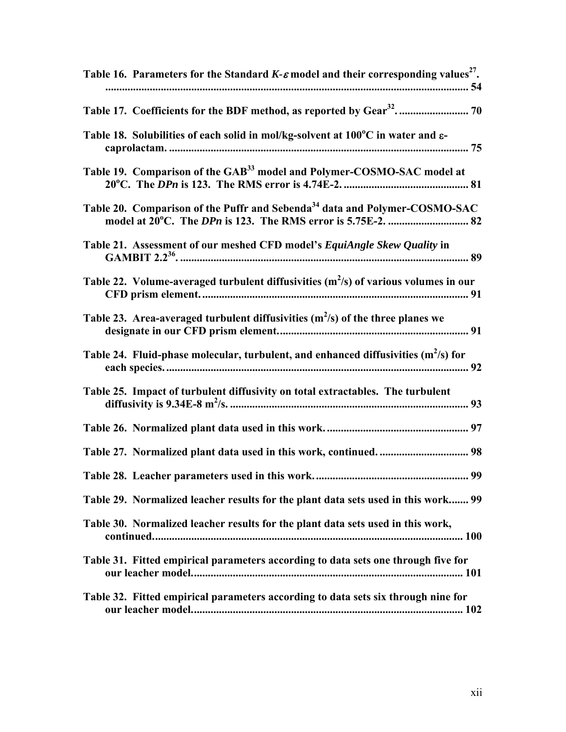**Table 16. Parameters for the Standard $K$-$\varepsilon$ model and their corresponding values[27]. .................................................................................................................. 54**

**Table 17. Coefficients for the BDF method, as reported by Gear[32]. ......................... 70**

**Table 18. Solubilities of each solid in mol/kg-solvent at 100$^o$C in water and $\varepsilon$-caprolactam. ............................................................................................................. 75**

**Table 19. Comparison of the GAB[33] model and Polymer-COSMO-SAC model at 20$^o$C. The *DPn* is 123. The RMS error is 4.74E-2. ............................................. 81**

**Table 20. Comparison of the Puffr and Sebenda[34] data and Polymer-COSMO-SAC model at 20$^o$C. The *DPn* is 123. The RMS error is 5.75E-2. ............................. 82**

**Table 21. Assessment of our meshed CFD model's *EquiAngle Skew Quality* in GAMBIT 2.2[36]. ......................................................................................................... 89**

**Table 22. Volume-averaged turbulent diffusivities ($m^2$/s) of various volumes in our CFD prism element. ................................................................................................ 91**

**Table 23. Area-averaged turbulent diffusivities ($m^2$/s) of the three planes we designate in our CFD prism element. .................................................................... 91**

**Table 24. Fluid-phase molecular, turbulent, and enhanced diffusivities ($m^2$/s) for each species. ............................................................................................................. 92**

**Table 25. Impact of turbulent diffusivity on total extractables. The turbulent diffusivity is 9.34E-8 $m^2$/s. ..................................................................................... 93**

**Table 26. Normalized plant data used in this work. .................................................... 97**

**Table 27. Normalized plant data used in this work, continued. ................................ 98**

**Table 28. Leacher parameters used in this work. ....................................................... 99**

**Table 29. Normalized leacher results for the plant data sets used in this work....... 99**

**Table 30. Normalized leacher results for the plant data sets used in this work, continued. .............................................................................................................. 100**

**Table 31. Fitted empirical parameters according to data sets one through five for our leacher model. ................................................................................................ 101**

**Table 32. Fitted empirical parameters according to data sets six through nine for our leacher model. ................................................................................................ 102**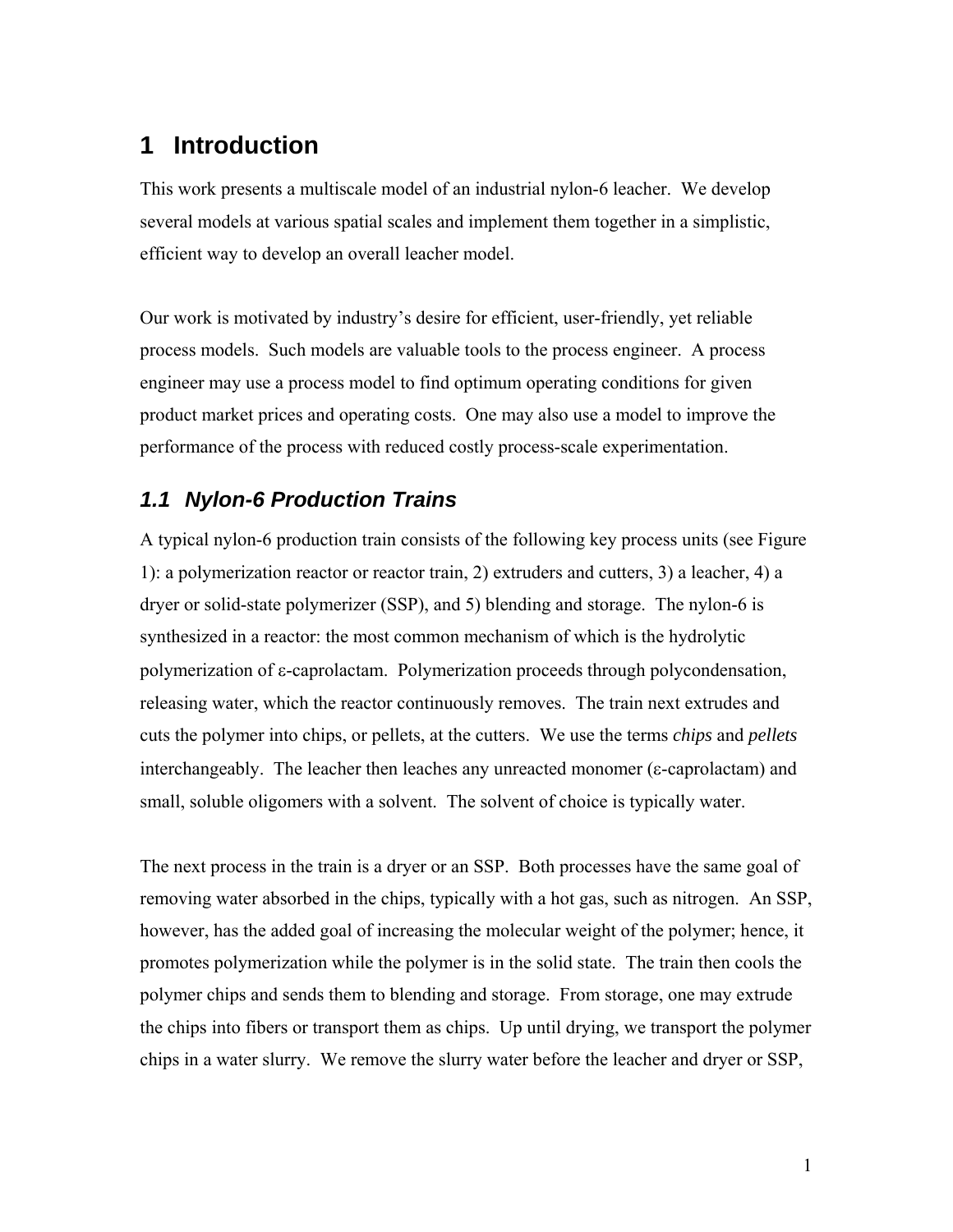# 1 Introduction

This work presents a multiscale model of an industrial nylon-6 leacher. We develop several models at various spatial scales and implement them together in a simplistic, efficient way to develop an overall leacher model.

Our work is motivated by industry's desire for efficient, user-friendly, yet reliable process models. Such models are valuable tools to the process engineer. A process engineer may use a process model to find optimum operating conditions for given product market prices and operating costs. One may also use a model to improve the performance of the process with reduced costly process-scale experimentation.

## *1.1 Nylon-6 Production Trains*

A typical nylon-6 production train consists of the following key process units (see Figure 1): a polymerization reactor or reactor train, 2) extruders and cutters, 3) a leacher, 4) a dryer or solid-state polymerizer (SSP), and 5) blending and storage. The nylon-6 is synthesized in a reactor: the most common mechanism of which is the hydrolytic polymerization of ε-caprolactam. Polymerization proceeds through polycondensation, releasing water, which the reactor continuously removes. The train next extrudes and cuts the polymer into chips, or pellets, at the cutters. We use the terms *chips* and *pellets* interchangeably. The leacher then leaches any unreacted monomer (ε-caprolactam) and small, soluble oligomers with a solvent. The solvent of choice is typically water.

The next process in the train is a dryer or an SSP. Both processes have the same goal of removing water absorbed in the chips, typically with a hot gas, such as nitrogen. An SSP, however, has the added goal of increasing the molecular weight of the polymer; hence, it promotes polymerization while the polymer is in the solid state. The train then cools the polymer chips and sends them to blending and storage. From storage, one may extrude the chips into fibers or transport them as chips. Up until drying, we transport the polymer chips in a water slurry. We remove the slurry water before the leacher and dryer or SSP,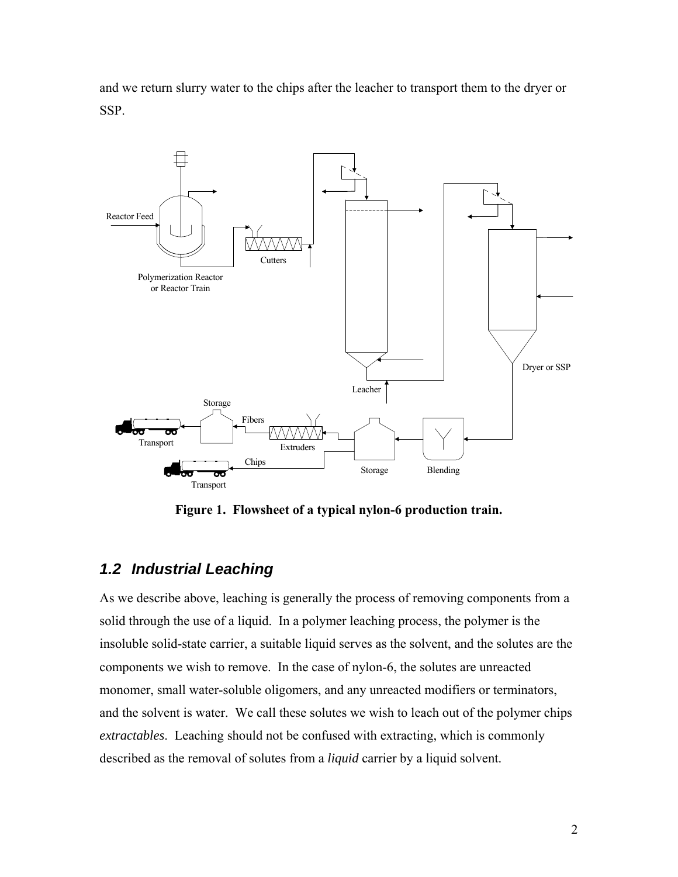and we return slurry water to the chips after the leacher to transport them to the dryer or SSP.

**Figure 1. Flowsheet of a typical nylon-6 production train.**

## *1.2 Industrial Leaching*

As we describe above, leaching is generally the process of removing components from a solid through the use of a liquid. In a polymer leaching process, the polymer is the insoluble solid-state carrier, a suitable liquid serves as the solvent, and the solutes are the components we wish to remove. In the case of nylon-6, the solutes are unreacted monomer, small water-soluble oligomers, and any unreacted modifiers or terminators, and the solvent is water. We call these solutes we wish to leach out of the polymer chips *extractables*. Leaching should not be confused with extracting, which is commonly described as the removal of solutes from a *liquid* carrier by a liquid solvent.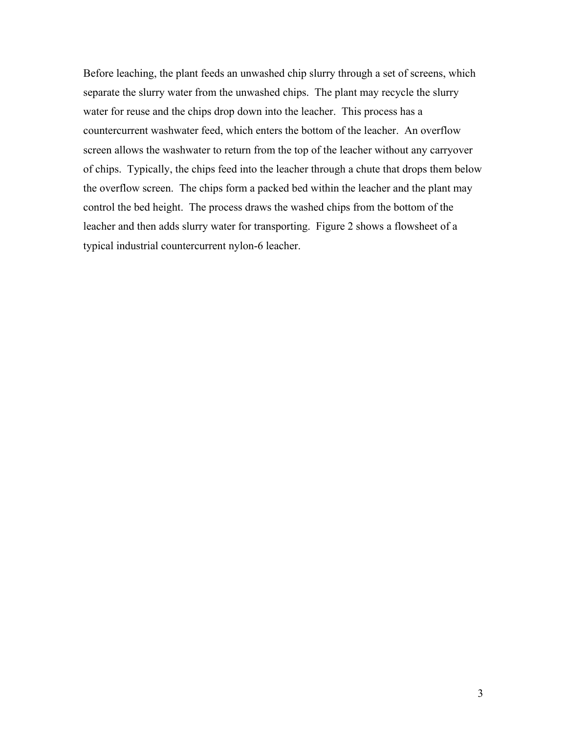Before leaching, the plant feeds an unwashed chip slurry through a set of screens, which separate the slurry water from the unwashed chips. The plant may recycle the slurry water for reuse and the chips drop down into the leacher. This process has a countercurrent washwater feed, which enters the bottom of the leacher. An overflow screen allows the washwater to return from the top of the leacher without any carryover of chips. Typically, the chips feed into the leacher through a chute that drops them below the overflow screen. The chips form a packed bed within the leacher and the plant may control the bed height. The process draws the washed chips from the bottom of the leacher and then adds slurry water for transporting. Figure 2 shows a flowsheet of a typical industrial countercurrent nylon-6 leacher.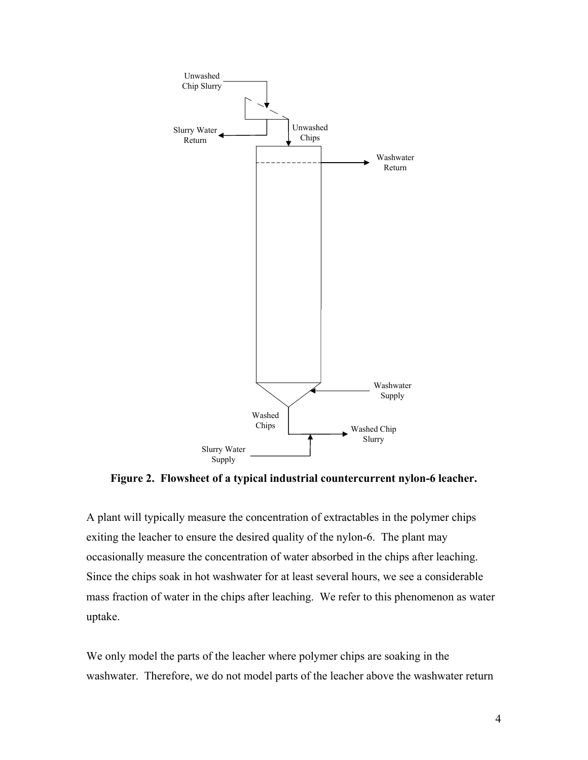**Figure 2. Flowsheet of a typical industrial countercurrent nylon-6 leacher.**

A plant will typically measure the concentration of extractables in the polymer chips exiting the leacher to ensure the desired quality of the nylon-6. The plant may occasionally measure the concentration of water absorbed in the chips after leaching. Since the chips soak in hot washwater for at least several hours, we see a considerable mass fraction of water in the chips after leaching. We refer to this phenomenon as water uptake.

We only model the parts of the leacher where polymer chips are soaking in the washwater. Therefore, we do not model parts of the leacher above the washwater return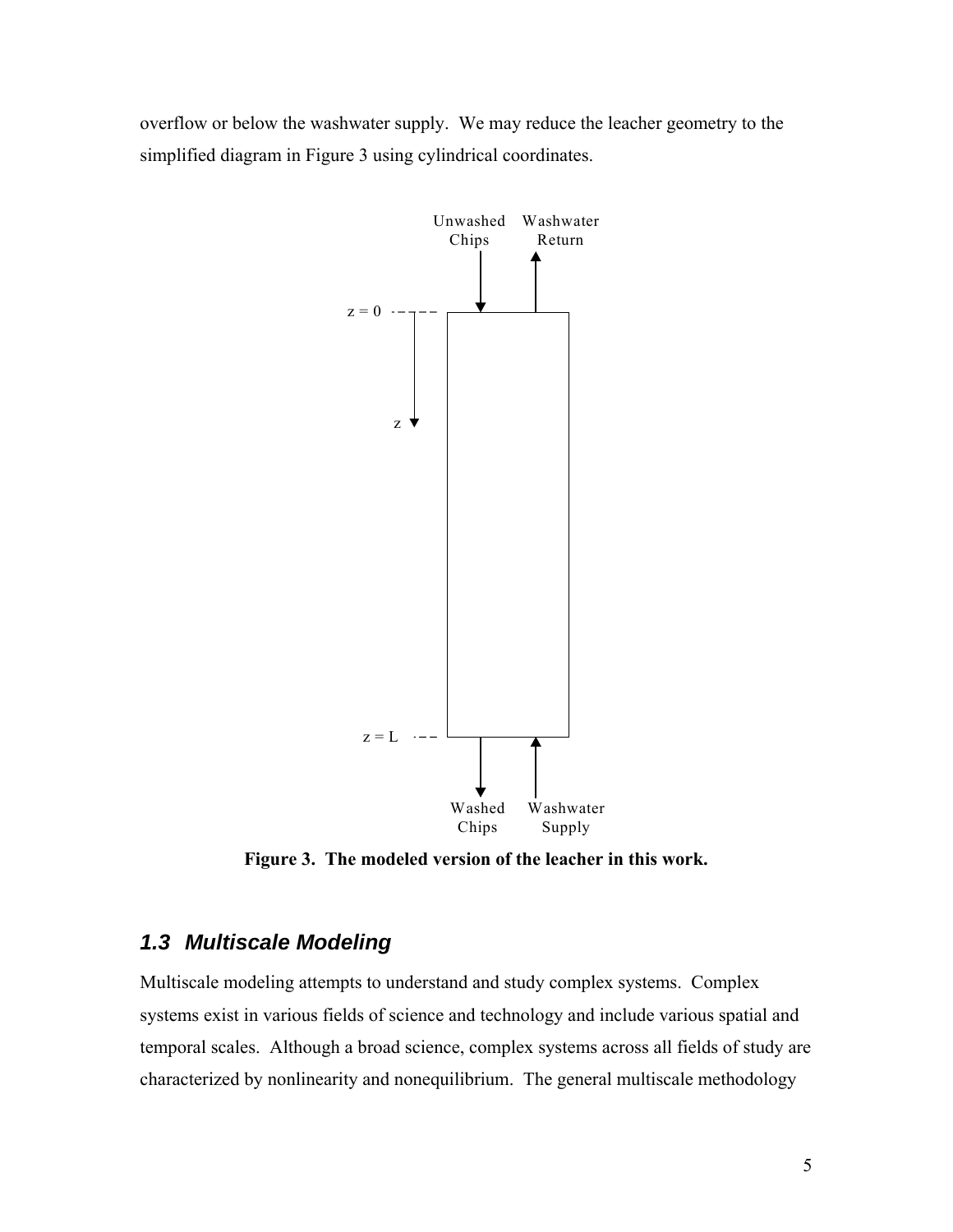overflow or below the washwater supply. We may reduce the leacher geometry to the simplified diagram in Figure 3 using cylindrical coordinates.

Unwashed Chips | Washwater Return

$z = 0$

$z$

$z = L$

Washed Chips | Washwater Supply

**Figure 3. The modeled version of the leacher in this work.**

## *1.3 Multiscale Modeling*

Multiscale modeling attempts to understand and study complex systems. Complex systems exist in various fields of science and technology and include various spatial and temporal scales. Although a broad science, complex systems across all fields of study are characterized by nonlinearity and nonequilibrium. The general multiscale methodology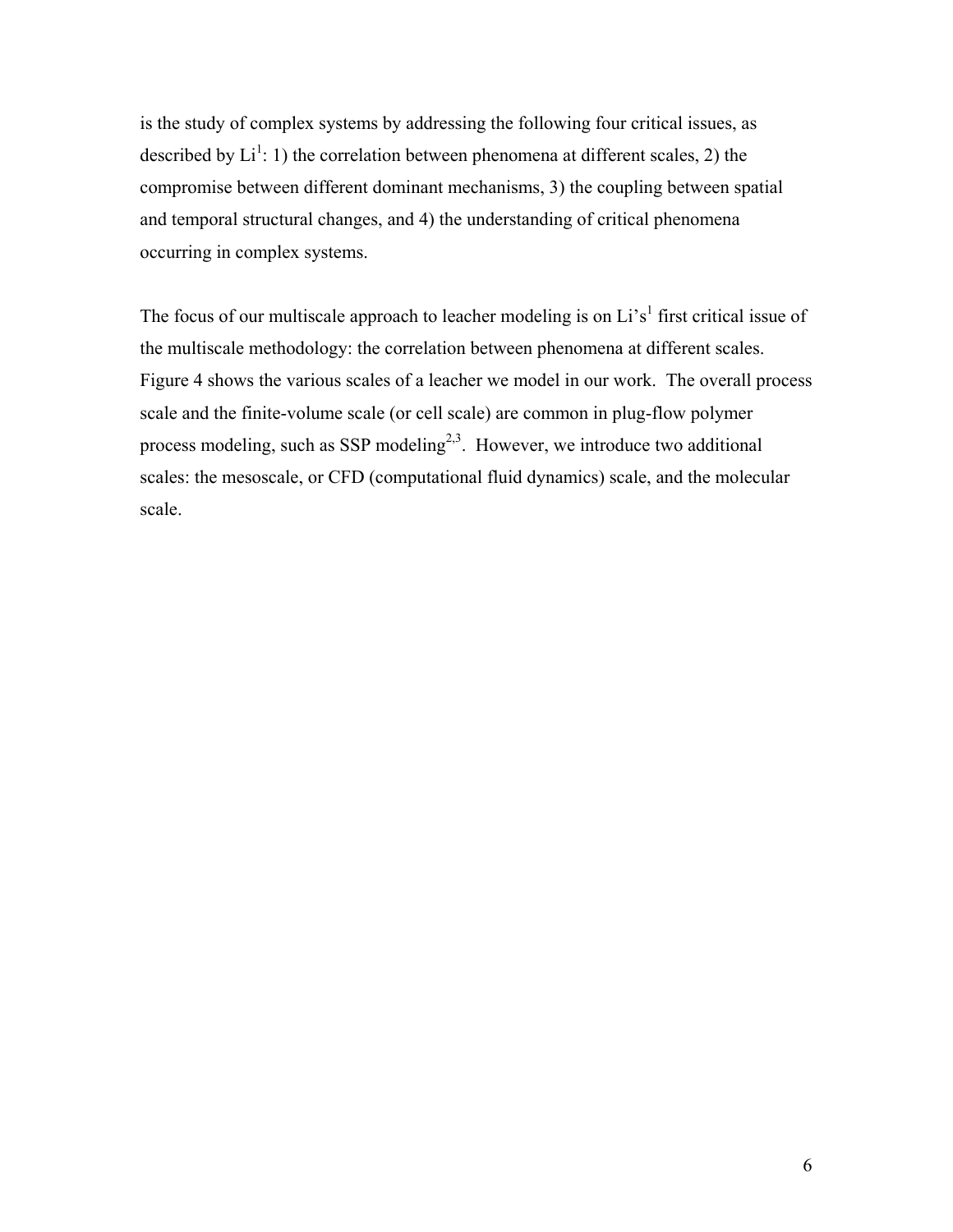is the study of complex systems by addressing the following four critical issues, as described by Li[1]: 1) the correlation between phenomena at different scales, 2) the compromise between different dominant mechanisms, 3) the coupling between spatial and temporal structural changes, and 4) the understanding of critical phenomena occurring in complex systems.

The focus of our multiscale approach to leacher modeling is on Li's[1] first critical issue of the multiscale methodology: the correlation between phenomena at different scales. Figure 4 shows the various scales of a leacher we model in our work. The overall process scale and the finite-volume scale (or cell scale) are common in plug-flow polymer process modeling, such as SSP modeling[2,3]. However, we introduce two additional scales: the mesoscale, or CFD (computational fluid dynamics) scale, and the molecular scale.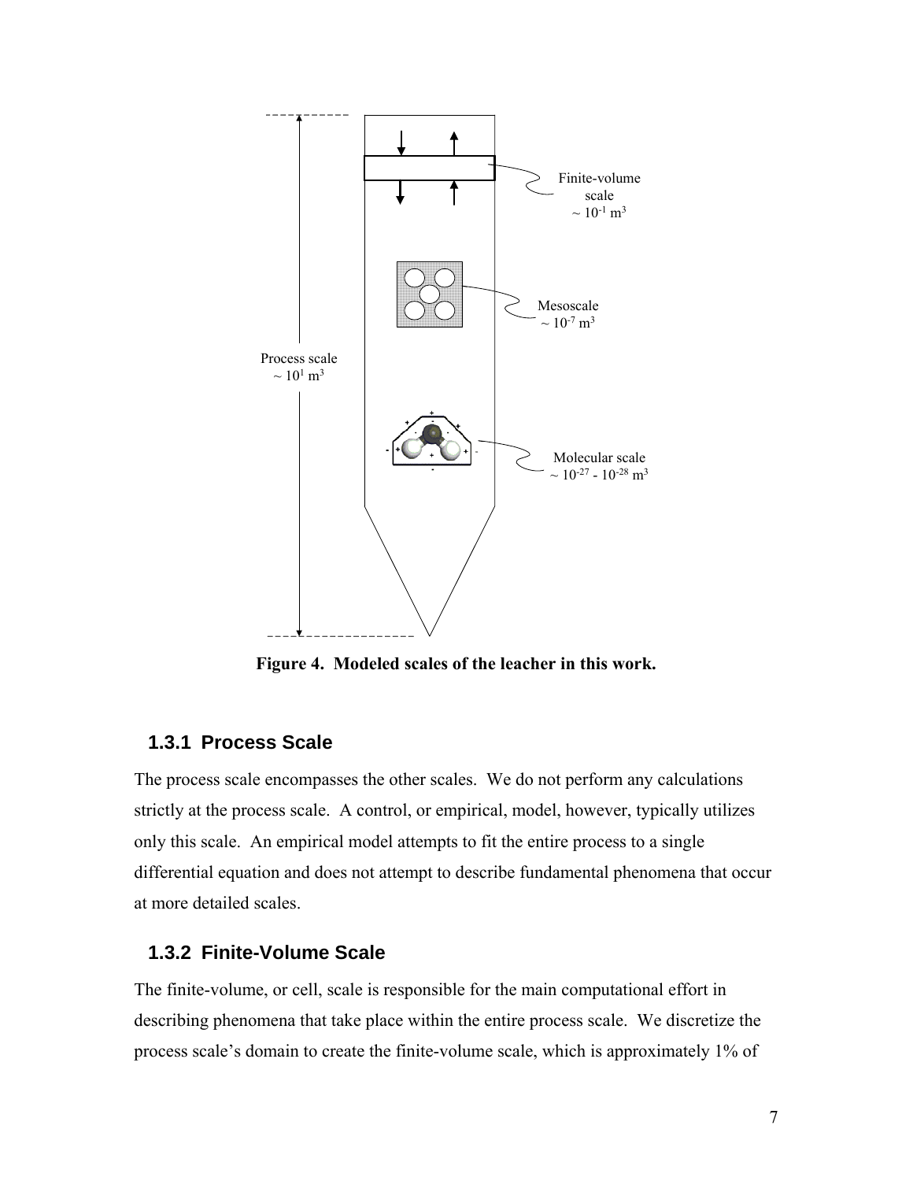Process scale
~ $10^{1}$ $m^3$

Finite-volume scale
~ $10^{-1}$ $m^3$

Mesoscale
~ $10^{-7}$ $m^3$

Molecular scale
~ $10^{-27}$ - $10^{-28}$ $m^3$

**Figure 4. Modeled scales of the leacher in this work.**

### 1.3.1 Process Scale

The process scale encompasses the other scales. We do not perform any calculations strictly at the process scale. A control, or empirical, model, however, typically utilizes only this scale. An empirical model attempts to fit the entire process to a single differential equation and does not attempt to describe fundamental phenomena that occur at more detailed scales.

### 1.3.2 Finite-Volume Scale

The finite-volume, or cell, scale is responsible for the main computational effort in describing phenomena that take place within the entire process scale. We discretize the process scale's domain to create the finite-volume scale, which is approximately 1% of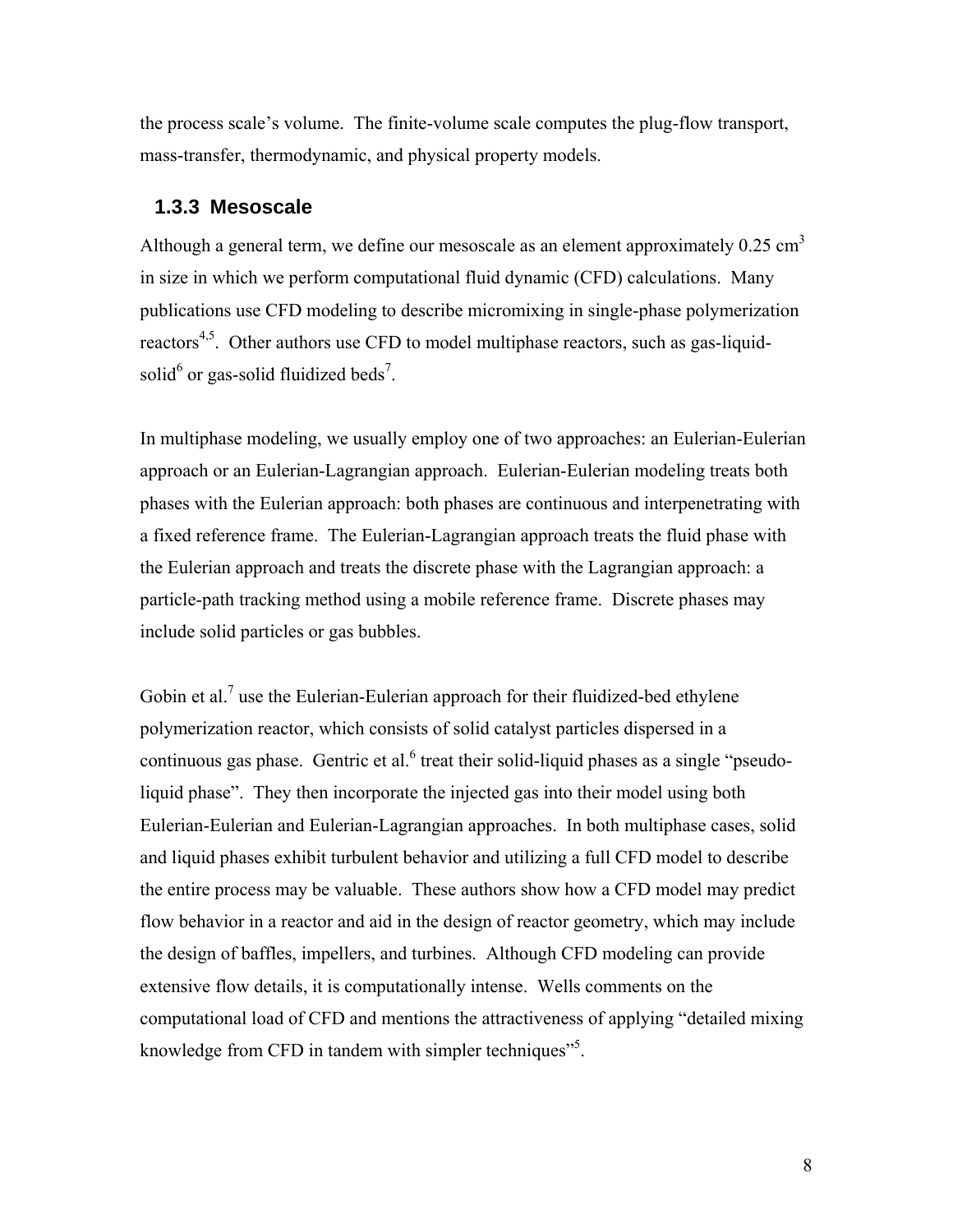the process scale's volume. The finite-volume scale computes the plug-flow transport, mass-transfer, thermodynamic, and physical property models.

### 1.3.3 Mesoscale

Although a general term, we define our mesoscale as an element approximately 0.25 $cm^3$ in size in which we perform computational fluid dynamic (CFD) calculations. Many publications use CFD modeling to describe micromixing in single-phase polymerization reactors[4,5]. Other authors use CFD to model multiphase reactors, such as gas-liquid-solid[6] or gas-solid fluidized beds[7].

In multiphase modeling, we usually employ one of two approaches: an Eulerian-Eulerian approach or an Eulerian-Lagrangian approach. Eulerian-Eulerian modeling treats both phases with the Eulerian approach: both phases are continuous and interpenetrating with a fixed reference frame. The Eulerian-Lagrangian approach treats the fluid phase with the Eulerian approach and treats the discrete phase with the Lagrangian approach: a particle-path tracking method using a mobile reference frame. Discrete phases may include solid particles or gas bubbles.

Gobin et al.[7] use the Eulerian-Eulerian approach for their fluidized-bed ethylene polymerization reactor, which consists of solid catalyst particles dispersed in a continuous gas phase. Gentric et al.[6] treat their solid-liquid phases as a single "pseudo-liquid phase". They then incorporate the injected gas into their model using both Eulerian-Eulerian and Eulerian-Lagrangian approaches. In both multiphase cases, solid and liquid phases exhibit turbulent behavior and utilizing a full CFD model to describe the entire process may be valuable. These authors show how a CFD model may predict flow behavior in a reactor and aid in the design of reactor geometry, which may include the design of baffles, impellers, and turbines. Although CFD modeling can provide extensive flow details, it is computationally intense. Wells comments on the computational load of CFD and mentions the attractiveness of applying "detailed mixing knowledge from CFD in tandem with simpler techniques"[5].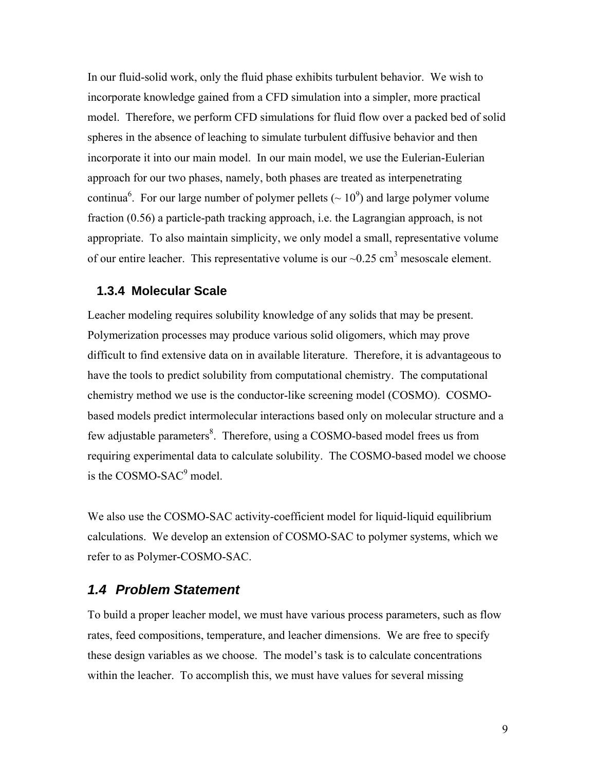In our fluid-solid work, only the fluid phase exhibits turbulent behavior. We wish to incorporate knowledge gained from a CFD simulation into a simpler, more practical model. Therefore, we perform CFD simulations for fluid flow over a packed bed of solid spheres in the absence of leaching to simulate turbulent diffusive behavior and then incorporate it into our main model. In our main model, we use the Eulerian-Eulerian approach for our two phases, namely, both phases are treated as interpenetrating continua[6]. For our large number of polymer pellets (~ $10^9$) and large polymer volume fraction (0.56) a particle-path tracking approach, i.e. the Lagrangian approach, is not appropriate. To also maintain simplicity, we only model a small, representative volume of our entire leacher. This representative volume is our ~0.25 $cm^3$ mesoscale element.

### 1.3.4 Molecular Scale

Leacher modeling requires solubility knowledge of any solids that may be present. Polymerization processes may produce various solid oligomers, which may prove difficult to find extensive data on in available literature. Therefore, it is advantageous to have the tools to predict solubility from computational chemistry. The computational chemistry method we use is the conductor-like screening model (COSMO). COSMO-based models predict intermolecular interactions based only on molecular structure and a few adjustable parameters[8]. Therefore, using a COSMO-based model frees us from requiring experimental data to calculate solubility. The COSMO-based model we choose is the COSMO-SAC[9] model.

We also use the COSMO-SAC activity-coefficient model for liquid-liquid equilibrium calculations. We develop an extension of COSMO-SAC to polymer systems, which we refer to as Polymer-COSMO-SAC.

## *1.4 Problem Statement*

To build a proper leacher model, we must have various process parameters, such as flow rates, feed compositions, temperature, and leacher dimensions. We are free to specify these design variables as we choose. The model's task is to calculate concentrations within the leacher. To accomplish this, we must have values for several missing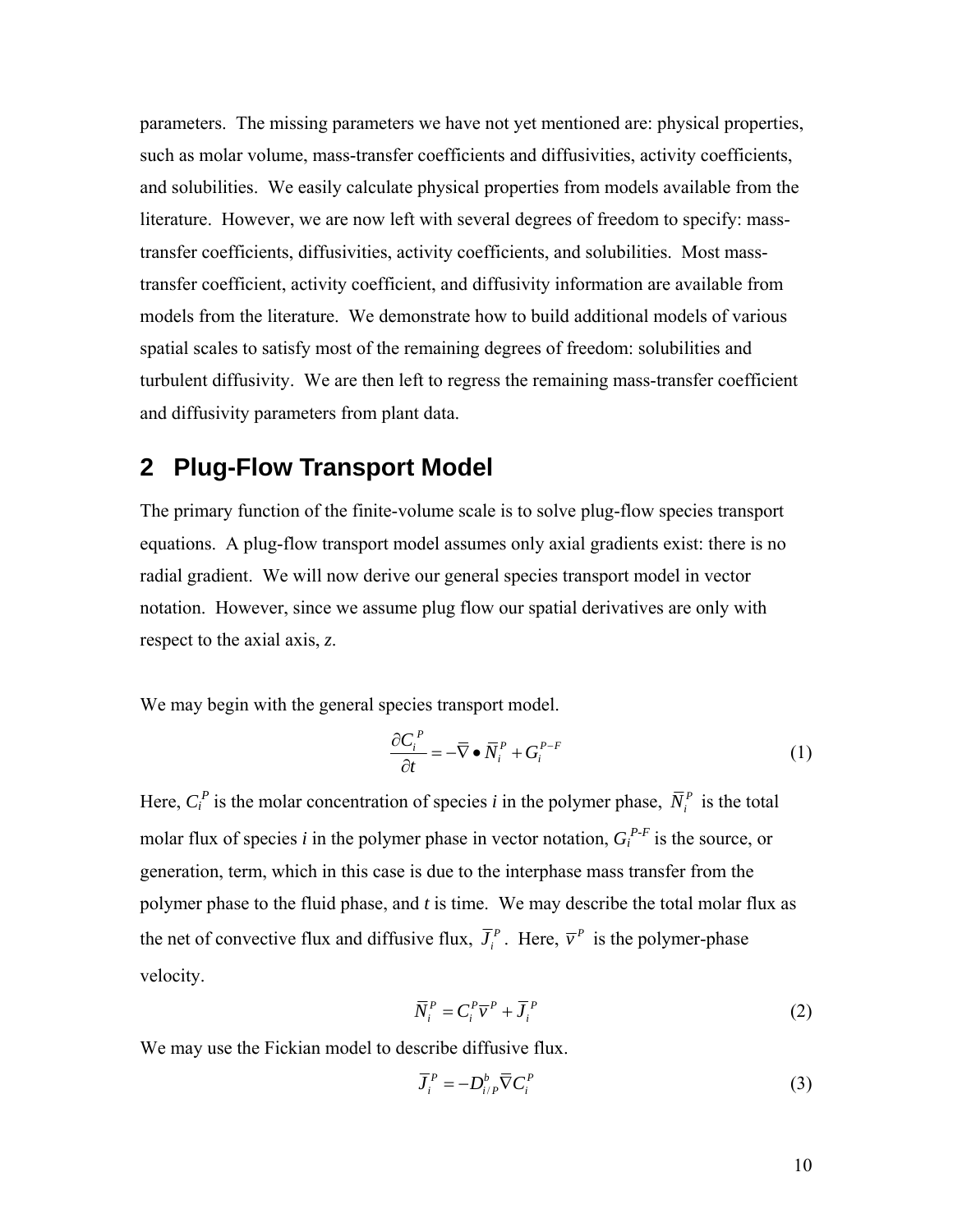parameters. The missing parameters we have not yet mentioned are: physical properties, such as molar volume, mass-transfer coefficients and diffusivities, activity coefficients, and solubilities. We easily calculate physical properties from models available from the literature. However, we are now left with several degrees of freedom to specify: mass-transfer coefficients, diffusivities, activity coefficients, and solubilities. Most mass-transfer coefficient, activity coefficient, and diffusivity information are available from models from the literature. We demonstrate how to build additional models of various spatial scales to satisfy most of the remaining degrees of freedom: solubilities and turbulent diffusivity. We are then left to regress the remaining mass-transfer coefficient and diffusivity parameters from plant data.

## 2 Plug-Flow Transport Model

The primary function of the finite-volume scale is to solve plug-flow species transport equations. A plug-flow transport model assumes only axial gradients exist: there is no radial gradient. We will now derive our general species transport model in vector notation. However, since we assume plug flow our spatial derivatives are only with respect to the axial axis, *z*.

We may begin with the general species transport model.

$$\frac{\partial C_i^P}{\partial t} = -\overline{\nabla} \bullet \overline{N}_i^P + G_i^{P-F} \tag{1}$$

Here, $C_i^P$ is the molar concentration of species *i* in the polymer phase, $\overline{N}_i^P$ is the total molar flux of species *i* in the polymer phase in vector notation, $G_i^{P\text{-}F}$ is the source, or generation, term, which in this case is due to the interphase mass transfer from the polymer phase to the fluid phase, and *t* is time. We may describe the total molar flux as the net of convective flux and diffusive flux, $\overline{J}_i^P$. Here, $\overline{v}^P$ is the polymer-phase velocity.

$$\overline{N}_i^P = C_i^P \overline{v}^P + \overline{J}_i^P \tag{2}$$

We may use the Fickian model to describe diffusive flux.

$$\overline{J}_i^P = -D_{i/P}^b \overline{\nabla} C_i^P \tag{3}$$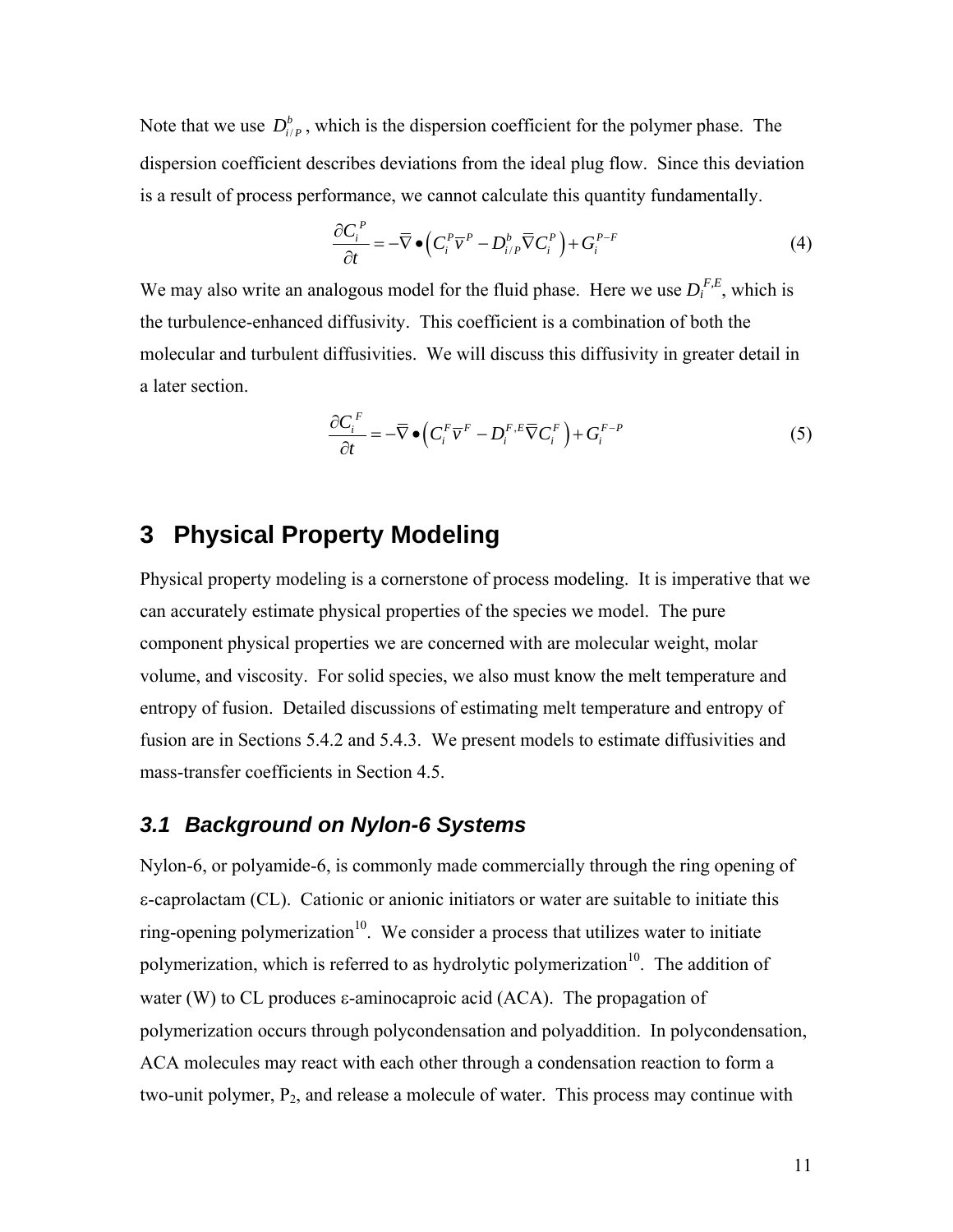Note that we use $D^b_{i/P}$, which is the dispersion coefficient for the polymer phase. The dispersion coefficient describes deviations from the ideal plug flow. Since this deviation is a result of process performance, we cannot calculate this quantity fundamentally.

$$\frac{\partial C_i^{\,P}}{\partial t} = -\overline{\nabla} \bullet \left( C_i^P \overline{v}^P - D^b_{i/P} \overline{\nabla} C_i^P \right) + G_i^{P-F} \tag{4}$$

We may also write an analogous model for the fluid phase. Here we use $D_i^{F,E}$, which is the turbulence-enhanced diffusivity. This coefficient is a combination of both the molecular and turbulent diffusivities. We will discuss this diffusivity in greater detail in a later section.

$$\frac{\partial C_i^{\,F}}{\partial t} = -\overline{\nabla} \bullet \left( C_i^F \overline{v}^F - D_i^{F,E} \overline{\nabla} C_i^F \right) + G_i^{F-P} \tag{5}$$

# 3 Physical Property Modeling

Physical property modeling is a cornerstone of process modeling. It is imperative that we can accurately estimate physical properties of the species we model. The pure component physical properties we are concerned with are molecular weight, molar volume, and viscosity. For solid species, we also must know the melt temperature and entropy of fusion. Detailed discussions of estimating melt temperature and entropy of fusion are in Sections 5.4.2 and 5.4.3. We present models to estimate diffusivities and mass-transfer coefficients in Section 4.5.

## 3.1 Background on Nylon-6 Systems

Nylon-6, or polyamide-6, is commonly made commercially through the ring opening of ε-caprolactam (CL). Cationic or anionic initiators or water are suitable to initiate this ring-opening polymerization[10]. We consider a process that utilizes water to initiate polymerization, which is referred to as hydrolytic polymerization[10]. The addition of water (W) to CL produces ε-aminocaproic acid (ACA). The propagation of polymerization occurs through polycondensation and polyaddition. In polycondensation, ACA molecules may react with each other through a condensation reaction to form a two-unit polymer, $P_2$, and release a molecule of water. This process may continue with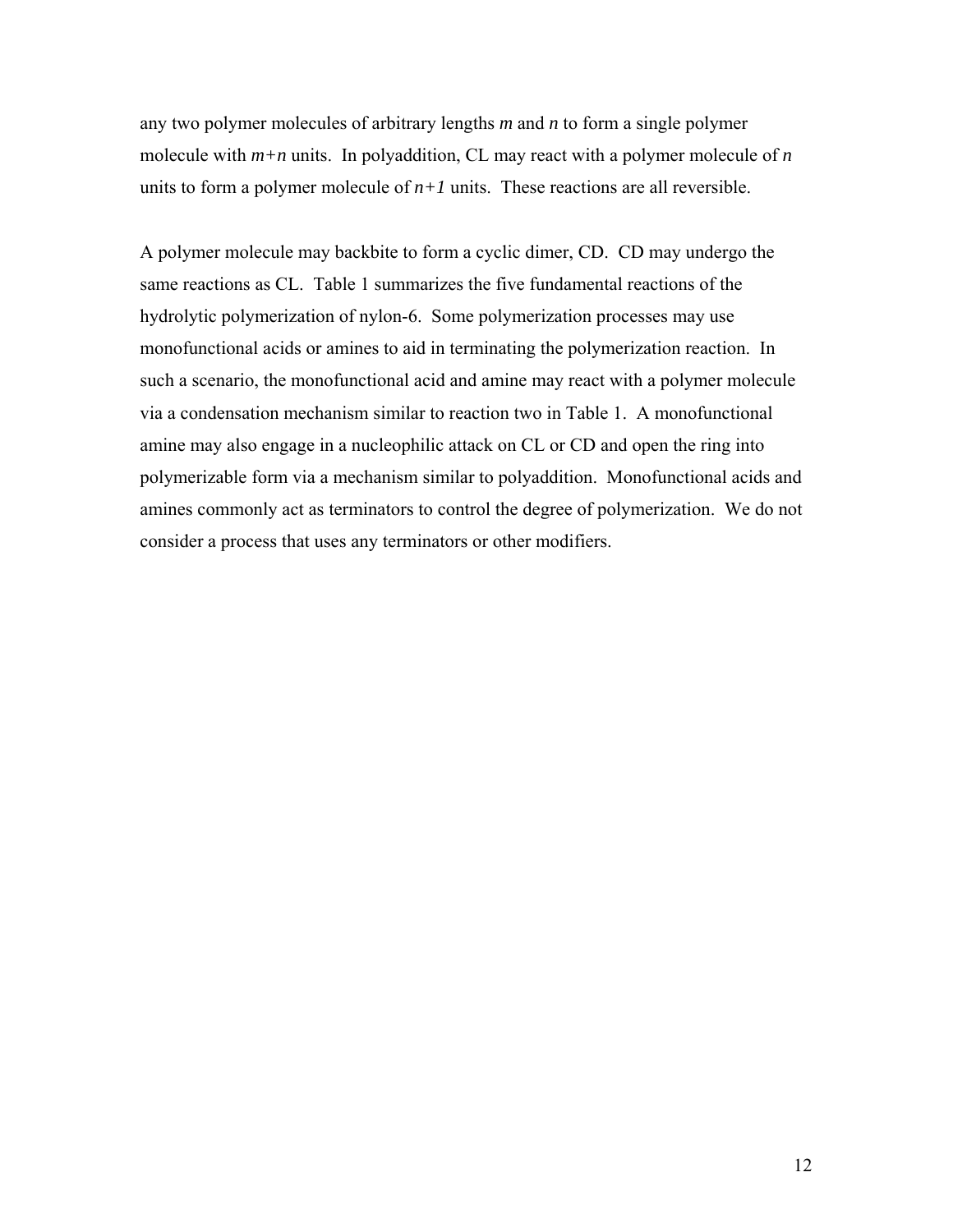any two polymer molecules of arbitrary lengths $m$ and $n$ to form a single polymer molecule with $m+n$ units. In polyaddition, CL may react with a polymer molecule of $n$ units to form a polymer molecule of $n+1$ units. These reactions are all reversible.

A polymer molecule may backbite to form a cyclic dimer, CD. CD may undergo the same reactions as CL. Table 1 summarizes the five fundamental reactions of the hydrolytic polymerization of nylon-6. Some polymerization processes may use monofunctional acids or amines to aid in terminating the polymerization reaction. In such a scenario, the monofunctional acid and amine may react with a polymer molecule via a condensation mechanism similar to reaction two in Table 1. A monofunctional amine may also engage in a nucleophilic attack on CL or CD and open the ring into polymerizable form via a mechanism similar to polyaddition. Monofunctional acids and amines commonly act as terminators to control the degree of polymerization. We do not consider a process that uses any terminators or other modifiers.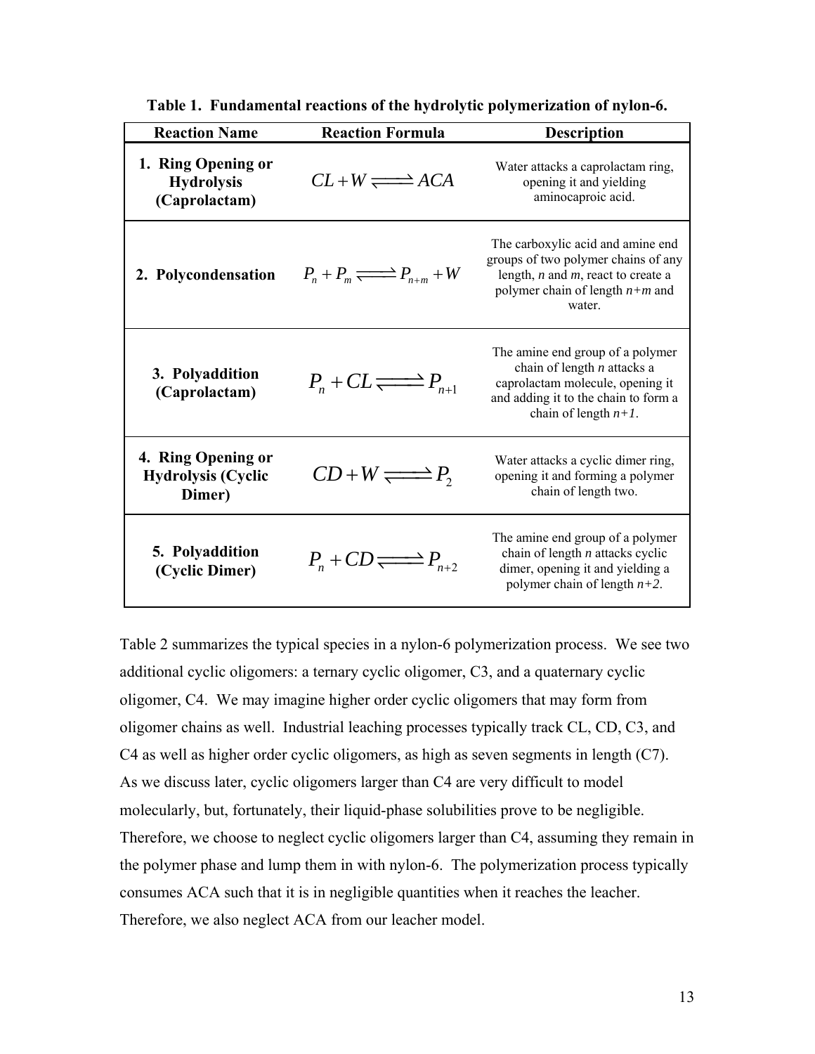**Table 1. Fundamental reactions of the hydrolytic polymerization of nylon-6.**

| Reaction Name | Reaction Formula | Description |
|---|---|---|
| **1. Ring Opening or Hydrolysis (Caprolactam)** | $CL + W \rightleftharpoons ACA$ | Water attacks a caprolactam ring, opening it and yielding aminocaproic acid. |
| **2. Polycondensation** | $P_n + P_m \rightleftharpoons P_{n+m} + W$ | The carboxylic acid and amine end groups of two polymer chains of any length, *n* and *m*, react to create a polymer chain of length *n+m* and water. |
| **3. Polyaddition (Caprolactam)** | $P_n + CL \rightleftharpoons P_{n+1}$ | The amine end group of a polymer chain of length *n* attacks a caprolactam molecule, opening it and adding it to the chain to form a chain of length *n+1*. |
| **4. Ring Opening or Hydrolysis (Cyclic Dimer)** | $CD + W \rightleftharpoons P_2$ | Water attacks a cyclic dimer ring, opening it and forming a polymer chain of length two. |
| **5. Polyaddition (Cyclic Dimer)** | $P_n + CD \rightleftharpoons P_{n+2}$ | The amine end group of a polymer chain of length *n* attacks cyclic dimer, opening it and yielding a polymer chain of length *n+2*. |

Table 2 summarizes the typical species in a nylon-6 polymerization process. We see two additional cyclic oligomers: a ternary cyclic oligomer, C3, and a quaternary cyclic oligomer, C4. We may imagine higher order cyclic oligomers that may form from oligomer chains as well. Industrial leaching processes typically track CL, CD, C3, and C4 as well as higher order cyclic oligomers, as high as seven segments in length (C7). As we discuss later, cyclic oligomers larger than C4 are very difficult to model molecularly, but, fortunately, their liquid-phase solubilities prove to be negligible. Therefore, we choose to neglect cyclic oligomers larger than C4, assuming they remain in the polymer phase and lump them in with nylon-6. The polymerization process typically consumes ACA such that it is in negligible quantities when it reaches the leacher. Therefore, we also neglect ACA from our leacher model.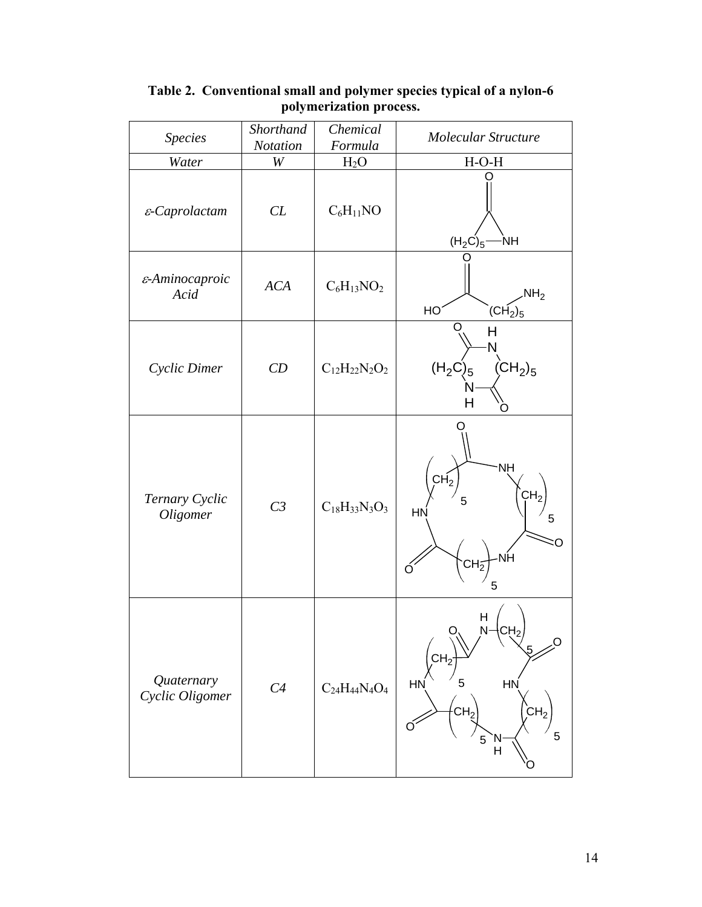**Table 2. Conventional small and polymer species typical of a nylon-6 polymerization process.**

| *Species* | *Shorthand Notation* | *Chemical Formula* | *Molecular Structure* |
|---|---|---|---|
| *Water* | *W* | $H_2O$ | H-O-H |
| *ε-Caprolactam* | *CL* | $C_6H_{11}NO$ | |
| *ε-Aminocaproic Acid* | *ACA* | $C_6H_{13}NO_2$ | |
| *Cyclic Dimer* | *CD* | $C_{12}H_{22}N_2O_2$ | |
| *Ternary Cyclic Oligomer* | *C3* | $C_{18}H_{33}N_3O_3$ | |
| *Quaternary Cyclic Oligomer* | *C4* | $C_{24}H_{44}N_4O_4$ | |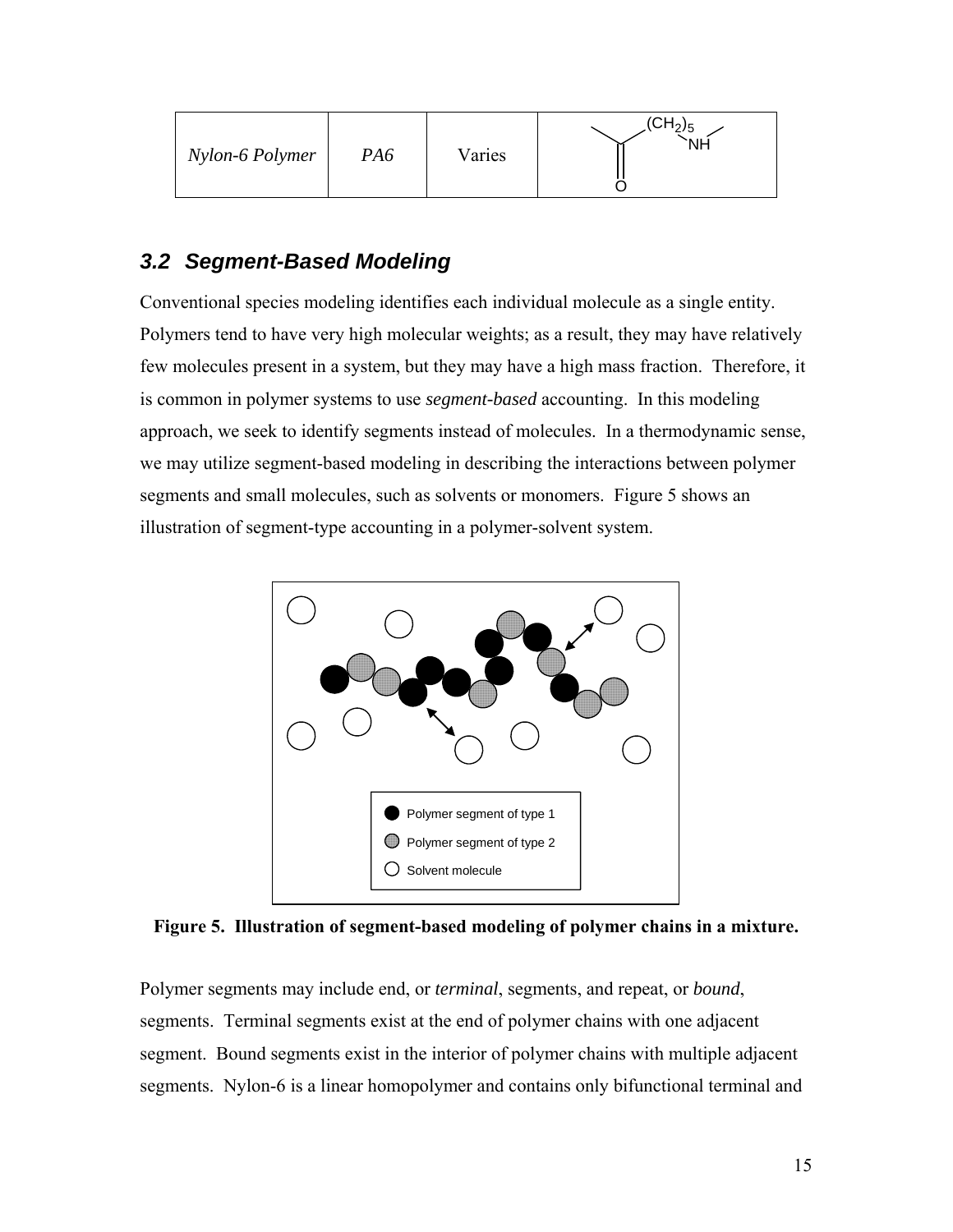| Nylon-6 Polymer | PA6 | Varies | $-C(=O)-(CH_2)_5-NH-$ |
|---|---|---|---|

## 3.2 Segment-Based Modeling

Conventional species modeling identifies each individual molecule as a single entity. Polymers tend to have very high molecular weights; as a result, they may have relatively few molecules present in a system, but they may have a high mass fraction. Therefore, it is common in polymer systems to use *segment-based* accounting. In this modeling approach, we seek to identify segments instead of molecules. In a thermodynamic sense, we may utilize segment-based modeling in describing the interactions between polymer segments and small molecules, such as solvents or monomers. Figure 5 shows an illustration of segment-type accounting in a polymer-solvent system.

**Figure 5. Illustration of segment-based modeling of polymer chains in a mixture.**

Polymer segments may include end, or *terminal*, segments, and repeat, or *bound*, segments. Terminal segments exist at the end of polymer chains with one adjacent segment. Bound segments exist in the interior of polymer chains with multiple adjacent segments. Nylon-6 is a linear homopolymer and contains only bifunctional terminal and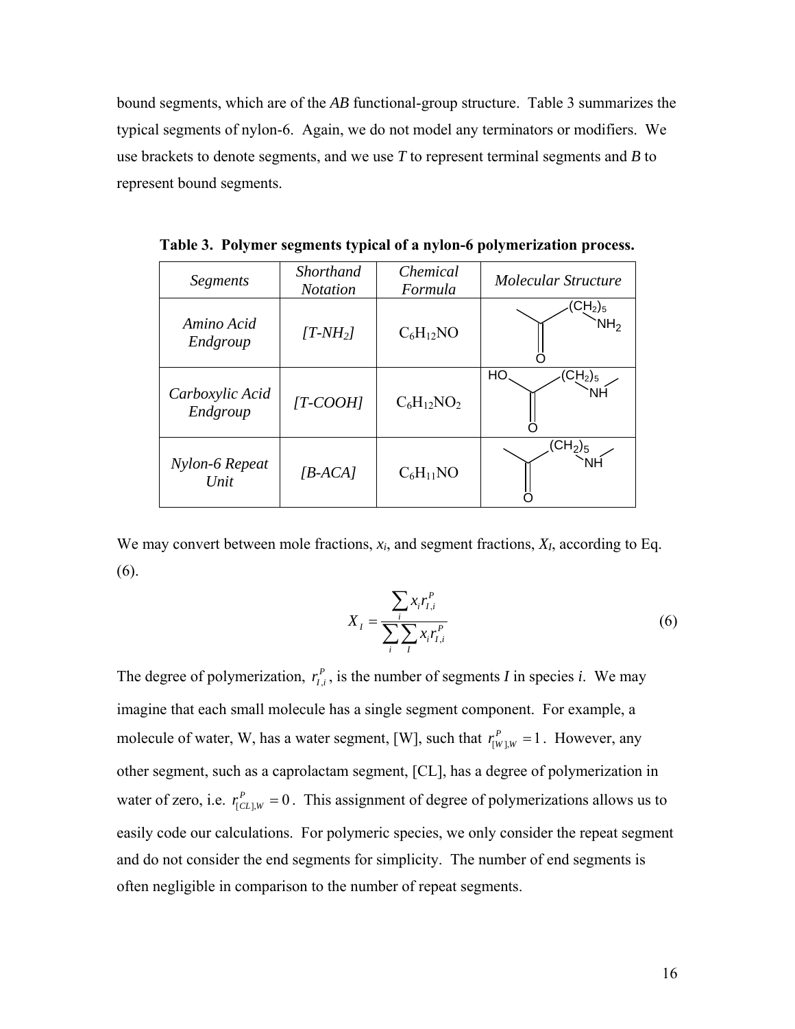bound segments, which are of the *AB* functional-group structure. Table 3 summarizes the typical segments of nylon-6. Again, we do not model any terminators or modifiers. We use brackets to denote segments, and we use *T* to represent terminal segments and *B* to represent bound segments.

**Table 3. Polymer segments typical of a nylon-6 polymerization process.**

| *Segments* | *Shorthand Notation* | *Chemical Formula* | *Molecular Structure* |
|---|---|---|---|
| *Amino Acid Endgroup* | *[T-NH$_2$]* | $C_6H_{12}NO$ | |
| *Carboxylic Acid Endgroup* | *[T-COOH]* | $C_6H_{12}NO_2$ | |
| *Nylon-6 Repeat Unit* | *[B-ACA]* | $C_6H_{11}NO$ | |

We may convert between mole fractions, $x_i$, and segment fractions, $X_I$, according to Eq. (6).

$$X_I = \frac{\sum_i x_i r_{I,i}^P}{\sum_i \sum_I x_i r_{I,i}^P} \tag{6}$$

The degree of polymerization, $r_{I,i}^P$, is the number of segments *I* in species *i*. We may imagine that each small molecule has a single segment component. For example, a molecule of water, W, has a water segment, [W], such that $r_{[W],W}^P = 1$. However, any other segment, such as a caprolactam segment, [CL], has a degree of polymerization in water of zero, i.e. $r_{[CL],W}^P = 0$. This assignment of degree of polymerizations allows us to easily code our calculations. For polymeric species, we only consider the repeat segment and do not consider the end segments for simplicity. The number of end segments is often negligible in comparison to the number of repeat segments.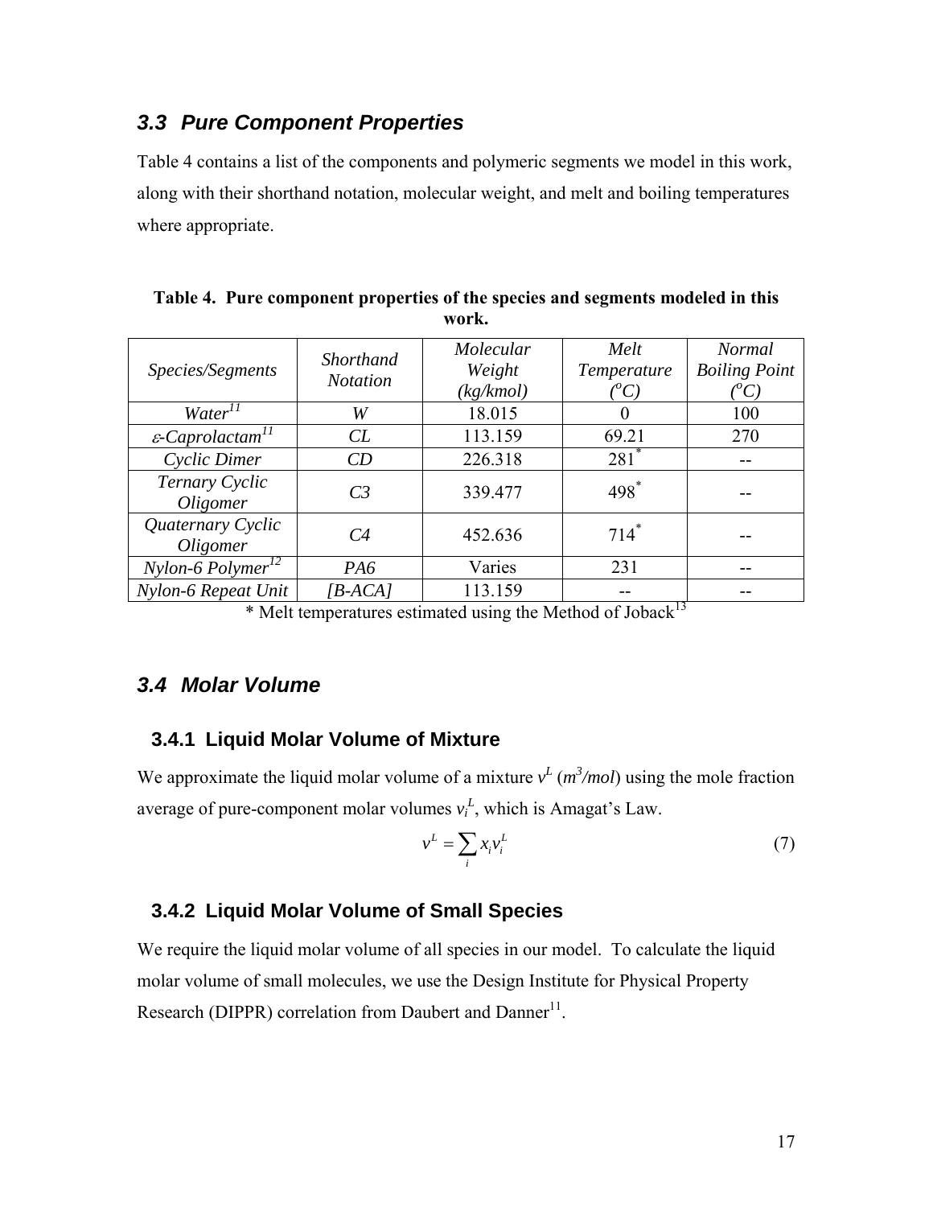## 3.3 Pure Component Properties

Table 4 contains a list of the components and polymeric segments we model in this work, along with their shorthand notation, molecular weight, and melt and boiling temperatures where appropriate.

**Table 4. Pure component properties of the species and segments modeled in this work.**

| *Species/Segments* | *Shorthand Notation* | *Molecular Weight (kg/kmol)* | *Melt Temperature (°C)* | *Normal Boiling Point (°C)* |
|---|---|---|---|---|
| *Water*[11] | *W* | 18.015 | 0 | 100 |
| *ε-Caprolactam*[11] | *CL* | 113.159 | 69.21 | 270 |
| *Cyclic Dimer* | *CD* | 226.318 | 281* | -- |
| *Ternary Cyclic Oligomer* | *C3* | 339.477 | 498* | -- |
| *Quaternary Cyclic Oligomer* | *C4* | 452.636 | 714* | -- |
| *Nylon-6 Polymer*[12] | *PA6* | Varies | 231 | -- |
| *Nylon-6 Repeat Unit* | *[B-ACA]* | 113.159 | -- | -- |

* Melt temperatures estimated using the Method of Joback[13]

## 3.4 Molar Volume

### 3.4.1 Liquid Molar Volume of Mixture

We approximate the liquid molar volume of a mixture $v^L$ ($m^3/mol$) using the mole fraction average of pure-component molar volumes $v_i^L$, which is Amagat's Law.

$$v^L = \sum_i x_i v_i^L \tag{7}$$

### 3.4.2 Liquid Molar Volume of Small Species

We require the liquid molar volume of all species in our model. To calculate the liquid molar volume of small molecules, we use the Design Institute for Physical Property Research (DIPPR) correlation from Daubert and Danner[11].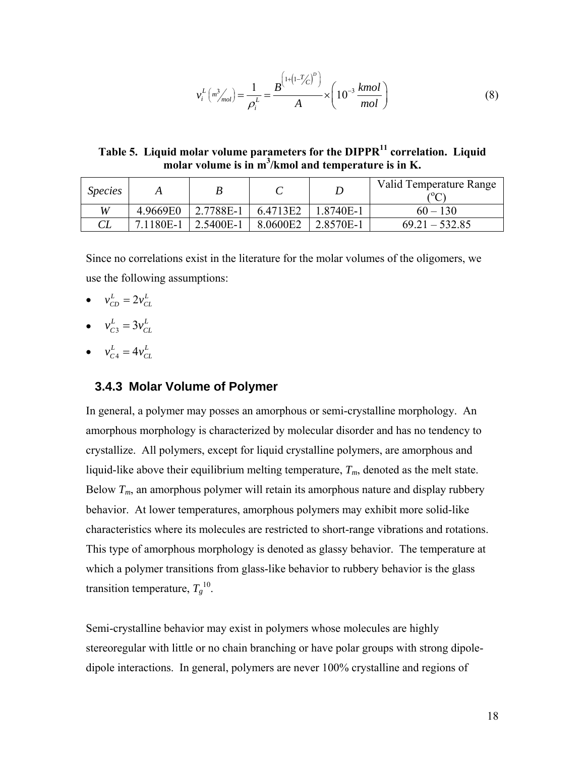$$v_i^L \left( {}^{m^3}\!/_{mol} \right) = \frac{1}{\rho_i^L} = \frac{B^{\left(1+\left(1-T/C\right)^D\right)}}{A} \times \left( 10^{-3} \frac{kmol}{mol} \right) \tag{8}$$

**Table 5. Liquid molar volume parameters for the DIPPR[11] correlation. Liquid molar volume is in m$^3$/kmol and temperature is in K.**

| *Species* | *A* | *B* | *C* | *D* | Valid Temperature Range (°C) |
|---|---|---|---|---|---|
| *W* | 4.9669E0 | 2.7788E-1 | 6.4713E2 | 1.8740E-1 | 60 – 130 |
| *CL* | 7.1180E-1 | 2.5400E-1 | 8.0600E2 | 2.8570E-1 | 69.21 – 532.85 |

Since no correlations exist in the literature for the molar volumes of the oligomers, we use the following assumptions:

- $v_{CD}^L = 2v_{CL}^L$
- $v_{C3}^L = 3v_{CL}^L$
- $v_{C4}^L = 4v_{CL}^L$

### 3.4.3 Molar Volume of Polymer

In general, a polymer may posses an amorphous or semi-crystalline morphology. An amorphous morphology is characterized by molecular disorder and has no tendency to crystallize. All polymers, except for liquid crystalline polymers, are amorphous and liquid-like above their equilibrium melting temperature, $T_m$, denoted as the melt state. Below $T_m$, an amorphous polymer will retain its amorphous nature and display rubbery behavior. At lower temperatures, amorphous polymers may exhibit more solid-like characteristics where its molecules are restricted to short-range vibrations and rotations. This type of amorphous morphology is denoted as glassy behavior. The temperature at which a polymer transitions from glass-like behavior to rubbery behavior is the glass transition temperature, $T_g$[10].

Semi-crystalline behavior may exist in polymers whose molecules are highly stereoregular with little or no chain branching or have polar groups with strong dipole-dipole interactions. In general, polymers are never 100% crystalline and regions of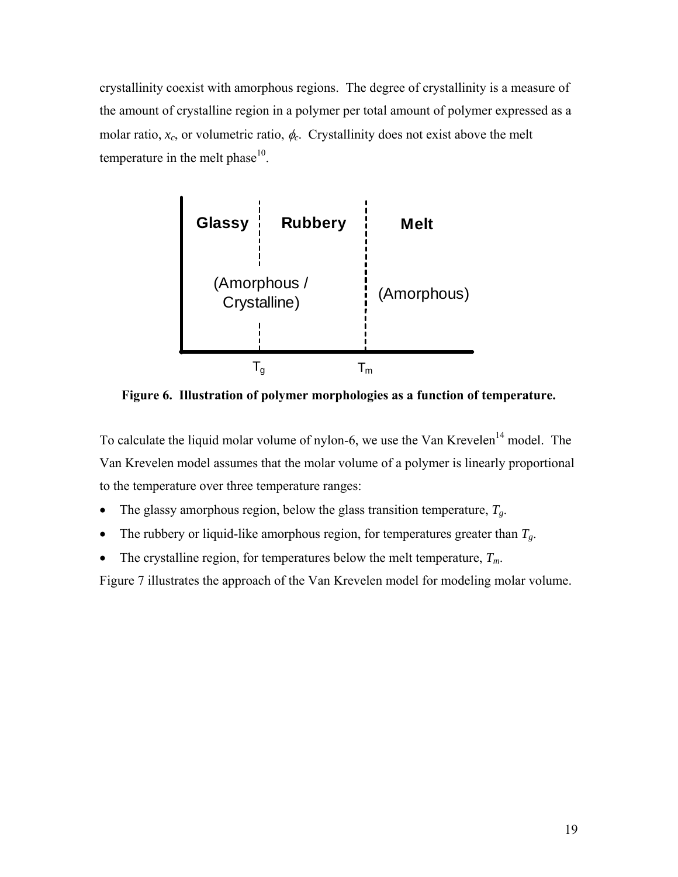crystallinity coexist with amorphous regions. The degree of crystallinity is a measure of the amount of crystalline region in a polymer per total amount of polymer expressed as a molar ratio, $x_c$, or volumetric ratio, $\phi_c$. Crystallinity does not exist above the melt temperature in the melt phase[10].

**Figure 6. Illustration of polymer morphologies as a function of temperature.**

To calculate the liquid molar volume of nylon-6, we use the Van Krevelen[14] model. The Van Krevelen model assumes that the molar volume of a polymer is linearly proportional to the temperature over three temperature ranges:

- The glassy amorphous region, below the glass transition temperature, $T_g$.
- The rubbery or liquid-like amorphous region, for temperatures greater than $T_g$.
- The crystalline region, for temperatures below the melt temperature, $T_m$.

Figure 7 illustrates the approach of the Van Krevelen model for modeling molar volume.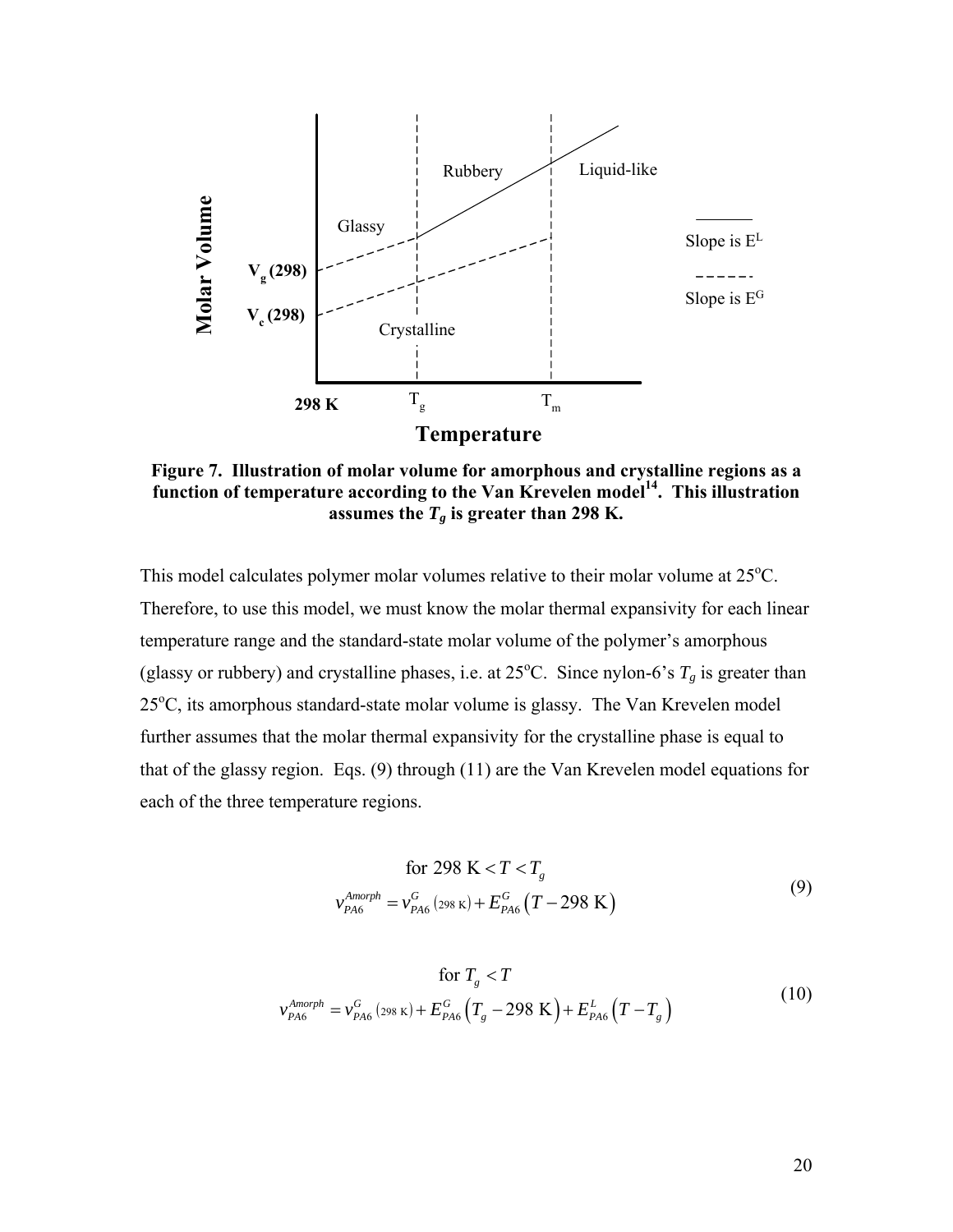Molar Volume

$V_g$ (298)

$V_c$ (298)

Glassy

Rubbery

Liquid-like

Crystalline

298 K $T_g$ $T_m$

Temperature

Slope is $E^L$

Slope is $E^G$

**Figure 7. Illustration of molar volume for amorphous and crystalline regions as a function of temperature according to the Van Krevelen model[14]. This illustration assumes the $T_g$ is greater than 298 K.**

This model calculates polymer molar volumes relative to their molar volume at 25°C. Therefore, to use this model, we must know the molar thermal expansivity for each linear temperature range and the standard-state molar volume of the polymer's amorphous (glassy or rubbery) and crystalline phases, i.e. at 25°C. Since nylon-6's $T_g$ is greater than 25°C, its amorphous standard-state molar volume is glassy. The Van Krevelen model further assumes that the molar thermal expansivity for the crystalline phase is equal to that of the glassy region. Eqs. (9) through (11) are the Van Krevelen model equations for each of the three temperature regions.

$$\text{for } 298 \text{ K} < T < T_g$$
$$v_{PA6}^{Amorph} = v_{PA6}^{G}(298 \text{ K}) + E_{PA6}^{G}(T - 298 \text{ K}) \tag{9}$$

$$\text{for } T_g < T$$
$$v_{PA6}^{Amorph} = v_{PA6}^{G}(298 \text{ K}) + E_{PA6}^{G}(T_g - 298 \text{ K}) + E_{PA6}^{L}(T - T_g) \tag{10}$$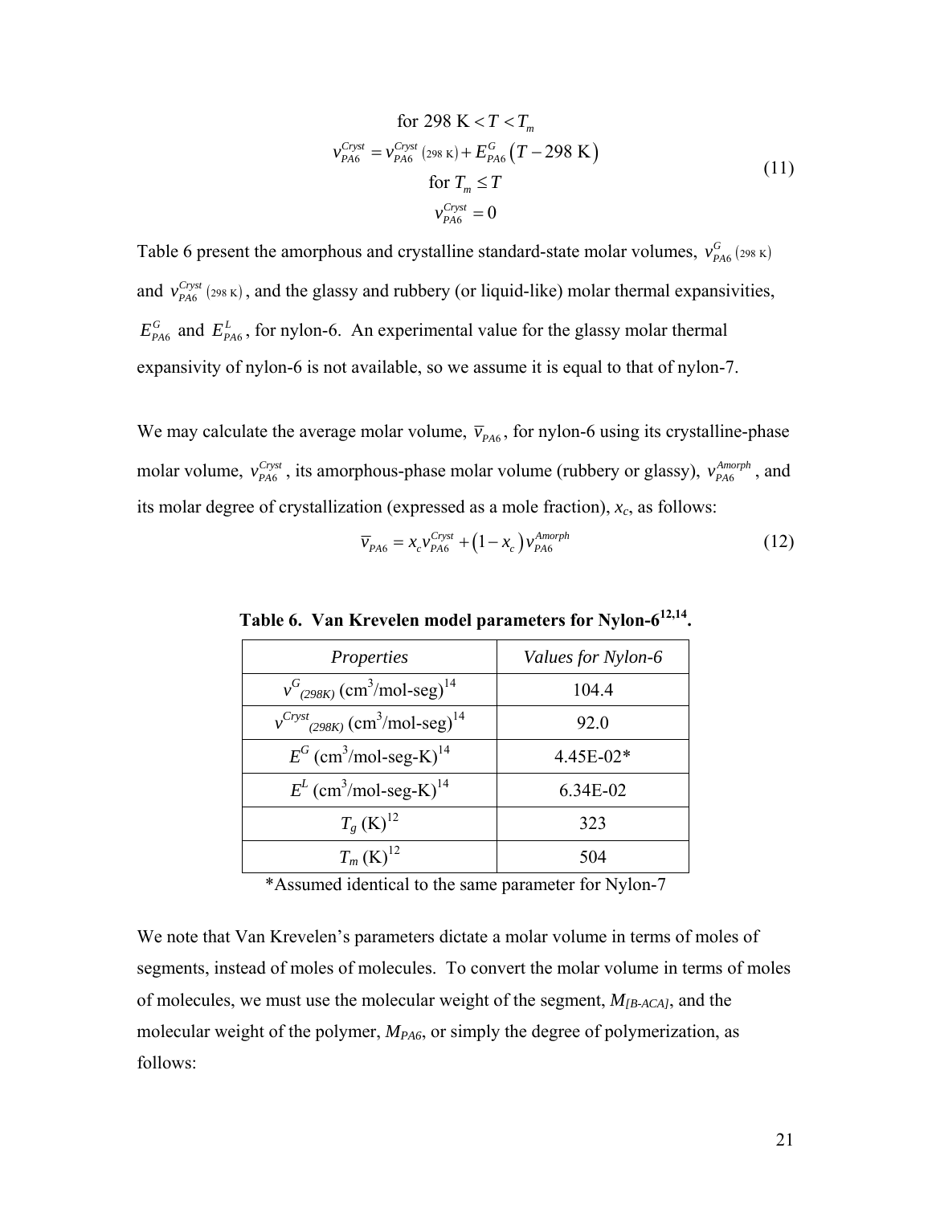$$
\begin{gathered}
\text{for } 298 \text{ K} < T < T_m \\
v_{PA6}^{Cryst} = v_{PA6}^{Cryst}\left(298 \text{ K}\right) + E_{PA6}^{G}\left(T - 298 \text{ K}\right) \\
\text{for } T_m \leq T \\
v_{PA6}^{Cryst} = 0
\end{gathered}
\tag{11}
$$

Table 6 present the amorphous and crystalline standard-state molar volumes, $v_{PA6}^{G}\left(298 \text{ K}\right)$ and $v_{PA6}^{Cryst}\left(298 \text{ K}\right)$, and the glassy and rubbery (or liquid-like) molar thermal expansivities, $E_{PA6}^{G}$ and $E_{PA6}^{L}$, for nylon-6. An experimental value for the glassy molar thermal expansivity of nylon-6 is not available, so we assume it is equal to that of nylon-7.

We may calculate the average molar volume, $\overline{v}_{PA6}$, for nylon-6 using its crystalline-phase molar volume, $v_{PA6}^{Cryst}$, its amorphous-phase molar volume (rubbery or glassy), $v_{PA6}^{Amorph}$, and its molar degree of crystallization (expressed as a mole fraction), $x_c$, as follows:

$$
\overline{v}_{PA6} = x_c v_{PA6}^{Cryst} + \left(1 - x_c\right) v_{PA6}^{Amorph} \tag{12}
$$

**Table 6. Van Krevelen model parameters for Nylon-6[12,14].**

| *Properties* | *Values for Nylon-6* |
|---|---|
| $v^{G}_{(298K)}$ ($cm^3$/mol-seg)[14] | 104.4 |
| $v^{Cryst}_{(298K)}$ ($cm^3$/mol-seg)[14] | 92.0 |
| $E^{G}$ ($cm^3$/mol-seg-K)[14] | 4.45E-02* |
| $E^{L}$ ($cm^3$/mol-seg-K)[14] | 6.34E-02 |
| $T_g$ (K)[12] | 323 |
| $T_m$ (K)[12] | 504 |

*Assumed identical to the same parameter for Nylon-7

We note that Van Krevelen's parameters dictate a molar volume in terms of moles of segments, instead of moles of molecules. To convert the molar volume in terms of moles of molecules, we must use the molecular weight of the segment, $M_{[B\text{-}ACA]}$, and the molecular weight of the polymer, $M_{PA6}$, or simply the degree of polymerization, as follows: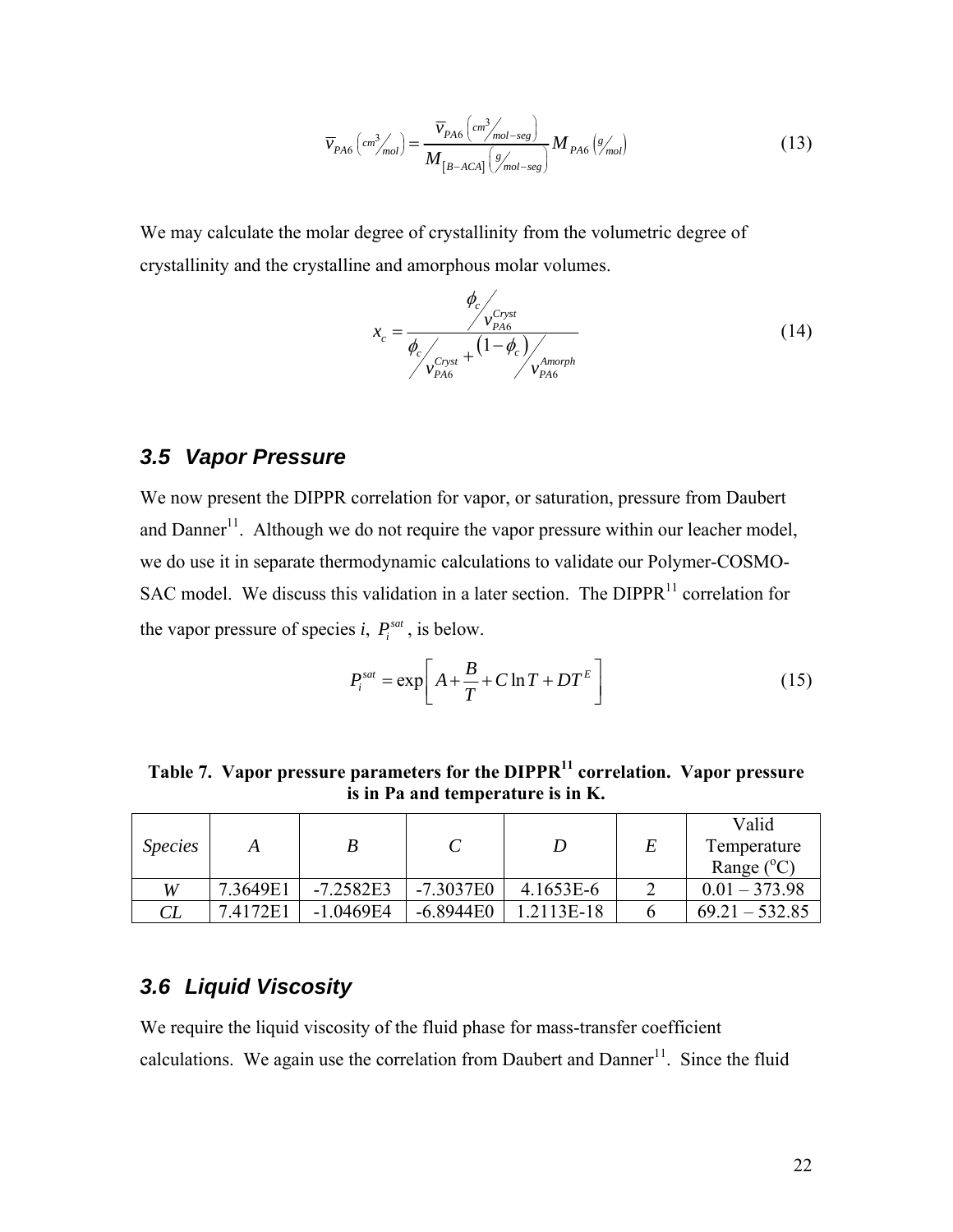$$\overline{v}_{PA6}\left(\frac{cm^3}{mol}\right) = \frac{\overline{v}_{PA6}\left(\frac{cm^3}{mol-seg}\right)}{M_{[B-ACA]}\left(\frac{g}{mol-seg}\right)} M_{PA6}\left(\frac{g}{mol}\right) \tag{13}$$

We may calculate the molar degree of crystallinity from the volumetric degree of crystallinity and the crystalline and amorphous molar volumes.

$$x_c = \frac{\phi_c / v_{PA6}^{Cryst}}{\phi_c / v_{PA6}^{Cryst} + (1-\phi_c) / v_{PA6}^{Amorph}} \tag{14}$$

## 3.5 Vapor Pressure

We now present the DIPPR correlation for vapor, or saturation, pressure from Daubert and Danner[11]. Although we do not require the vapor pressure within our leacher model, we do use it in separate thermodynamic calculations to validate our Polymer-COSMO-SAC model. We discuss this validation in a later section. The DIPPR[11] correlation for the vapor pressure of species *i*, $P_i^{sat}$, is below.

$$P_i^{sat} = \exp\left[A + \frac{B}{T} + C\ln T + DT^E\right] \tag{15}$$

**Table 7. Vapor pressure parameters for the DIPPR[11] correlation. Vapor pressure is in Pa and temperature is in K.**

| *Species* | *A* | *B* | *C* | *D* | *E* | Valid Temperature Range (°C) |
|---|---|---|---|---|---|---|
| *W* | 7.3649E1 | -7.2582E3 | -7.3037E0 | 4.1653E-6 | 2 | 0.01 – 373.98 |
| *CL* | 7.4172E1 | -1.0469E4 | -6.8944E0 | 1.2113E-18 | 6 | 69.21 – 532.85 |

## 3.6 Liquid Viscosity

We require the liquid viscosity of the fluid phase for mass-transfer coefficient calculations. We again use the correlation from Daubert and Danner[11]. Since the fluid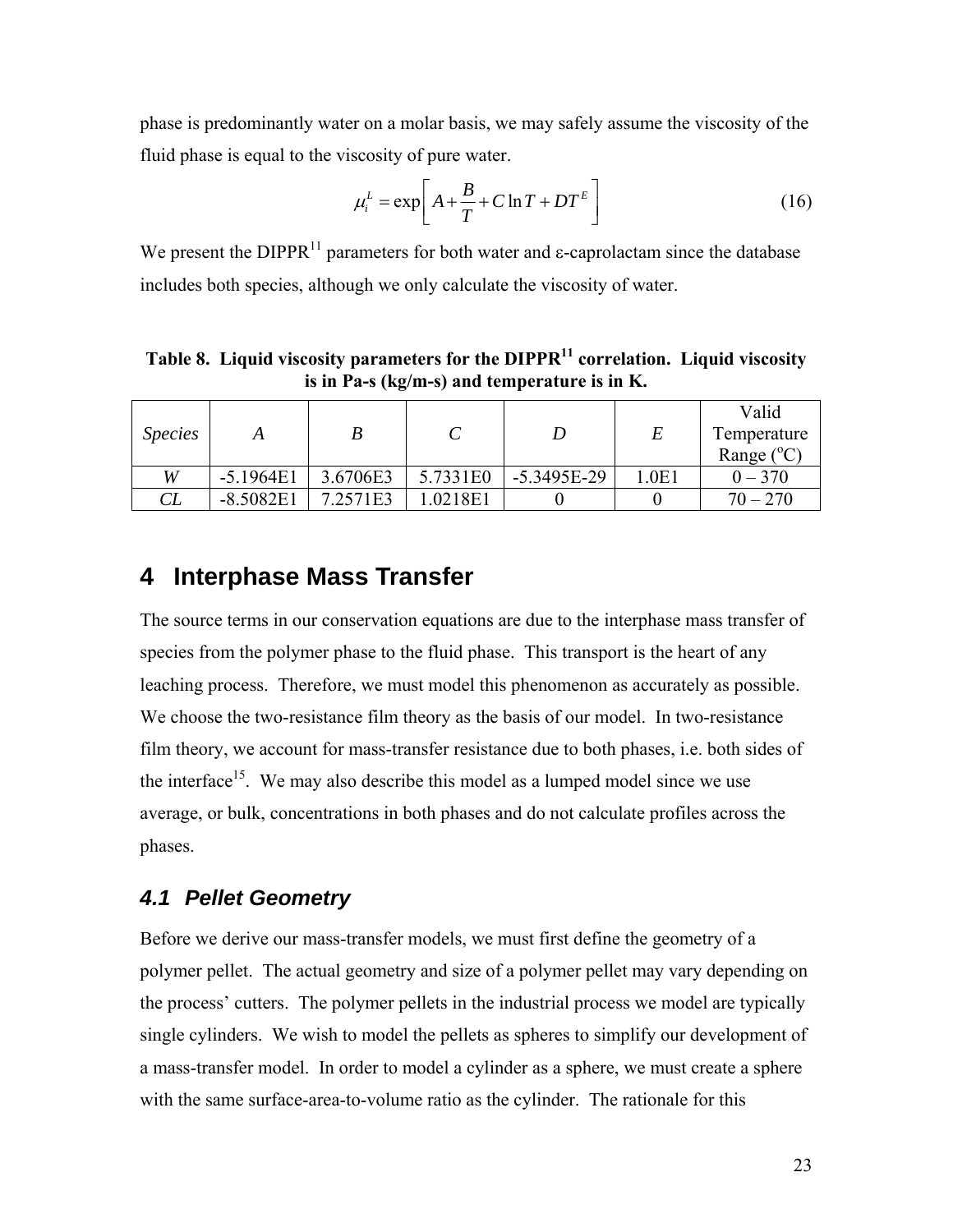phase is predominantly water on a molar basis, we may safely assume the viscosity of the fluid phase is equal to the viscosity of pure water.

$$\mu_i^L = \exp\left[A + \frac{B}{T} + C\ln T + DT^E\right] \tag{16}$$

We present the DIPPR[11] parameters for both water and ε-caprolactam since the database includes both species, although we only calculate the viscosity of water.

**Table 8. Liquid viscosity parameters for the DIPPR[11] correlation. Liquid viscosity is in Pa-s (kg/m-s) and temperature is in K.**

| *Species* | *A* | *B* | *C* | *D* | *E* | Valid Temperature Range (°C) |
|---|---|---|---|---|---|---|
| *W* | -5.1964E1 | 3.6706E3 | 5.7331E0 | -5.3495E-29 | 1.0E1 | 0 – 370 |
| *CL* | -8.5082E1 | 7.2571E3 | 1.0218E1 | 0 | 0 | 70 – 270 |

# 4 Interphase Mass Transfer

The source terms in our conservation equations are due to the interphase mass transfer of species from the polymer phase to the fluid phase. This transport is the heart of any leaching process. Therefore, we must model this phenomenon as accurately as possible. We choose the two-resistance film theory as the basis of our model. In two-resistance film theory, we account for mass-transfer resistance due to both phases, i.e. both sides of the interface[15]. We may also describe this model as a lumped model since we use average, or bulk, concentrations in both phases and do not calculate profiles across the phases.

## 4.1 Pellet Geometry

Before we derive our mass-transfer models, we must first define the geometry of a polymer pellet. The actual geometry and size of a polymer pellet may vary depending on the process' cutters. The polymer pellets in the industrial process we model are typically single cylinders. We wish to model the pellets as spheres to simplify our development of a mass-transfer model. In order to model a cylinder as a sphere, we must create a sphere with the same surface-area-to-volume ratio as the cylinder. The rationale for this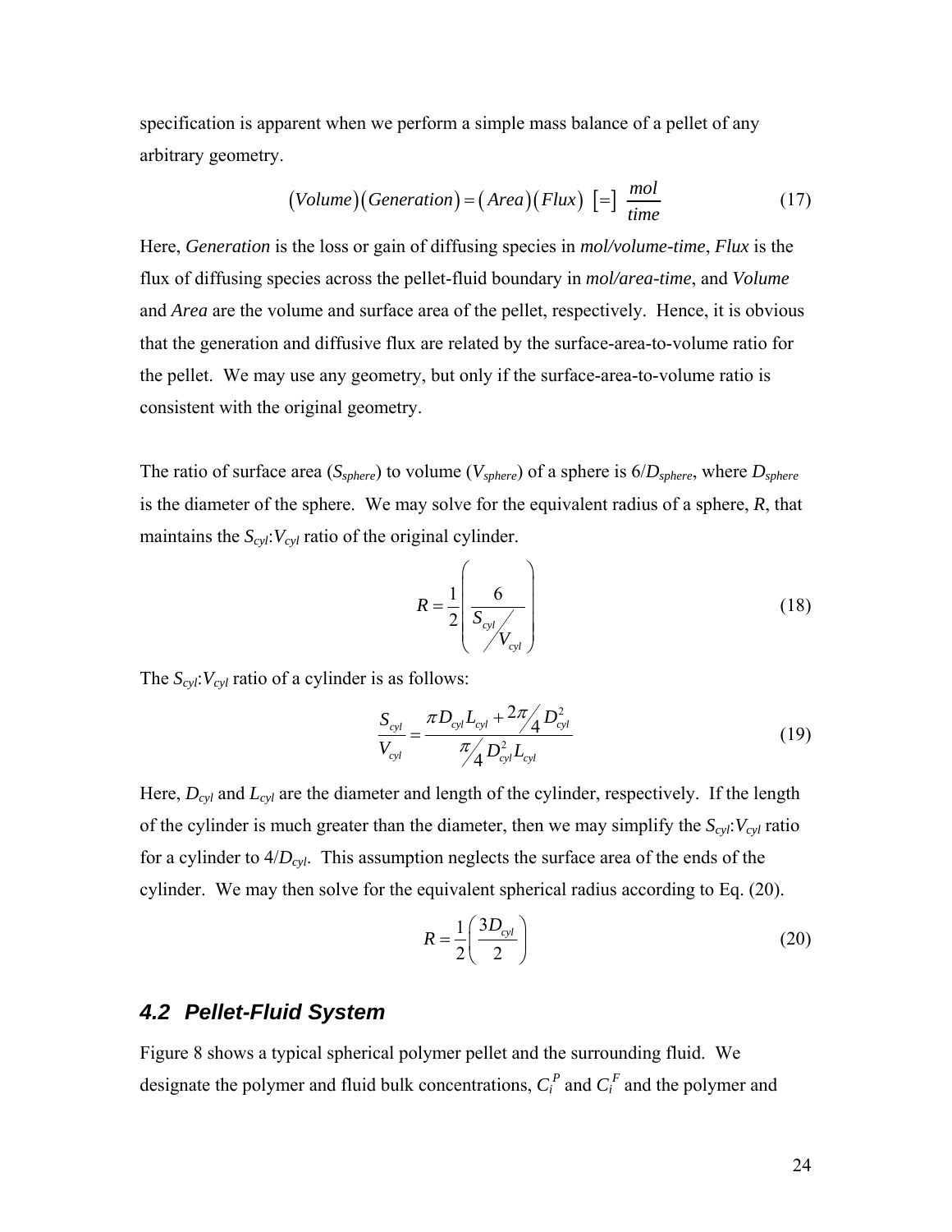specification is apparent when we perform a simple mass balance of a pellet of any arbitrary geometry.

$$(Volume)(Generation) = (Area)(Flux) \; [=] \; \frac{mol}{time} \tag{17}$$

Here, *Generation* is the loss or gain of diffusing species in *mol/volume-time*, *Flux* is the flux of diffusing species across the pellet-fluid boundary in *mol/area-time*, and *Volume* and *Area* are the volume and surface area of the pellet, respectively. Hence, it is obvious that the generation and diffusive flux are related by the surface-area-to-volume ratio for the pellet. We may use any geometry, but only if the surface-area-to-volume ratio is consistent with the original geometry.

The ratio of surface area ($S_{sphere}$) to volume ($V_{sphere}$) of a sphere is $6/D_{sphere}$, where $D_{sphere}$ is the diameter of the sphere. We may solve for the equivalent radius of a sphere, $R$, that maintains the $S_{cyl}$:$V_{cyl}$ ratio of the original cylinder.

$$R = \frac{1}{2}\left( \frac{6}{S_{cyl}/V_{cyl}} \right) \tag{18}$$

The $S_{cyl}$:$V_{cyl}$ ratio of a cylinder is as follows:

$$\frac{S_{cyl}}{V_{cyl}} = \frac{\pi D_{cyl} L_{cyl} + \frac{2\pi}{4} D_{cyl}^2}{\frac{\pi}{4} D_{cyl}^2 L_{cyl}} \tag{19}$$

Here, $D_{cyl}$ and $L_{cyl}$ are the diameter and length of the cylinder, respectively. If the length of the cylinder is much greater than the diameter, then we may simplify the $S_{cyl}$:$V_{cyl}$ ratio for a cylinder to $4/D_{cyl}$. This assumption neglects the surface area of the ends of the cylinder. We may then solve for the equivalent spherical radius according to Eq. (20).

$$R = \frac{1}{2}\left( \frac{3D_{cyl}}{2} \right) \tag{20}$$

## *4.2 Pellet-Fluid System*

Figure 8 shows a typical spherical polymer pellet and the surrounding fluid. We designate the polymer and fluid bulk concentrations, $C_i^P$ and $C_i^F$ and the polymer and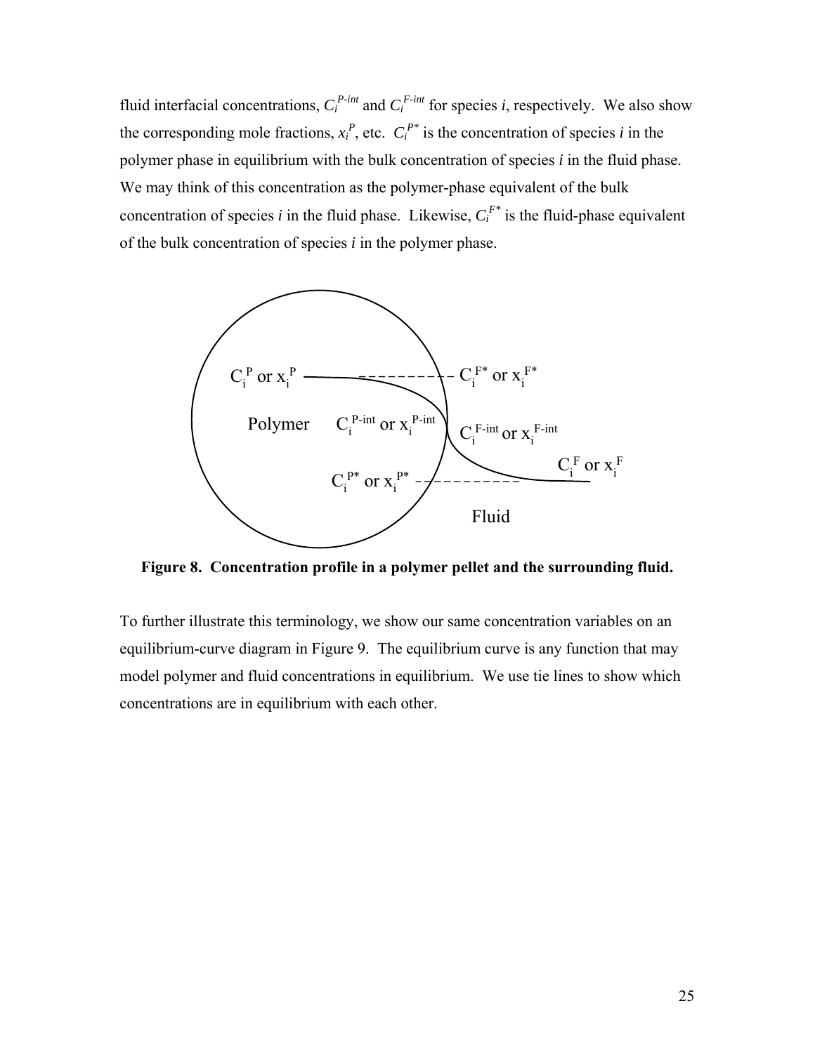fluid interfacial concentrations, $C_i^{P\text{-}int}$ and $C_i^{F\text{-}int}$ for species *i*, respectively. We also show the corresponding mole fractions, $x_i^P$, etc. $C_i^{P*}$ is the concentration of species *i* in the polymer phase in equilibrium with the bulk concentration of species *i* in the fluid phase. We may think of this concentration as the polymer-phase equivalent of the bulk concentration of species *i* in the fluid phase. Likewise, $C_i^{F*}$ is the fluid-phase equivalent of the bulk concentration of species *i* in the polymer phase.

**Figure 8. Concentration profile in a polymer pellet and the surrounding fluid.**

To further illustrate this terminology, we show our same concentration variables on an equilibrium-curve diagram in Figure 9. The equilibrium curve is any function that may model polymer and fluid concentrations in equilibrium. We use tie lines to show which concentrations are in equilibrium with each other.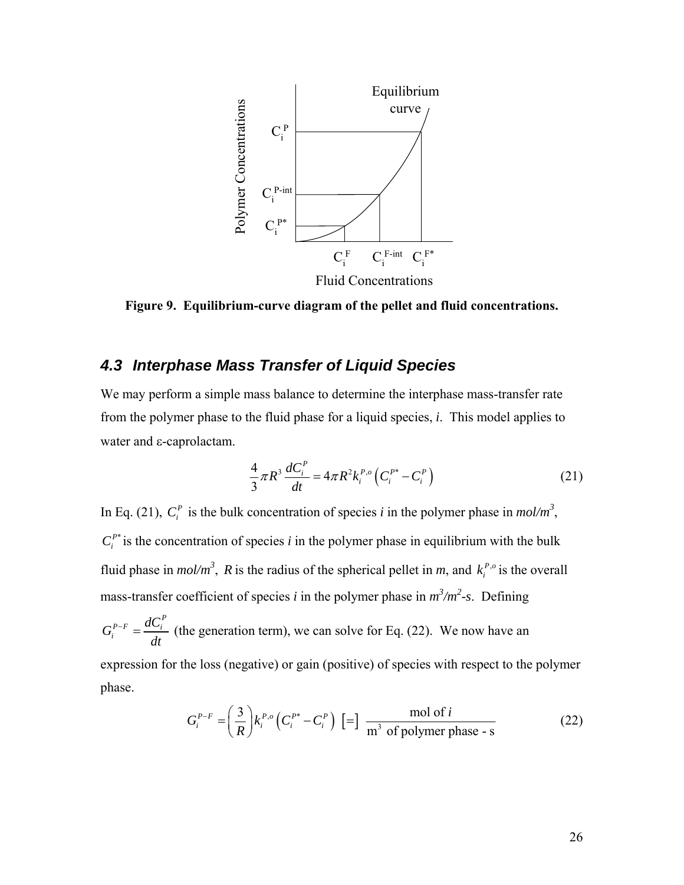**Figure 9. Equilibrium-curve diagram of the pellet and fluid concentrations.**

### *4.3 Interphase Mass Transfer of Liquid Species*

We may perform a simple mass balance to determine the interphase mass-transfer rate from the polymer phase to the fluid phase for a liquid species, *i*. This model applies to water and ε-caprolactam.

$$\frac{4}{3}\pi R^3 \frac{dC_i^P}{dt} = 4\pi R^2 k_i^{P,o}\left(C_i^{P*} - C_i^P\right) \tag{21}$$

In Eq. (21), $C_i^P$ is the bulk concentration of species *i* in the polymer phase in *mol/m*$^3$, $C_i^{P*}$ is the concentration of species *i* in the polymer phase in equilibrium with the bulk fluid phase in *mol/m*$^3$, $R$ is the radius of the spherical pellet in *m*, and $k_i^{P,o}$ is the overall mass-transfer coefficient of species *i* in the polymer phase in *m*$^3$*/m*$^2$*-s*. Defining $G_i^{P-F} = \frac{dC_i^P}{dt}$ (the generation term), we can solve for Eq. (22). We now have an expression for the loss (negative) or gain (positive) of species with respect to the polymer phase.

$$G_i^{P-F} = \left(\frac{3}{R}\right) k_i^{P,o}\left(C_i^{P*} - C_i^P\right) \; [=] \; \frac{\text{mol of } i}{\text{m}^3 \text{ of polymer phase - s}} \tag{22}$$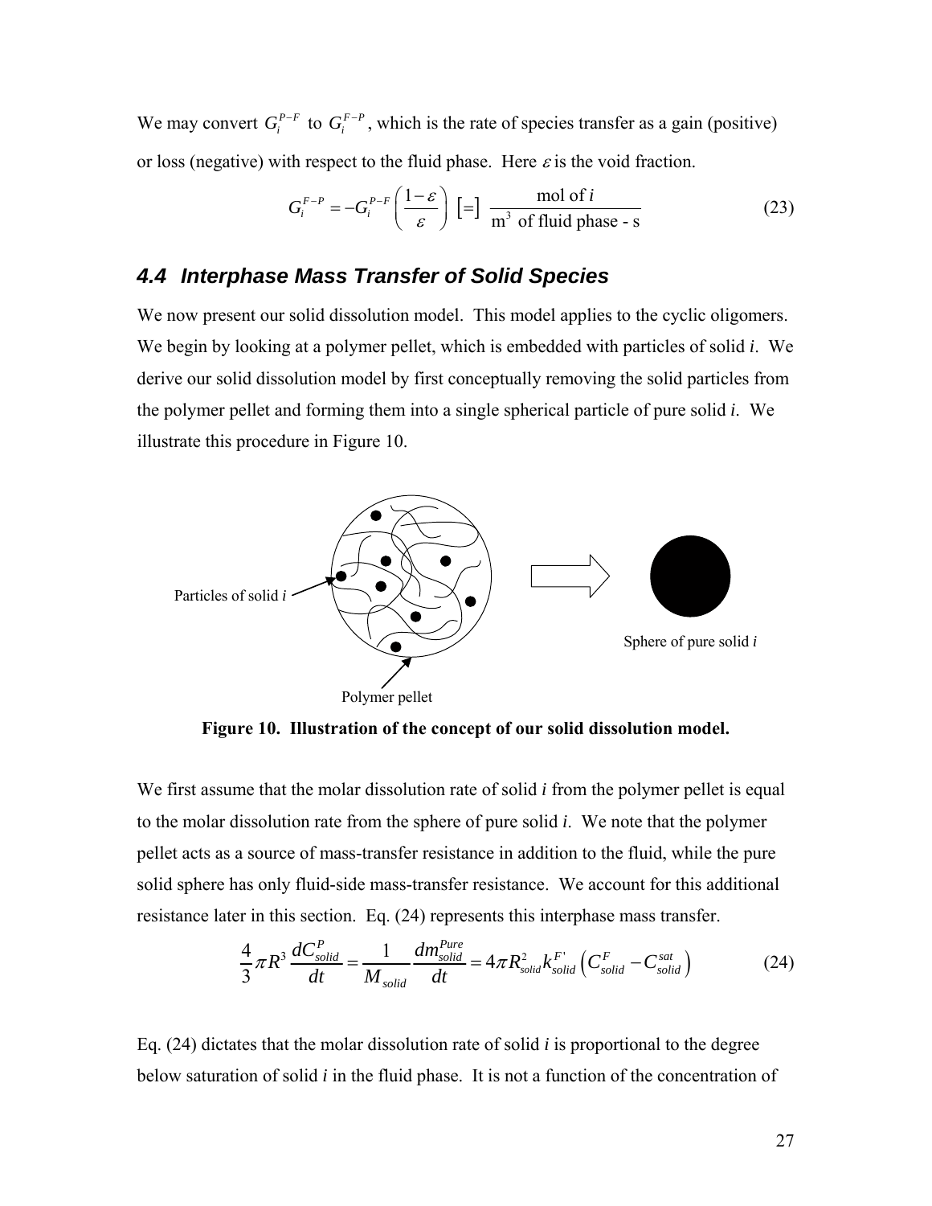We may convert $G_i^{P-F}$ to $G_i^{F-P}$, which is the rate of species transfer as a gain (positive) or loss (negative) with respect to the fluid phase. Here $\varepsilon$ is the void fraction.

$$G_i^{F-P} = -G_i^{P-F}\left(\frac{1-\varepsilon}{\varepsilon}\right) \; [=] \; \frac{\text{mol of } i}{\text{m}^3 \text{ of fluid phase - s}} \tag{23}$$

### 4.4 Interphase Mass Transfer of Solid Species

We now present our solid dissolution model. This model applies to the cyclic oligomers. We begin by looking at a polymer pellet, which is embedded with particles of solid *i*. We derive our solid dissolution model by first conceptually removing the solid particles from the polymer pellet and forming them into a single spherical particle of pure solid *i*. We illustrate this procedure in Figure 10.

Particles of solid *i*

Polymer pellet

Sphere of pure solid *i*

**Figure 10. Illustration of the concept of our solid dissolution model.**

We first assume that the molar dissolution rate of solid *i* from the polymer pellet is equal to the molar dissolution rate from the sphere of pure solid *i*. We note that the polymer pellet acts as a source of mass-transfer resistance in addition to the fluid, while the pure solid sphere has only fluid-side mass-transfer resistance. We account for this additional resistance later in this section. Eq. (24) represents this interphase mass transfer.

$$\frac{4}{3}\pi R^3 \frac{dC_{solid}^P}{dt} = \frac{1}{M_{solid}} \frac{dm_{solid}^{Pure}}{dt} = 4\pi R_{solid}^2 k_{solid}^{F'} \left(C_{solid}^F - C_{solid}^{sat}\right) \tag{24}$$

Eq. (24) dictates that the molar dissolution rate of solid *i* is proportional to the degree below saturation of solid *i* in the fluid phase. It is not a function of the concentration of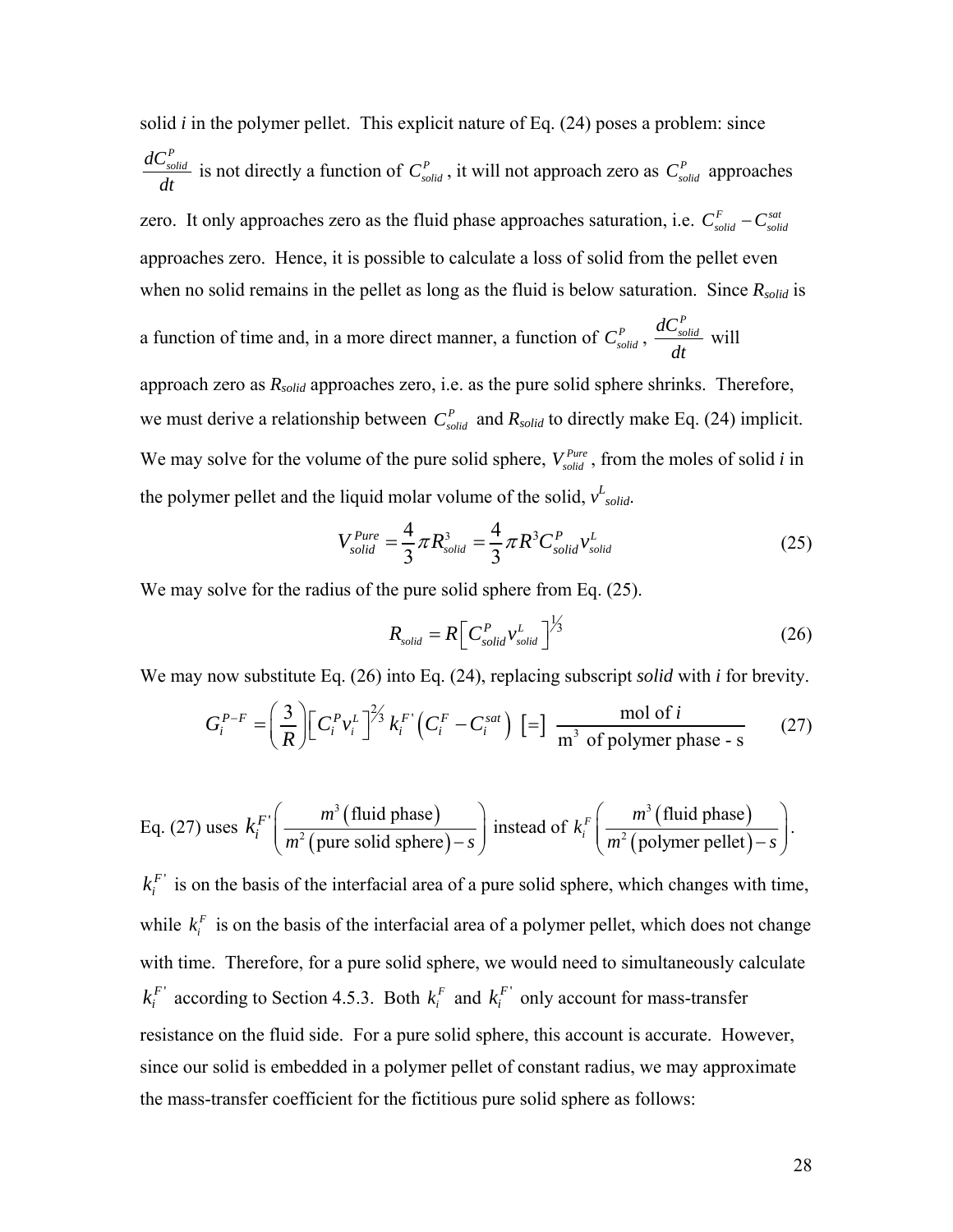solid *i* in the polymer pellet. This explicit nature of Eq. (24) poses a problem: since $\frac{dC_{solid}^P}{dt}$ is not directly a function of $C_{solid}^P$, it will not approach zero as $C_{solid}^P$ approaches zero. It only approaches zero as the fluid phase approaches saturation, i.e. $C_{solid}^F - C_{solid}^{sat}$ approaches zero. Hence, it is possible to calculate a loss of solid from the pellet even when no solid remains in the pellet as long as the fluid is below saturation. Since $R_{solid}$ is a function of time and, in a more direct manner, a function of $C_{solid}^P$, $\frac{dC_{solid}^P}{dt}$ will approach zero as $R_{solid}$ approaches zero, i.e. as the pure solid sphere shrinks. Therefore, we must derive a relationship between $C_{solid}^P$ and $R_{solid}$ to directly make Eq. (24) implicit. We may solve for the volume of the pure solid sphere, $V_{solid}^{Pure}$, from the moles of solid *i* in the polymer pellet and the liquid molar volume of the solid, $v^L_{solid}$.

$$V_{solid}^{Pure} = \frac{4}{3}\pi R_{solid}^3 = \frac{4}{3}\pi R^3 C_{solid}^P v_{solid}^L \tag{25}$$

We may solve for the radius of the pure solid sphere from Eq. (25).

$$R_{solid} = R\left[C_{solid}^P v_{solid}^L\right]^{1/3} \tag{26}$$

We may now substitute Eq. (26) into Eq. (24), replacing subscript *solid* with *i* for brevity.

$$G_i^{P-F} = \left(\frac{3}{R}\right)\left[C_i^P v_i^L\right]^{2/3} k_i^{F'}\left(C_i^F - C_i^{sat}\right) \; [=] \; \frac{\text{mol of } i}{\text{m}^3 \text{ of polymer phase - s}} \tag{27}$$

Eq. (27) uses $k_i^{F'}\left(\frac{m^3(\text{fluid phase})}{m^2(\text{pure solid sphere}) - s}\right)$ instead of $k_i^F\left(\frac{m^3(\text{fluid phase})}{m^2(\text{polymer pellet}) - s}\right)$.

$k_i^{F'}$ is on the basis of the interfacial area of a pure solid sphere, which changes with time, while $k_i^F$ is on the basis of the interfacial area of a polymer pellet, which does not change with time. Therefore, for a pure solid sphere, we would need to simultaneously calculate $k_i^{F'}$ according to Section 4.5.3. Both $k_i^F$ and $k_i^{F'}$ only account for mass-transfer resistance on the fluid side. For a pure solid sphere, this account is accurate. However, since our solid is embedded in a polymer pellet of constant radius, we may approximate the mass-transfer coefficient for the fictitious pure solid sphere as follows: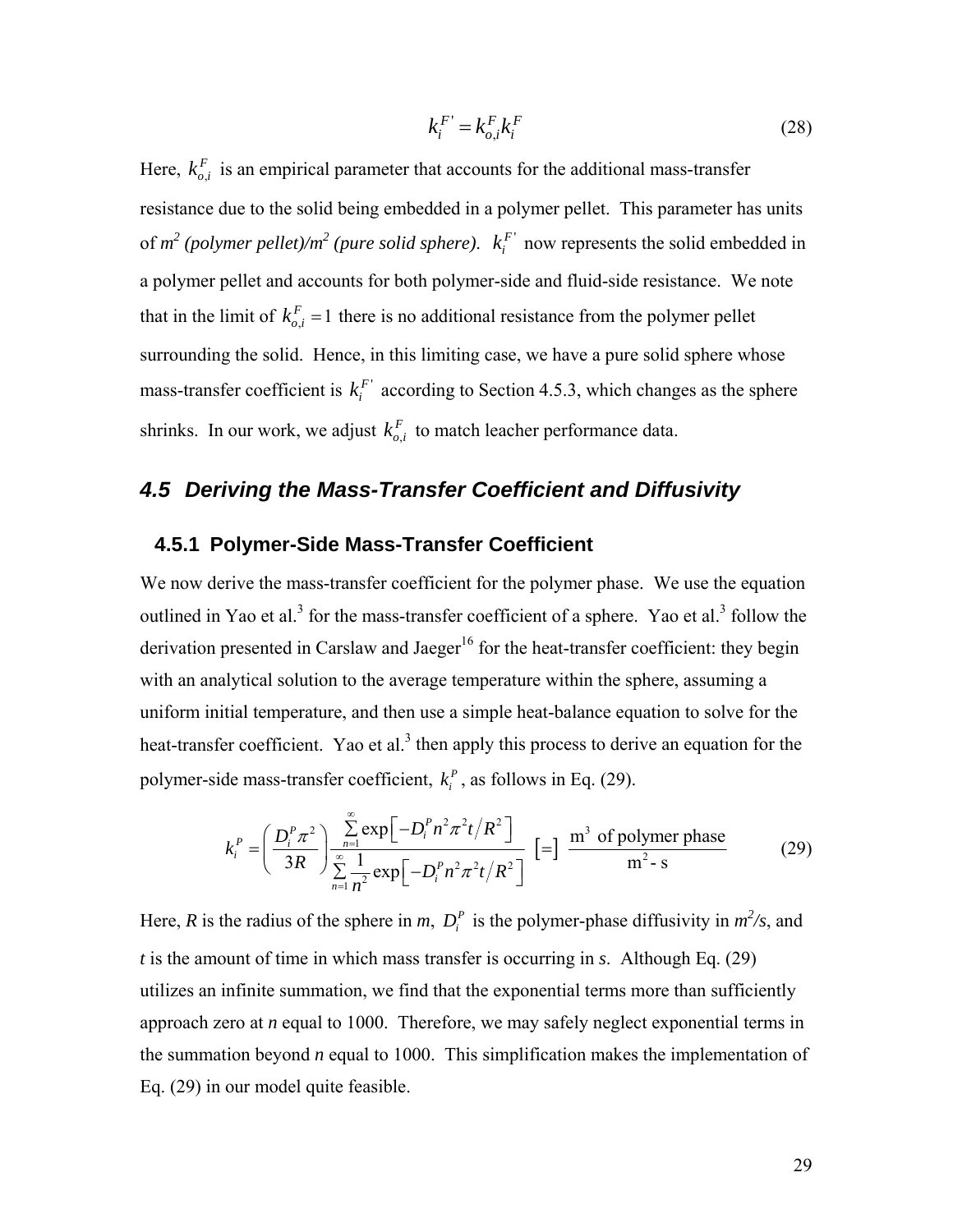$$k_i^{F'} = k_{o,i}^F k_i^F \tag{28}$$

Here, $k_{o,i}^F$ is an empirical parameter that accounts for the additional mass-transfer resistance due to the solid being embedded in a polymer pellet. This parameter has units of *m*$^2$ *(polymer pellet)/m*$^2$ *(pure solid sphere)*. $k_i^{F'}$ now represents the solid embedded in a polymer pellet and accounts for both polymer-side and fluid-side resistance. We note that in the limit of $k_{o,i}^F = 1$ there is no additional resistance from the polymer pellet surrounding the solid. Hence, in this limiting case, we have a pure solid sphere whose mass-transfer coefficient is $k_i^{F'}$ according to Section 4.5.3, which changes as the sphere shrinks. In our work, we adjust $k_{o,i}^F$ to match leacher performance data.

## 4.5 Deriving the Mass-Transfer Coefficient and Diffusivity

### 4.5.1 Polymer-Side Mass-Transfer Coefficient

We now derive the mass-transfer coefficient for the polymer phase. We use the equation outlined in Yao et al.[3] for the mass-transfer coefficient of a sphere. Yao et al.[3] follow the derivation presented in Carslaw and Jaeger[16] for the heat-transfer coefficient: they begin with an analytical solution to the average temperature within the sphere, assuming a uniform initial temperature, and then use a simple heat-balance equation to solve for the heat-transfer coefficient. Yao et al.[3] then apply this process to derive an equation for the polymer-side mass-transfer coefficient, $k_i^P$, as follows in Eq. (29).

$$k_i^P = \left(\frac{D_i^P \pi^2}{3R}\right) \frac{\sum_{n=1}^{\infty} \exp\left[-D_i^P n^2 \pi^2 t / R^2\right]}{\sum_{n=1}^{\infty} \frac{1}{n^2} \exp\left[-D_i^P n^2 \pi^2 t / R^2\right]} \quad [=] \quad \frac{\text{m}^3 \text{ of polymer phase}}{\text{m}^2\text{- s}} \tag{29}$$

Here, *R* is the radius of the sphere in *m*, $D_i^P$ is the polymer-phase diffusivity in *m*$^2$*/s*, and *t* is the amount of time in which mass transfer is occurring in *s*. Although Eq. (29) utilizes an infinite summation, we find that the exponential terms more than sufficiently approach zero at *n* equal to 1000. Therefore, we may safely neglect exponential terms in the summation beyond *n* equal to 1000. This simplification makes the implementation of Eq. (29) in our model quite feasible.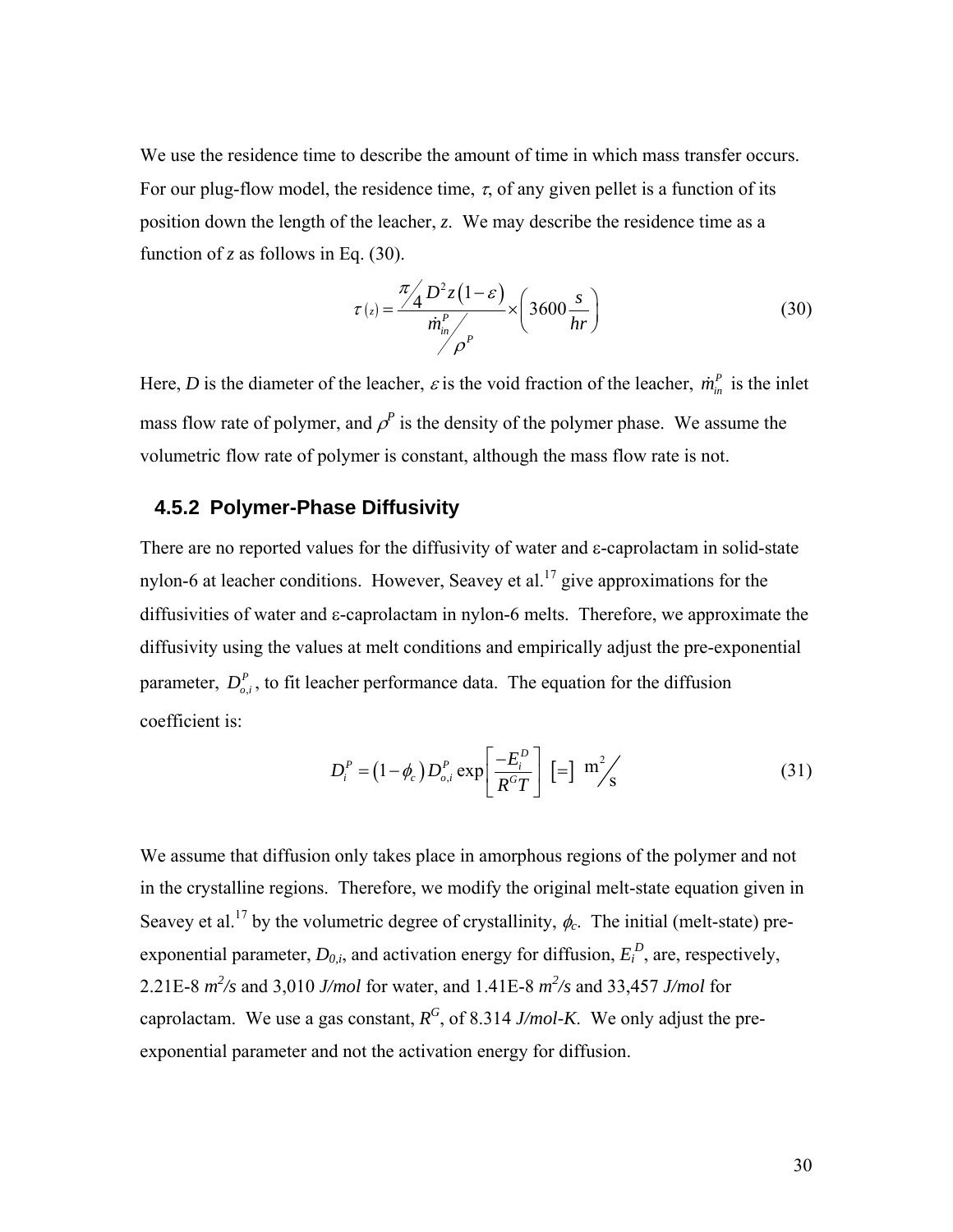We use the residence time to describe the amount of time in which mass transfer occurs. For our plug-flow model, the residence time, $\tau$, of any given pellet is a function of its position down the length of the leacher, $z$. We may describe the residence time as a function of $z$ as follows in Eq. (30).

$$\tau(z) = \frac{\pi/4 \, D^2 z (1-\varepsilon)}{\dot{m}_{in}^P / \rho^P} \times \left(3600 \frac{s}{hr}\right) \tag{30}$$

Here, $D$ is the diameter of the leacher, $\varepsilon$ is the void fraction of the leacher, $\dot{m}_{in}^P$ is the inlet mass flow rate of polymer, and $\rho^P$ is the density of the polymer phase. We assume the volumetric flow rate of polymer is constant, although the mass flow rate is not.

### 4.5.2 Polymer-Phase Diffusivity

There are no reported values for the diffusivity of water and ε-caprolactam in solid-state nylon-6 at leacher conditions. However, Seavey et al.[17] give approximations for the diffusivities of water and ε-caprolactam in nylon-6 melts. Therefore, we approximate the diffusivity using the values at melt conditions and empirically adjust the pre-exponential parameter, $D_{o,i}^P$, to fit leacher performance data. The equation for the diffusion coefficient is:

$$D_i^P = (1-\phi_c) D_{o,i}^P \exp\left[\frac{-E_i^D}{R^G T}\right] \; [=] \; \text{m}^2/\text{s} \tag{31}$$

We assume that diffusion only takes place in amorphous regions of the polymer and not in the crystalline regions. Therefore, we modify the original melt-state equation given in Seavey et al.[17] by the volumetric degree of crystallinity, $\phi_c$. The initial (melt-state) pre-exponential parameter, $D_{0,i}$, and activation energy for diffusion, $E_i^D$, are, respectively, 2.21E-8 $m^2/s$ and 3,010 *J/mol* for water, and 1.41E-8 $m^2/s$ and 33,457 *J/mol* for caprolactam. We use a gas constant, $R^G$, of 8.314 *J/mol-K*. We only adjust the pre-exponential parameter and not the activation energy for diffusion.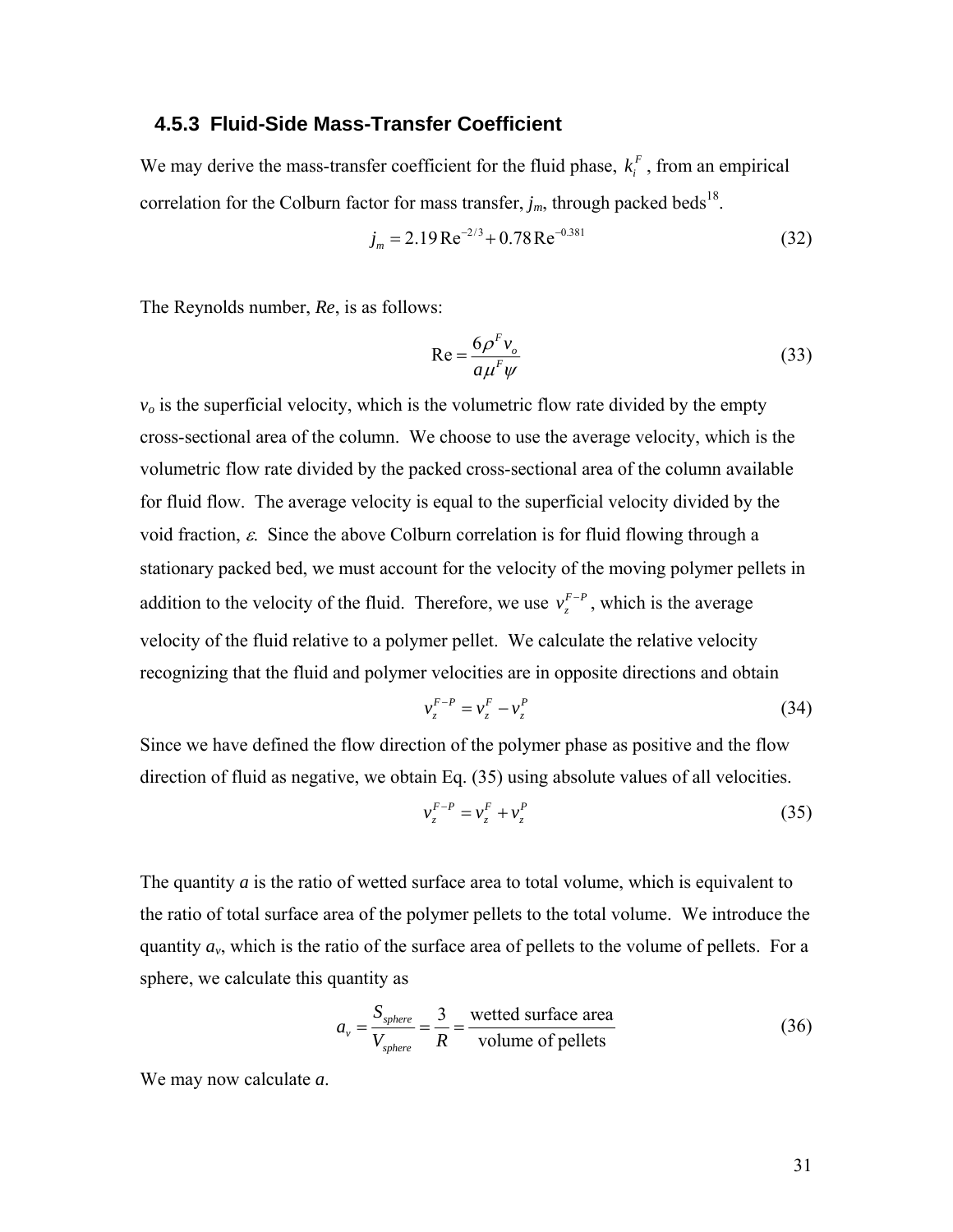### 4.5.3 Fluid-Side Mass-Transfer Coefficient

We may derive the mass-transfer coefficient for the fluid phase, $k_i^F$, from an empirical correlation for the Colburn factor for mass transfer, $j_m$, through packed beds[18].

$$j_m = 2.19\,\mathrm{Re}^{-2/3} + 0.78\,\mathrm{Re}^{-0.381} \tag{32}$$

The Reynolds number, *Re*, is as follows:

$$\mathrm{Re} = \frac{6\rho^F v_o}{a\mu^F \psi} \tag{33}$$

$v_o$ is the superficial velocity, which is the volumetric flow rate divided by the empty cross-sectional area of the column. We choose to use the average velocity, which is the volumetric flow rate divided by the packed cross-sectional area of the column available for fluid flow. The average velocity is equal to the superficial velocity divided by the void fraction, $\varepsilon$. Since the above Colburn correlation is for fluid flowing through a stationary packed bed, we must account for the velocity of the moving polymer pellets in addition to the velocity of the fluid. Therefore, we use $v_z^{F-P}$, which is the average velocity of the fluid relative to a polymer pellet. We calculate the relative velocity recognizing that the fluid and polymer velocities are in opposite directions and obtain

$$v_z^{F-P} = v_z^F - v_z^P \tag{34}$$

Since we have defined the flow direction of the polymer phase as positive and the flow direction of fluid as negative, we obtain Eq. (35) using absolute values of all velocities.

$$v_z^{F-P} = v_z^F + v_z^P \tag{35}$$

The quantity *a* is the ratio of wetted surface area to total volume, which is equivalent to the ratio of total surface area of the polymer pellets to the total volume. We introduce the quantity $a_v$, which is the ratio of the surface area of pellets to the volume of pellets. For a sphere, we calculate this quantity as

$$a_v = \frac{S_{sphere}}{V_{sphere}} = \frac{3}{R} = \frac{\text{wetted surface area}}{\text{volume of pellets}} \tag{36}$$

We may now calculate *a*.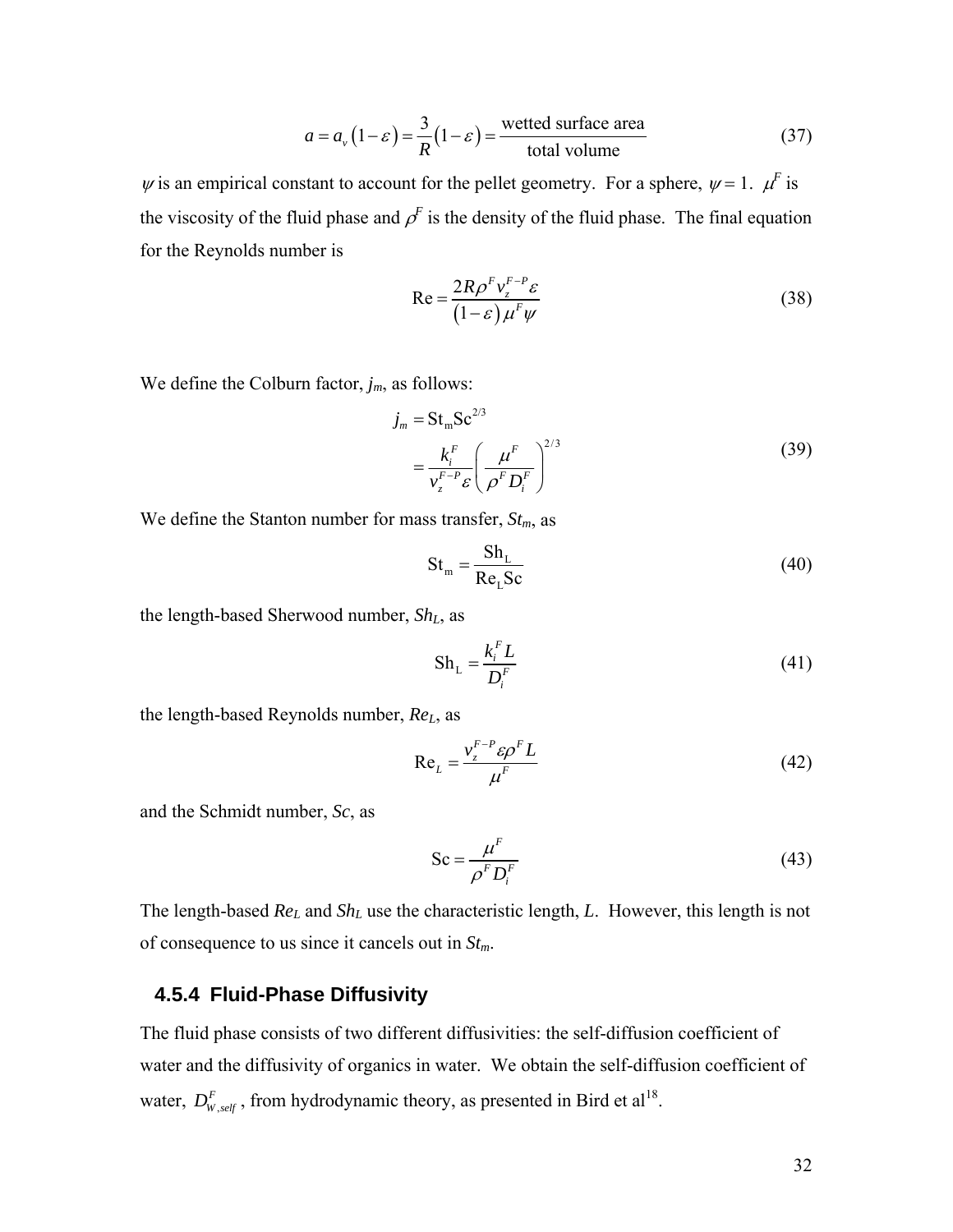$$a = a_v\left(1-\varepsilon\right) = \frac{3}{R}\left(1-\varepsilon\right) = \frac{\text{wetted surface area}}{\text{total volume}} \tag{37}$$

$\psi$ is an empirical constant to account for the pellet geometry. For a sphere, $\psi = 1$. $\mu^F$ is the viscosity of the fluid phase and $\rho^F$ is the density of the fluid phase. The final equation for the Reynolds number is

$$\text{Re} = \frac{2R\rho^F v_z^{F-P}\varepsilon}{\left(1-\varepsilon\right)\mu^F\psi} \tag{38}$$

We define the Colburn factor, $j_m$, as follows:

$$\begin{aligned} j_m &= \text{St}_\text{m}\text{Sc}^{2/3} \\ &= \frac{k_i^F}{v_z^{F-P}\varepsilon}\left(\frac{\mu^F}{\rho^F D_i^F}\right)^{2/3} \end{aligned} \tag{39}$$

We define the Stanton number for mass transfer, $St_m$, as

$$\text{St}_\text{m} = \frac{\text{Sh}_\text{L}}{\text{Re}_\text{L}\text{Sc}} \tag{40}$$

the length-based Sherwood number, $Sh_L$, as

$$\text{Sh}_\text{L} = \frac{k_i^F L}{D_i^F} \tag{41}$$

the length-based Reynolds number, $Re_L$, as

$$\text{Re}_L = \frac{v_z^{F-P}\varepsilon\rho^F L}{\mu^F} \tag{42}$$

and the Schmidt number, $Sc$, as

$$\text{Sc} = \frac{\mu^F}{\rho^F D_i^F} \tag{43}$$

The length-based $Re_L$ and $Sh_L$ use the characteristic length, $L$. However, this length is not of consequence to us since it cancels out in $St_m$.

### 4.5.4 Fluid-Phase Diffusivity

The fluid phase consists of two different diffusivities: the self-diffusion coefficient of water and the diffusivity of organics in water. We obtain the self-diffusion coefficient of water, $D_{W,self}^F$, from hydrodynamic theory, as presented in Bird et al[18].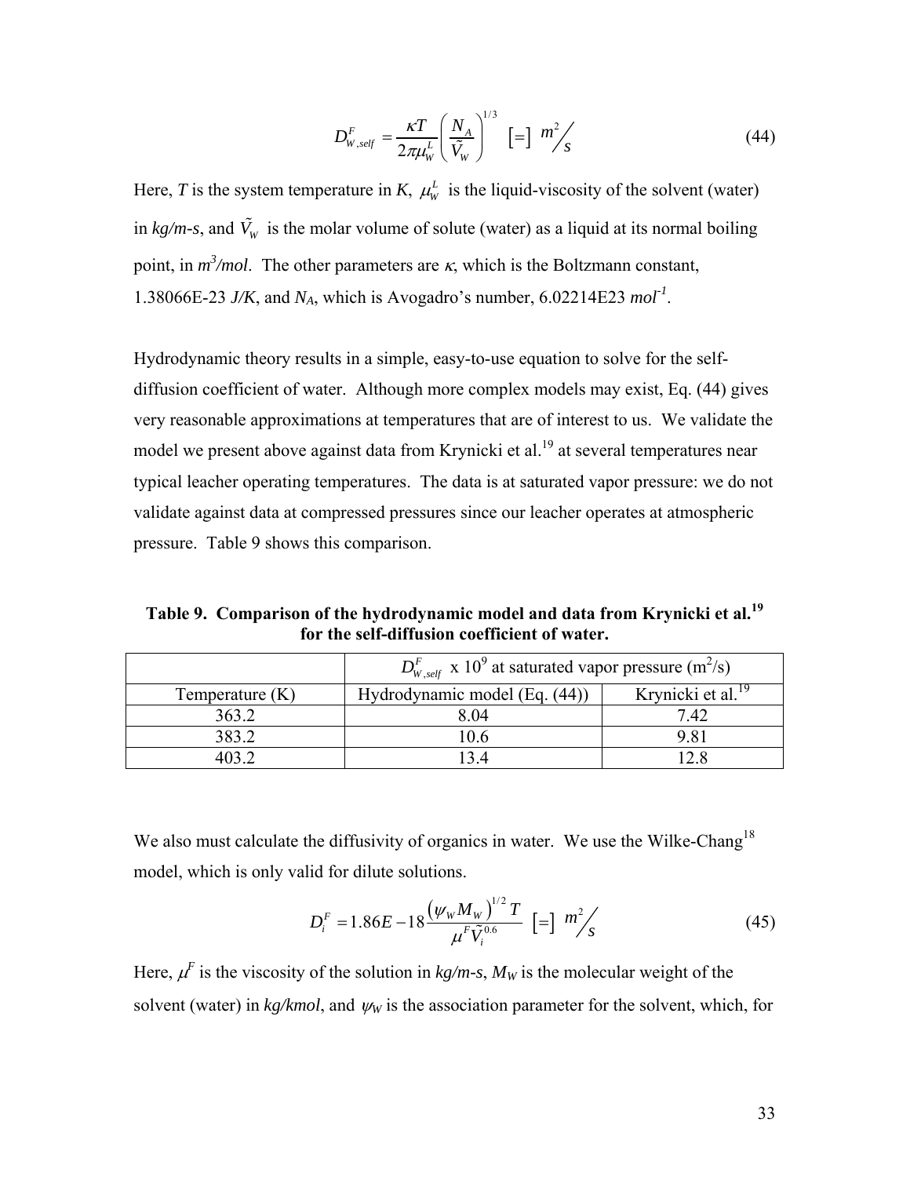$$D_{W,self}^{F} = \frac{\kappa T}{2\pi \mu_W^L}\left(\frac{N_A}{\tilde{V}_W}\right)^{1/3} \; [=] \; m^2/s \tag{44}$$

Here, $T$ is the system temperature in *K*, $\mu_W^L$ is the liquid-viscosity of the solvent (water) in *kg/m-s*, and $\tilde{V}_W$ is the molar volume of solute (water) as a liquid at its normal boiling point, in $m^3/mol$. The other parameters are $\kappa$, which is the Boltzmann constant, 1.38066E-23 *J/K*, and $N_A$, which is Avogadro's number, 6.02214E23 $mol^{-1}$.

Hydrodynamic theory results in a simple, easy-to-use equation to solve for the self-diffusion coefficient of water. Although more complex models may exist, Eq. (44) gives very reasonable approximations at temperatures that are of interest to us. We validate the model we present above against data from Krynicki et al.[19] at several temperatures near typical leacher operating temperatures. The data is at saturated vapor pressure: we do not validate against data at compressed pressures since our leacher operates at atmospheric pressure. Table 9 shows this comparison.

**Table 9. Comparison of the hydrodynamic model and data from Krynicki et al.[19] for the self-diffusion coefficient of water.**

| | $D_{W,self}^{F}$ x $10^9$ at saturated vapor pressure ($m^2$/s) | |
|---|---|---|
| Temperature (K) | Hydrodynamic model (Eq. (44)) | Krynicki et al.[19] |
| 363.2 | 8.04 | 7.42 |
| 383.2 | 10.6 | 9.81 |
| 403.2 | 13.4 | 12.8 |

We also must calculate the diffusivity of organics in water. We use the Wilke-Chang[18] model, which is only valid for dilute solutions.

$$D_i^F = 1.86E-18\frac{\left(\psi_W M_W\right)^{1/2} T}{\mu^F \tilde{V}_i^{0.6}} \; [=] \; m^2/s \tag{45}$$

Here, $\mu^F$ is the viscosity of the solution in *kg/m-s*, $M_W$ is the molecular weight of the solvent (water) in *kg/kmol*, and $\psi_W$ is the association parameter for the solvent, which, for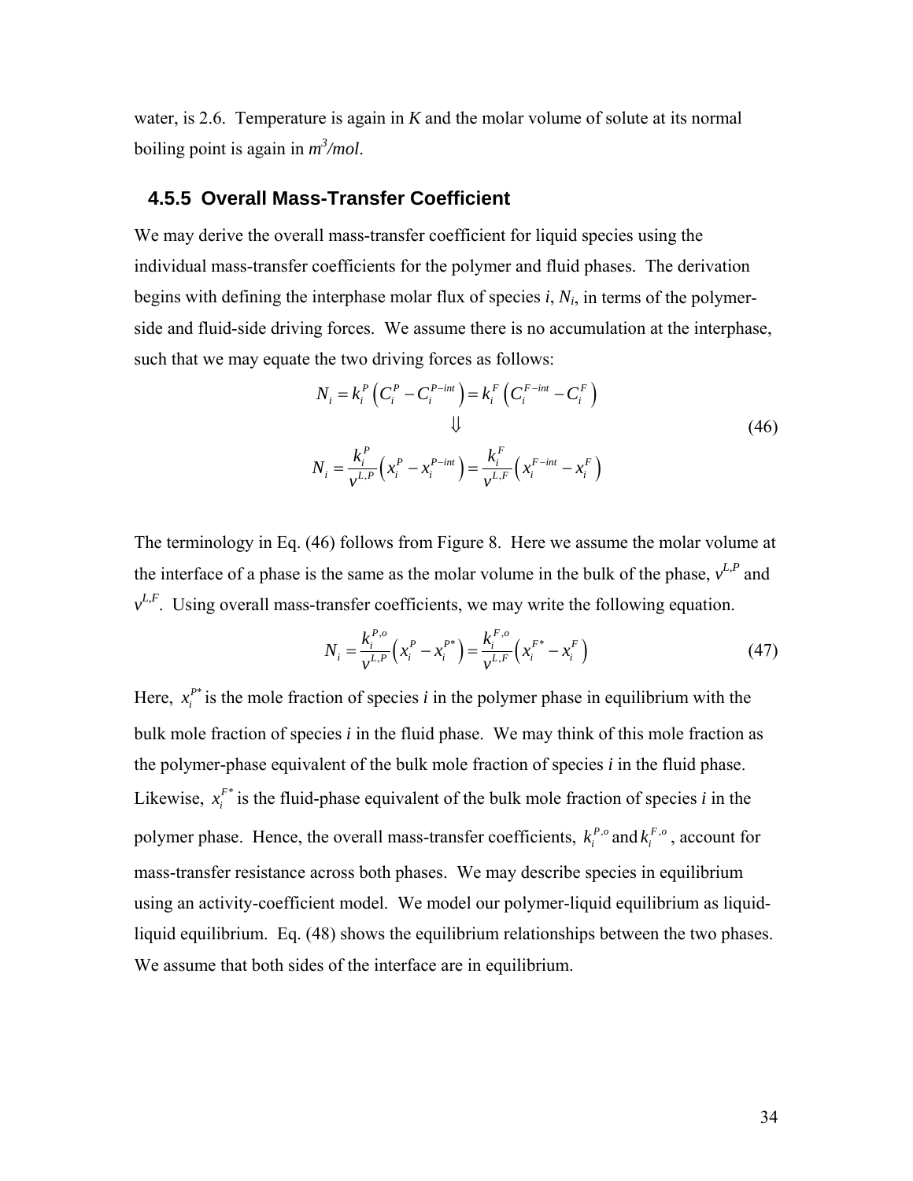water, is 2.6. Temperature is again in *K* and the molar volume of solute at its normal boiling point is again in $m^3/mol$.

### 4.5.5 Overall Mass-Transfer Coefficient

We may derive the overall mass-transfer coefficient for liquid species using the individual mass-transfer coefficients for the polymer and fluid phases. The derivation begins with defining the interphase molar flux of species *i*, $N_i$, in terms of the polymer-side and fluid-side driving forces. We assume there is no accumulation at the interphase, such that we may equate the two driving forces as follows:

$$
\begin{gathered}
N_i = k_i^P \left( C_i^P - C_i^{P-int} \right) = k_i^F \left( C_i^{F-int} - C_i^F \right) \\
\Downarrow \\
N_i = \frac{k_i^P}{v^{L,P}} \left( x_i^P - x_i^{P-int} \right) = \frac{k_i^F}{v^{L,F}} \left( x_i^{F-int} - x_i^F \right)
\end{gathered}
\tag{46}
$$

The terminology in Eq. (46) follows from Figure 8. Here we assume the molar volume at the interface of a phase is the same as the molar volume in the bulk of the phase, $v^{L,P}$ and $v^{L,F}$. Using overall mass-transfer coefficients, we may write the following equation.

$$
N_i = \frac{k_i^{P,o}}{v^{L,P}} \left( x_i^P - x_i^{P*} \right) = \frac{k_i^{F,o}}{v^{L,F}} \left( x_i^{F*} - x_i^F \right)
\tag{47}
$$

Here, $x_i^{P*}$ is the mole fraction of species *i* in the polymer phase in equilibrium with the bulk mole fraction of species *i* in the fluid phase. We may think of this mole fraction as the polymer-phase equivalent of the bulk mole fraction of species *i* in the fluid phase. Likewise, $x_i^{F*}$ is the fluid-phase equivalent of the bulk mole fraction of species *i* in the polymer phase. Hence, the overall mass-transfer coefficients, $k_i^{P,o}$ and $k_i^{F,o}$, account for mass-transfer resistance across both phases. We may describe species in equilibrium using an activity-coefficient model. We model our polymer-liquid equilibrium as liquid-liquid equilibrium. Eq. (48) shows the equilibrium relationships between the two phases. We assume that both sides of the interface are in equilibrium.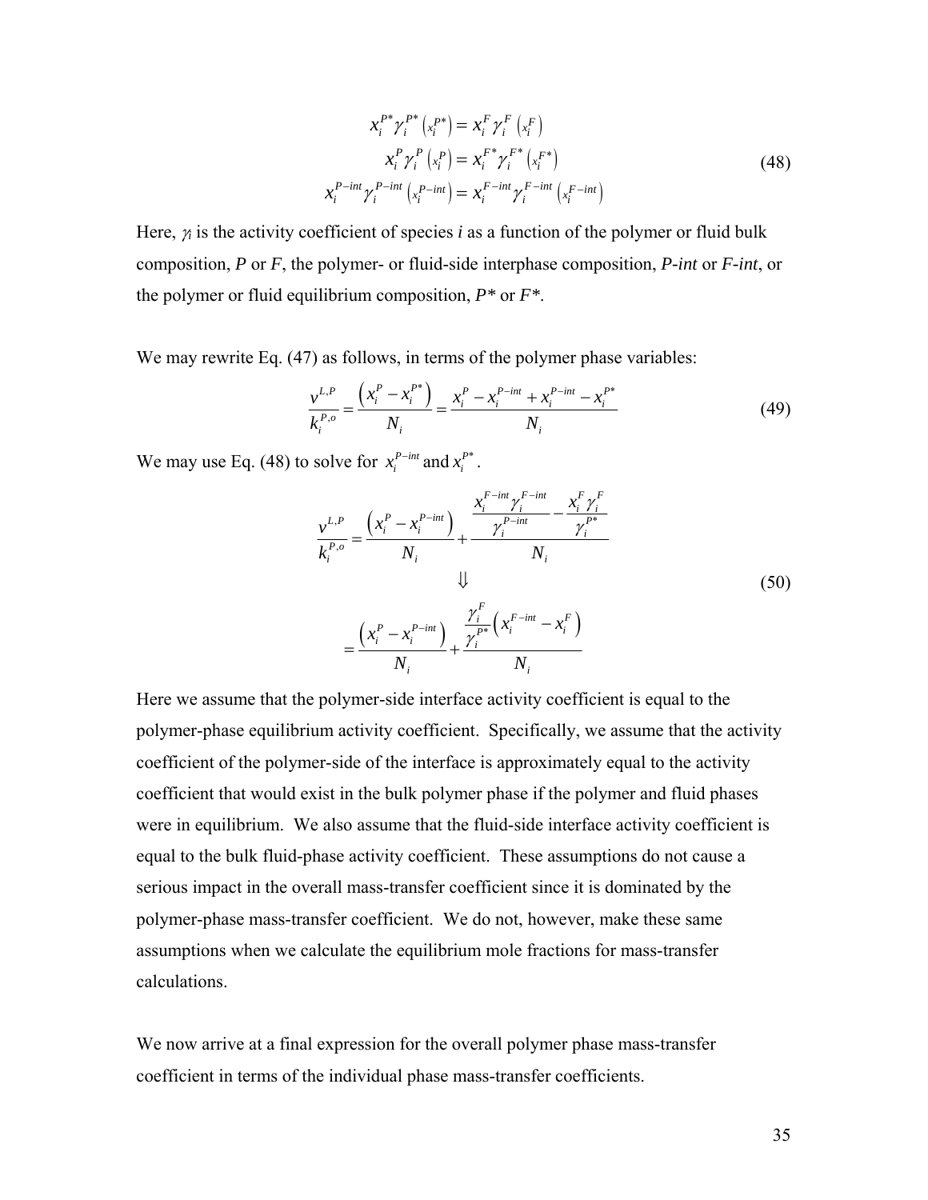$$x_i^{P*}\gamma_i^{P*}\left(x_i^{P*}\right) = x_i^F \gamma_i^F \left(x_i^F\right)$$
$$x_i^P \gamma_i^P \left(x_i^P\right) = x_i^{F*}\gamma_i^{F*}\left(x_i^{F*}\right) \tag{48}$$
$$x_i^{P-int}\gamma_i^{P-int}\left(x_i^{P-int}\right) = x_i^{F-int}\gamma_i^{F-int}\left(x_i^{F-int}\right)$$

Here, $\gamma_i$ is the activity coefficient of species *i* as a function of the polymer or fluid bulk composition, *P* or *F*, the polymer- or fluid-side interphase composition, *P-int* or *F-int*, or the polymer or fluid equilibrium composition, *P\** or *F\**.

We may rewrite Eq. (47) as follows, in terms of the polymer phase variables:

$$\frac{v^{L,P}}{k_i^{P,o}} = \frac{\left(x_i^P - x_i^{P*}\right)}{N_i} = \frac{x_i^P - x_i^{P-int} + x_i^{P-int} - x_i^{P*}}{N_i} \tag{49}$$

We may use Eq. (48) to solve for $x_i^{P-int}$ and $x_i^{P*}$.

$$\frac{v^{L,P}}{k_i^{P,o}} = \frac{\left(x_i^P - x_i^{P-int}\right)}{N_i} + \frac{\dfrac{x_i^{F-int}\gamma_i^{F-int}}{\gamma_i^{P-int}} - \dfrac{x_i^F\gamma_i^F}{\gamma_i^{P*}}}{N_i}$$
$$\Downarrow \tag{50}$$
$$= \frac{\left(x_i^P - x_i^{P-int}\right)}{N_i} + \frac{\dfrac{\gamma_i^F}{\gamma_i^{P*}}\left(x_i^{F-int} - x_i^F\right)}{N_i}$$

Here we assume that the polymer-side interface activity coefficient is equal to the polymer-phase equilibrium activity coefficient. Specifically, we assume that the activity coefficient of the polymer-side of the interface is approximately equal to the activity coefficient that would exist in the bulk polymer phase if the polymer and fluid phases were in equilibrium. We also assume that the fluid-side interface activity coefficient is equal to the bulk fluid-phase activity coefficient. These assumptions do not cause a serious impact in the overall mass-transfer coefficient since it is dominated by the polymer-phase mass-transfer coefficient. We do not, however, make these same assumptions when we calculate the equilibrium mole fractions for mass-transfer calculations.

We now arrive at a final expression for the overall polymer phase mass-transfer coefficient in terms of the individual phase mass-transfer coefficients.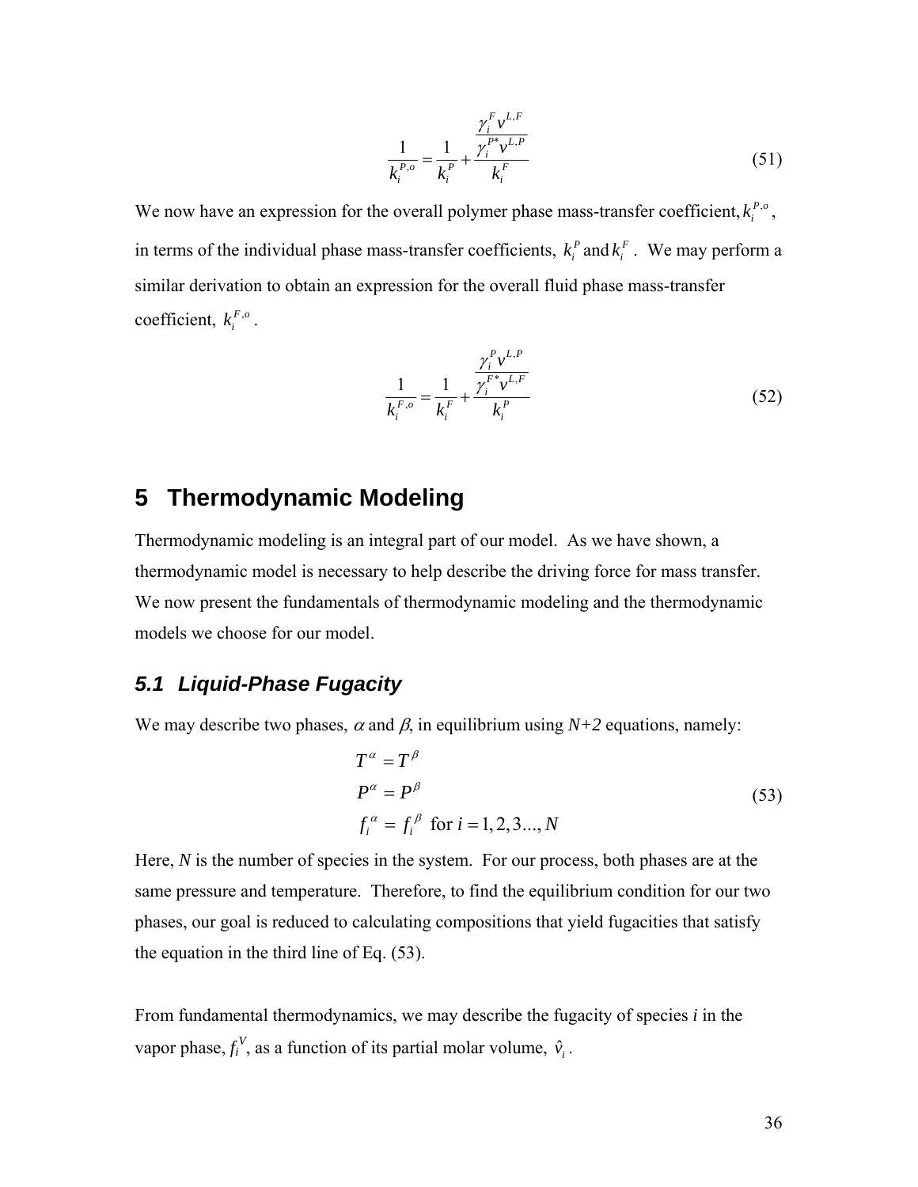$$\frac{1}{k_i^{P,o}} = \frac{1}{k_i^P} + \frac{\dfrac{\gamma_i^F v^{L,F}}{\gamma_i^{P*} v^{L,P}}}{k_i^F} \tag{51}$$

We now have an expression for the overall polymer phase mass-transfer coefficient, $k_i^{P,o}$, in terms of the individual phase mass-transfer coefficients, $k_i^P$ and $k_i^F$. We may perform a similar derivation to obtain an expression for the overall fluid phase mass-transfer coefficient, $k_i^{F,o}$.

$$\frac{1}{k_i^{F,o}} = \frac{1}{k_i^F} + \frac{\dfrac{\gamma_i^P v^{L,P}}{\gamma_i^{F*} v^{L,F}}}{k_i^P} \tag{52}$$

# 5 Thermodynamic Modeling

Thermodynamic modeling is an integral part of our model. As we have shown, a thermodynamic model is necessary to help describe the driving force for mass transfer. We now present the fundamentals of thermodynamic modeling and the thermodynamic models we choose for our model.

## 5.1 Liquid-Phase Fugacity

We may describe two phases, $\alpha$ and $\beta$, in equilibrium using $N+2$ equations, namely:

$$\begin{aligned} T^\alpha &= T^\beta \\ P^\alpha &= P^\beta \\ f_i^\alpha &= f_i^\beta \ \text{ for } i = 1, 2, 3 \ldots, N \end{aligned} \tag{53}$$

Here, $N$ is the number of species in the system. For our process, both phases are at the same pressure and temperature. Therefore, to find the equilibrium condition for our two phases, our goal is reduced to calculating compositions that yield fugacities that satisfy the equation in the third line of Eq. (53).

From fundamental thermodynamics, we may describe the fugacity of species $i$ in the vapor phase, $f_i^V$, as a function of its partial molar volume, $\hat{v}_i$.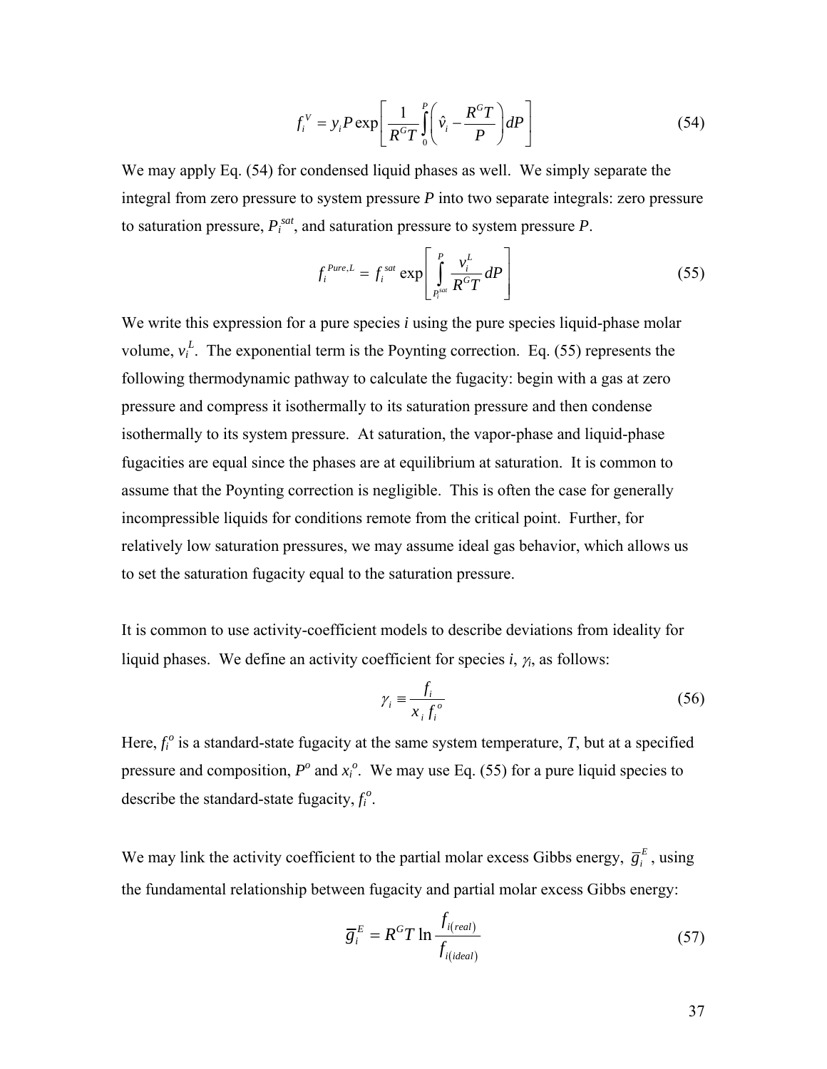$$f_i^V = y_i P \exp\left[\frac{1}{R^G T}\int_0^P \left(\hat{v}_i - \frac{R^G T}{P}\right) dP\right] \tag{54}$$

We may apply Eq. (54) for condensed liquid phases as well. We simply separate the integral from zero pressure to system pressure *P* into two separate integrals: zero pressure to saturation pressure, $P_i^{sat}$, and saturation pressure to system pressure *P*.

$$f_i^{Pure,L} = f_i^{sat} \exp\left[\int_{P_i^{sat}}^{P} \frac{v_i^L}{R^G T} dP\right] \tag{55}$$

We write this expression for a pure species *i* using the pure species liquid-phase molar volume, $v_i^L$. The exponential term is the Poynting correction. Eq. (55) represents the following thermodynamic pathway to calculate the fugacity: begin with a gas at zero pressure and compress it isothermally to its saturation pressure and then condense isothermally to its system pressure. At saturation, the vapor-phase and liquid-phase fugacities are equal since the phases are at equilibrium at saturation. It is common to assume that the Poynting correction is negligible. This is often the case for generally incompressible liquids for conditions remote from the critical point. Further, for relatively low saturation pressures, we may assume ideal gas behavior, which allows us to set the saturation fugacity equal to the saturation pressure.

It is common to use activity-coefficient models to describe deviations from ideality for liquid phases. We define an activity coefficient for species *i*, $\gamma_i$, as follows:

$$\gamma_i \equiv \frac{f_i}{x_i f_i^o} \tag{56}$$

Here, $f_i^o$ is a standard-state fugacity at the same system temperature, *T*, but at a specified pressure and composition, $P^o$ and $x_i^o$. We may use Eq. (55) for a pure liquid species to describe the standard-state fugacity, $f_i^o$.

We may link the activity coefficient to the partial molar excess Gibbs energy, $\overline{g}_i^E$, using the fundamental relationship between fugacity and partial molar excess Gibbs energy:

$$\overline{g}_i^E = R^G T \ln \frac{f_{i(real)}}{f_{i(ideal)}} \tag{57}$$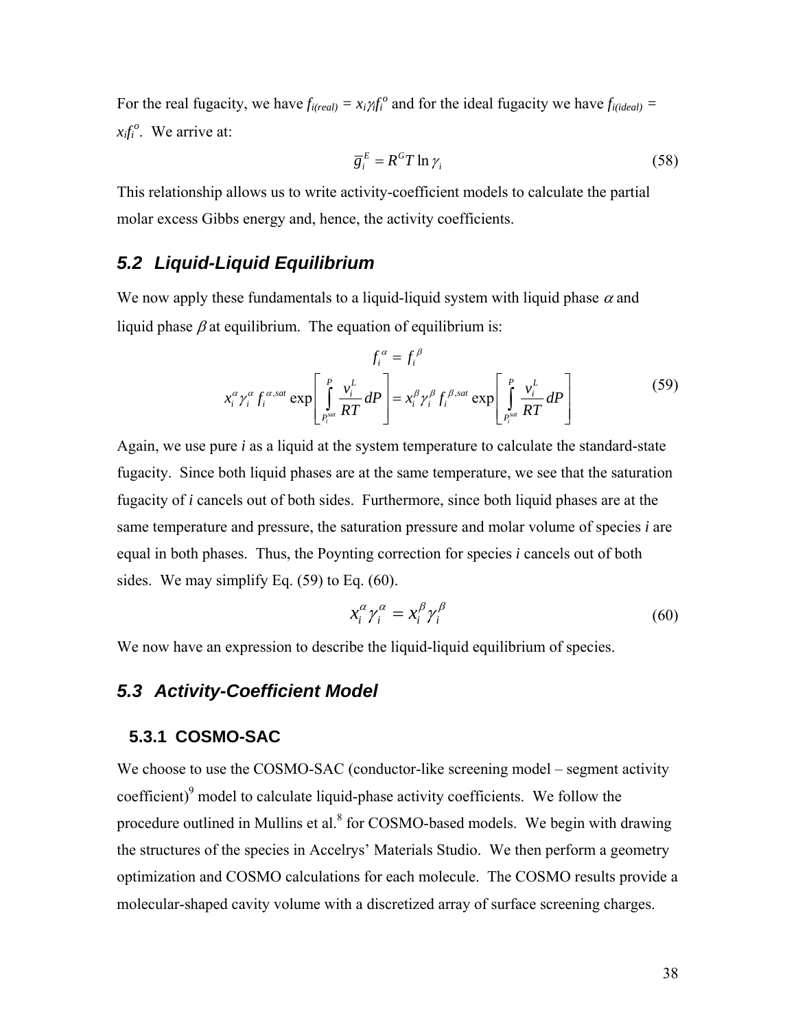For the real fugacity, we have $f_{i(real)} = x_i \gamma_i f_i^o$ and for the ideal fugacity we have $f_{i(ideal)} = x_i f_i^o$. We arrive at:

$$\bar{g}_i^E = R^G T \ln \gamma_i \tag{58}$$

This relationship allows us to write activity-coefficient models to calculate the partial molar excess Gibbs energy and, hence, the activity coefficients.

## 5.2 Liquid-Liquid Equilibrium

We now apply these fundamentals to a liquid-liquid system with liquid phase $\alpha$ and liquid phase $\beta$ at equilibrium. The equation of equilibrium is:

$$\begin{gathered} f_i^\alpha = f_i^\beta \\ x_i^\alpha \gamma_i^\alpha f_i^{\alpha,sat} \exp\left[\int_{P_i^{sat}}^{P} \frac{v_i^L}{RT} dP\right] = x_i^\beta \gamma_i^\beta f_i^{\beta,sat} \exp\left[\int_{P_i^{sat}}^{P} \frac{v_i^L}{RT} dP\right] \end{gathered} \tag{59}$$

Again, we use pure *i* as a liquid at the system temperature to calculate the standard-state fugacity. Since both liquid phases are at the same temperature, we see that the saturation fugacity of *i* cancels out of both sides. Furthermore, since both liquid phases are at the same temperature and pressure, the saturation pressure and molar volume of species *i* are equal in both phases. Thus, the Poynting correction for species *i* cancels out of both sides. We may simplify Eq. (59) to Eq. (60).

$$x_i^\alpha \gamma_i^\alpha = x_i^\beta \gamma_i^\beta \tag{60}$$

We now have an expression to describe the liquid-liquid equilibrium of species.

## 5.3 Activity-Coefficient Model

### 5.3.1 COSMO-SAC

We choose to use the COSMO-SAC (conductor-like screening model – segment activity coefficient)[9] model to calculate liquid-phase activity coefficients. We follow the procedure outlined in Mullins et al.[8] for COSMO-based models. We begin with drawing the structures of the species in Accelrys' Materials Studio. We then perform a geometry optimization and COSMO calculations for each molecule. The COSMO results provide a molecular-shaped cavity volume with a discretized array of surface screening charges.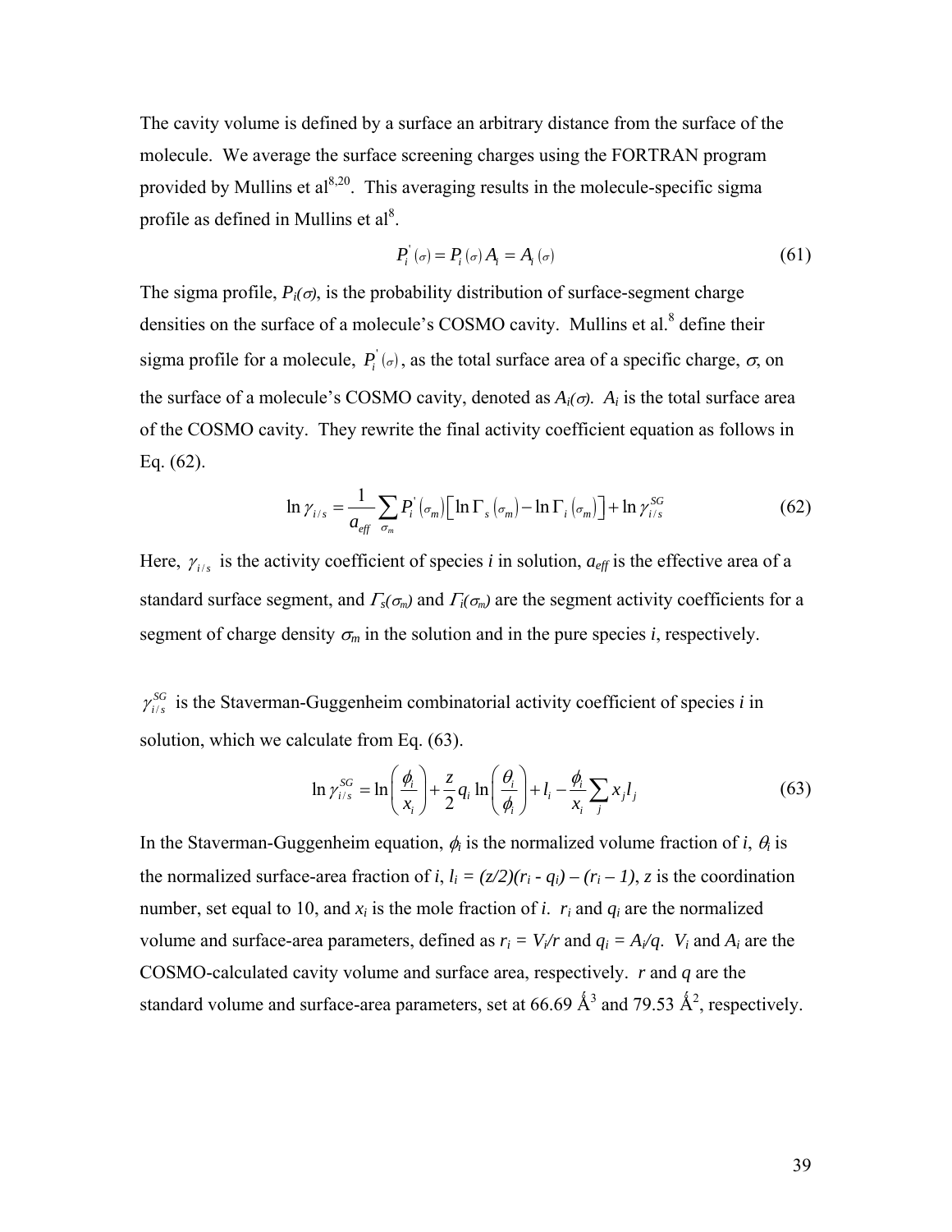The cavity volume is defined by a surface an arbitrary distance from the surface of the molecule. We average the surface screening charges using the FORTRAN program provided by Mullins et al[8,20]. This averaging results in the molecule-specific sigma profile as defined in Mullins et al[8].

$$P_i^{'}(\sigma) = P_i(\sigma)A_i = A_i(\sigma) \tag{61}$$

The sigma profile, $P_i(\sigma)$, is the probability distribution of surface-segment charge densities on the surface of a molecule's COSMO cavity. Mullins et al.[8] define their sigma profile for a molecule, $P_i^{'}(\sigma)$, as the total surface area of a specific charge, $\sigma$, on the surface of a molecule's COSMO cavity, denoted as $A_i(\sigma)$. $A_i$ is the total surface area of the COSMO cavity. They rewrite the final activity coefficient equation as follows in Eq. (62).

$$\ln \gamma_{i/s} = \frac{1}{a_{eff}} \sum_{\sigma_m} P_i^{'}(\sigma_m)\left[\ln \Gamma_s(\sigma_m) - \ln \Gamma_i(\sigma_m)\right] + \ln \gamma_{i/s}^{SG} \tag{62}$$

Here, $\gamma_{i/s}$ is the activity coefficient of species $i$ in solution, $a_{eff}$ is the effective area of a standard surface segment, and $\Gamma_s(\sigma_m)$ and $\Gamma_i(\sigma_m)$ are the segment activity coefficients for a segment of charge density $\sigma_m$ in the solution and in the pure species $i$, respectively.

$\gamma_{i/s}^{SG}$ is the Staverman-Guggenheim combinatorial activity coefficient of species $i$ in solution, which we calculate from Eq. (63).

$$\ln \gamma_{i/s}^{SG} = \ln\left(\frac{\phi_i}{x_i}\right) + \frac{z}{2} q_i \ln\left(\frac{\theta_i}{\phi_i}\right) + l_i - \frac{\phi_i}{x_i} \sum_j x_j l_j \tag{63}$$

In the Staverman-Guggenheim equation, $\phi_i$ is the normalized volume fraction of $i$, $\theta_i$ is the normalized surface-area fraction of $i$, $l_i = (z/2)(r_i - q_i) - (r_i - 1)$, $z$ is the coordination number, set equal to 10, and $x_i$ is the mole fraction of $i$. $r_i$ and $q_i$ are the normalized volume and surface-area parameters, defined as $r_i = V_i/r$ and $q_i = A_i/q$. $V_i$ and $A_i$ are the COSMO-calculated cavity volume and surface area, respectively. $r$ and $q$ are the standard volume and surface-area parameters, set at 66.69 Å$^3$ and 79.53 Å$^2$, respectively.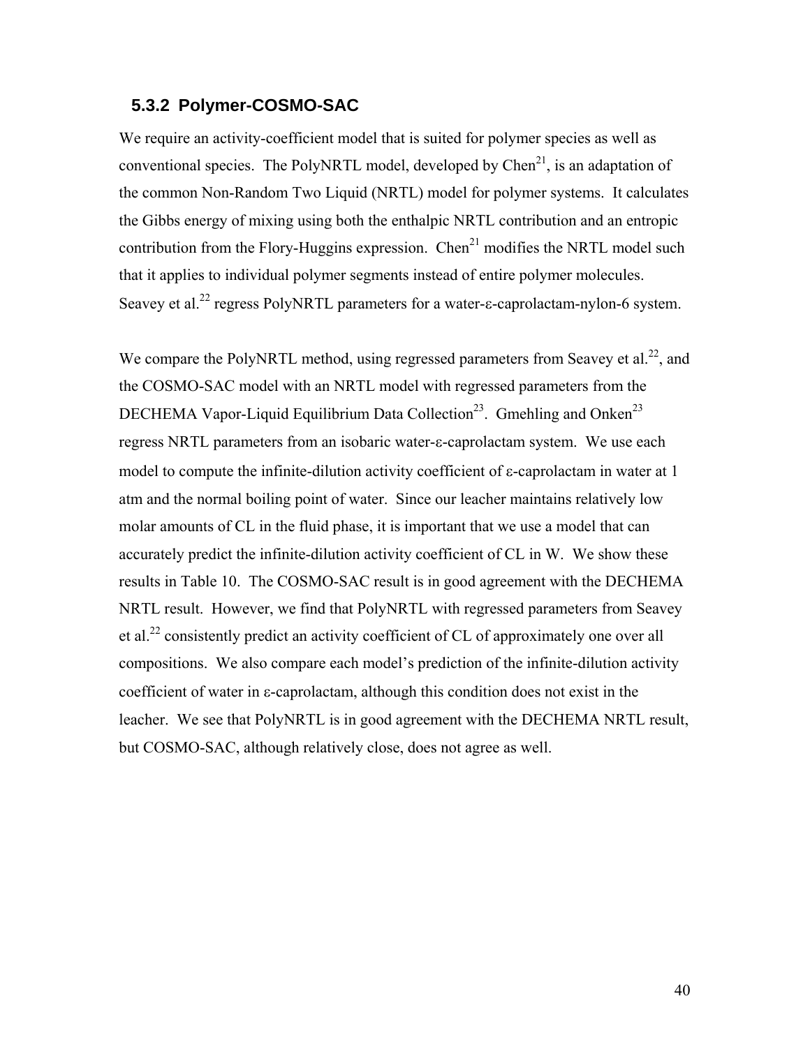### 5.3.2 Polymer-COSMO-SAC

We require an activity-coefficient model that is suited for polymer species as well as conventional species. The PolyNRTL model, developed by Chen[21], is an adaptation of the common Non-Random Two Liquid (NRTL) model for polymer systems. It calculates the Gibbs energy of mixing using both the enthalpic NRTL contribution and an entropic contribution from the Flory-Huggins expression. Chen[21] modifies the NRTL model such that it applies to individual polymer segments instead of entire polymer molecules. Seavey et al.[22] regress PolyNRTL parameters for a water-ε-caprolactam-nylon-6 system.

We compare the PolyNRTL method, using regressed parameters from Seavey et al.[22], and the COSMO-SAC model with an NRTL model with regressed parameters from the DECHEMA Vapor-Liquid Equilibrium Data Collection[23]. Gmehling and Onken[23] regress NRTL parameters from an isobaric water-ε-caprolactam system. We use each model to compute the infinite-dilution activity coefficient of ε-caprolactam in water at 1 atm and the normal boiling point of water. Since our leacher maintains relatively low molar amounts of CL in the fluid phase, it is important that we use a model that can accurately predict the infinite-dilution activity coefficient of CL in W. We show these results in Table 10. The COSMO-SAC result is in good agreement with the DECHEMA NRTL result. However, we find that PolyNRTL with regressed parameters from Seavey et al.[22] consistently predict an activity coefficient of CL of approximately one over all compositions. We also compare each model's prediction of the infinite-dilution activity coefficient of water in ε-caprolactam, although this condition does not exist in the leacher. We see that PolyNRTL is in good agreement with the DECHEMA NRTL result, but COSMO-SAC, although relatively close, does not agree as well.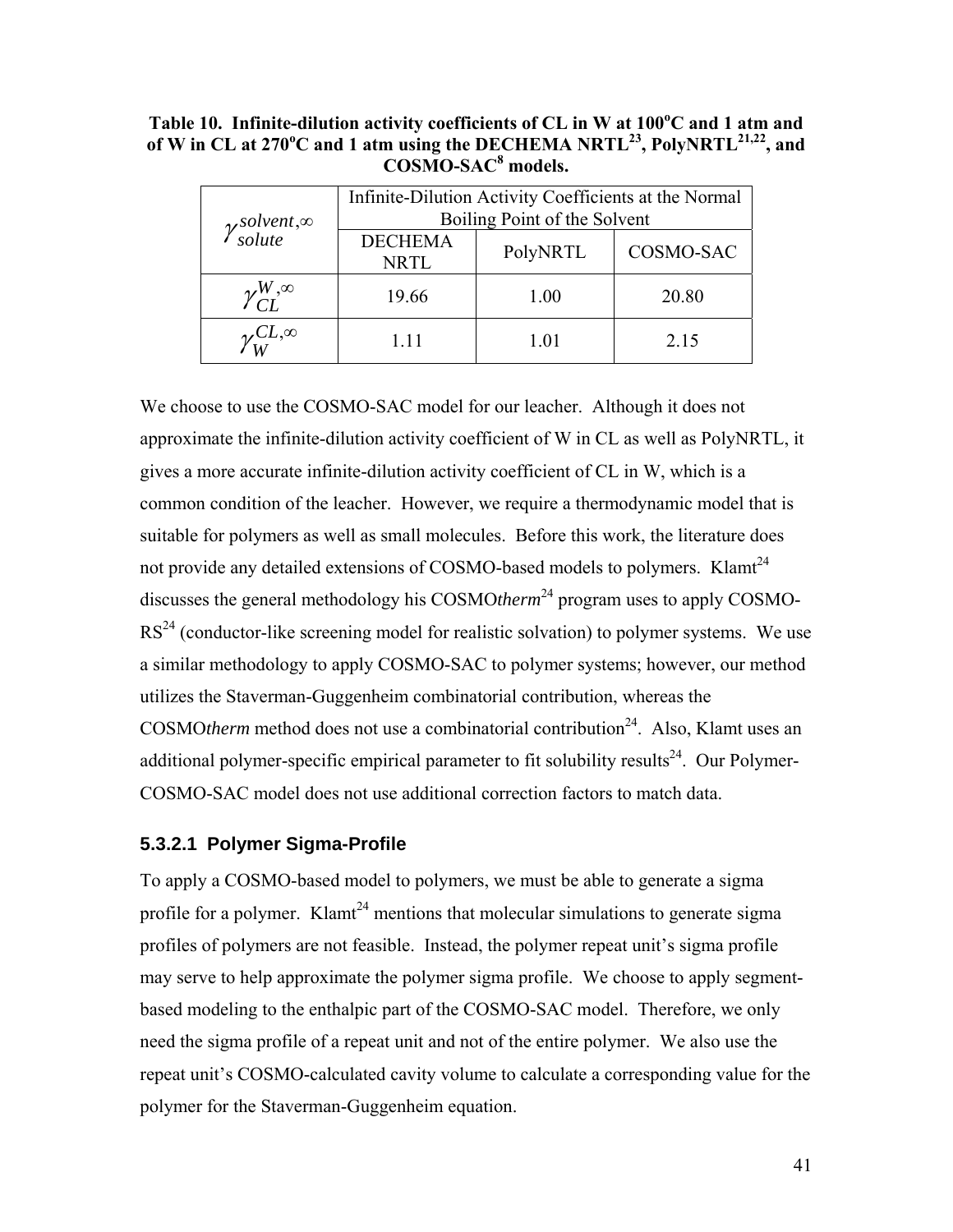**Table 10. Infinite-dilution activity coefficients of CL in W at 100°C and 1 atm and of W in CL at 270°C and 1 atm using the DECHEMA NRTL[23], PolyNRTL[21,22], and COSMO-SAC[8] models.**

| $\gamma_{solute}^{solvent,\infty}$ | Infinite-Dilution Activity Coefficients at the Normal Boiling Point of the Solvent | | |
|---|---|---|---|
| | DECHEMA NRTL | PolyNRTL | COSMO-SAC |
| $\gamma_{CL}^{W,\infty}$ | 19.66 | 1.00 | 20.80 |
| $\gamma_{W}^{CL,\infty}$ | 1.11 | 1.01 | 2.15 |

We choose to use the COSMO-SAC model for our leacher. Although it does not approximate the infinite-dilution activity coefficient of W in CL as well as PolyNRTL, it gives a more accurate infinite-dilution activity coefficient of CL in W, which is a common condition of the leacher. However, we require a thermodynamic model that is suitable for polymers as well as small molecules. Before this work, the literature does not provide any detailed extensions of COSMO-based models to polymers. Klamt[24] discusses the general methodology his COSMO*therm*[24] program uses to apply COSMO-RS[24] (conductor-like screening model for realistic solvation) to polymer systems. We use a similar methodology to apply COSMO-SAC to polymer systems; however, our method utilizes the Staverman-Guggenheim combinatorial contribution, whereas the COSMO*therm* method does not use a combinatorial contribution[24]. Also, Klamt uses an additional polymer-specific empirical parameter to fit solubility results[24]. Our Polymer-COSMO-SAC model does not use additional correction factors to match data.

#### 5.3.2.1 Polymer Sigma-Profile

To apply a COSMO-based model to polymers, we must be able to generate a sigma profile for a polymer. Klamt[24] mentions that molecular simulations to generate sigma profiles of polymers are not feasible. Instead, the polymer repeat unit's sigma profile may serve to help approximate the polymer sigma profile. We choose to apply segment-based modeling to the enthalpic part of the COSMO-SAC model. Therefore, we only need the sigma profile of a repeat unit and not of the entire polymer. We also use the repeat unit's COSMO-calculated cavity volume to calculate a corresponding value for the polymer for the Staverman-Guggenheim equation.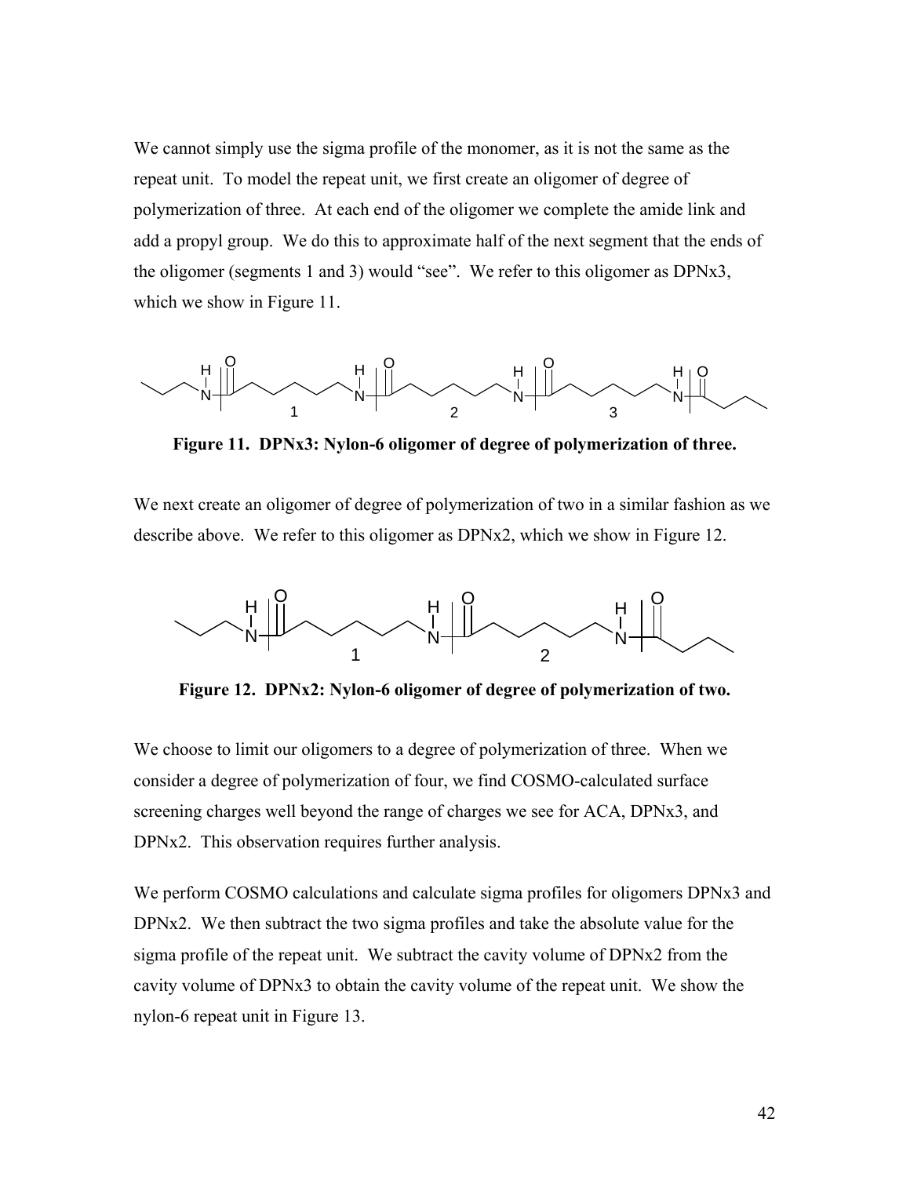We cannot simply use the sigma profile of the monomer, as it is not the same as the repeat unit. To model the repeat unit, we first create an oligomer of degree of polymerization of three. At each end of the oligomer we complete the amide link and add a propyl group. We do this to approximate half of the next segment that the ends of the oligomer (segments 1 and 3) would "see". We refer to this oligomer as DPNx3, which we show in Figure 11.

**Figure 11. DPNx3: Nylon-6 oligomer of degree of polymerization of three.**

We next create an oligomer of degree of polymerization of two in a similar fashion as we describe above. We refer to this oligomer as DPNx2, which we show in Figure 12.

**Figure 12. DPNx2: Nylon-6 oligomer of degree of polymerization of two.**

We choose to limit our oligomers to a degree of polymerization of three. When we consider a degree of polymerization of four, we find COSMO-calculated surface screening charges well beyond the range of charges we see for ACA, DPNx3, and DPNx2. This observation requires further analysis.

We perform COSMO calculations and calculate sigma profiles for oligomers DPNx3 and DPNx2. We then subtract the two sigma profiles and take the absolute value for the sigma profile of the repeat unit. We subtract the cavity volume of DPNx2 from the cavity volume of DPNx3 to obtain the cavity volume of the repeat unit. We show the nylon-6 repeat unit in Figure 13.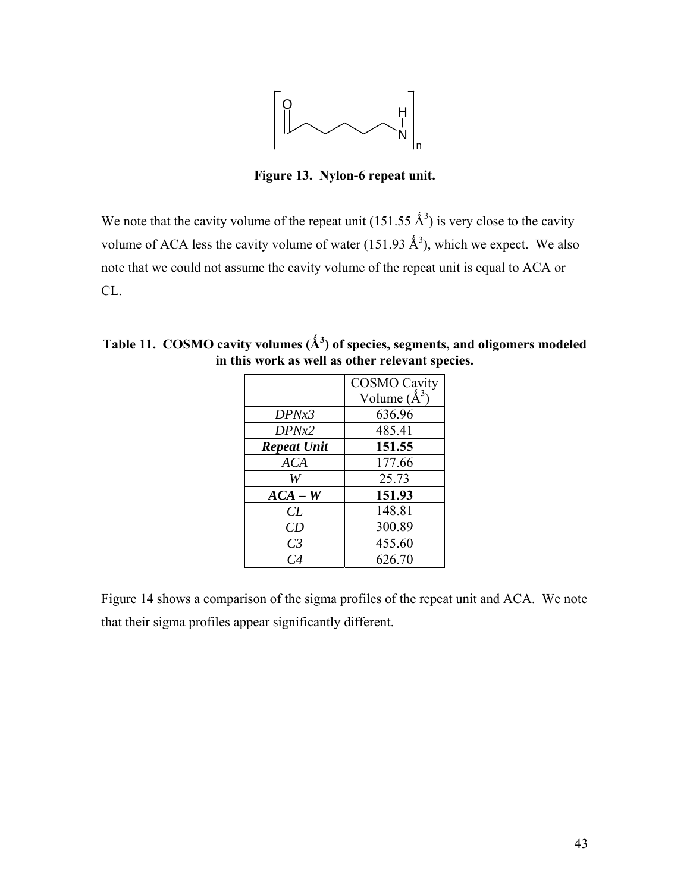**Figure 13. Nylon-6 repeat unit.**

We note that the cavity volume of the repeat unit (151.55 Å$^3$) is very close to the cavity volume of ACA less the cavity volume of water (151.93 Å$^3$), which we expect. We also note that we could not assume the cavity volume of the repeat unit is equal to ACA or CL.

**Table 11. COSMO cavity volumes (Å$^3$) of species, segments, and oligomers modeled in this work as well as other relevant species.**

| | COSMO Cavity Volume (Å$^3$) |
|---|---|
| *DPNx3* | 636.96 |
| *DPNx2* | 485.41 |
| ***Repeat Unit*** | **151.55** |
| *ACA* | 177.66 |
| *W* | 25.73 |
| ***ACA – W*** | **151.93** |
| *CL* | 148.81 |
| *CD* | 300.89 |
| *C3* | 455.60 |
| *C4* | 626.70 |

Figure 14 shows a comparison of the sigma profiles of the repeat unit and ACA. We note that their sigma profiles appear significantly different.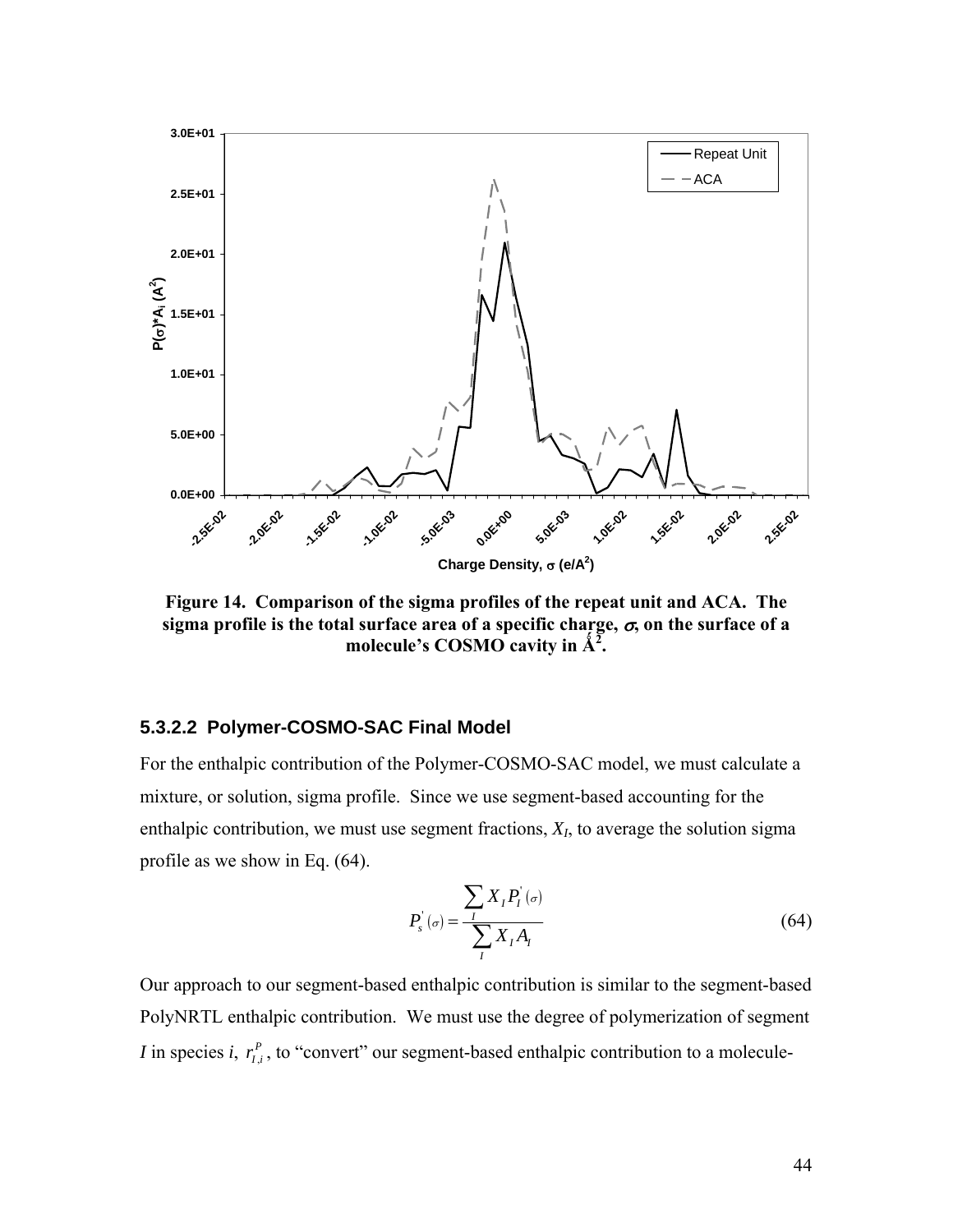Figure 14. Comparison of the sigma profiles of the repeat unit and ACA. The sigma profile is the total surface area of a specific charge, $\sigma$, on the surface of a molecule's COSMO cavity in Å$^2$.

### 5.3.2.2 Polymer-COSMO-SAC Final Model

For the enthalpic contribution of the Polymer-COSMO-SAC model, we must calculate a mixture, or solution, sigma profile. Since we use segment-based accounting for the enthalpic contribution, we must use segment fractions, $X_I$, to average the solution sigma profile as we show in Eq. (64).

$$P_s^{'}(\sigma) = \frac{\sum_I X_I P_I^{'}(\sigma)}{\sum_I X_I A_I} \tag{64}$$

Our approach to our segment-based enthalpic contribution is similar to the segment-based PolyNRTL enthalpic contribution. We must use the degree of polymerization of segment $I$ in species $i$, $r_{I,i}^P$, to "convert" our segment-based enthalpic contribution to a molecule-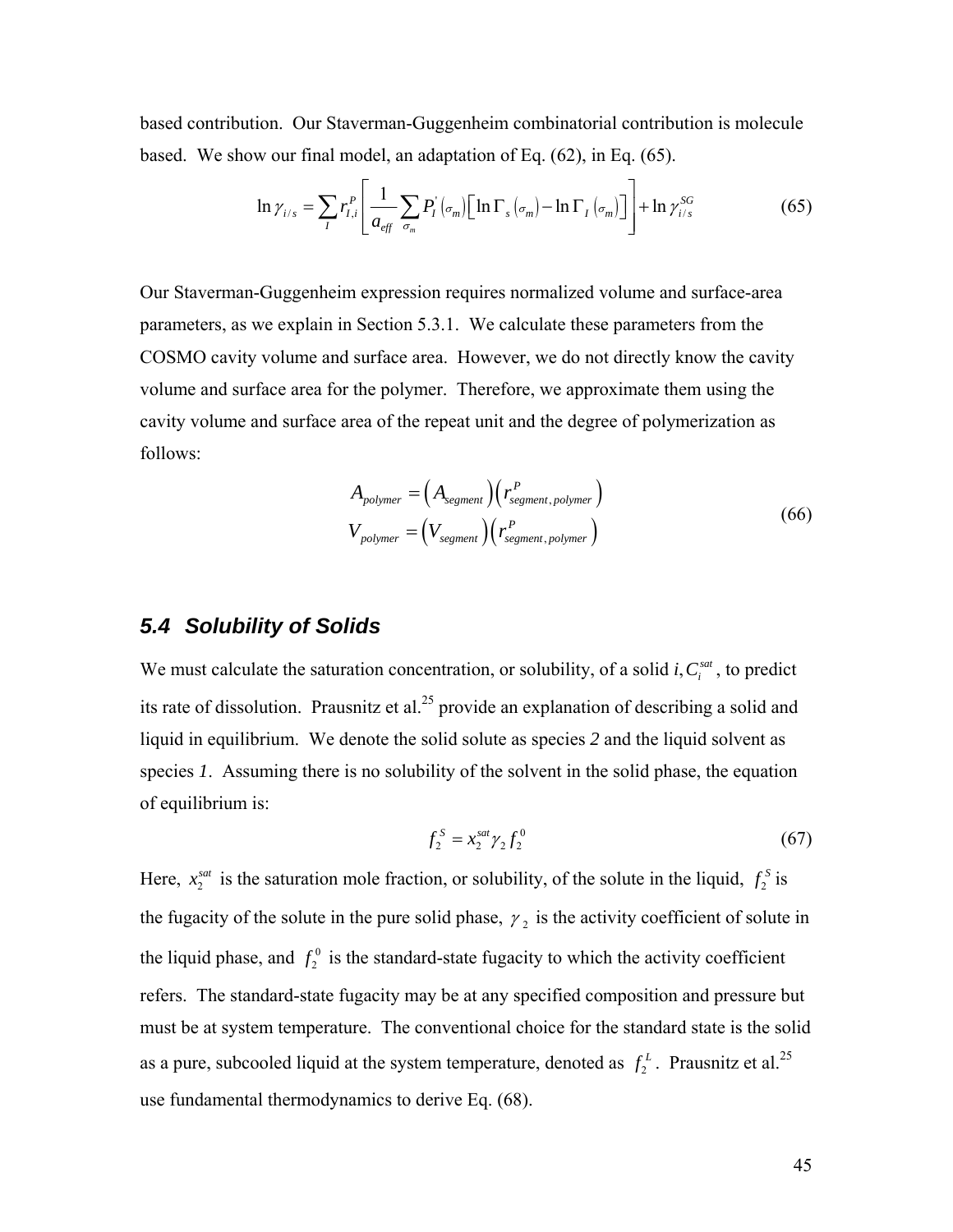based contribution. Our Staverman-Guggenheim combinatorial contribution is molecule based. We show our final model, an adaptation of Eq. (62), in Eq. (65).

$$\ln \gamma_{i/s} = \sum_I r_{I,i}^P \left[ \frac{1}{a_{eff}} \sum_{\sigma_m} P_I^{'}(\sigma_m) \left[ \ln \Gamma_s(\sigma_m) - \ln \Gamma_I(\sigma_m) \right] \right] + \ln \gamma_{i/s}^{SG} \tag{65}$$

Our Staverman-Guggenheim expression requires normalized volume and surface-area parameters, as we explain in Section 5.3.1. We calculate these parameters from the COSMO cavity volume and surface area. However, we do not directly know the cavity volume and surface area for the polymer. Therefore, we approximate them using the cavity volume and surface area of the repeat unit and the degree of polymerization as follows:

$$\begin{aligned} A_{polymer} &= \left(A_{segment}\right)\left(r_{segment,polymer}^P\right) \\ V_{polymer} &= \left(V_{segment}\right)\left(r_{segment,polymer}^P\right) \end{aligned} \tag{66}$$

## *5.4 Solubility of Solids*

We must calculate the saturation concentration, or solubility, of a solid $i, C_i^{sat}$, to predict its rate of dissolution. Prausnitz et al.[25] provide an explanation of describing a solid and liquid in equilibrium. We denote the solid solute as species *2* and the liquid solvent as species *1*. Assuming there is no solubility of the solvent in the solid phase, the equation of equilibrium is:

$$f_2^S = x_2^{sat} \gamma_2 f_2^0 \tag{67}$$

Here, $x_2^{sat}$ is the saturation mole fraction, or solubility, of the solute in the liquid, $f_2^S$ is the fugacity of the solute in the pure solid phase, $\gamma_2$ is the activity coefficient of solute in the liquid phase, and $f_2^0$ is the standard-state fugacity to which the activity coefficient refers. The standard-state fugacity may be at any specified composition and pressure but must be at system temperature. The conventional choice for the standard state is the solid as a pure, subcooled liquid at the system temperature, denoted as $f_2^L$. Prausnitz et al.[25] use fundamental thermodynamics to derive Eq. (68).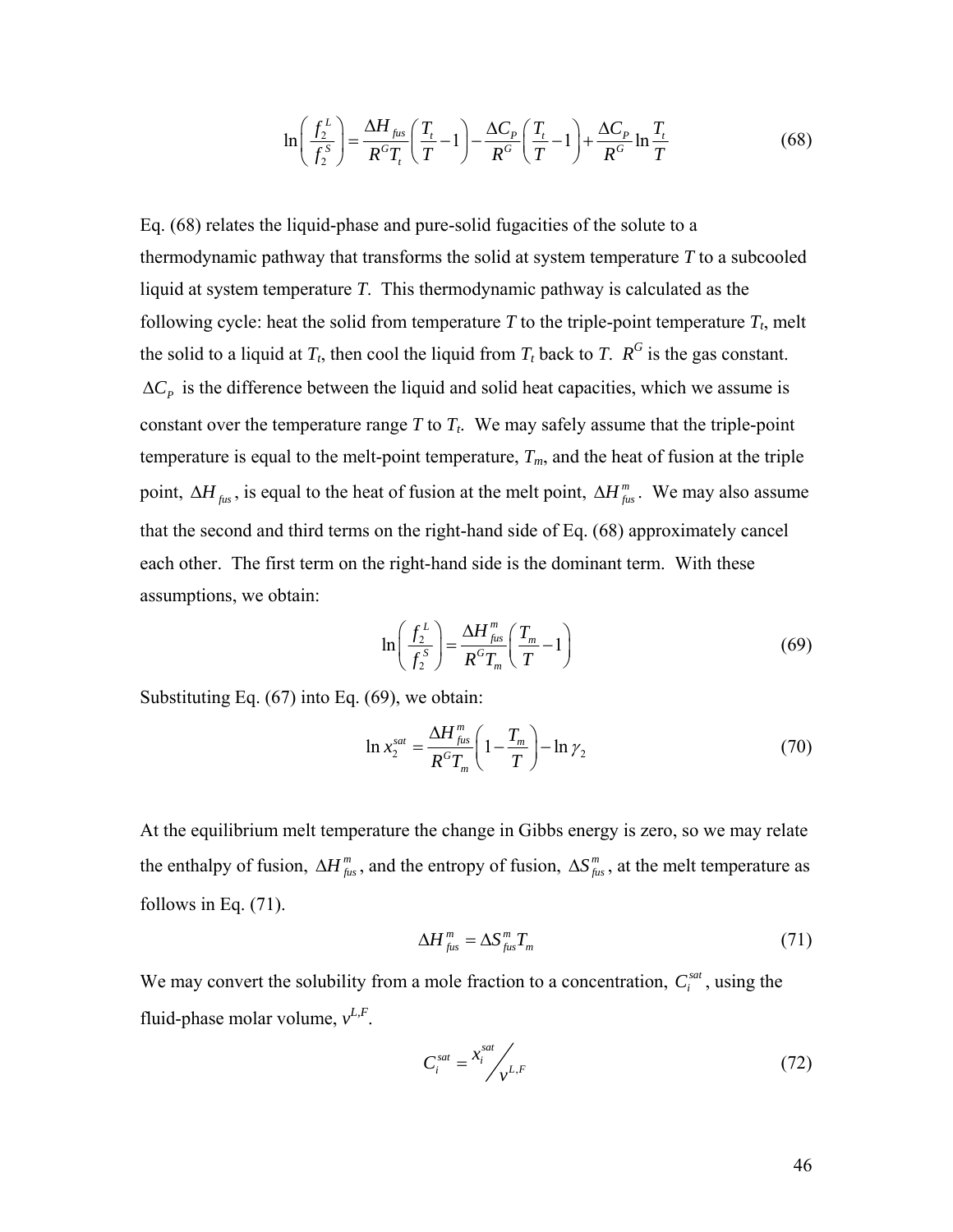$$\ln\left(\frac{f_2^L}{f_2^S}\right) = \frac{\Delta H_{fus}}{R^G T_t}\left(\frac{T_t}{T} - 1\right) - \frac{\Delta C_P}{R^G}\left(\frac{T_t}{T} - 1\right) + \frac{\Delta C_P}{R^G}\ln\frac{T_t}{T} \tag{68}$$

Eq. (68) relates the liquid-phase and pure-solid fugacities of the solute to a thermodynamic pathway that transforms the solid at system temperature *T* to a subcooled liquid at system temperature *T*. This thermodynamic pathway is calculated as the following cycle: heat the solid from temperature *T* to the triple-point temperature $T_t$, melt the solid to a liquid at $T_t$, then cool the liquid from $T_t$ back to *T*. $R^G$ is the gas constant. $\Delta C_P$ is the difference between the liquid and solid heat capacities, which we assume is constant over the temperature range *T* to $T_t$. We may safely assume that the triple-point temperature is equal to the melt-point temperature, $T_m$, and the heat of fusion at the triple point, $\Delta H_{fus}$, is equal to the heat of fusion at the melt point, $\Delta H_{fus}^m$. We may also assume that the second and third terms on the right-hand side of Eq. (68) approximately cancel each other. The first term on the right-hand side is the dominant term. With these assumptions, we obtain:

$$\ln\left(\frac{f_2^L}{f_2^S}\right) = \frac{\Delta H_{fus}^m}{R^G T_m}\left(\frac{T_m}{T} - 1\right) \tag{69}$$

Substituting Eq. (67) into Eq. (69), we obtain:

$$\ln x_2^{sat} = \frac{\Delta H_{fus}^m}{R^G T_m}\left(1 - \frac{T_m}{T}\right) - \ln \gamma_2 \tag{70}$$

At the equilibrium melt temperature the change in Gibbs energy is zero, so we may relate the enthalpy of fusion, $\Delta H_{fus}^m$, and the entropy of fusion, $\Delta S_{fus}^m$, at the melt temperature as follows in Eq. (71).

$$\Delta H_{fus}^m = \Delta S_{fus}^m T_m \tag{71}$$

We may convert the solubility from a mole fraction to a concentration, $C_i^{sat}$, using the fluid-phase molar volume, $v^{L,F}$.

$$C_i^{sat} = x_i^{sat} / v^{L,F} \tag{72}$$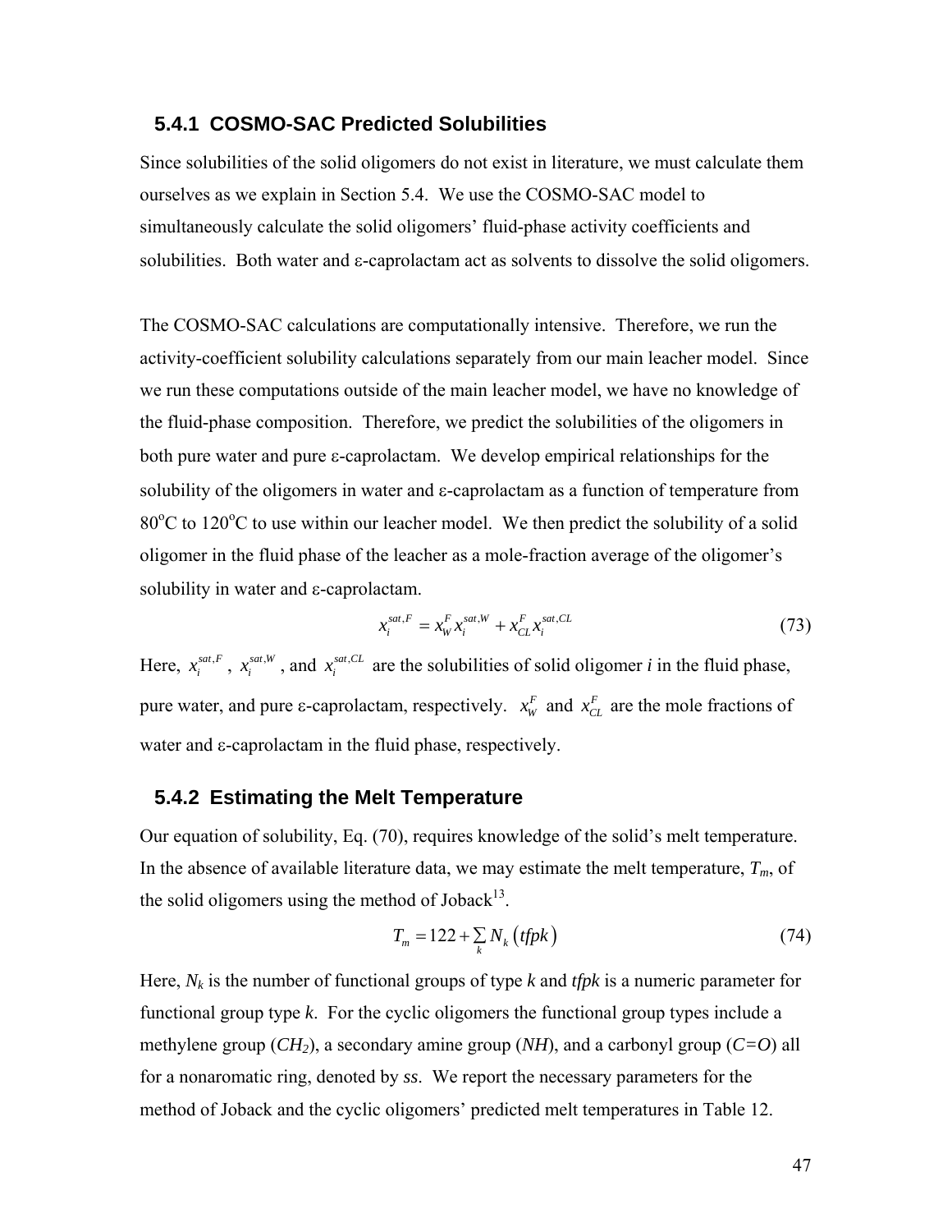### 5.4.1 COSMO-SAC Predicted Solubilities

Since solubilities of the solid oligomers do not exist in literature, we must calculate them ourselves as we explain in Section 5.4. We use the COSMO-SAC model to simultaneously calculate the solid oligomers' fluid-phase activity coefficients and solubilities. Both water and ε-caprolactam act as solvents to dissolve the solid oligomers.

The COSMO-SAC calculations are computationally intensive. Therefore, we run the activity-coefficient solubility calculations separately from our main leacher model. Since we run these computations outside of the main leacher model, we have no knowledge of the fluid-phase composition. Therefore, we predict the solubilities of the oligomers in both pure water and pure ε-caprolactam. We develop empirical relationships for the solubility of the oligomers in water and ε-caprolactam as a function of temperature from 80°C to 120°C to use within our leacher model. We then predict the solubility of a solid oligomer in the fluid phase of the leacher as a mole-fraction average of the oligomer's solubility in water and ε-caprolactam.

$$x_i^{sat,F} = x_W^F x_i^{sat,W} + x_{CL}^F x_i^{sat,CL} \tag{73}$$

Here, $x_i^{sat,F}$, $x_i^{sat,W}$, and $x_i^{sat,CL}$ are the solubilities of solid oligomer ***i*** in the fluid phase, pure water, and pure ε-caprolactam, respectively. $x_W^F$ and $x_{CL}^F$ are the mole fractions of water and ε-caprolactam in the fluid phase, respectively.

### 5.4.2 Estimating the Melt Temperature

Our equation of solubility, Eq. (70), requires knowledge of the solid's melt temperature. In the absence of available literature data, we may estimate the melt temperature, $T_m$, of the solid oligomers using the method of Joback[13].

$$T_m = 122 + \sum_k N_k \left(tfpk\right) \tag{74}$$

Here, $N_k$ is the number of functional groups of type ***k*** and *tfpk* is a numeric parameter for functional group type ***k***. For the cyclic oligomers the functional group types include a methylene group ($CH_2$), a secondary amine group (*NH*), and a carbonyl group (*C=O*) all for a nonaromatic ring, denoted by *ss*. We report the necessary parameters for the method of Joback and the cyclic oligomers' predicted melt temperatures in Table 12.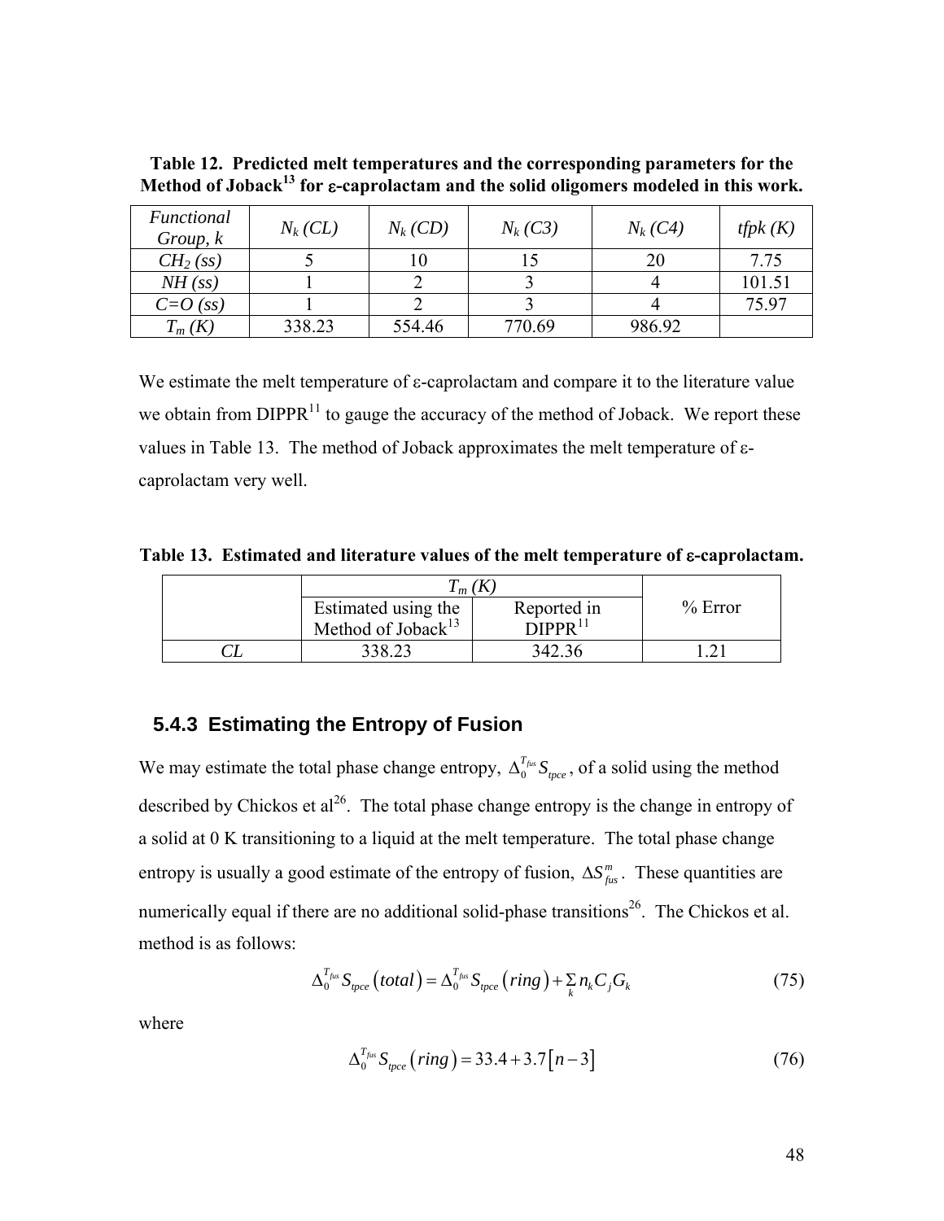**Table 12. Predicted melt temperatures and the corresponding parameters for the Method of Joback[13] for ε-caprolactam and the solid oligomers modeled in this work.**

| *Functional Group, k* | $N_k$ *(CL)* | $N_k$ *(CD)* | $N_k$ *(C3)* | $N_k$ *(C4)* | *tfpk (K)* |
|---|---|---|---|---|---|
| $CH_2$ *(ss)* | 5 | 10 | 15 | 20 | 7.75 |
| *NH (ss)* | 1 | 2 | 3 | 4 | 101.51 |
| *C=O (ss)* | 1 | 2 | 3 | 4 | 75.97 |
| $T_m$ *(K)* | 338.23 | 554.46 | 770.69 | 986.92 | |

We estimate the melt temperature of ε-caprolactam and compare it to the literature value we obtain from DIPPR[11] to gauge the accuracy of the method of Joback. We report these values in Table 13. The method of Joback approximates the melt temperature of ε-caprolactam very well.

**Table 13. Estimated and literature values of the melt temperature of ε-caprolactam.**

| | $T_m$ *(K)* | | % Error |
|---|---|---|---|
| | Estimated using the Method of Joback[13] | Reported in DIPPR[11] | |
| *CL* | 338.23 | 342.36 | 1.21 |

### 5.4.3 Estimating the Entropy of Fusion

We may estimate the total phase change entropy, $\Delta_0^{T_{fus}} S_{tpce}$, of a solid using the method described by Chickos et al[26]. The total phase change entropy is the change in entropy of a solid at 0 K transitioning to a liquid at the melt temperature. The total phase change entropy is usually a good estimate of the entropy of fusion, $\Delta S_{fus}^m$. These quantities are numerically equal if there are no additional solid-phase transitions[26]. The Chickos et al. method is as follows:

$$\Delta_0^{T_{fus}} S_{tpce}(total) = \Delta_0^{T_{fus}} S_{tpce}(ring) + \sum_k n_k C_j G_k \tag{75}$$

where

$$\Delta_0^{T_{fus}} S_{tpce}(ring) = 33.4 + 3.7[n-3] \tag{76}$$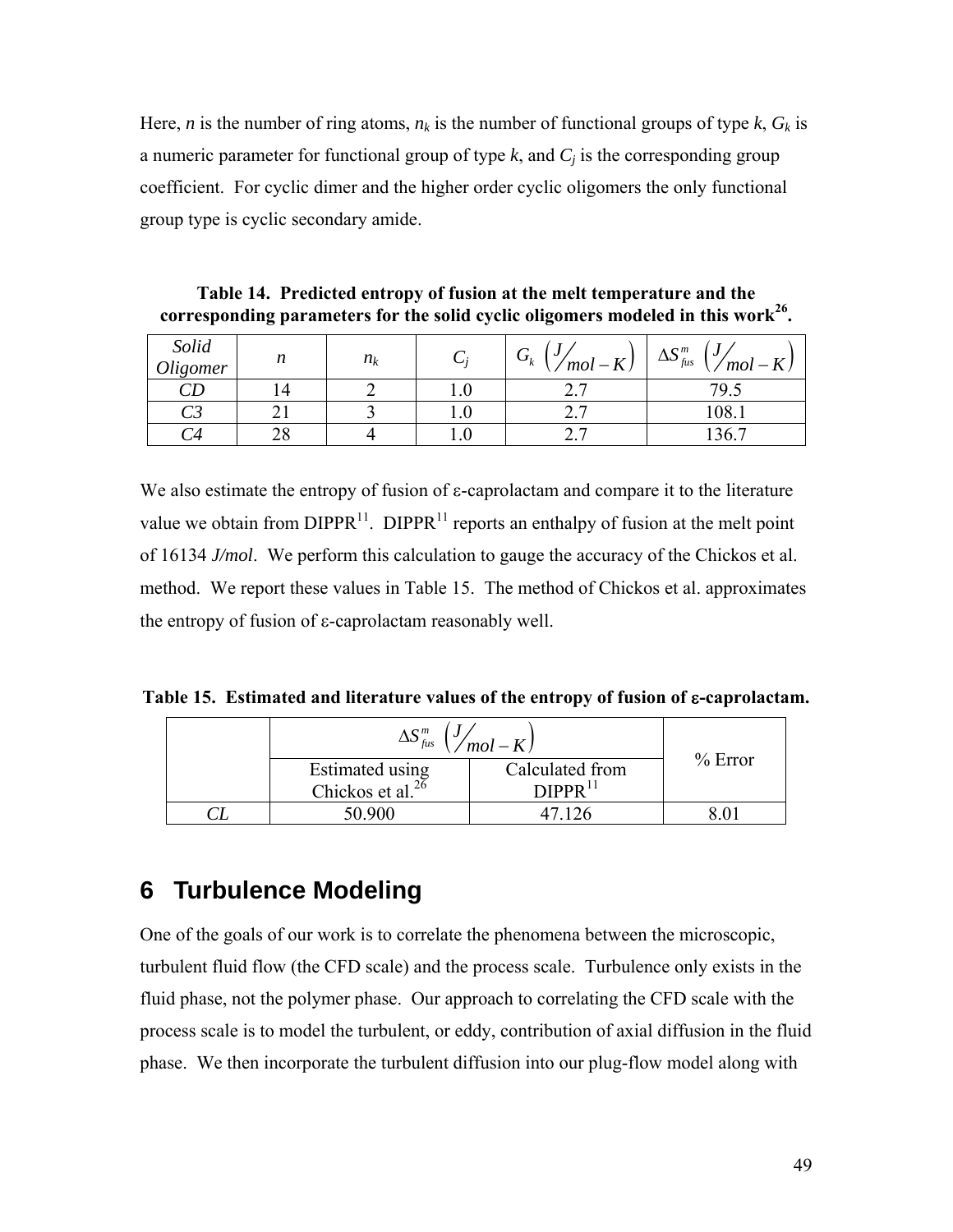Here, $n$ is the number of ring atoms, $n_k$ is the number of functional groups of type $k$, $G_k$ is a numeric parameter for functional group of type $k$, and $C_j$ is the corresponding group coefficient. For cyclic dimer and the higher order cyclic oligomers the only functional group type is cyclic secondary amide.

**Table 14. Predicted entropy of fusion at the melt temperature and the corresponding parameters for the solid cyclic oligomers modeled in this work[26].**

| *Solid Oligomer* | $n$ | $n_k$ | $C_j$ | $G_k$ $\left(J/mol-K\right)$ | $\Delta S_{fus}^{m}$ $\left(J/mol-K\right)$ |
|---|---|---|---|---|---|
| *CD* | 14 | 2 | 1.0 | 2.7 | 79.5 |
| *C3* | 21 | 3 | 1.0 | 2.7 | 108.1 |
| *C4* | 28 | 4 | 1.0 | 2.7 | 136.7 |

We also estimate the entropy of fusion of ε-caprolactam and compare it to the literature value we obtain from DIPPR[11]. DIPPR[11] reports an enthalpy of fusion at the melt point of 16134 *J/mol*. We perform this calculation to gauge the accuracy of the Chickos et al. method. We report these values in Table 15. The method of Chickos et al. approximates the entropy of fusion of ε-caprolactam reasonably well.

**Table 15. Estimated and literature values of the entropy of fusion of ε-caprolactam.**

| | $\Delta S_{fus}^{m}$ $\left(J/mol-K\right)$ | | % Error |
|---|---|---|---|
| | Estimated using Chickos et al.[26] | Calculated from DIPPR[11] | |
| *CL* | 50.900 | 47.126 | 8.01 |

# 6 Turbulence Modeling

One of the goals of our work is to correlate the phenomena between the microscopic, turbulent fluid flow (the CFD scale) and the process scale. Turbulence only exists in the fluid phase, not the polymer phase. Our approach to correlating the CFD scale with the process scale is to model the turbulent, or eddy, contribution of axial diffusion in the fluid phase. We then incorporate the turbulent diffusion into our plug-flow model along with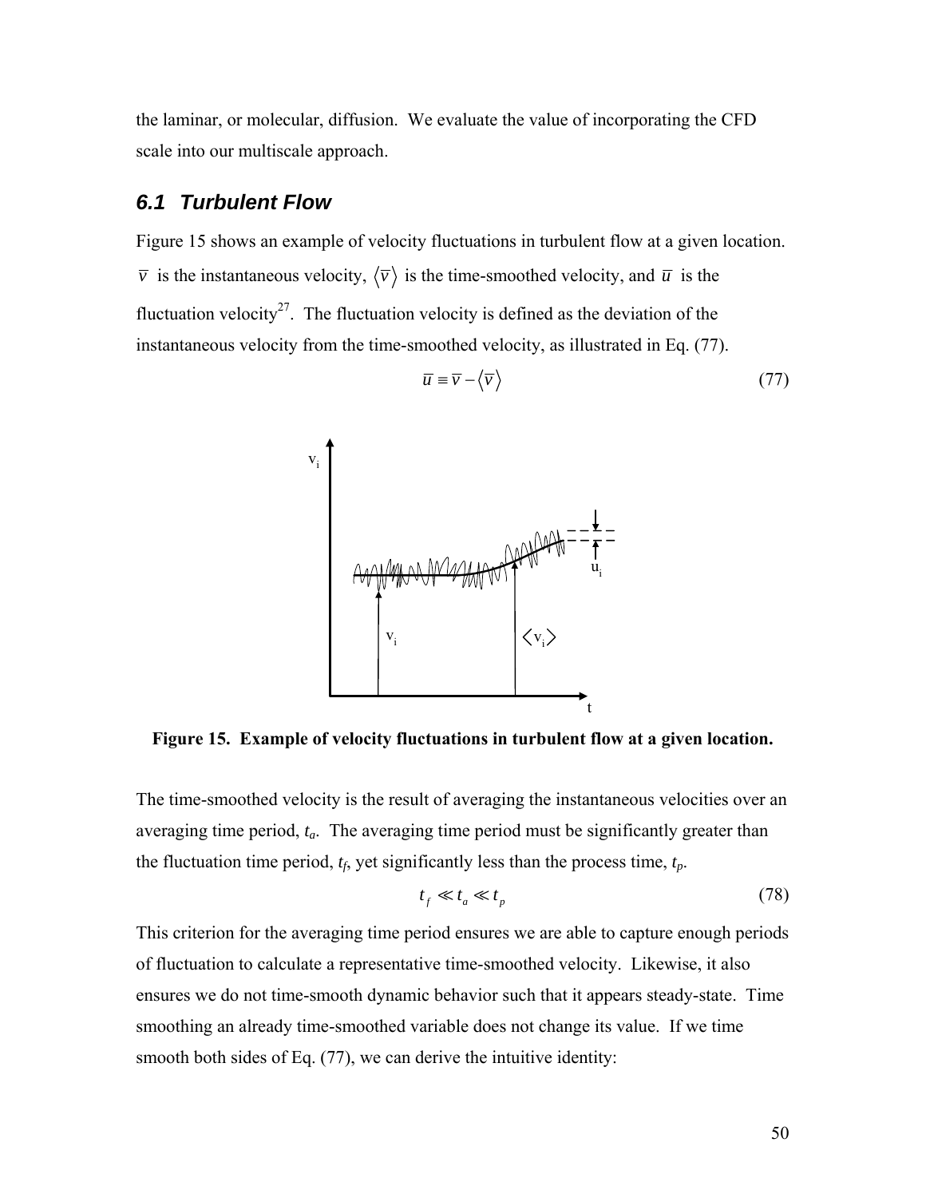the laminar, or molecular, diffusion. We evaluate the value of incorporating the CFD scale into our multiscale approach.

## 6.1 Turbulent Flow

Figure 15 shows an example of velocity fluctuations in turbulent flow at a given location. $\overline{v}$ is the instantaneous velocity, $\langle \overline{v} \rangle$ is the time-smoothed velocity, and $\overline{u}$ is the fluctuation velocity[27]. The fluctuation velocity is defined as the deviation of the instantaneous velocity from the time-smoothed velocity, as illustrated in Eq. (77).

$$\overline{u} \equiv \overline{v} - \langle \overline{v} \rangle \tag{77}$$

**Figure 15. Example of velocity fluctuations in turbulent flow at a given location.**

The time-smoothed velocity is the result of averaging the instantaneous velocities over an averaging time period, $t_a$. The averaging time period must be significantly greater than the fluctuation time period, $t_f$, yet significantly less than the process time, $t_p$.

$$t_f \ll t_a \ll t_p \tag{78}$$

This criterion for the averaging time period ensures we are able to capture enough periods of fluctuation to calculate a representative time-smoothed velocity. Likewise, it also ensures we do not time-smooth dynamic behavior such that it appears steady-state. Time smoothing an already time-smoothed variable does not change its value. If we time smooth both sides of Eq. (77), we can derive the intuitive identity: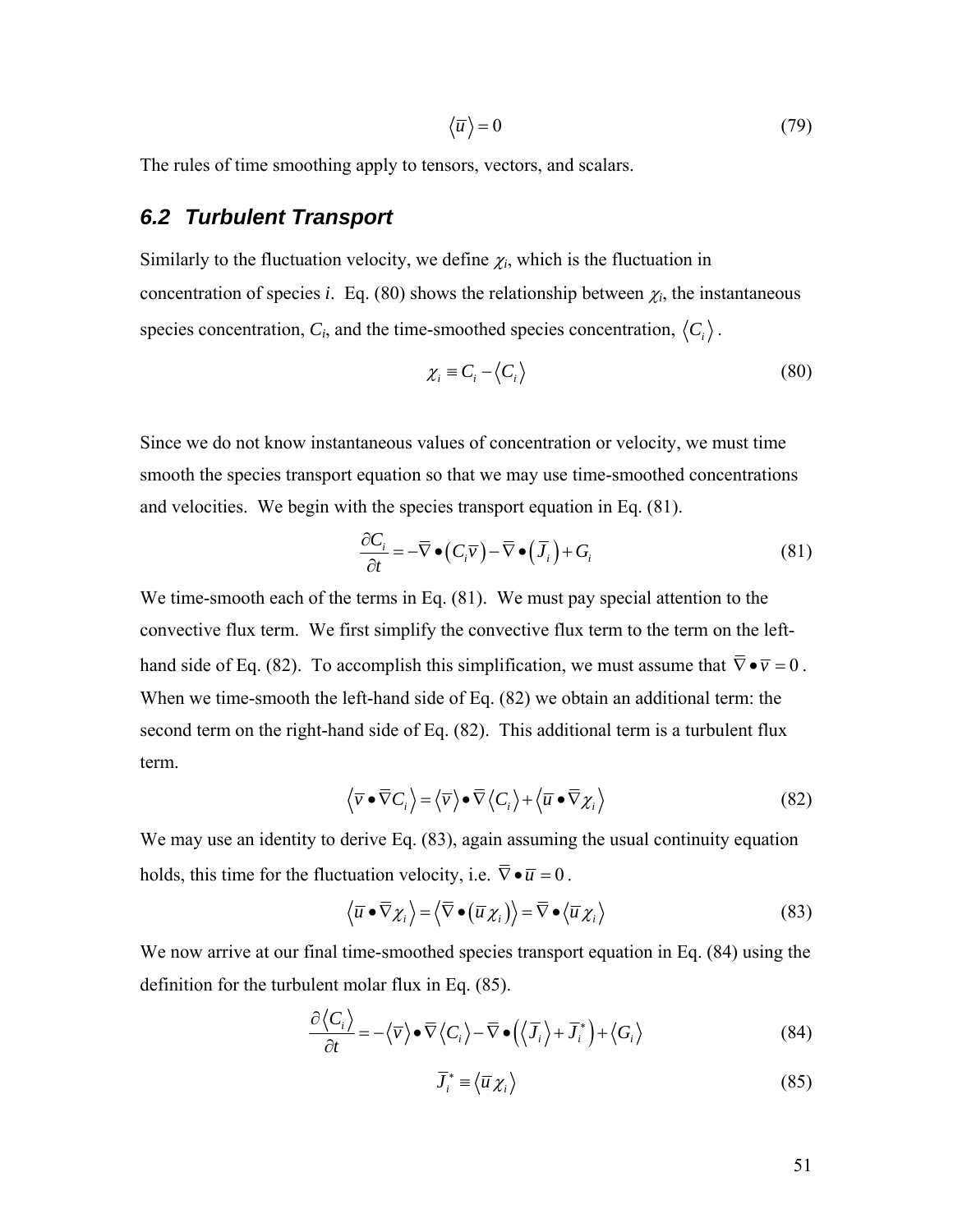$$\langle \bar{u} \rangle = 0 \tag{79}$$

The rules of time smoothing apply to tensors, vectors, and scalars.

## 6.2 Turbulent Transport

Similarly to the fluctuation velocity, we define $\chi_i$, which is the fluctuation in concentration of species $i$. Eq. (80) shows the relationship between $\chi_i$, the instantaneous species concentration, $C_i$, and the time-smoothed species concentration, $\langle C_i \rangle$.

$$\chi_i \equiv C_i - \langle C_i \rangle \tag{80}$$

Since we do not know instantaneous values of concentration or velocity, we must time smooth the species transport equation so that we may use time-smoothed concentrations and velocities. We begin with the species transport equation in Eq. (81).

$$\frac{\partial C_i}{\partial t} = -\bar{\nabla} \bullet (C_i \bar{v}) - \bar{\nabla} \bullet (\bar{J}_i) + G_i \tag{81}$$

We time-smooth each of the terms in Eq. (81). We must pay special attention to the convective flux term. We first simplify the convective flux term to the term on the left-hand side of Eq. (82). To accomplish this simplification, we must assume that $\bar{\nabla} \bullet \bar{v} = 0$. When we time-smooth the left-hand side of Eq. (82) we obtain an additional term: the second term on the right-hand side of Eq. (82). This additional term is a turbulent flux term.

$$\langle \bar{v} \bullet \bar{\nabla} C_i \rangle = \langle \bar{v} \rangle \bullet \bar{\nabla} \langle C_i \rangle + \langle \bar{u} \bullet \bar{\nabla} \chi_i \rangle \tag{82}$$

We may use an identity to derive Eq. (83), again assuming the usual continuity equation holds, this time for the fluctuation velocity, i.e. $\bar{\nabla} \bullet \bar{u} = 0$.

$$\langle \bar{u} \bullet \bar{\nabla} \chi_i \rangle = \langle \bar{\nabla} \bullet (\bar{u} \chi_i) \rangle = \bar{\nabla} \bullet \langle \bar{u} \chi_i \rangle \tag{83}$$

We now arrive at our final time-smoothed species transport equation in Eq. (84) using the definition for the turbulent molar flux in Eq. (85).

$$\frac{\partial \langle C_i \rangle}{\partial t} = -\langle \bar{v} \rangle \bullet \bar{\nabla} \langle C_i \rangle - \bar{\nabla} \bullet \left( \langle \bar{J}_i \rangle + \bar{J}_i^* \right) + \langle G_i \rangle \tag{84}$$

$$\bar{J}_i^* \equiv \langle \bar{u} \chi_i \rangle \tag{85}$$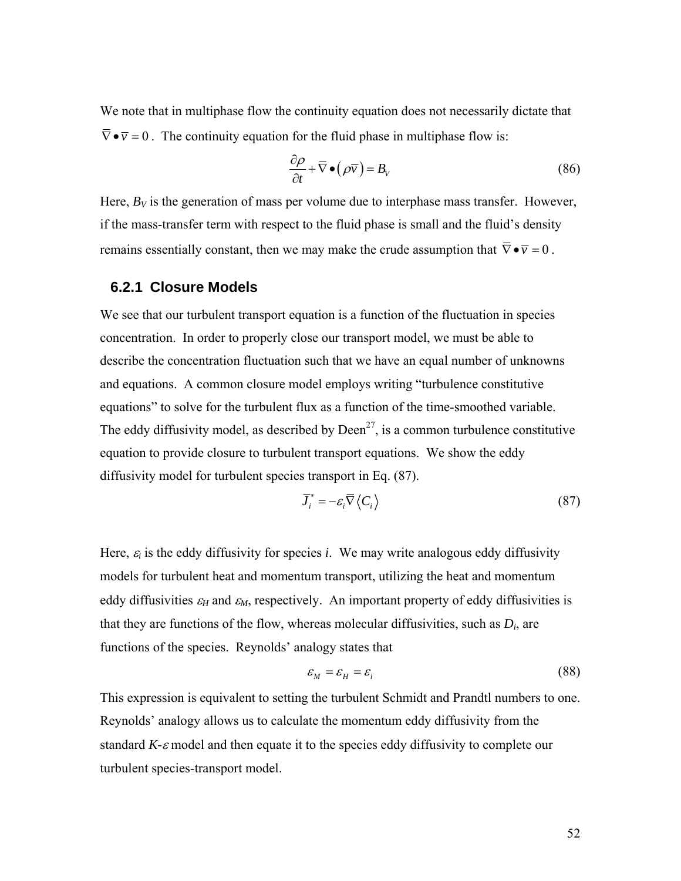We note that in multiphase flow the continuity equation does not necessarily dictate that $\overline{\nabla} \bullet \overline{v} = 0$. The continuity equation for the fluid phase in multiphase flow is:

$$\frac{\partial \rho}{\partial t} + \overline{\nabla} \bullet \left( \rho \overline{v} \right) = B_V \tag{86}$$

Here, $B_V$ is the generation of mass per volume due to interphase mass transfer. However, if the mass-transfer term with respect to the fluid phase is small and the fluid's density remains essentially constant, then we may make the crude assumption that $\overline{\nabla} \bullet \overline{v} = 0$.

### 6.2.1 Closure Models

We see that our turbulent transport equation is a function of the fluctuation in species concentration. In order to properly close our transport model, we must be able to describe the concentration fluctuation such that we have an equal number of unknowns and equations. A common closure model employs writing "turbulence constitutive equations" to solve for the turbulent flux as a function of the time-smoothed variable. The eddy diffusivity model, as described by Deen[27], is a common turbulence constitutive equation to provide closure to turbulent transport equations. We show the eddy diffusivity model for turbulent species transport in Eq. (87).

$$\overline{J}_i^* = -\varepsilon_i \overline{\nabla} \left\langle C_i \right\rangle \tag{87}$$

Here, $\varepsilon_i$ is the eddy diffusivity for species *i*. We may write analogous eddy diffusivity models for turbulent heat and momentum transport, utilizing the heat and momentum eddy diffusivities $\varepsilon_H$ and $\varepsilon_M$, respectively. An important property of eddy diffusivities is that they are functions of the flow, whereas molecular diffusivities, such as $D_i$, are functions of the species. Reynolds' analogy states that

$$\varepsilon_M = \varepsilon_H = \varepsilon_i \tag{88}$$

This expression is equivalent to setting the turbulent Schmidt and Prandtl numbers to one. Reynolds' analogy allows us to calculate the momentum eddy diffusivity from the standard $K$-$\varepsilon$ model and then equate it to the species eddy diffusivity to complete our turbulent species-transport model.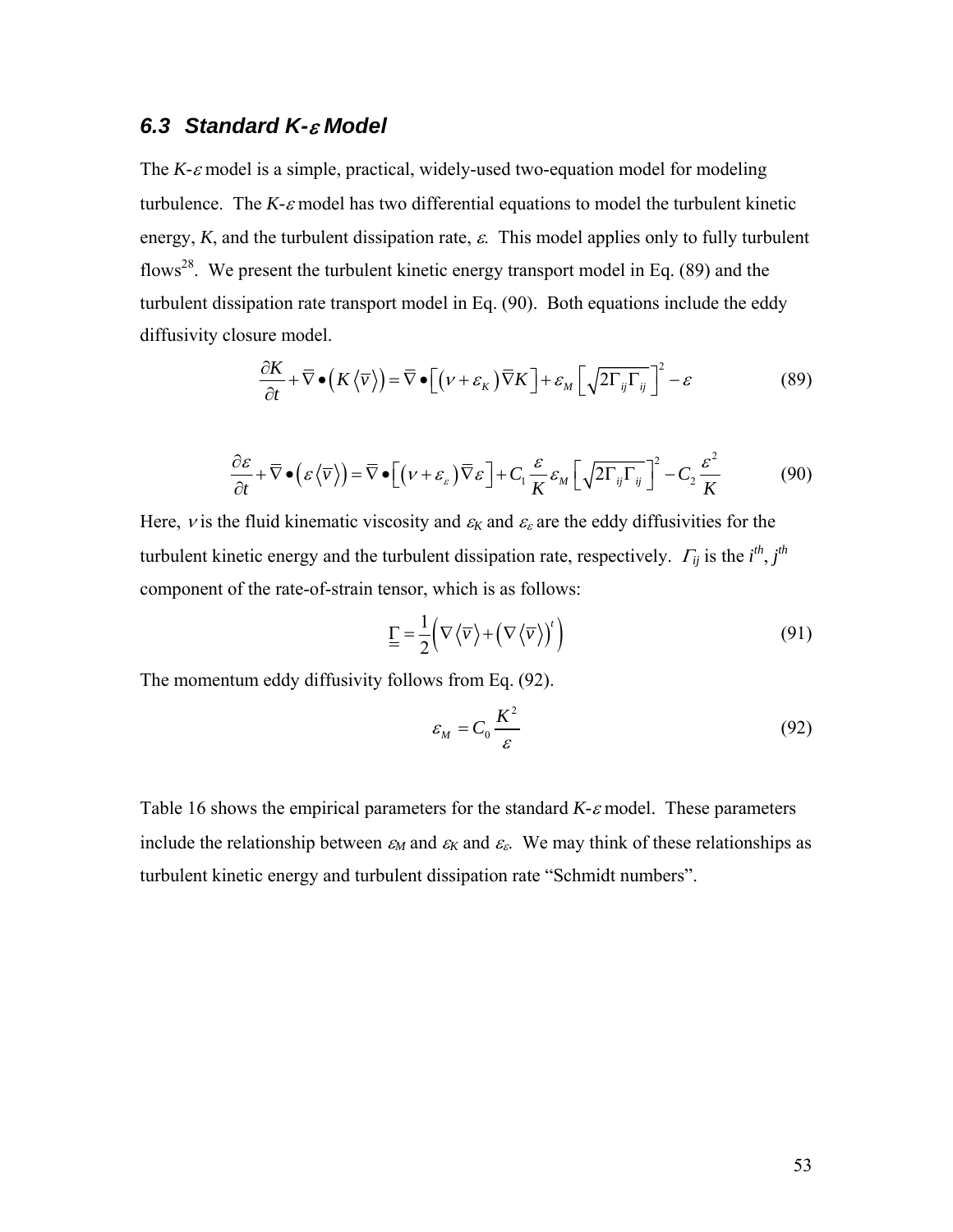### 6.3 Standard *K*-$\varepsilon$ Model

The *K*-$\varepsilon$ model is a simple, practical, widely-used two-equation model for modeling turbulence. The *K*-$\varepsilon$ model has two differential equations to model the turbulent kinetic energy, *K*, and the turbulent dissipation rate, $\varepsilon$. This model applies only to fully turbulent flows[28]. We present the turbulent kinetic energy transport model in Eq. (89) and the turbulent dissipation rate transport model in Eq. (90). Both equations include the eddy diffusivity closure model.

$$\frac{\partial K}{\partial t} + \overline{\nabla} \bullet \left( K \left\langle \overline{v} \right\rangle \right) = \overline{\nabla} \bullet \left[ \left( \nu + \varepsilon_K \right) \overline{\nabla} K \right] + \varepsilon_M \left[ \sqrt{2 \Gamma_{ij} \Gamma_{ij}} \right]^2 - \varepsilon \tag{89}$$

$$\frac{\partial \varepsilon}{\partial t} + \overline{\nabla} \bullet \left( \varepsilon \left\langle \overline{v} \right\rangle \right) = \overline{\nabla} \bullet \left[ \left( \nu + \varepsilon_\varepsilon \right) \overline{\nabla} \varepsilon \right] + C_1 \frac{\varepsilon}{K} \varepsilon_M \left[ \sqrt{2 \Gamma_{ij} \Gamma_{ij}} \right]^2 - C_2 \frac{\varepsilon^2}{K} \tag{90}$$

Here, $\nu$ is the fluid kinematic viscosity and $\varepsilon_K$ and $\varepsilon_\varepsilon$ are the eddy diffusivities for the turbulent kinetic energy and the turbulent dissipation rate, respectively. $\Gamma_{ij}$ is the $i^{th}$, $j^{th}$ component of the rate-of-strain tensor, which is as follows:

$$\underline{\underline{\Gamma}} = \frac{1}{2} \left( \nabla \left\langle \overline{v} \right\rangle + \left( \nabla \left\langle \overline{v} \right\rangle \right)^t \right) \tag{91}$$

The momentum eddy diffusivity follows from Eq. (92).

$$\varepsilon_M = C_0 \frac{K^2}{\varepsilon} \tag{92}$$

Table 16 shows the empirical parameters for the standard *K*-$\varepsilon$ model. These parameters include the relationship between $\varepsilon_M$ and $\varepsilon_K$ and $\varepsilon_\varepsilon$. We may think of these relationships as turbulent kinetic energy and turbulent dissipation rate "Schmidt numbers".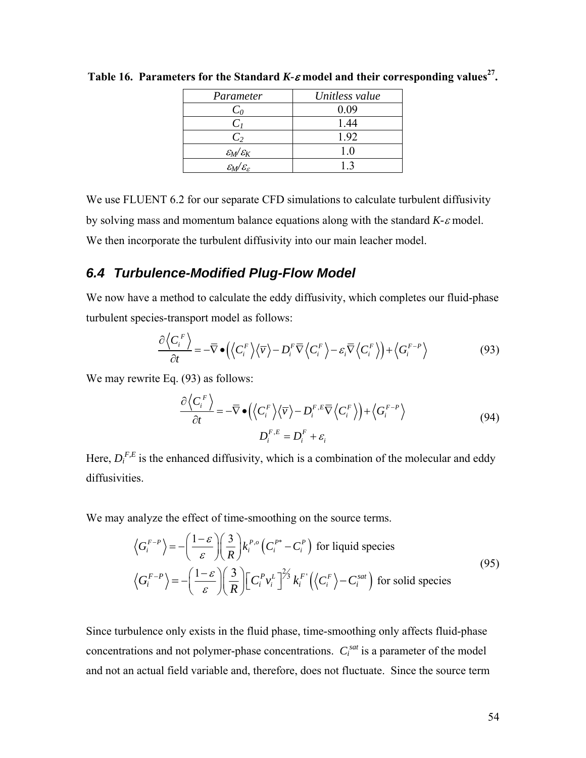**Table 16. Parameters for the Standard $K$-$\varepsilon$ model and their corresponding values[27].**

| *Parameter* | *Unitless value* |
|---|---|
| $C_0$ | 0.09 |
| $C_1$ | 1.44 |
| $C_2$ | 1.92 |
| $\varepsilon_M/\varepsilon_K$ | 1.0 |
| $\varepsilon_M/\varepsilon_\varepsilon$ | 1.3 |

We use FLUENT 6.2 for our separate CFD simulations to calculate turbulent diffusivity by solving mass and momentum balance equations along with the standard $K$-$\varepsilon$ model. We then incorporate the turbulent diffusivity into our main leacher model.

## *6.4 Turbulence-Modified Plug-Flow Model*

We now have a method to calculate the eddy diffusivity, which completes our fluid-phase turbulent species-transport model as follows:

$$\frac{\partial \left\langle C_i^F \right\rangle}{\partial t} = -\overline{\nabla} \bullet \left( \left\langle C_i^F \right\rangle \left\langle \overline{v} \right\rangle - D_i^F \overline{\nabla} \left\langle C_i^F \right\rangle - \varepsilon_i \overline{\nabla} \left\langle C_i^F \right\rangle \right) + \left\langle G_i^{F-P} \right\rangle \tag{93}$$

We may rewrite Eq. (93) as follows:

$$\frac{\partial \left\langle C_i^F \right\rangle}{\partial t} = -\overline{\nabla} \bullet \left( \left\langle C_i^F \right\rangle \left\langle \overline{v} \right\rangle - D_i^{F,E} \overline{\nabla} \left\langle C_i^F \right\rangle \right) + \left\langle G_i^{F-P} \right\rangle$$

$$D_i^{F,E} = D_i^F + \varepsilon_i \tag{94}$$

Here, $D_i^{F,E}$ is the enhanced diffusivity, which is a combination of the molecular and eddy diffusivities.

We may analyze the effect of time-smoothing on the source terms.

$$\left\langle G_i^{F-P} \right\rangle = -\left( \frac{1-\varepsilon}{\varepsilon} \right) \left( \frac{3}{R} \right) k_i^{P,o} \left( C_i^{P*} - C_i^P \right) \text{ for liquid species}$$

$$\left\langle G_i^{F-P} \right\rangle = -\left( \frac{1-\varepsilon}{\varepsilon} \right) \left( \frac{3}{R} \right) \left[ C_i^P v_i^L \right]^{2/3} k_i^{F'} \left( \left\langle C_i^F \right\rangle - C_i^{sat} \right) \text{ for solid species} \tag{95}$$

Since turbulence only exists in the fluid phase, time-smoothing only affects fluid-phase concentrations and not polymer-phase concentrations. $C_i^{sat}$ is a parameter of the model and not an actual field variable and, therefore, does not fluctuate. Since the source term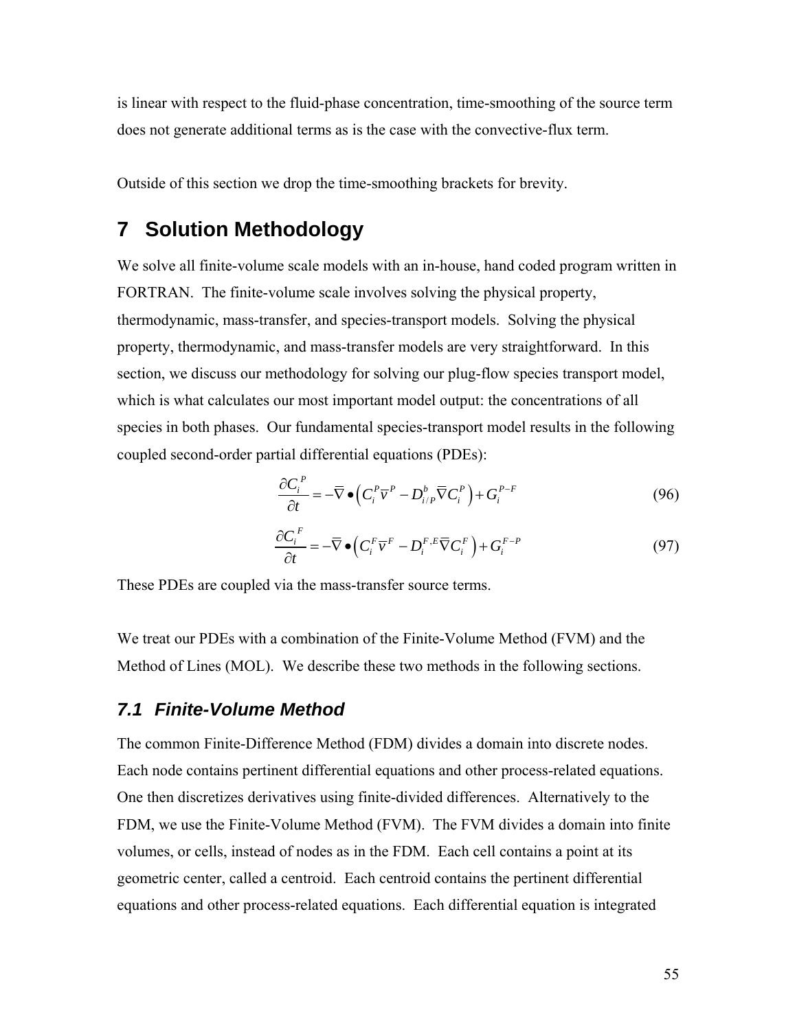is linear with respect to the fluid-phase concentration, time-smoothing of the source term does not generate additional terms as is the case with the convective-flux term.

Outside of this section we drop the time-smoothing brackets for brevity.

# 7 Solution Methodology

We solve all finite-volume scale models with an in-house, hand coded program written in FORTRAN. The finite-volume scale involves solving the physical property, thermodynamic, mass-transfer, and species-transport models. Solving the physical property, thermodynamic, and mass-transfer models are very straightforward. In this section, we discuss our methodology for solving our plug-flow species transport model, which is what calculates our most important model output: the concentrations of all species in both phases. Our fundamental species-transport model results in the following coupled second-order partial differential equations (PDEs):

$$\frac{\partial C_i^P}{\partial t} = -\overline{\nabla} \bullet \left( C_i^P \overline{v}^P - D_{i/P}^b \overline{\nabla} C_i^P \right) + G_i^{P-F} \tag{96}$$

$$\frac{\partial C_i^F}{\partial t} = -\overline{\nabla} \bullet \left( C_i^F \overline{v}^F - D_i^{F,E} \overline{\nabla} C_i^F \right) + G_i^{F-P} \tag{97}$$

These PDEs are coupled via the mass-transfer source terms.

We treat our PDEs with a combination of the Finite-Volume Method (FVM) and the Method of Lines (MOL). We describe these two methods in the following sections.

## 7.1 Finite-Volume Method

The common Finite-Difference Method (FDM) divides a domain into discrete nodes. Each node contains pertinent differential equations and other process-related equations. One then discretizes derivatives using finite-divided differences. Alternatively to the FDM, we use the Finite-Volume Method (FVM). The FVM divides a domain into finite volumes, or cells, instead of nodes as in the FDM. Each cell contains a point at its geometric center, called a centroid. Each centroid contains the pertinent differential equations and other process-related equations. Each differential equation is integrated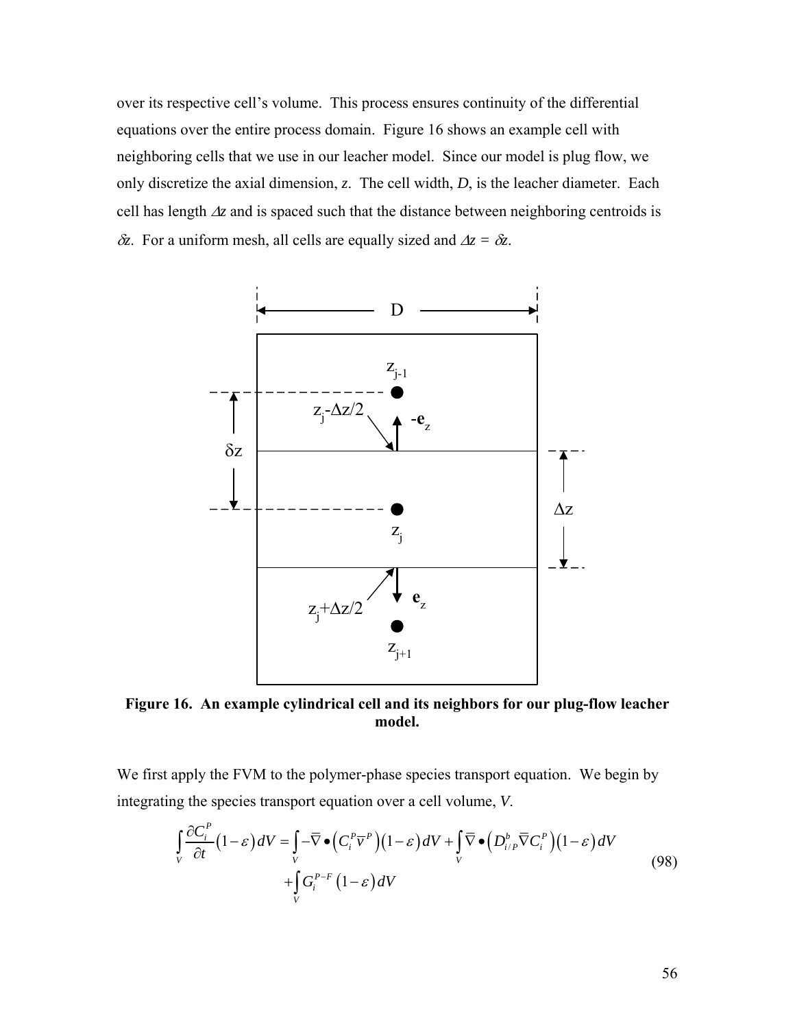over its respective cell's volume. This process ensures continuity of the differential equations over the entire process domain. Figure 16 shows an example cell with neighboring cells that we use in our leacher model. Since our model is plug flow, we only discretize the axial dimension, $z$. The cell width, $D$, is the leacher diameter. Each cell has length $\Delta z$ and is spaced such that the distance between neighboring centroids is $\delta z$. For a uniform mesh, all cells are equally sized and $\Delta z = \delta z$.

**Figure 16. An example cylindrical cell and its neighbors for our plug-flow leacher model.**

We first apply the FVM to the polymer-phase species transport equation. We begin by integrating the species transport equation over a cell volume, $V$.

$$\int_V \frac{\partial C_i^P}{\partial t}(1-\varepsilon)\,dV = \int_V -\overline{\nabla}\bullet\left(C_i^P \overline{v}^P\right)(1-\varepsilon)\,dV + \int_V \overline{\nabla}\bullet\left(D_{i/P}^b \overline{\nabla} C_i^P\right)(1-\varepsilon)\,dV + \int_V G_i^{P-F}(1-\varepsilon)\,dV \tag{98}$$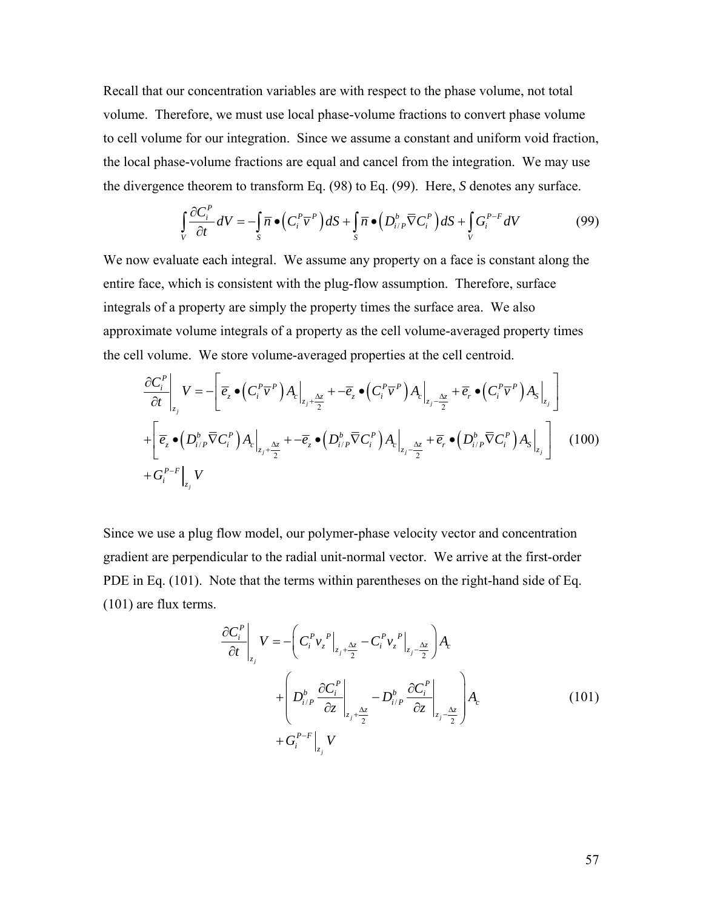Recall that our concentration variables are with respect to the phase volume, not total volume. Therefore, we must use local phase-volume fractions to convert phase volume to cell volume for our integration. Since we assume a constant and uniform void fraction, the local phase-volume fractions are equal and cancel from the integration. We may use the divergence theorem to transform Eq. (98) to Eq. (99). Here, $S$ denotes any surface.

$$\int_V \frac{\partial C_i^P}{\partial t} dV = -\int_S \bar{n} \bullet \left( C_i^P \bar{v}^P \right) dS + \int_S \bar{n} \bullet \left( D_{i/P}^b \bar{\nabla} C_i^P \right) dS + \int_V G_i^{P-F} dV \tag{99}$$

We now evaluate each integral. We assume any property on a face is constant along the entire face, which is consistent with the plug-flow assumption. Therefore, surface integrals of a property are simply the property times the surface area. We also approximate volume integrals of a property as the cell volume-averaged property times the cell volume. We store volume-averaged properties at the cell centroid.

$$\begin{aligned}
\left.\frac{\partial C_i^P}{\partial t}\right|_{z_j} V = &-\left[ \bar{e}_z \bullet \left( C_i^P \bar{v}^P \right) A_c \Big|_{z_j+\frac{\Delta z}{2}} + -\bar{e}_z \bullet \left( C_i^P \bar{v}^P \right) A_c \Big|_{z_j-\frac{\Delta z}{2}} + \bar{e}_r \bullet \left( C_i^P \bar{v}^P \right) A_S \Big|_{z_j} \right] \\
&+\left[ \bar{e}_z \bullet \left( D_{i/P}^b \bar{\nabla} C_i^P \right) A_c \Big|_{z_j+\frac{\Delta z}{2}} + -\bar{e}_z \bullet \left( D_{i/P}^b \bar{\nabla} C_i^P \right) A_c \Big|_{z_j-\frac{\Delta z}{2}} + \bar{e}_r \bullet \left( D_{i/P}^b \bar{\nabla} C_i^P \right) A_S \Big|_{z_j} \right] \\
&+ G_i^{P-F} \Big|_{z_j} V
\end{aligned} \tag{100}$$

Since we use a plug flow model, our polymer-phase velocity vector and concentration gradient are perpendicular to the radial unit-normal vector. We arrive at the first-order PDE in Eq. (101). Note that the terms within parentheses on the right-hand side of Eq. (101) are flux terms.

$$\begin{aligned}
\left.\frac{\partial C_i^P}{\partial t}\right|_{z_j} V = &-\left( C_i^P v_z^P \Big|_{z_j+\frac{\Delta z}{2}} - C_i^P v_z^P \Big|_{z_j-\frac{\Delta z}{2}} \right) A_c \\
&+\left( D_{i/P}^b \left.\frac{\partial C_i^P}{\partial z}\right|_{z_j+\frac{\Delta z}{2}} - D_{i/P}^b \left.\frac{\partial C_i^P}{\partial z}\right|_{z_j-\frac{\Delta z}{2}} \right) A_c \\
&+ G_i^{P-F} \Big|_{z_j} V
\end{aligned} \tag{101}$$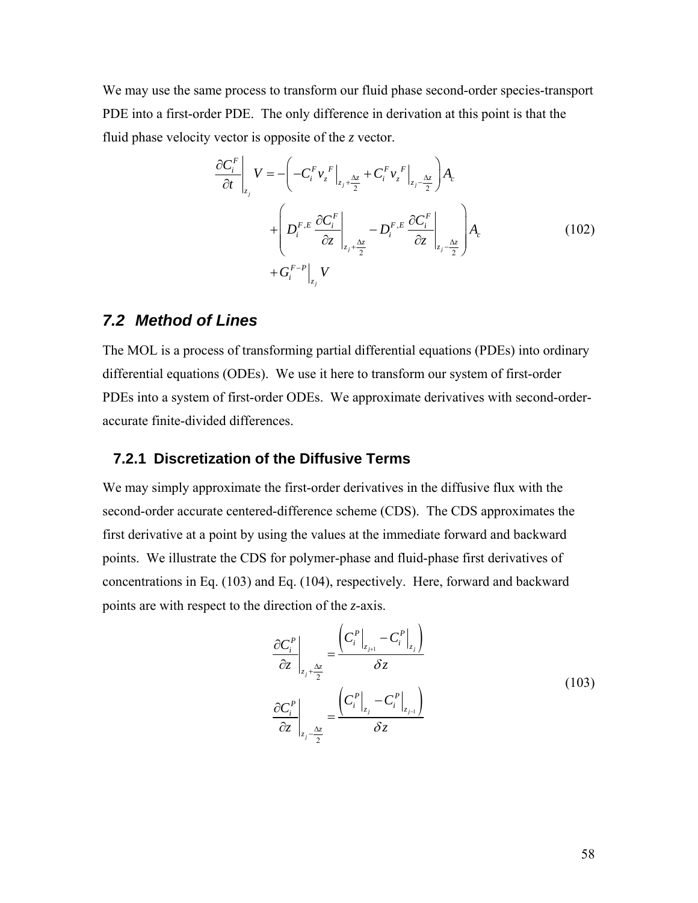We may use the same process to transform our fluid phase second-order species-transport PDE into a first-order PDE. The only difference in derivation at this point is that the fluid phase velocity vector is opposite of the *z* vector.

$$\left.\frac{\partial C_i^F}{\partial t}\right|_{z_j} V = -\left( -C_i^F {v_z}^F\Big|_{z_j+\frac{\Delta z}{2}} + C_i^F {v_z}^F\Big|_{z_j-\frac{\Delta z}{2}} \right) A_c + \left( D_i^{F,E} \left.\frac{\partial C_i^F}{\partial z}\right|_{z_j+\frac{\Delta z}{2}} - D_i^{F,E} \left.\frac{\partial C_i^F}{\partial z}\right|_{z_j-\frac{\Delta z}{2}} \right) A_c + G_i^{F-P}\Big|_{z_j} V \tag{102}$$

## 7.2 Method of Lines

The MOL is a process of transforming partial differential equations (PDEs) into ordinary differential equations (ODEs). We use it here to transform our system of first-order PDEs into a system of first-order ODEs. We approximate derivatives with second-order-accurate finite-divided differences.

### 7.2.1 Discretization of the Diffusive Terms

We may simply approximate the first-order derivatives in the diffusive flux with the second-order accurate centered-difference scheme (CDS). The CDS approximates the first derivative at a point by using the values at the immediate forward and backward points. We illustrate the CDS for polymer-phase and fluid-phase first derivatives of concentrations in Eq. (103) and Eq. (104), respectively. Here, forward and backward points are with respect to the direction of the *z*-axis.

$$\begin{aligned} \left.\frac{\partial C_i^P}{\partial z}\right|_{z_j+\frac{\Delta z}{2}} &= \frac{\left( C_i^P\Big|_{z_{j+1}} - C_i^P\Big|_{z_j} \right)}{\delta z} \\ \left.\frac{\partial C_i^P}{\partial z}\right|_{z_j-\frac{\Delta z}{2}} &= \frac{\left( C_i^P\Big|_{z_j} - C_i^P\Big|_{z_{j-1}} \right)}{\delta z} \end{aligned} \tag{103}$$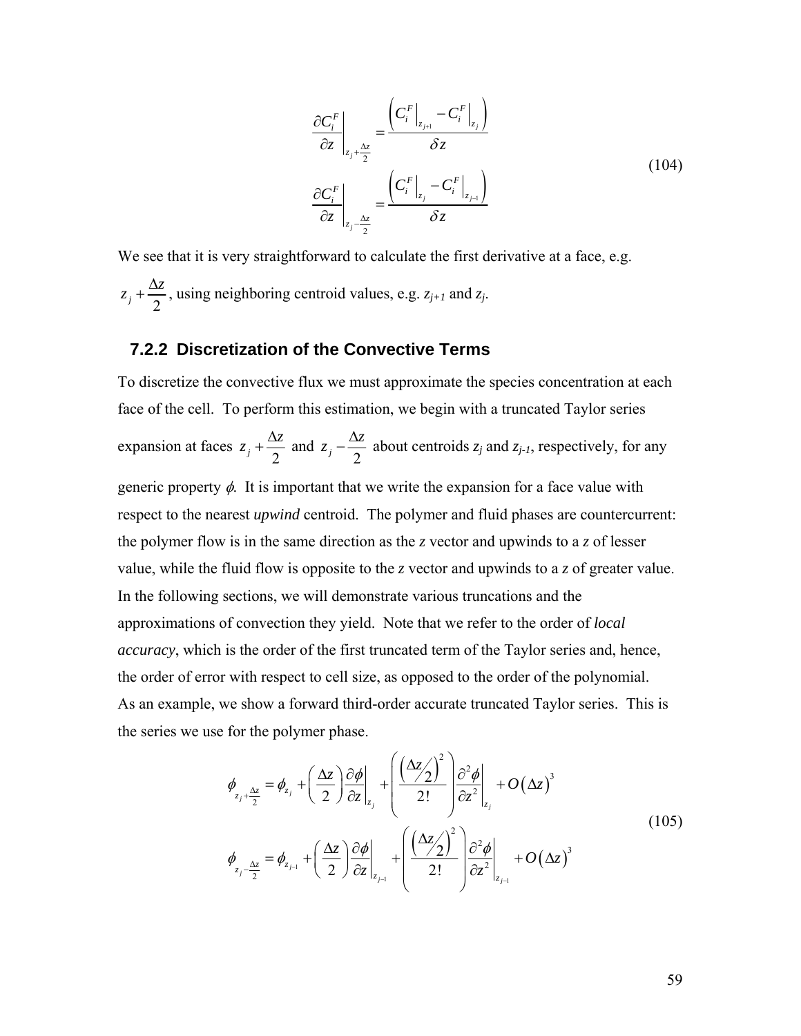$$\left.\frac{\partial C_i^F}{\partial z}\right|_{z_j+\frac{\Delta z}{2}} = \frac{\left(C_i^F\Big|_{z_{j+1}} - C_i^F\Big|_{z_j}\right)}{\delta z}$$

$$\left.\frac{\partial C_i^F}{\partial z}\right|_{z_j-\frac{\Delta z}{2}} = \frac{\left(C_i^F\Big|_{z_j} - C_i^F\Big|_{z_{j-1}}\right)}{\delta z} \tag{104}$$

We see that it is very straightforward to calculate the first derivative at a face, e.g. $z_j + \frac{\Delta z}{2}$, using neighboring centroid values, e.g. $z_{j+1}$ and $z_j$.

### 7.2.2 Discretization of the Convective Terms

To discretize the convective flux we must approximate the species concentration at each face of the cell. To perform this estimation, we begin with a truncated Taylor series expansion at faces $z_j + \frac{\Delta z}{2}$ and $z_j - \frac{\Delta z}{2}$ about centroids $z_j$ and $z_{j-1}$, respectively, for any generic property $\phi$. It is important that we write the expansion for a face value with respect to the nearest *upwind* centroid. The polymer and fluid phases are countercurrent: the polymer flow is in the same direction as the $z$ vector and upwinds to a $z$ of lesser value, while the fluid flow is opposite to the $z$ vector and upwinds to a $z$ of greater value. In the following sections, we will demonstrate various truncations and the approximations of convection they yield. Note that we refer to the order of *local accuracy*, which is the order of the first truncated term of the Taylor series and, hence, the order of error with respect to cell size, as opposed to the order of the polynomial. As an example, we show a forward third-order accurate truncated Taylor series. This is the series we use for the polymer phase.

$$\phi_{z_j+\frac{\Delta z}{2}} = \phi_{z_j} + \left(\frac{\Delta z}{2}\right)\left.\frac{\partial \phi}{\partial z}\right|_{z_j} + \left(\frac{\left(\Delta z/2\right)^2}{2!}\right)\left.\frac{\partial^2 \phi}{\partial z^2}\right|_{z_j} + O\left(\Delta z\right)^3$$

$$\phi_{z_j-\frac{\Delta z}{2}} = \phi_{z_{j-1}} + \left(\frac{\Delta z}{2}\right)\left.\frac{\partial \phi}{\partial z}\right|_{z_{j-1}} + \left(\frac{\left(\Delta z/2\right)^2}{2!}\right)\left.\frac{\partial^2 \phi}{\partial z^2}\right|_{z_{j-1}} + O\left(\Delta z\right)^3 \tag{105}$$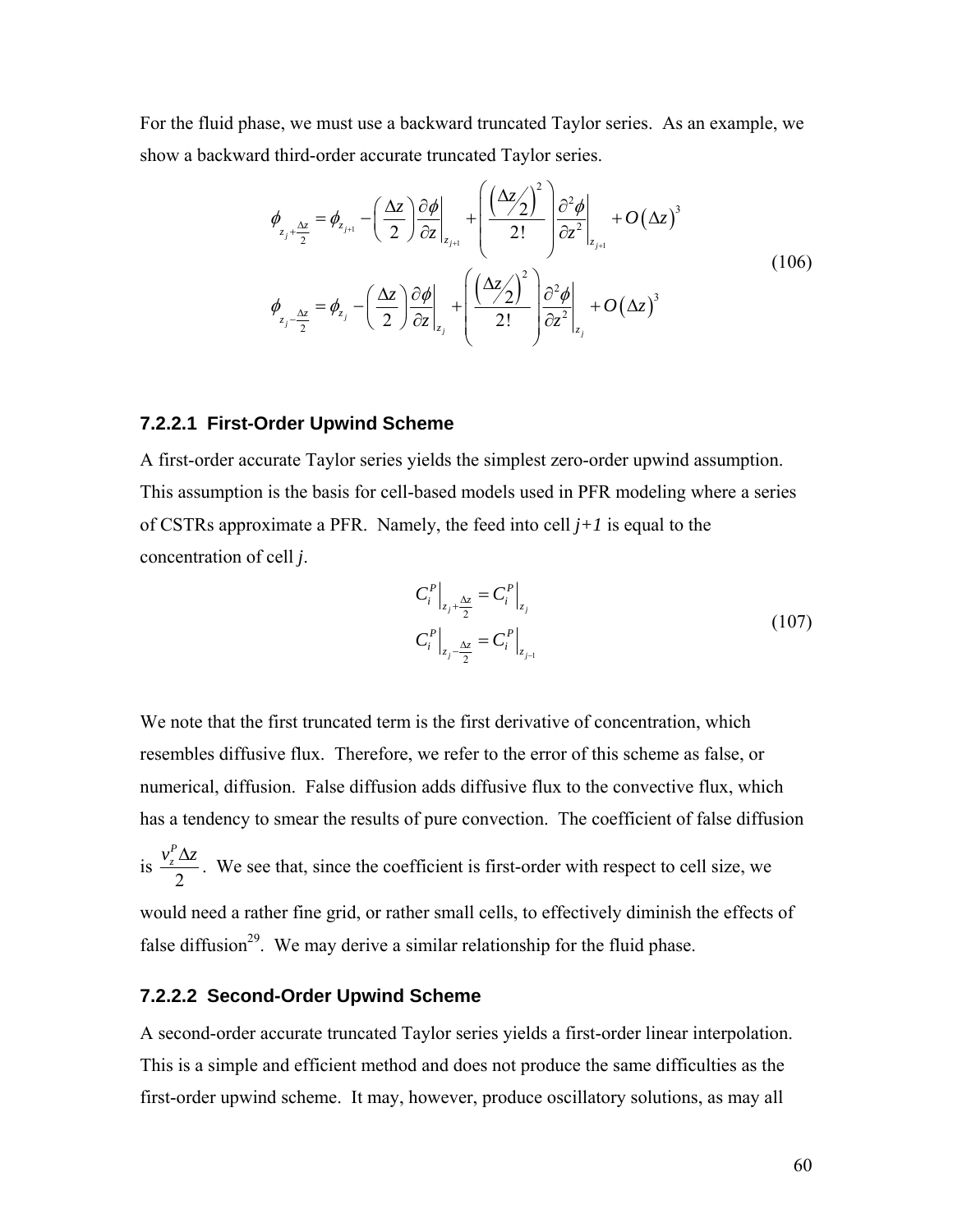For the fluid phase, we must use a backward truncated Taylor series. As an example, we show a backward third-order accurate truncated Taylor series.

$$
\begin{aligned}
\phi_{z_j+\frac{\Delta z}{2}} &= \phi_{z_{j+1}} - \left(\frac{\Delta z}{2}\right)\frac{\partial \phi}{\partial z}\bigg|_{z_{j+1}} + \left(\frac{\left(\Delta z/2\right)^2}{2!}\right)\frac{\partial^2 \phi}{\partial z^2}\bigg|_{z_{j+1}} + O\left(\Delta z\right)^3 \\
\phi_{z_j-\frac{\Delta z}{2}} &= \phi_{z_j} - \left(\frac{\Delta z}{2}\right)\frac{\partial \phi}{\partial z}\bigg|_{z_j} + \left(\frac{\left(\Delta z/2\right)^2}{2!}\right)\frac{\partial^2 \phi}{\partial z^2}\bigg|_{z_j} + O\left(\Delta z\right)^3
\end{aligned}
\tag{106}
$$

### 7.2.2.1 First-Order Upwind Scheme

A first-order accurate Taylor series yields the simplest zero-order upwind assumption. This assumption is the basis for cell-based models used in PFR modeling where a series of CSTRs approximate a PFR. Namely, the feed into cell $j+1$ is equal to the concentration of cell $j$.

$$
\begin{aligned}
C_i^P\Big|_{z_j+\frac{\Delta z}{2}} &= C_i^P\Big|_{z_j} \\
C_i^P\Big|_{z_j-\frac{\Delta z}{2}} &= C_i^P\Big|_{z_{j-1}}
\end{aligned}
\tag{107}
$$

We note that the first truncated term is the first derivative of concentration, which resembles diffusive flux. Therefore, we refer to the error of this scheme as false, or numerical, diffusion. False diffusion adds diffusive flux to the convective flux, which has a tendency to smear the results of pure convection. The coefficient of false diffusion is $\frac{v_z^P \Delta z}{2}$. We see that, since the coefficient is first-order with respect to cell size, we would need a rather fine grid, or rather small cells, to effectively diminish the effects of false diffusion[29]. We may derive a similar relationship for the fluid phase.

### 7.2.2.2 Second-Order Upwind Scheme

A second-order accurate truncated Taylor series yields a first-order linear interpolation. This is a simple and efficient method and does not produce the same difficulties as the first-order upwind scheme. It may, however, produce oscillatory solutions, as may all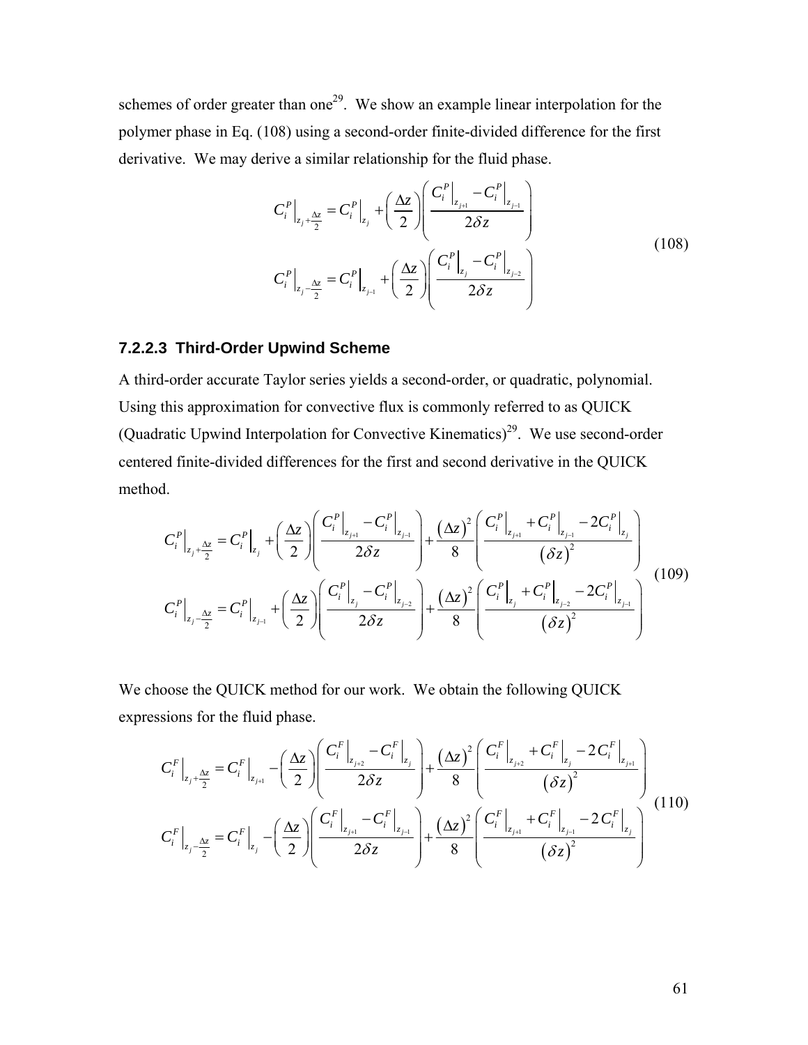schemes of order greater than one[29]. We show an example linear interpolation for the polymer phase in Eq. (108) using a second-order finite-divided difference for the first derivative. We may derive a similar relationship for the fluid phase.

$$
\begin{aligned}
C_i^P\Big|_{z_j+\frac{\Delta z}{2}} &= C_i^P\Big|_{z_j} + \left(\frac{\Delta z}{2}\right)\left(\frac{C_i^P\Big|_{z_{j+1}} - C_i^P\Big|_{z_{j-1}}}{2\delta z}\right) \\
C_i^P\Big|_{z_j-\frac{\Delta z}{2}} &= C_i^P\Big|_{z_{j-1}} + \left(\frac{\Delta z}{2}\right)\left(\frac{C_i^P\Big|_{z_j} - C_i^P\Big|_{z_{j-2}}}{2\delta z}\right)
\end{aligned}
\tag{108}
$$

### 7.2.2.3 Third-Order Upwind Scheme

A third-order accurate Taylor series yields a second-order, or quadratic, polynomial. Using this approximation for convective flux is commonly referred to as QUICK (Quadratic Upwind Interpolation for Convective Kinematics)[29]. We use second-order centered finite-divided differences for the first and second derivative in the QUICK method.

$$
\begin{aligned}
C_i^P\Big|_{z_j+\frac{\Delta z}{2}} &= C_i^P\Big|_{z_j} + \left(\frac{\Delta z}{2}\right)\left(\frac{C_i^P\Big|_{z_{j+1}} - C_i^P\Big|_{z_{j-1}}}{2\delta z}\right) + \frac{(\Delta z)^2}{8}\left(\frac{C_i^P\Big|_{z_{j+1}} + C_i^P\Big|_{z_{j-1}} - 2C_i^P\Big|_{z_j}}{(\delta z)^2}\right) \\
C_i^P\Big|_{z_j-\frac{\Delta z}{2}} &= C_i^P\Big|_{z_{j-1}} + \left(\frac{\Delta z}{2}\right)\left(\frac{C_i^P\Big|_{z_j} - C_i^P\Big|_{z_{j-2}}}{2\delta z}\right) + \frac{(\Delta z)^2}{8}\left(\frac{C_i^P\Big|_{z_j} + C_i^P\Big|_{z_{j-2}} - 2C_i^P\Big|_{z_{j-1}}}{(\delta z)^2}\right)
\end{aligned}
\tag{109}
$$

We choose the QUICK method for our work. We obtain the following QUICK expressions for the fluid phase.

$$
\begin{aligned}
C_i^F\Big|_{z_j+\frac{\Delta z}{2}} &= C_i^F\Big|_{z_{j+1}} - \left(\frac{\Delta z}{2}\right)\left(\frac{C_i^F\Big|_{z_{j+2}} - C_i^F\Big|_{z_j}}{2\delta z}\right) + \frac{(\Delta z)^2}{8}\left(\frac{C_i^F\Big|_{z_{j+2}} + C_i^F\Big|_{z_j} - 2C_i^F\Big|_{z_{j+1}}}{(\delta z)^2}\right) \\
C_i^F\Big|_{z_j-\frac{\Delta z}{2}} &= C_i^F\Big|_{z_j} - \left(\frac{\Delta z}{2}\right)\left(\frac{C_i^F\Big|_{z_{j+1}} - C_i^F\Big|_{z_{j-1}}}{2\delta z}\right) + \frac{(\Delta z)^2}{8}\left(\frac{C_i^F\Big|_{z_{j+1}} + C_i^F\Big|_{z_{j-1}} - 2C_i^F\Big|_{z_j}}{(\delta z)^2}\right)
\end{aligned}
\tag{110}
$$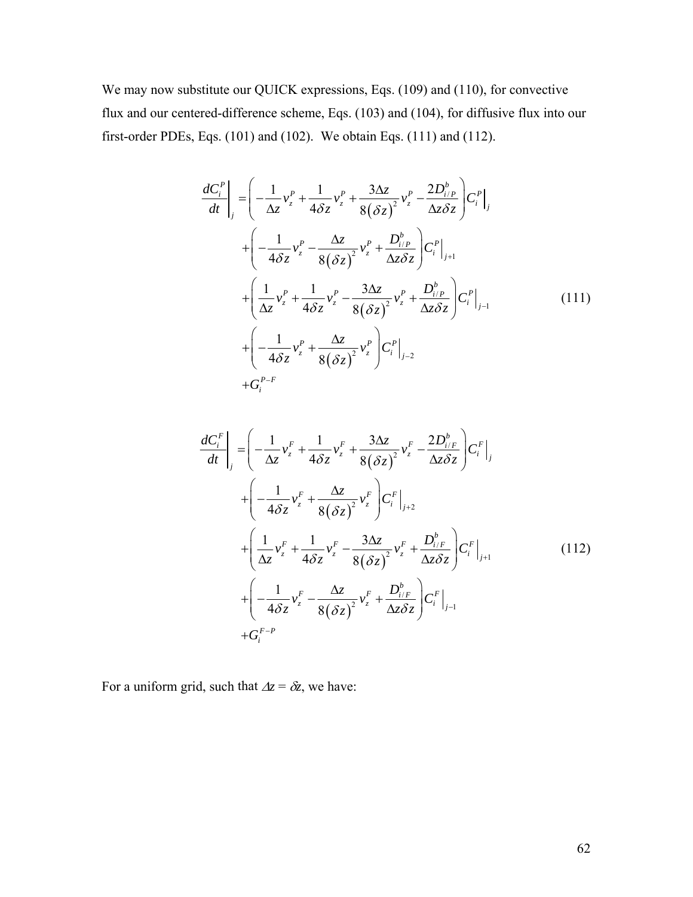We may now substitute our QUICK expressions, Eqs. (109) and (110), for convective flux and our centered-difference scheme, Eqs. (103) and (104), for diffusive flux into our first-order PDEs, Eqs. (101) and (102). We obtain Eqs. (111) and (112).

$$
\begin{aligned}
\left.\frac{dC_i^P}{dt}\right|_j = & \left(-\frac{1}{\Delta z}v_z^P + \frac{1}{4\delta z}v_z^P + \frac{3\Delta z}{8(\delta z)^2}v_z^P - \frac{2D_{i/P}^b}{\Delta z \delta z}\right)\left.C_i^P\right|_j \\
& + \left(-\frac{1}{4\delta z}v_z^P - \frac{\Delta z}{8(\delta z)^2}v_z^P + \frac{D_{i/P}^b}{\Delta z \delta z}\right)\left.C_i^P\right|_{j+1} \\
& + \left(\frac{1}{\Delta z}v_z^P + \frac{1}{4\delta z}v_z^P - \frac{3\Delta z}{8(\delta z)^2}v_z^P + \frac{D_{i/P}^b}{\Delta z \delta z}\right)\left.C_i^P\right|_{j-1} \\
& + \left(-\frac{1}{4\delta z}v_z^P + \frac{\Delta z}{8(\delta z)^2}v_z^P\right)\left.C_i^P\right|_{j-2} \\
& + G_i^{P-F}
\end{aligned}
\tag{111}
$$

$$
\begin{aligned}
\left.\frac{dC_i^F}{dt}\right|_j = & \left(-\frac{1}{\Delta z}v_z^F + \frac{1}{4\delta z}v_z^F + \frac{3\Delta z}{8(\delta z)^2}v_z^F - \frac{2D_{i/F}^b}{\Delta z \delta z}\right)\left.C_i^F\right|_j \\
& + \left(-\frac{1}{4\delta z}v_z^F + \frac{\Delta z}{8(\delta z)^2}v_z^F\right)\left.C_i^F\right|_{j+2} \\
& + \left(\frac{1}{\Delta z}v_z^F + \frac{1}{4\delta z}v_z^F - \frac{3\Delta z}{8(\delta z)^2}v_z^F + \frac{D_{i/F}^b}{\Delta z \delta z}\right)\left.C_i^F\right|_{j+1} \\
& + \left(-\frac{1}{4\delta z}v_z^F - \frac{\Delta z}{8(\delta z)^2}v_z^F + \frac{D_{i/F}^b}{\Delta z \delta z}\right)\left.C_i^F\right|_{j-1} \\
& + G_i^{F-P}
\end{aligned}
\tag{112}
$$

For a uniform grid, such that $\Delta z = \delta z$, we have: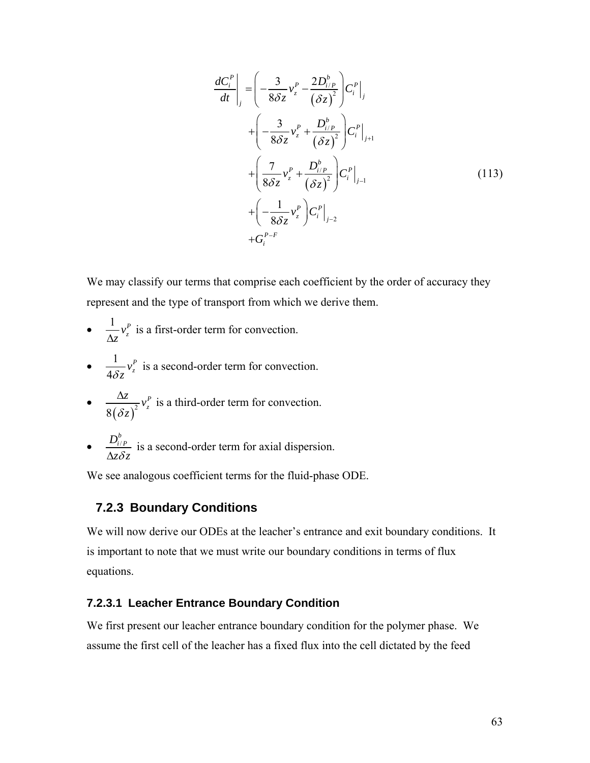$$
\begin{aligned}
\left.\frac{dC_i^P}{dt}\right|_j = & \left(-\frac{3}{8\delta z}v_z^P - \frac{2D_{i/P}^b}{(\delta z)^2}\right)C_i^P\Big|_j \\
& + \left(-\frac{3}{8\delta z}v_z^P + \frac{D_{i/P}^b}{(\delta z)^2}\right)C_i^P\Big|_{j+1} \\
& + \left(\frac{7}{8\delta z}v_z^P + \frac{D_{i/P}^b}{(\delta z)^2}\right)C_i^P\Big|_{j-1} \\
& + \left(-\frac{1}{8\delta z}v_z^P\right)C_i^P\Big|_{j-2} \\
& + G_i^{P-F}
\end{aligned}
\tag{113}
$$

We may classify our terms that comprise each coefficient by the order of accuracy they represent and the type of transport from which we derive them.

- $\frac{1}{\Delta z}v_z^P$ is a first-order term for convection.
- $\frac{1}{4\delta z}v_z^P$ is a second-order term for convection.
- $\frac{\Delta z}{8(\delta z)^2}v_z^P$ is a third-order term for convection.
- $\frac{D_{i/P}^b}{\Delta z \delta z}$ is a second-order term for axial dispersion.

We see analogous coefficient terms for the fluid-phase ODE.

## 7.2.3 Boundary Conditions

We will now derive our ODEs at the leacher's entrance and exit boundary conditions. It is important to note that we must write our boundary conditions in terms of flux equations.

### 7.2.3.1 Leacher Entrance Boundary Condition

We first present our leacher entrance boundary condition for the polymer phase. We assume the first cell of the leacher has a fixed flux into the cell dictated by the feed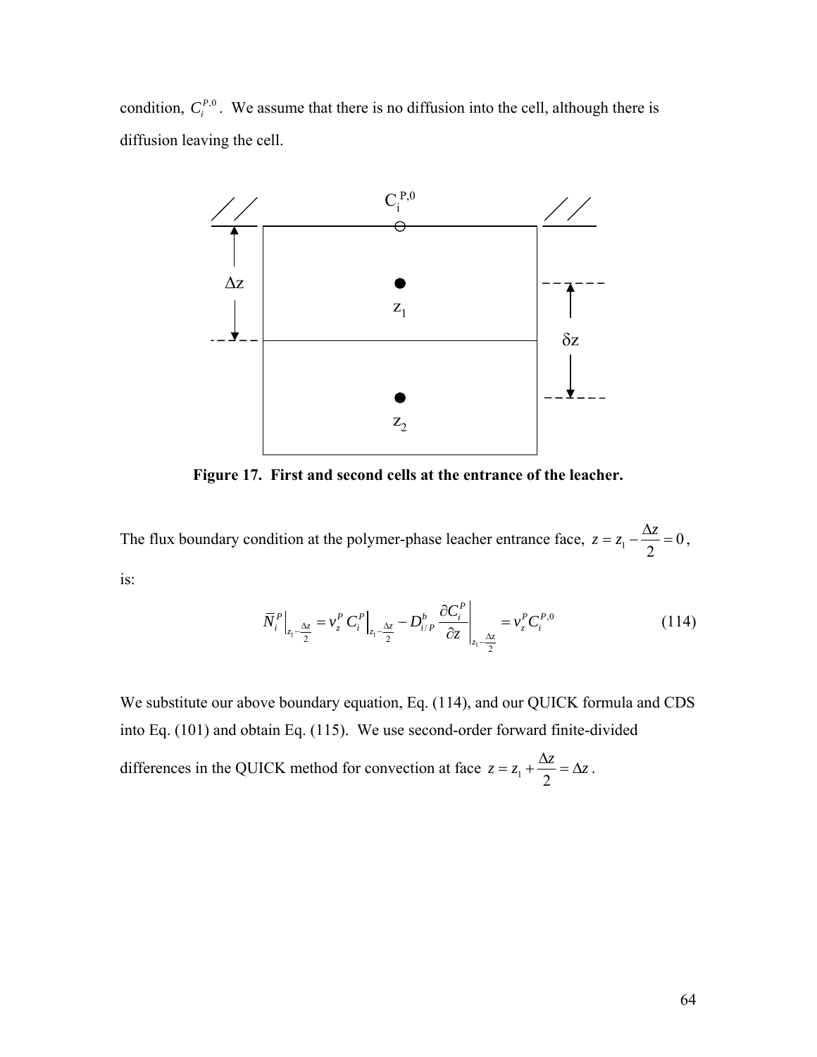condition, $C_i^{P,0}$. We assume that there is no diffusion into the cell, although there is diffusion leaving the cell.

**Figure 17. First and second cells at the entrance of the leacher.**

The flux boundary condition at the polymer-phase leacher entrance face, $z = z_1 - \frac{\Delta z}{2} = 0$, is:

$$\bar{N}_i^P \Big|_{z_1 - \frac{\Delta z}{2}} = v_z^P \, C_i^P \Big|_{z_1 - \frac{\Delta z}{2}} - D_{i/P}^b \left. \frac{\partial C_i^P}{\partial z} \right|_{z_1 - \frac{\Delta z}{2}} = v_z^P C_i^{P,0} \tag{114}$$

We substitute our above boundary equation, Eq. (114), and our QUICK formula and CDS into Eq. (101) and obtain Eq. (115). We use second-order forward finite-divided differences in the QUICK method for convection at face $z = z_1 + \frac{\Delta z}{2} = \Delta z$.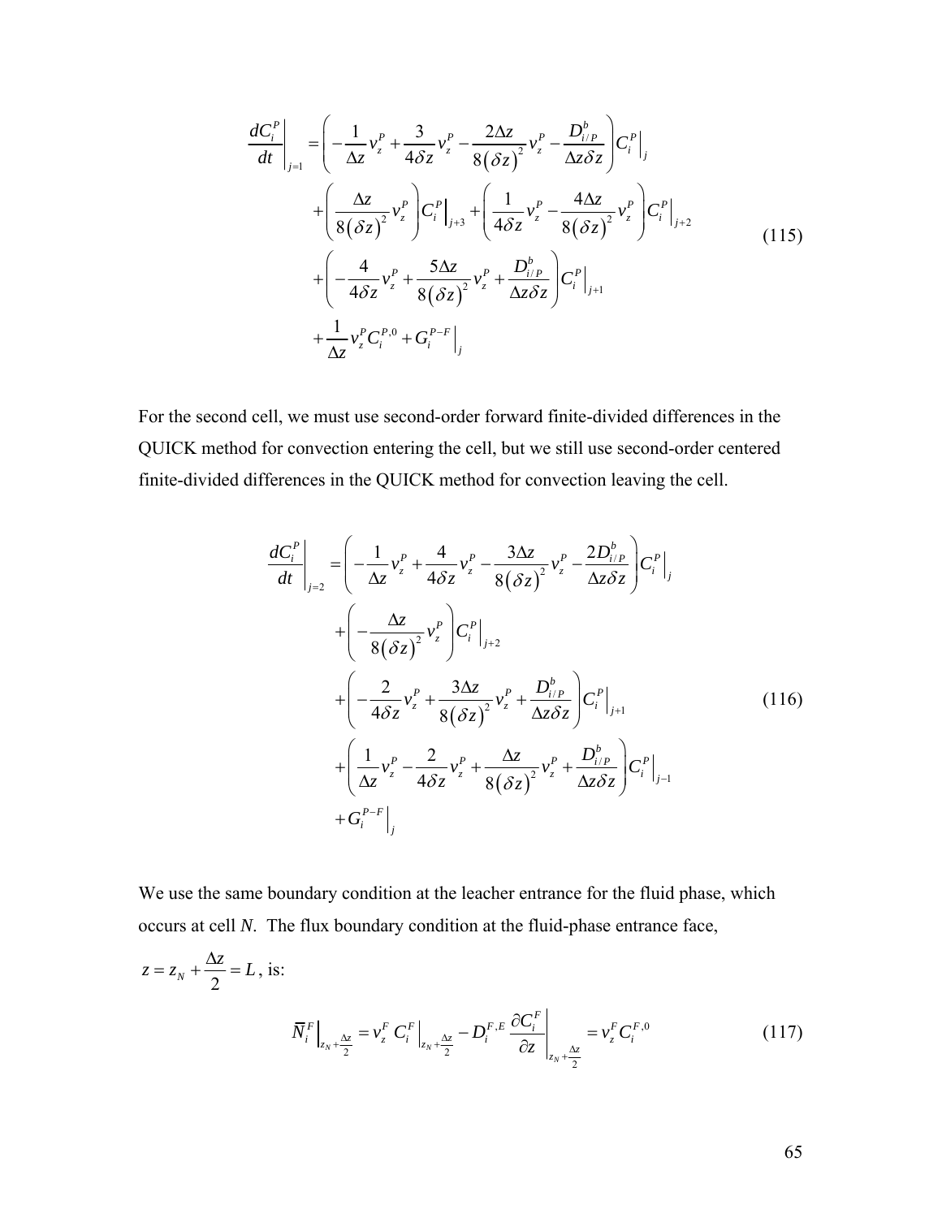$$
\begin{aligned}
\left.\frac{dC_i^P}{dt}\right|_{j=1} &= \left(-\frac{1}{\Delta z}v_z^P + \frac{3}{4\delta z}v_z^P - \frac{2\Delta z}{8(\delta z)^2}v_z^P - \frac{D_{i/P}^b}{\Delta z \delta z}\right)\left.C_i^P\right|_j \\
&+ \left(\frac{\Delta z}{8(\delta z)^2}v_z^P\right)\left.C_i^P\right|_{j+3} + \left(\frac{1}{4\delta z}v_z^P - \frac{4\Delta z}{8(\delta z)^2}v_z^P\right)\left.C_i^P\right|_{j+2} \\
&+ \left(-\frac{4}{4\delta z}v_z^P + \frac{5\Delta z}{8(\delta z)^2}v_z^P + \frac{D_{i/P}^b}{\Delta z \delta z}\right)\left.C_i^P\right|_{j+1} \\
&+ \frac{1}{\Delta z}v_z^P C_i^{P,0} + \left.G_i^{P-F}\right|_j
\end{aligned}
\tag{115}
$$

For the second cell, we must use second-order forward finite-divided differences in the QUICK method for convection entering the cell, but we still use second-order centered finite-divided differences in the QUICK method for convection leaving the cell.

$$
\begin{aligned}
\left.\frac{dC_i^P}{dt}\right|_{j=2} &= \left(-\frac{1}{\Delta z}v_z^P + \frac{4}{4\delta z}v_z^P - \frac{3\Delta z}{8(\delta z)^2}v_z^P - \frac{2D_{i/P}^b}{\Delta z \delta z}\right)\left.C_i^P\right|_j \\
&+ \left(-\frac{\Delta z}{8(\delta z)^2}v_z^P\right)\left.C_i^P\right|_{j+2} \\
&+ \left(-\frac{2}{4\delta z}v_z^P + \frac{3\Delta z}{8(\delta z)^2}v_z^P + \frac{D_{i/P}^b}{\Delta z \delta z}\right)\left.C_i^P\right|_{j+1} \\
&+ \left(\frac{1}{\Delta z}v_z^P - \frac{2}{4\delta z}v_z^P + \frac{\Delta z}{8(\delta z)^2}v_z^P + \frac{D_{i/P}^b}{\Delta z \delta z}\right)\left.C_i^P\right|_{j-1} \\
&+ \left.G_i^{P-F}\right|_j
\end{aligned}
\tag{116}
$$

We use the same boundary condition at the leacher entrance for the fluid phase, which occurs at cell $N$. The flux boundary condition at the fluid-phase entrance face, $z = z_N + \frac{\Delta z}{2} = L$, is:

$$
\left.\bar{N}_i^F\right|_{z_N+\frac{\Delta z}{2}} = v_z^F \left.C_i^F\right|_{z_N+\frac{\Delta z}{2}} - D_i^{F,E}\left.\frac{\partial C_i^F}{\partial z}\right|_{z_N+\frac{\Delta z}{2}} = v_z^F C_i^{F,0}
\tag{117}
$$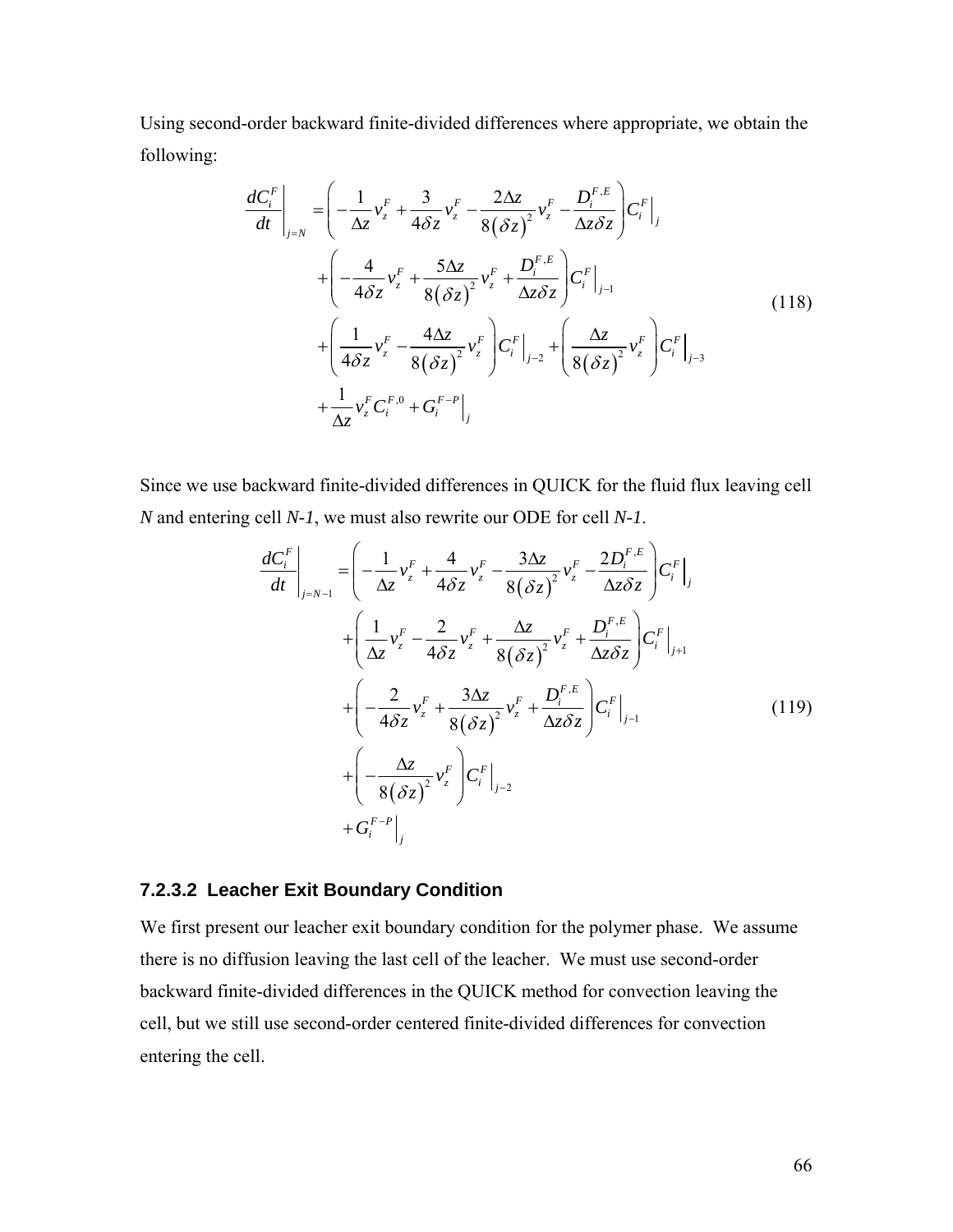Using second-order backward finite-divided differences where appropriate, we obtain the following:

$$\left.\frac{dC_i^F}{dt}\right|_{j=N} = \left(-\frac{1}{\Delta z}v_z^F + \frac{3}{4\delta z}v_z^F - \frac{2\Delta z}{8(\delta z)^2}v_z^F - \frac{D_i^{F,E}}{\Delta z \delta z}\right)C_i^F\Big|_j + \left(-\frac{4}{4\delta z}v_z^F + \frac{5\Delta z}{8(\delta z)^2}v_z^F + \frac{D_i^{F,E}}{\Delta z \delta z}\right)C_i^F\Big|_{j-1} + \left(\frac{1}{4\delta z}v_z^F - \frac{4\Delta z}{8(\delta z)^2}v_z^F\right)C_i^F\Big|_{j-2} + \left(\frac{\Delta z}{8(\delta z)^2}v_z^F\right)C_i^F\Big|_{j-3} + \frac{1}{\Delta z}v_z^F C_i^{F,0} + G_i^{F-P}\Big|_j \tag{118}$$

Since we use backward finite-divided differences in QUICK for the fluid flux leaving cell *N* and entering cell *N-1*, we must also rewrite our ODE for cell *N-1*.

$$\left.\frac{dC_i^F}{dt}\right|_{j=N-1} = \left(-\frac{1}{\Delta z}v_z^F + \frac{4}{4\delta z}v_z^F - \frac{3\Delta z}{8(\delta z)^2}v_z^F - \frac{2D_i^{F,E}}{\Delta z \delta z}\right)C_i^F\Big|_j + \left(\frac{1}{\Delta z}v_z^F - \frac{2}{4\delta z}v_z^F + \frac{\Delta z}{8(\delta z)^2}v_z^F + \frac{D_i^{F,E}}{\Delta z \delta z}\right)C_i^F\Big|_{j+1} + \left(-\frac{2}{4\delta z}v_z^F + \frac{3\Delta z}{8(\delta z)^2}v_z^F + \frac{D_i^{F,E}}{\Delta z \delta z}\right)C_i^F\Big|_{j-1} + \left(-\frac{\Delta z}{8(\delta z)^2}v_z^F\right)C_i^F\Big|_{j-2} + G_i^{F-P}\Big|_j \tag{119}$$

### 7.2.3.2 Leacher Exit Boundary Condition

We first present our leacher exit boundary condition for the polymer phase. We assume there is no diffusion leaving the last cell of the leacher. We must use second-order backward finite-divided differences in the QUICK method for convection leaving the cell, but we still use second-order centered finite-divided differences for convection entering the cell.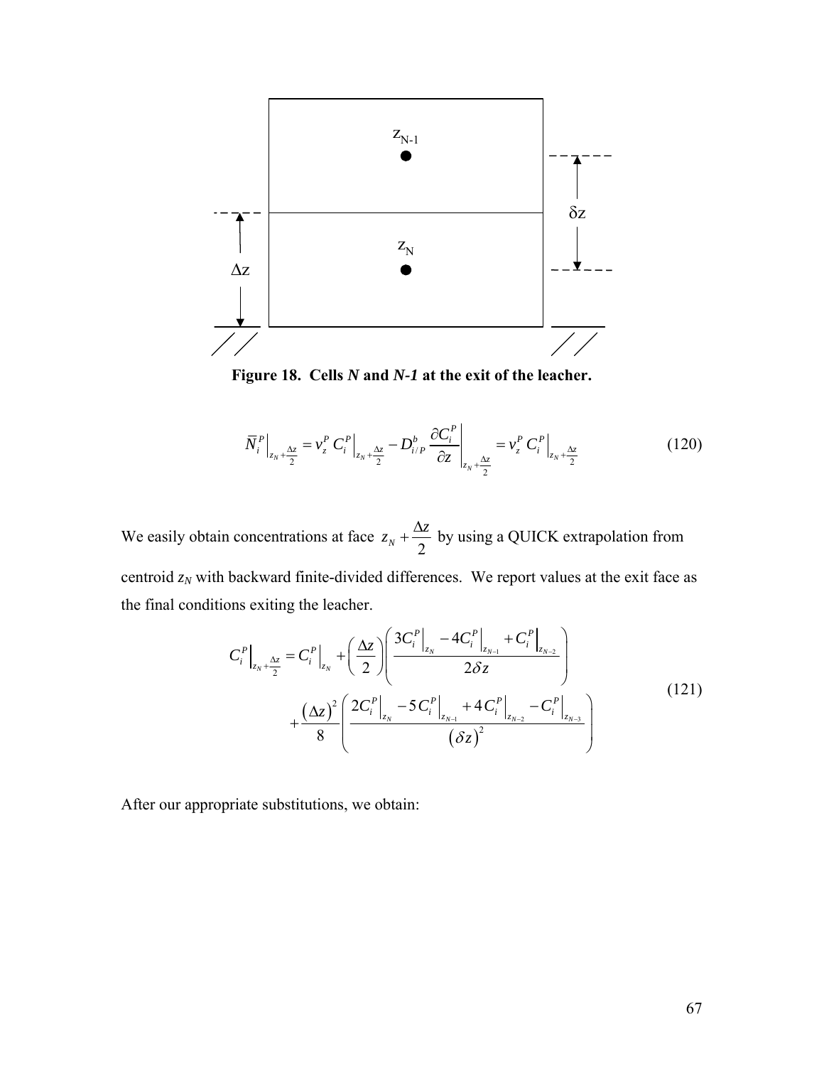**Figure 18. Cells *N* and *N-1* at the exit of the leacher.**

$$\bar{N}_i^P\Big|_{z_N+\frac{\Delta z}{2}} = v_z^P\, C_i^P\Big|_{z_N+\frac{\Delta z}{2}} - D_{i/P}^b\, \frac{\partial C_i^P}{\partial z}\Bigg|_{z_N+\frac{\Delta z}{2}} = v_z^P\, C_i^P\Big|_{z_N+\frac{\Delta z}{2}} \tag{120}$$

We easily obtain concentrations at face $z_N + \frac{\Delta z}{2}$ by using a QUICK extrapolation from centroid $z_N$ with backward finite-divided differences. We report values at the exit face as the final conditions exiting the leacher.

$$\begin{aligned} C_i^P\Big|_{z_N+\frac{\Delta z}{2}} &= C_i^P\Big|_{z_N} + \left(\frac{\Delta z}{2}\right)\left(\frac{3C_i^P\Big|_{z_N} - 4C_i^P\Big|_{z_{N-1}} + C_i^P\Big|_{z_{N-2}}}{2\delta z}\right) \\ &\quad + \frac{(\Delta z)^2}{8}\left(\frac{2C_i^P\Big|_{z_N} - 5C_i^P\Big|_{z_{N-1}} + 4C_i^P\Big|_{z_{N-2}} - C_i^P\Big|_{z_{N-3}}}{(\delta z)^2}\right) \end{aligned} \tag{121}$$

After our appropriate substitutions, we obtain: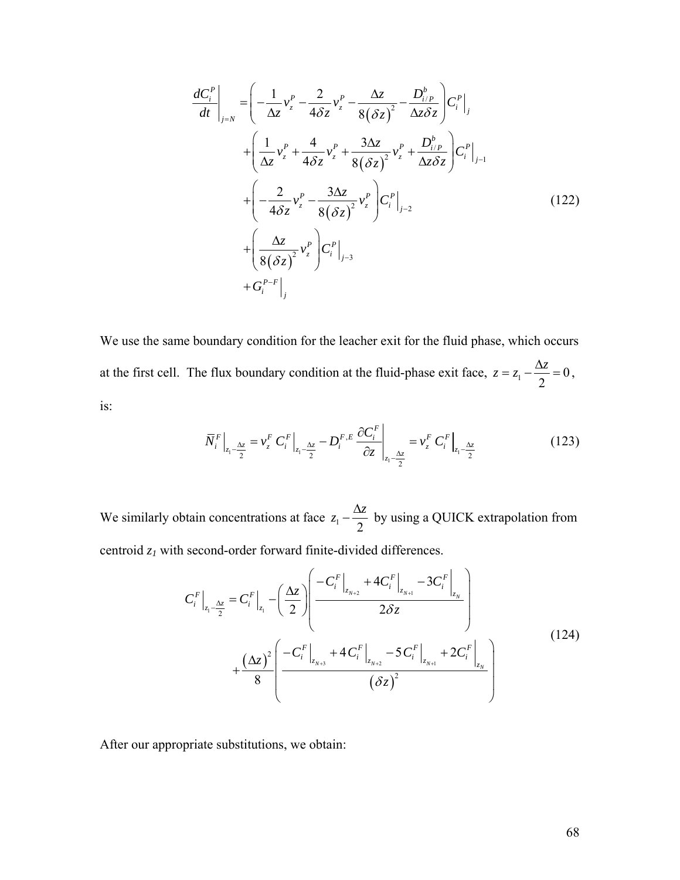$$
\begin{aligned}
\left.\frac{dC_i^P}{dt}\right|_{j=N} &= \left( -\frac{1}{\Delta z} v_z^P - \frac{2}{4\delta z} v_z^P - \frac{\Delta z}{8(\delta z)^2} - \frac{D_{i/P}^b}{\Delta z \delta z} \right) \left. C_i^P \right|_j \\
&+ \left( \frac{1}{\Delta z} v_z^P + \frac{4}{4\delta z} v_z^P + \frac{3\Delta z}{8(\delta z)^2} v_z^P + \frac{D_{i/P}^b}{\Delta z \delta z} \right) \left. C_i^P \right|_{j-1} \\
&+ \left( -\frac{2}{4\delta z} v_z^P - \frac{3\Delta z}{8(\delta z)^2} v_z^P \right) \left. C_i^P \right|_{j-2} \\
&+ \left( \frac{\Delta z}{8(\delta z)^2} v_z^P \right) \left. C_i^P \right|_{j-3} \\
&+ \left. G_i^{P-F} \right|_j
\end{aligned}
\tag{122}
$$

We use the same boundary condition for the leacher exit for the fluid phase, which occurs at the first cell. The flux boundary condition at the fluid-phase exit face, $z = z_1 - \frac{\Delta z}{2} = 0$, is:

$$
\left. \bar{N}_i^F \right|_{z_1 - \frac{\Delta z}{2}} = v_z^F \left. C_i^F \right|_{z_1 - \frac{\Delta z}{2}} - D_i^{F,E} \left. \frac{\partial C_i^F}{\partial z} \right|_{z_1 - \frac{\Delta z}{2}} = v_z^F \left. C_i^F \right|_{z_1 - \frac{\Delta z}{2}}
\tag{123}
$$

We similarly obtain concentrations at face $z_1 - \frac{\Delta z}{2}$ by using a QUICK extrapolation from centroid $z_1$ with second-order forward finite-divided differences.

$$
\begin{aligned}
\left. C_i^F \right|_{z_1 - \frac{\Delta z}{2}} &= \left. C_i^F \right|_{z_1} - \left( \frac{\Delta z}{2} \right) \left( \frac{ -\left. C_i^F \right|_{z_{N+2}} + 4 \left. C_i^F \right|_{z_{N+1}} - 3 \left. C_i^F \right|_{z_N} }{2\delta z} \right) \\
&+ \frac{(\Delta z)^2}{8} \left( \frac{ -\left. C_i^F \right|_{z_{N+3}} + 4 \left. C_i^F \right|_{z_{N+2}} - 5 \left. C_i^F \right|_{z_{N+1}} + 2 \left. C_i^F \right|_{z_N} }{(\delta z)^2} \right)
\end{aligned}
\tag{124}
$$

After our appropriate substitutions, we obtain: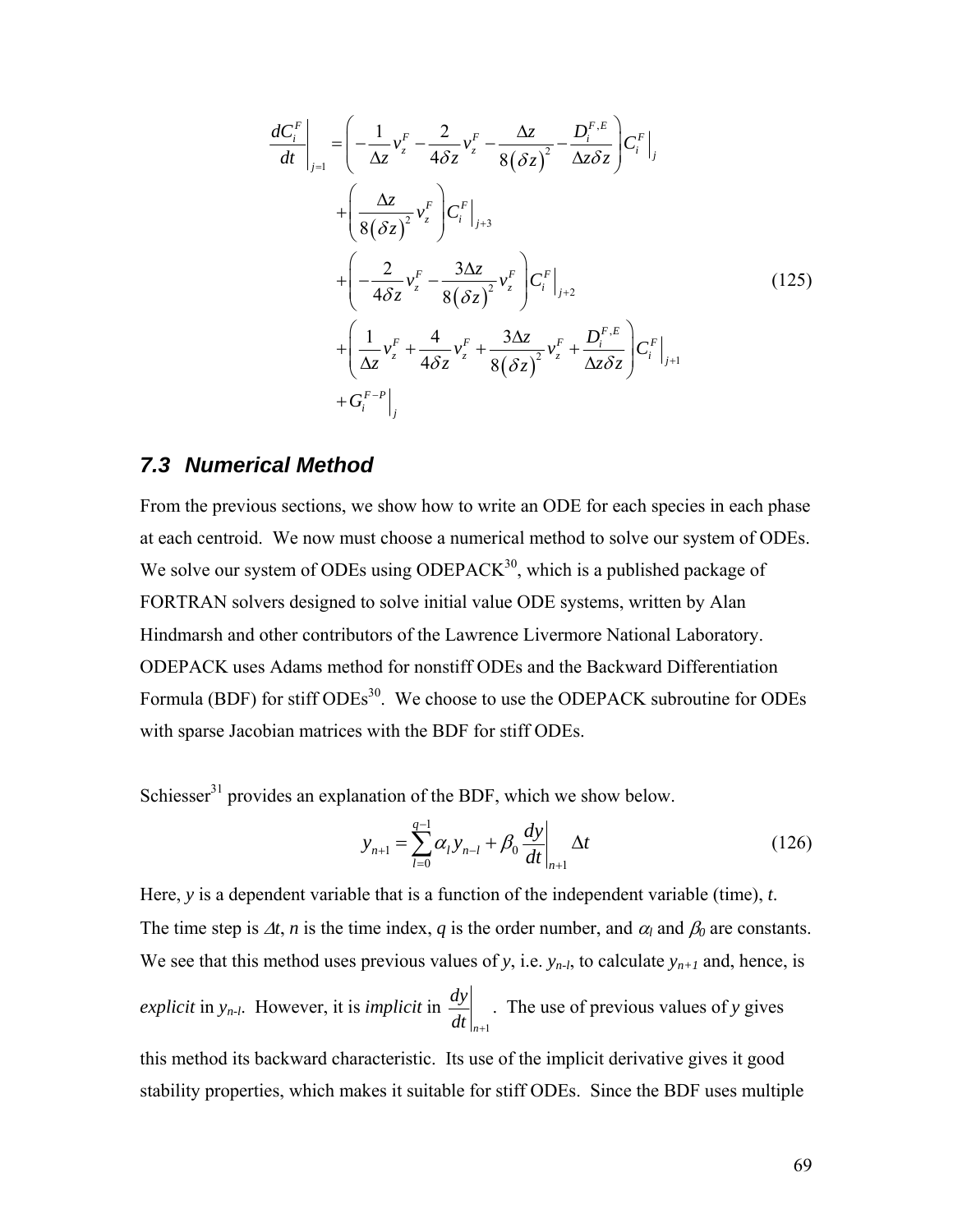$$
\begin{aligned}
\left.\frac{dC_i^F}{dt}\right|_{j=1} = & \left( -\frac{1}{\Delta z} v_z^F - \frac{2}{4\delta z} v_z^F - \frac{\Delta z}{8(\delta z)^2} - \frac{D_i^{F,E}}{\Delta z \delta z} \right) \left. C_i^F \right|_j \\
& + \left( \frac{\Delta z}{8(\delta z)^2} v_z^F \right) \left. C_i^F \right|_{j+3} \\
& + \left( -\frac{2}{4\delta z} v_z^F - \frac{3\Delta z}{8(\delta z)^2} v_z^F \right) \left. C_i^F \right|_{j+2} \\
& + \left( \frac{1}{\Delta z} v_z^F + \frac{4}{4\delta z} v_z^F + \frac{3\Delta z}{8(\delta z)^2} v_z^F + \frac{D_i^{F,E}}{\Delta z \delta z} \right) \left. C_i^F \right|_{j+1} \\
& + \left. G_i^{F-P} \right|_j
\end{aligned}
\tag{125}
$$

## 7.3 Numerical Method

From the previous sections, we show how to write an ODE for each species in each phase at each centroid. We now must choose a numerical method to solve our system of ODEs. We solve our system of ODEs using ODEPACK[30], which is a published package of FORTRAN solvers designed to solve initial value ODE systems, written by Alan Hindmarsh and other contributors of the Lawrence Livermore National Laboratory. ODEPACK uses Adams method for nonstiff ODEs and the Backward Differentiation Formula (BDF) for stiff ODEs[30]. We choose to use the ODEPACK subroutine for ODEs with sparse Jacobian matrices with the BDF for stiff ODEs.

Schiesser[31] provides an explanation of the BDF, which we show below.

$$
y_{n+1} = \sum_{l=0}^{q-1} \alpha_l y_{n-l} + \beta_0 \left. \frac{dy}{dt} \right|_{n+1} \Delta t \tag{126}
$$

Here, $y$ is a dependent variable that is a function of the independent variable (time), $t$. The time step is $\Delta t$, $n$ is the time index, $q$ is the order number, and $\alpha_l$ and $\beta_0$ are constants. We see that this method uses previous values of $y$, i.e. $y_{n-l}$, to calculate $y_{n+1}$ and, hence, is *explicit* in $y_{n-l}$. However, it is *implicit* in $\left. \frac{dy}{dt} \right|_{n+1}$. The use of previous values of $y$ gives this method its backward characteristic. Its use of the implicit derivative gives it good stability properties, which makes it suitable for stiff ODEs. Since the BDF uses multiple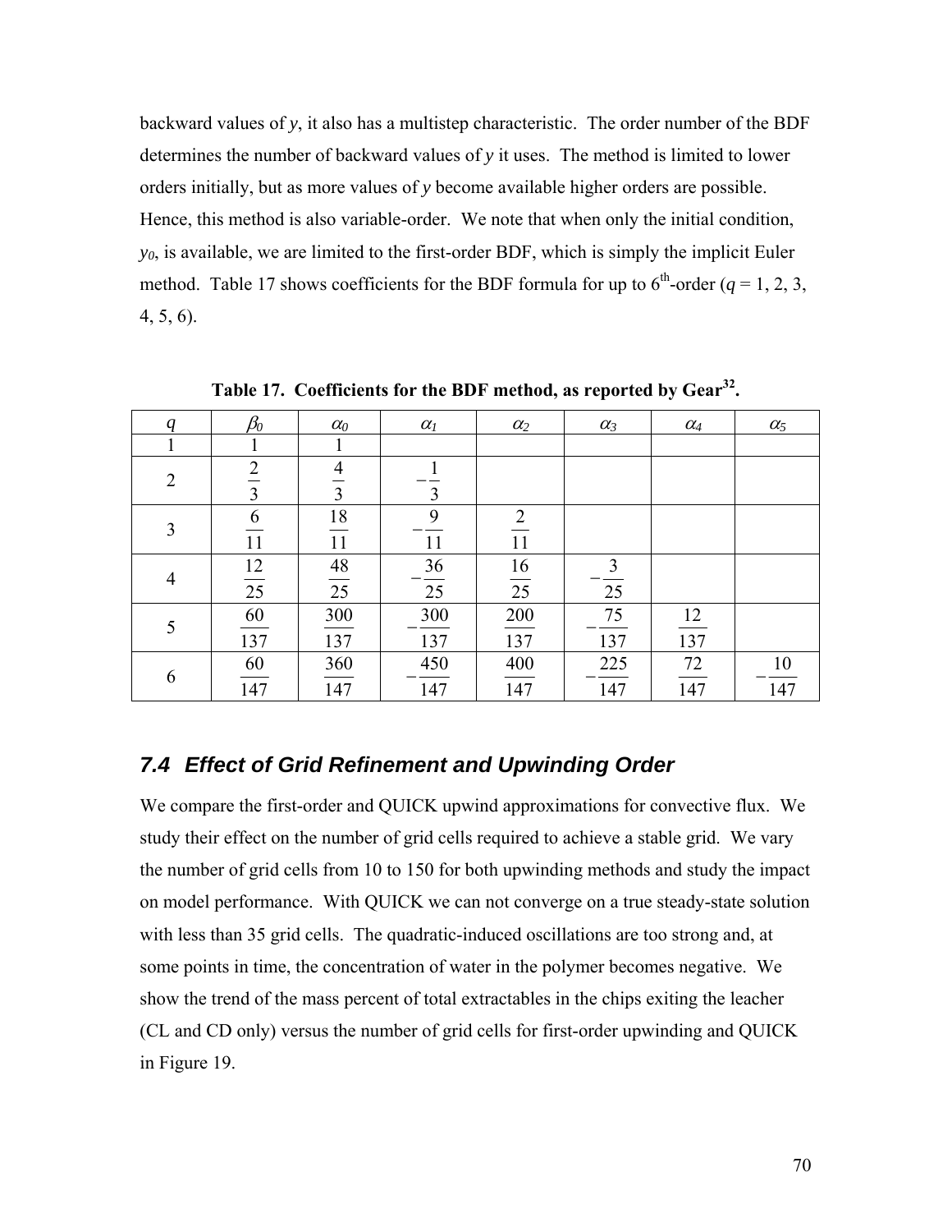backward values of $y$, it also has a multistep characteristic. The order number of the BDF determines the number of backward values of $y$ it uses. The method is limited to lower orders initially, but as more values of $y$ become available higher orders are possible. Hence, this method is also variable-order. We note that when only the initial condition, $y_0$, is available, we are limited to the first-order BDF, which is simply the implicit Euler method. Table 17 shows coefficients for the BDF formula for up to $6^{th}$-order ($q$ = 1, 2, 3, 4, 5, 6).

**Table 17. Coefficients for the BDF method, as reported by Gear[32].**

| $q$ | $\beta_0$ | $\alpha_0$ | $\alpha_1$ | $\alpha_2$ | $\alpha_3$ | $\alpha_4$ | $\alpha_5$ |
|---|---|---|---|---|---|---|---|
| 1 | 1 | 1 | | | | | |
| 2 | $\frac{2}{3}$ | $\frac{4}{3}$ | $-\frac{1}{3}$ | | | | |
| 3 | $\frac{6}{11}$ | $\frac{18}{11}$ | $-\frac{9}{11}$ | $\frac{2}{11}$ | | | |
| 4 | $\frac{12}{25}$ | $\frac{48}{25}$ | $-\frac{36}{25}$ | $\frac{16}{25}$ | $-\frac{3}{25}$ | | |
| 5 | $\frac{60}{137}$ | $\frac{300}{137}$ | $-\frac{300}{137}$ | $\frac{200}{137}$ | $-\frac{75}{137}$ | $\frac{12}{137}$ | |
| 6 | $\frac{60}{147}$ | $\frac{360}{147}$ | $-\frac{450}{147}$ | $\frac{400}{147}$ | $-\frac{225}{147}$ | $\frac{72}{147}$ | $-\frac{10}{147}$ |

## *7.4 Effect of Grid Refinement and Upwinding Order*

We compare the first-order and QUICK upwind approximations for convective flux. We study their effect on the number of grid cells required to achieve a stable grid. We vary the number of grid cells from 10 to 150 for both upwinding methods and study the impact on model performance. With QUICK we can not converge on a true steady-state solution with less than 35 grid cells. The quadratic-induced oscillations are too strong and, at some points in time, the concentration of water in the polymer becomes negative. We show the trend of the mass percent of total extractables in the chips exiting the leacher (CL and CD only) versus the number of grid cells for first-order upwinding and QUICK in Figure 19.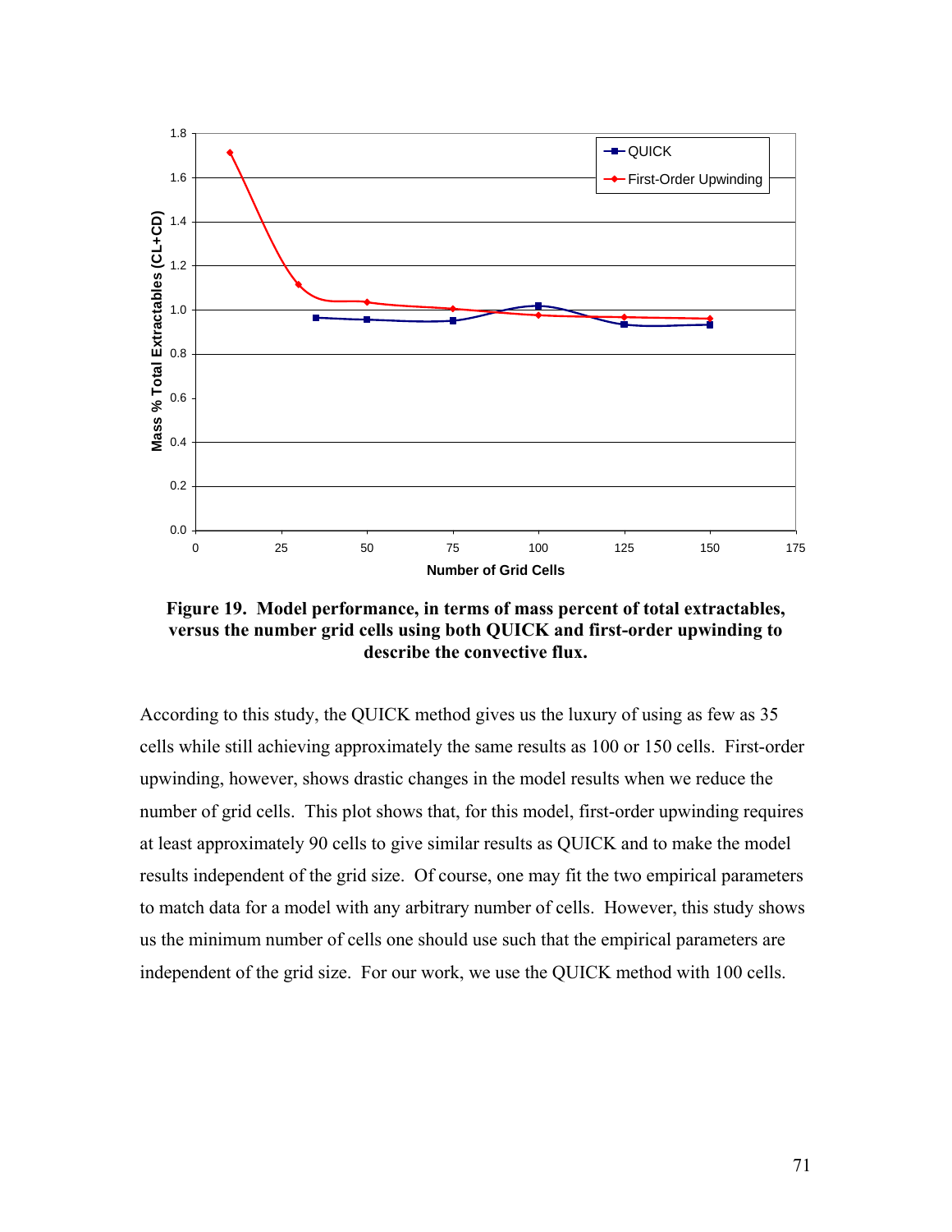**Figure 19. Model performance, in terms of mass percent of total extractables, versus the number grid cells using both QUICK and first-order upwinding to describe the convective flux.**

According to this study, the QUICK method gives us the luxury of using as few as 35 cells while still achieving approximately the same results as 100 or 150 cells. First-order upwinding, however, shows drastic changes in the model results when we reduce the number of grid cells. This plot shows that, for this model, first-order upwinding requires at least approximately 90 cells to give similar results as QUICK and to make the model results independent of the grid size. Of course, one may fit the two empirical parameters to match data for a model with any arbitrary number of cells. However, this study shows us the minimum number of cells one should use such that the empirical parameters are independent of the grid size. For our work, we use the QUICK method with 100 cells.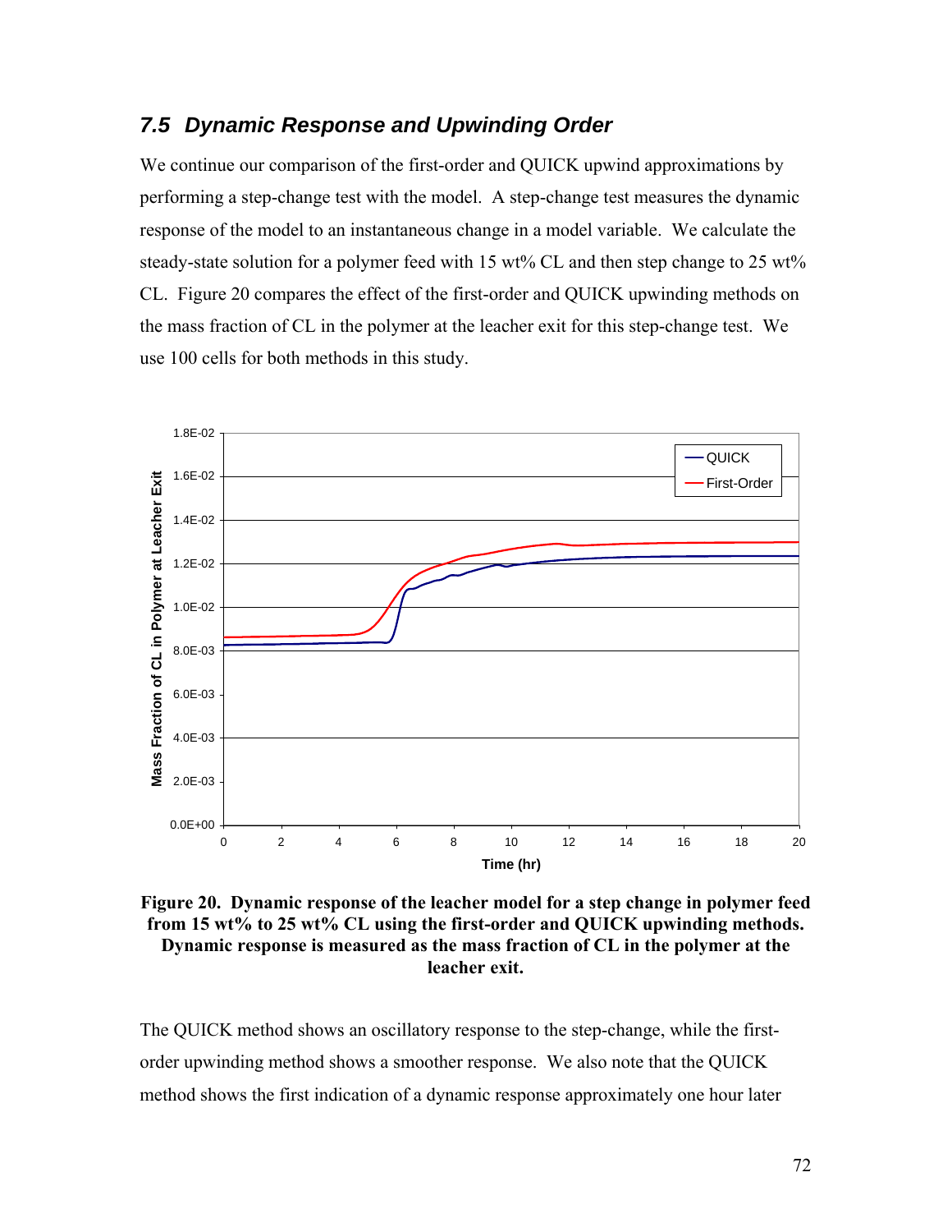## 7.5 Dynamic Response and Upwinding Order

We continue our comparison of the first-order and QUICK upwind approximations by performing a step-change test with the model. A step-change test measures the dynamic response of the model to an instantaneous change in a model variable. We calculate the steady-state solution for a polymer feed with 15 wt% CL and then step change to 25 wt% CL. Figure 20 compares the effect of the first-order and QUICK upwinding methods on the mass fraction of CL in the polymer at the leacher exit for this step-change test. We use 100 cells for both methods in this study.

**Figure 20. Dynamic response of the leacher model for a step change in polymer feed from 15 wt% to 25 wt% CL using the first-order and QUICK upwinding methods. Dynamic response is measured as the mass fraction of CL in the polymer at the leacher exit.**

The QUICK method shows an oscillatory response to the step-change, while the first-order upwinding method shows a smoother response. We also note that the QUICK method shows the first indication of a dynamic response approximately one hour later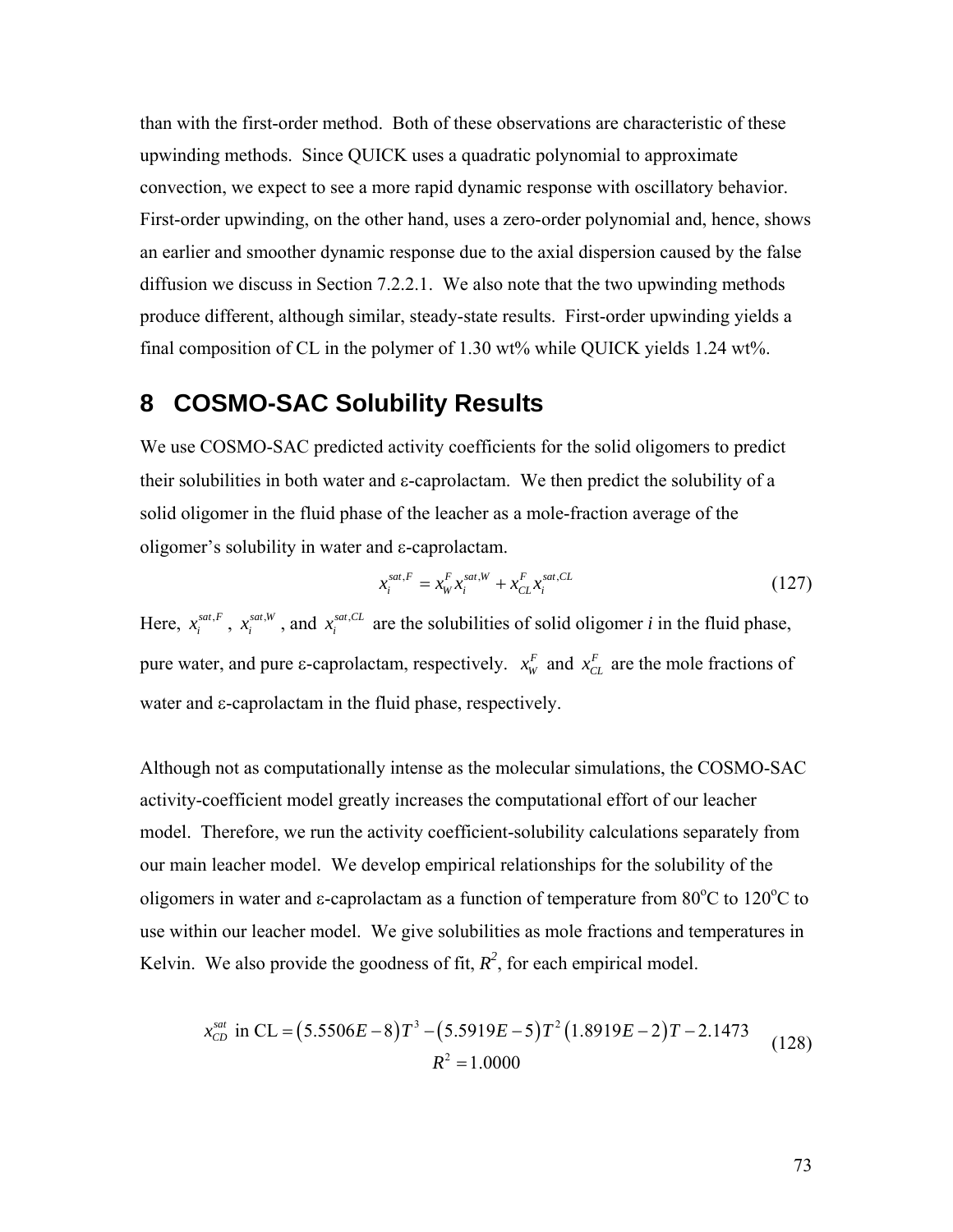than with the first-order method. Both of these observations are characteristic of these upwinding methods. Since QUICK uses a quadratic polynomial to approximate convection, we expect to see a more rapid dynamic response with oscillatory behavior. First-order upwinding, on the other hand, uses a zero-order polynomial and, hence, shows an earlier and smoother dynamic response due to the axial dispersion caused by the false diffusion we discuss in Section 7.2.2.1. We also note that the two upwinding methods produce different, although similar, steady-state results. First-order upwinding yields a final composition of CL in the polymer of 1.30 wt% while QUICK yields 1.24 wt%.

# 8 COSMO-SAC Solubility Results

We use COSMO-SAC predicted activity coefficients for the solid oligomers to predict their solubilities in both water and ε-caprolactam. We then predict the solubility of a solid oligomer in the fluid phase of the leacher as a mole-fraction average of the oligomer's solubility in water and ε-caprolactam.

$$x_i^{sat,F} = x_W^F x_i^{sat,W} + x_{CL}^F x_i^{sat,CL} \tag{127}$$

Here, $x_i^{sat,F}$, $x_i^{sat,W}$, and $x_i^{sat,CL}$ are the solubilities of solid oligomer *i* in the fluid phase, pure water, and pure ε-caprolactam, respectively. $x_W^F$ and $x_{CL}^F$ are the mole fractions of water and ε-caprolactam in the fluid phase, respectively.

Although not as computationally intense as the molecular simulations, the COSMO-SAC activity-coefficient model greatly increases the computational effort of our leacher model. Therefore, we run the activity coefficient-solubility calculations separately from our main leacher model. We develop empirical relationships for the solubility of the oligomers in water and ε-caprolactam as a function of temperature from 80°C to 120°C to use within our leacher model. We give solubilities as mole fractions and temperatures in Kelvin. We also provide the goodness of fit, $R^2$, for each empirical model.

$$\begin{gathered} x_{CD}^{sat} \text{ in CL} = \left(5.5506E-8\right)T^3 - \left(5.5919E-5\right)T^2\left(1.8919E-2\right)T - 2.1473 \\ R^2 = 1.0000 \end{gathered} \tag{128}$$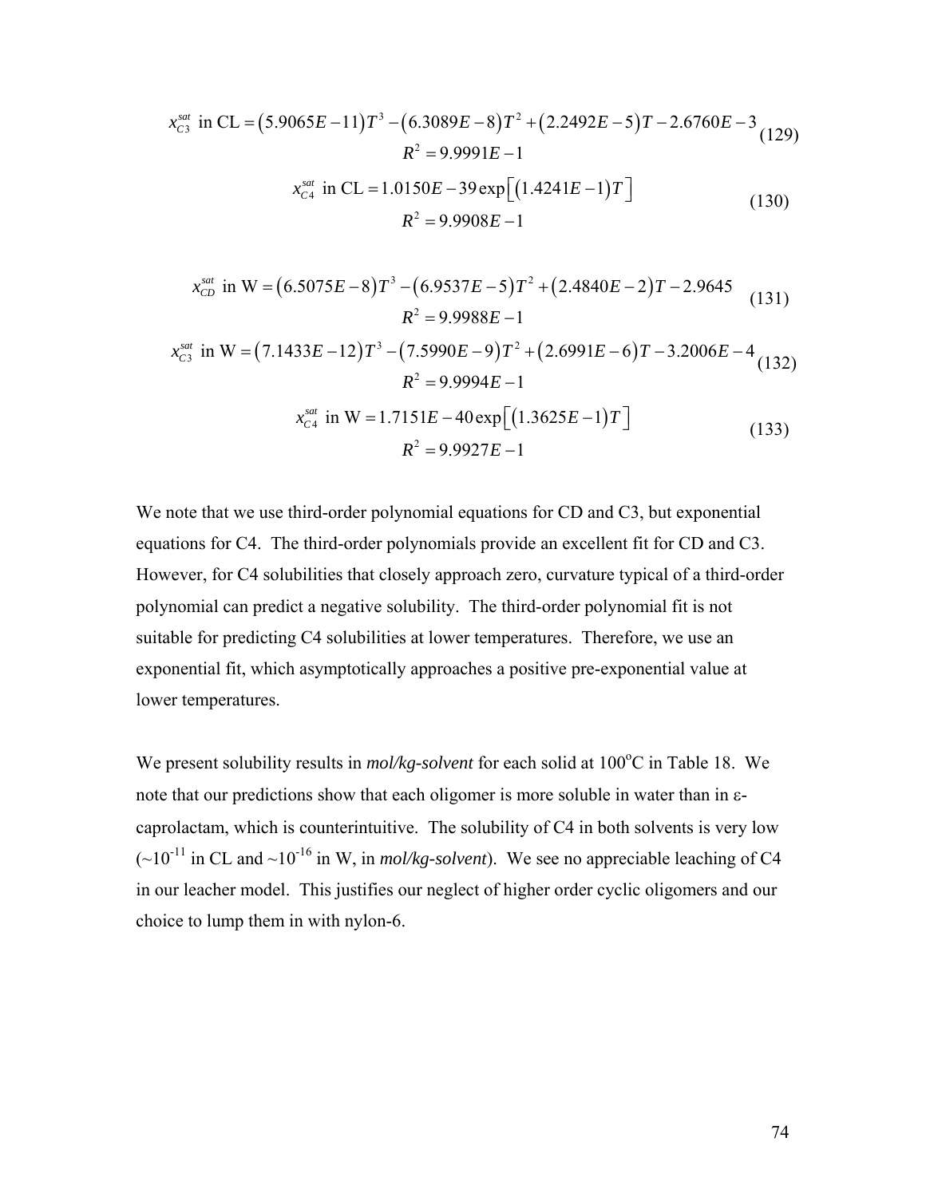$$x_{C3}^{sat} \text{ in CL} = \left(5.9065E-11\right)T^3 - \left(6.3089E-8\right)T^2 + \left(2.2492E-5\right)T - 2.6760E-3$$
$$R^2 = 9.9991E-1 \tag{129}$$

$$x_{C4}^{sat} \text{ in CL} = 1.0150E-39\exp\left[\left(1.4241E-1\right)T\right]$$
$$R^2 = 9.9908E-1 \tag{130}$$

$$x_{CD}^{sat} \text{ in W} = \left(6.5075E-8\right)T^3 - \left(6.9537E-5\right)T^2 + \left(2.4840E-2\right)T - 2.9645$$
$$R^2 = 9.9988E-1 \tag{131}$$

$$x_{C3}^{sat} \text{ in W} = \left(7.1433E-12\right)T^3 - \left(7.5990E-9\right)T^2 + \left(2.6991E-6\right)T - 3.2006E-4$$
$$R^2 = 9.9994E-1 \tag{132}$$

$$x_{C4}^{sat} \text{ in W} = 1.7151E-40\exp\left[\left(1.3625E-1\right)T\right]$$
$$R^2 = 9.9927E-1 \tag{133}$$

We note that we use third-order polynomial equations for CD and C3, but exponential equations for C4. The third-order polynomials provide an excellent fit for CD and C3. However, for C4 solubilities that closely approach zero, curvature typical of a third-order polynomial can predict a negative solubility. The third-order polynomial fit is not suitable for predicting C4 solubilities at lower temperatures. Therefore, we use an exponential fit, which asymptotically approaches a positive pre-exponential value at lower temperatures.

We present solubility results in *mol/kg-solvent* for each solid at 100°C in Table 18. We note that our predictions show that each oligomer is more soluble in water than in ε-caprolactam, which is counterintuitive. The solubility of C4 in both solvents is very low (~$10^{-11}$ in CL and ~$10^{-16}$ in W, in *mol/kg-solvent*). We see no appreciable leaching of C4 in our leacher model. This justifies our neglect of higher order cyclic oligomers and our choice to lump them in with nylon-6.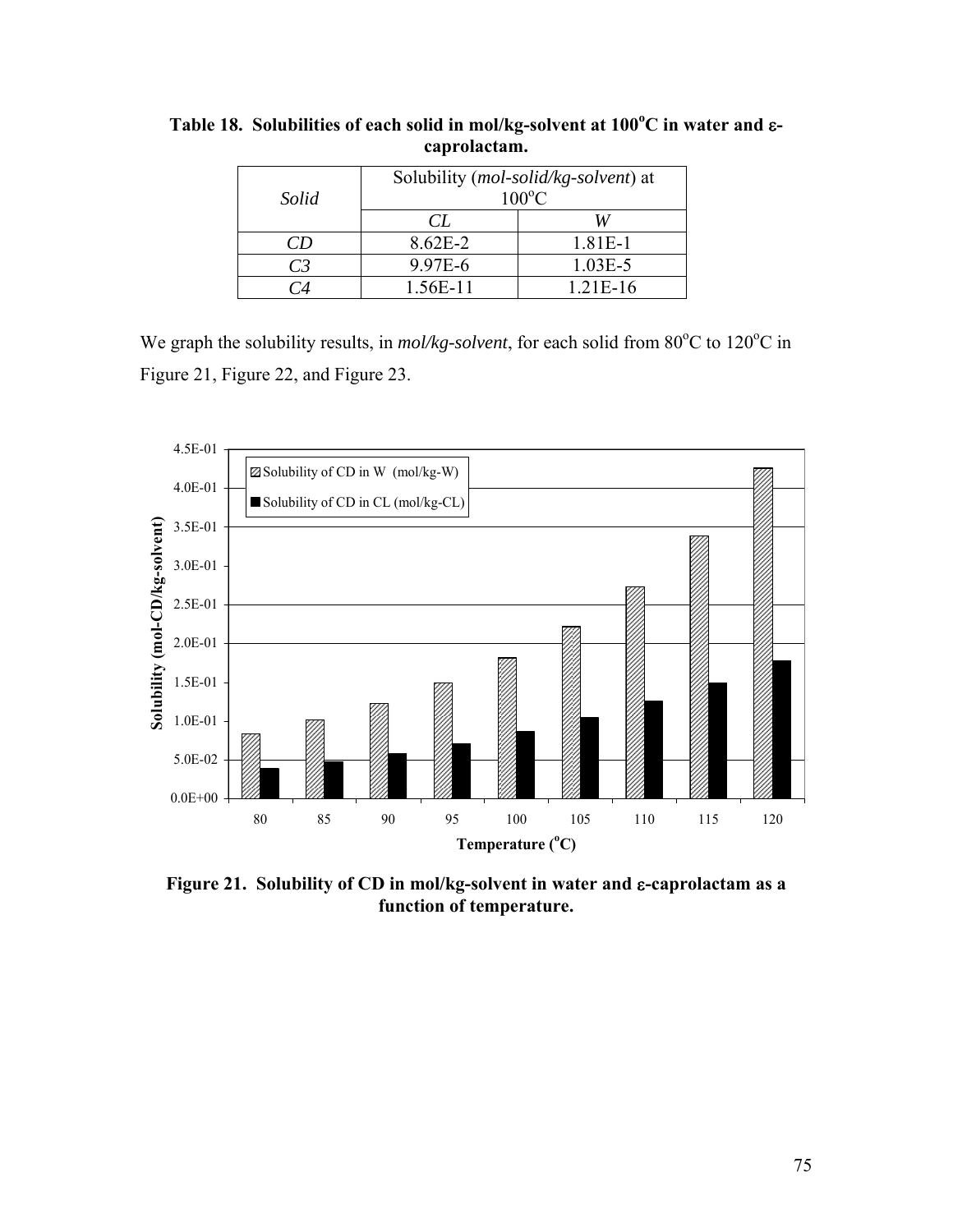**Table 18. Solubilities of each solid in mol/kg-solvent at 100°C in water and ε-caprolactam.**

| *Solid* | Solubility (*mol-solid/kg-solvent*) at 100°C | |
|---|---|---|
| | *CL* | *W* |
| *CD* | 8.62E-2 | 1.81E-1 |
| *C3* | 9.97E-6 | 1.03E-5 |
| *C4* | 1.56E-11 | 1.21E-16 |

We graph the solubility results, in *mol/kg-solvent*, for each solid from 80°C to 120°C in Figure 21, Figure 22, and Figure 23.

**Figure 21. Solubility of CD in mol/kg-solvent in water and ε-caprolactam as a function of temperature.**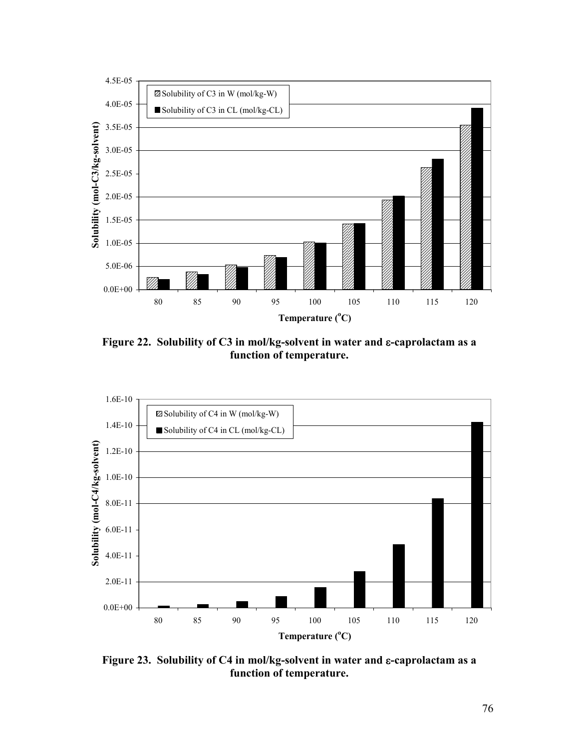**Figure 22. Solubility of C3 in mol/kg-solvent in water and ε-caprolactam as a function of temperature.**

**Figure 23. Solubility of C4 in mol/kg-solvent in water and ε-caprolactam as a function of temperature.**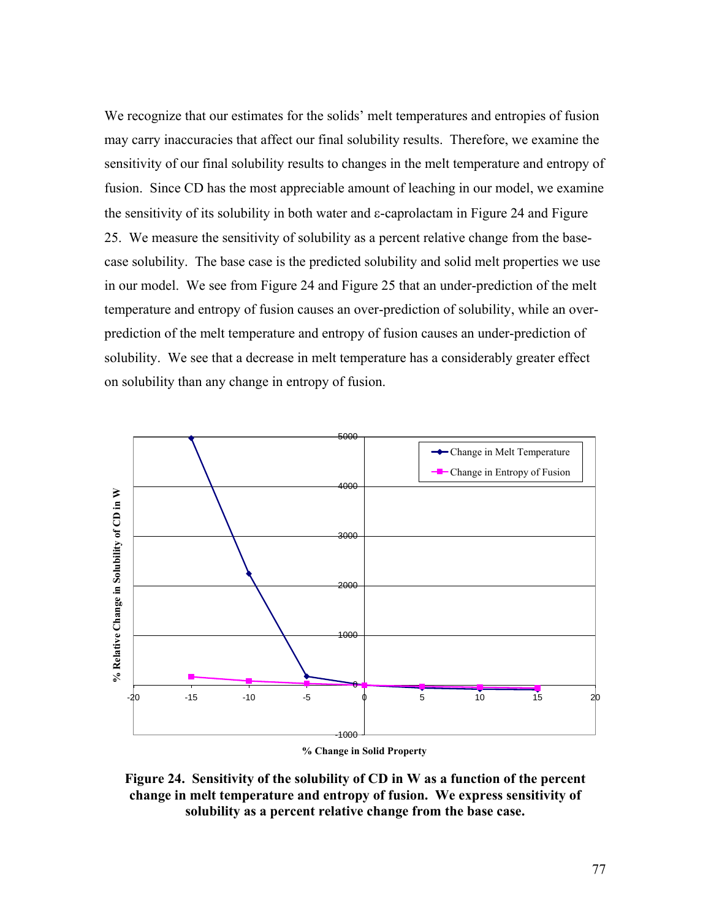We recognize that our estimates for the solids' melt temperatures and entropies of fusion may carry inaccuracies that affect our final solubility results. Therefore, we examine the sensitivity of our final solubility results to changes in the melt temperature and entropy of fusion. Since CD has the most appreciable amount of leaching in our model, we examine the sensitivity of its solubility in both water and ε-caprolactam in Figure 24 and Figure 25. We measure the sensitivity of solubility as a percent relative change from the base-case solubility. The base case is the predicted solubility and solid melt properties we use in our model. We see from Figure 24 and Figure 25 that an under-prediction of the melt temperature and entropy of fusion causes an over-prediction of solubility, while an over-prediction of the melt temperature and entropy of fusion causes an under-prediction of solubility. We see that a decrease in melt temperature has a considerably greater effect on solubility than any change in entropy of fusion.

**Figure 24. Sensitivity of the solubility of CD in W as a function of the percent change in melt temperature and entropy of fusion. We express sensitivity of solubility as a percent relative change from the base case.**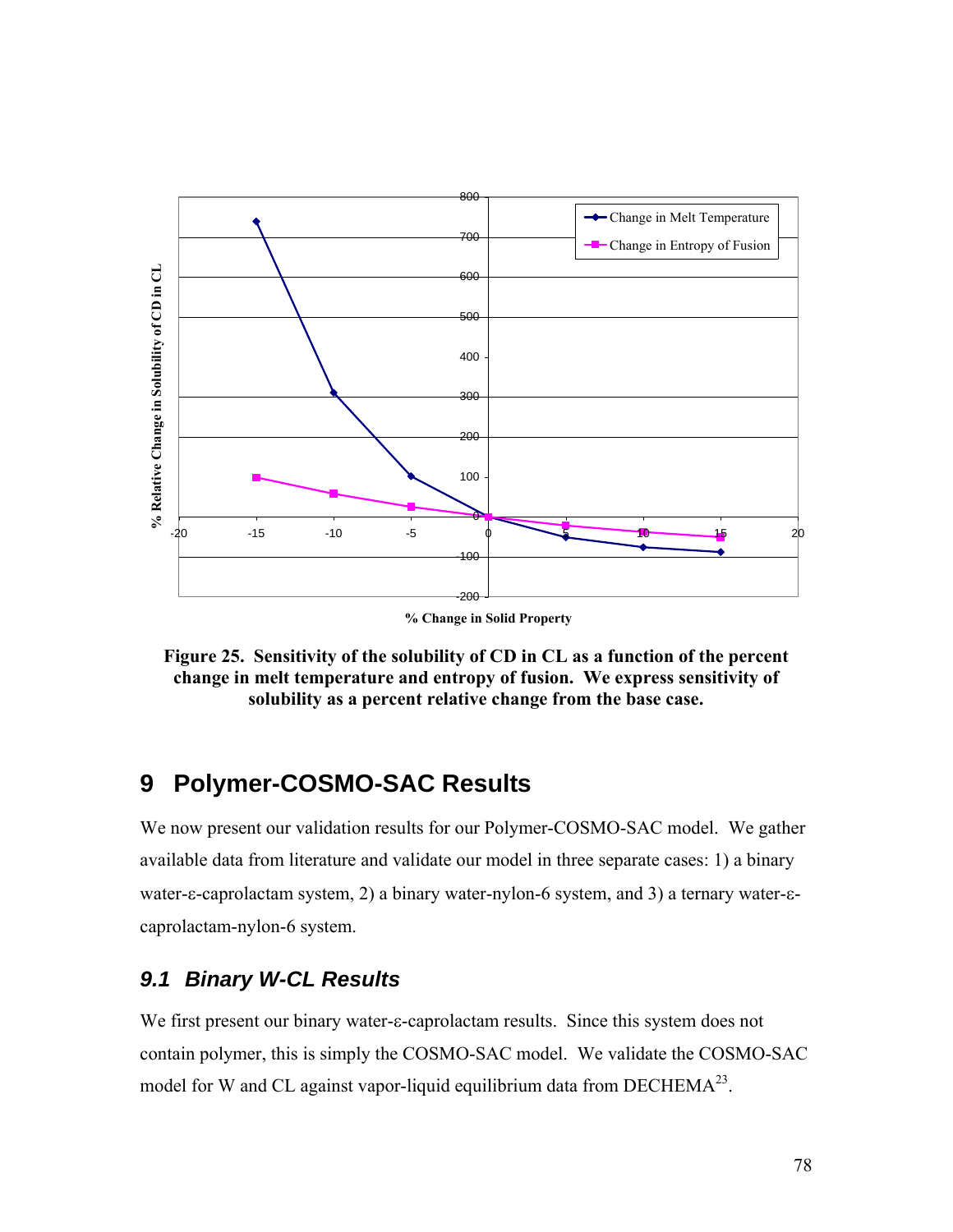**Figure 25. Sensitivity of the solubility of CD in CL as a function of the percent change in melt temperature and entropy of fusion. We express sensitivity of solubility as a percent relative change from the base case.**

# 9 Polymer-COSMO-SAC Results

We now present our validation results for our Polymer-COSMO-SAC model. We gather available data from literature and validate our model in three separate cases: 1) a binary water-ε-caprolactam system, 2) a binary water-nylon-6 system, and 3) a ternary water-ε-caprolactam-nylon-6 system.

## 9.1 Binary W-CL Results

We first present our binary water-ε-caprolactam results. Since this system does not contain polymer, this is simply the COSMO-SAC model. We validate the COSMO-SAC model for W and CL against vapor-liquid equilibrium data from DECHEMA[23].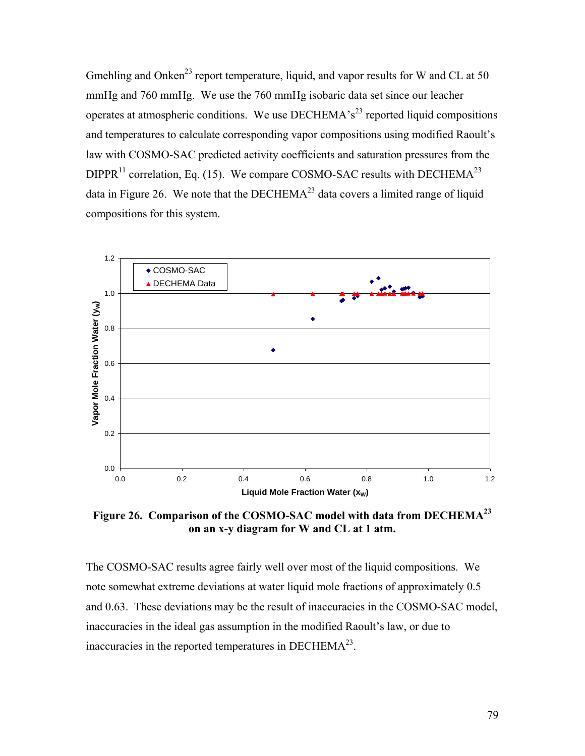Gmehling and Onken[23] report temperature, liquid, and vapor results for W and CL at 50 mmHg and 760 mmHg. We use the 760 mmHg isobaric data set since our leacher operates at atmospheric conditions. We use DECHEMA's[23] reported liquid compositions and temperatures to calculate corresponding vapor compositions using modified Raoult's law with COSMO-SAC predicted activity coefficients and saturation pressures from the DIPPR[11] correlation, Eq. (15). We compare COSMO-SAC results with DECHEMA[23] data in Figure 26. We note that the DECHEMA[23] data covers a limited range of liquid compositions for this system.

**Figure 26. Comparison of the COSMO-SAC model with data from DECHEMA[23] on an x-y diagram for W and CL at 1 atm.**

The COSMO-SAC results agree fairly well over most of the liquid compositions. We note somewhat extreme deviations at water liquid mole fractions of approximately 0.5 and 0.63. These deviations may be the result of inaccuracies in the COSMO-SAC model, inaccuracies in the ideal gas assumption in the modified Raoult's law, or due to inaccuracies in the reported temperatures in DECHEMA[23].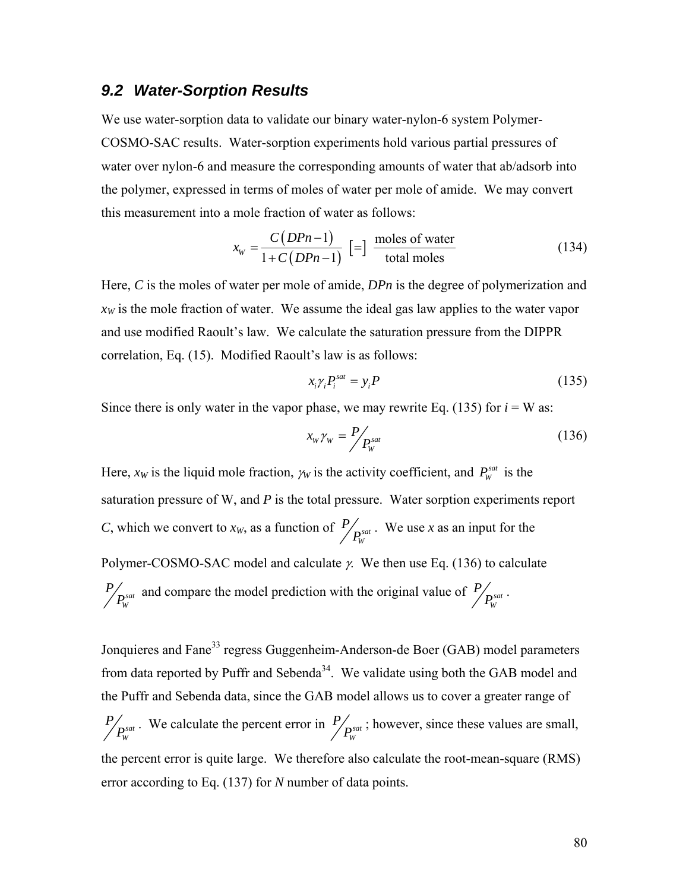## 9.2 Water-Sorption Results

We use water-sorption data to validate our binary water-nylon-6 system Polymer-COSMO-SAC results. Water-sorption experiments hold various partial pressures of water over nylon-6 and measure the corresponding amounts of water that ab/adsorb into the polymer, expressed in terms of moles of water per mole of amide. We may convert this measurement into a mole fraction of water as follows:

$$x_W = \frac{C(DPn-1)}{1+C(DPn-1)} \; [=] \; \frac{\text{moles of water}}{\text{total moles}} \tag{134}$$

Here, $C$ is the moles of water per mole of amide, $DPn$ is the degree of polymerization and $x_W$ is the mole fraction of water. We assume the ideal gas law applies to the water vapor and use modified Raoult's law. We calculate the saturation pressure from the DIPPR correlation, Eq. (15). Modified Raoult's law is as follows:

$$x_i \gamma_i P_i^{sat} = y_i P \tag{135}$$

Since there is only water in the vapor phase, we may rewrite Eq. (135) for $i$ = W as:

$$x_W \gamma_W = P / P_W^{sat} \tag{136}$$

Here, $x_W$ is the liquid mole fraction, $\gamma_W$ is the activity coefficient, and $P_W^{sat}$ is the saturation pressure of W, and $P$ is the total pressure. Water sorption experiments report $C$, which we convert to $x_W$, as a function of $P / P_W^{sat}$. We use $x$ as an input for the Polymer-COSMO-SAC model and calculate $\gamma$. We then use Eq. (136) to calculate $P / P_W^{sat}$ and compare the model prediction with the original value of $P / P_W^{sat}$.

Jonquieres and Fane[33] regress Guggenheim-Anderson-de Boer (GAB) model parameters from data reported by Puffr and Sebenda[34]. We validate using both the GAB model and the Puffr and Sebenda data, since the GAB model allows us to cover a greater range of $P / P_W^{sat}$. We calculate the percent error in $P / P_W^{sat}$; however, since these values are small, the percent error is quite large. We therefore also calculate the root-mean-square (RMS) error according to Eq. (137) for $N$ number of data points.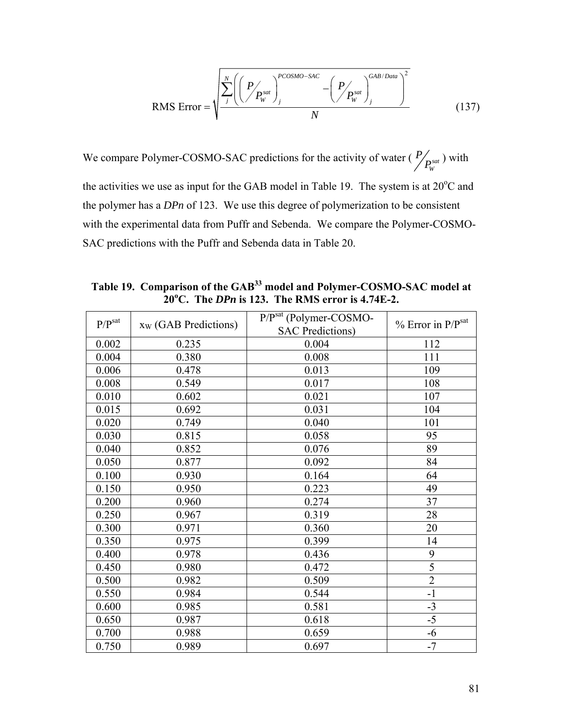$$\text{RMS Error} = \sqrt{\frac{\sum_{j}^{N}\left(\left(\frac{P}{P_W^{sat}}\right)_j^{PCOSMO-SAC} - \left(\frac{P}{P_W^{sat}}\right)_j^{GAB/Data}\right)^2}{N}} \tag{137}$$

We compare Polymer-COSMO-SAC predictions for the activity of water ( $P/P_W^{sat}$ ) with the activities we use as input for the GAB model in Table 19. The system is at 20°C and the polymer has a *DPn* of 123. We use this degree of polymerization to be consistent with the experimental data from Puffr and Sebenda. We compare the Polymer-COSMO-SAC predictions with the Puffr and Sebenda data in Table 20.

**Table 19. Comparison of the GAB[33] model and Polymer-COSMO-SAC model at 20°C. The *DPn* is 123. The RMS error is 4.74E-2.**

| $P/P^{sat}$ | $x_W$ (GAB Predictions) | $P/P^{sat}$ (Polymer-COSMO-SAC Predictions) | % Error in $P/P^{sat}$ |
|---|---|---|---|
| 0.002 | 0.235 | 0.004 | 112 |
| 0.004 | 0.380 | 0.008 | 111 |
| 0.006 | 0.478 | 0.013 | 109 |
| 0.008 | 0.549 | 0.017 | 108 |
| 0.010 | 0.602 | 0.021 | 107 |
| 0.015 | 0.692 | 0.031 | 104 |
| 0.020 | 0.749 | 0.040 | 101 |
| 0.030 | 0.815 | 0.058 | 95 |
| 0.040 | 0.852 | 0.076 | 89 |
| 0.050 | 0.877 | 0.092 | 84 |
| 0.100 | 0.930 | 0.164 | 64 |
| 0.150 | 0.950 | 0.223 | 49 |
| 0.200 | 0.960 | 0.274 | 37 |
| 0.250 | 0.967 | 0.319 | 28 |
| 0.300 | 0.971 | 0.360 | 20 |
| 0.350 | 0.975 | 0.399 | 14 |
| 0.400 | 0.978 | 0.436 | 9 |
| 0.450 | 0.980 | 0.472 | 5 |
| 0.500 | 0.982 | 0.509 | 2 |
| 0.550 | 0.984 | 0.544 | -1 |
| 0.600 | 0.985 | 0.581 | -3 |
| 0.650 | 0.987 | 0.618 | -5 |
| 0.700 | 0.988 | 0.659 | -6 |
| 0.750 | 0.989 | 0.697 | -7 |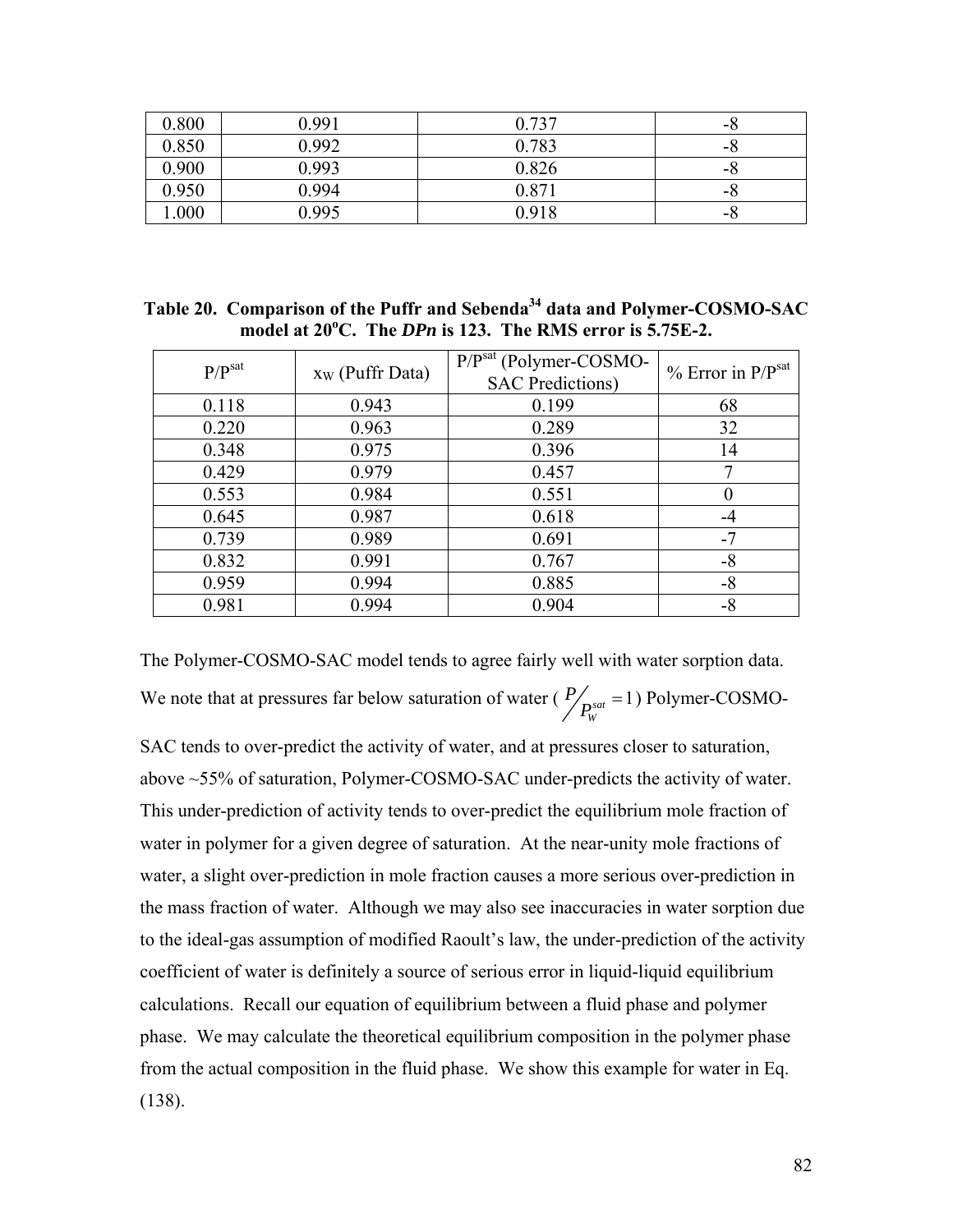| 0.800 | 0.991 | 0.737 | -8 |
|---|---|---|---|
| 0.850 | 0.992 | 0.783 | -8 |
| 0.900 | 0.993 | 0.826 | -8 |
| 0.950 | 0.994 | 0.871 | -8 |
| 1.000 | 0.995 | 0.918 | -8 |

**Table 20. Comparison of the Puffr and Sebenda[34] data and Polymer-COSMO-SAC model at 20$^o$C. The *DPn* is 123. The RMS error is 5.75E-2.**

| $P/P^{sat}$ | $x_W$ (Puffr Data) | $P/P^{sat}$ (Polymer-COSMO-SAC Predictions) | % Error in $P/P^{sat}$ |
|---|---|---|---|
| 0.118 | 0.943 | 0.199 | 68 |
| 0.220 | 0.963 | 0.289 | 32 |
| 0.348 | 0.975 | 0.396 | 14 |
| 0.429 | 0.979 | 0.457 | 7 |
| 0.553 | 0.984 | 0.551 | 0 |
| 0.645 | 0.987 | 0.618 | -4 |
| 0.739 | 0.989 | 0.691 | -7 |
| 0.832 | 0.991 | 0.767 | -8 |
| 0.959 | 0.994 | 0.885 | -8 |
| 0.981 | 0.994 | 0.904 | -8 |

The Polymer-COSMO-SAC model tends to agree fairly well with water sorption data. We note that at pressures far below saturation of water ($P/P_W^{sat} = 1$) Polymer-COSMO-SAC tends to over-predict the activity of water, and at pressures closer to saturation, above ~55% of saturation, Polymer-COSMO-SAC under-predicts the activity of water. This under-prediction of activity tends to over-predict the equilibrium mole fraction of water in polymer for a given degree of saturation. At the near-unity mole fractions of water, a slight over-prediction in mole fraction causes a more serious over-prediction in the mass fraction of water. Although we may also see inaccuracies in water sorption due to the ideal-gas assumption of modified Raoult's law, the under-prediction of the activity coefficient of water is definitely a source of serious error in liquid-liquid equilibrium calculations. Recall our equation of equilibrium between a fluid phase and polymer phase. We may calculate the theoretical equilibrium composition in the polymer phase from the actual composition in the fluid phase. We show this example for water in Eq. (138).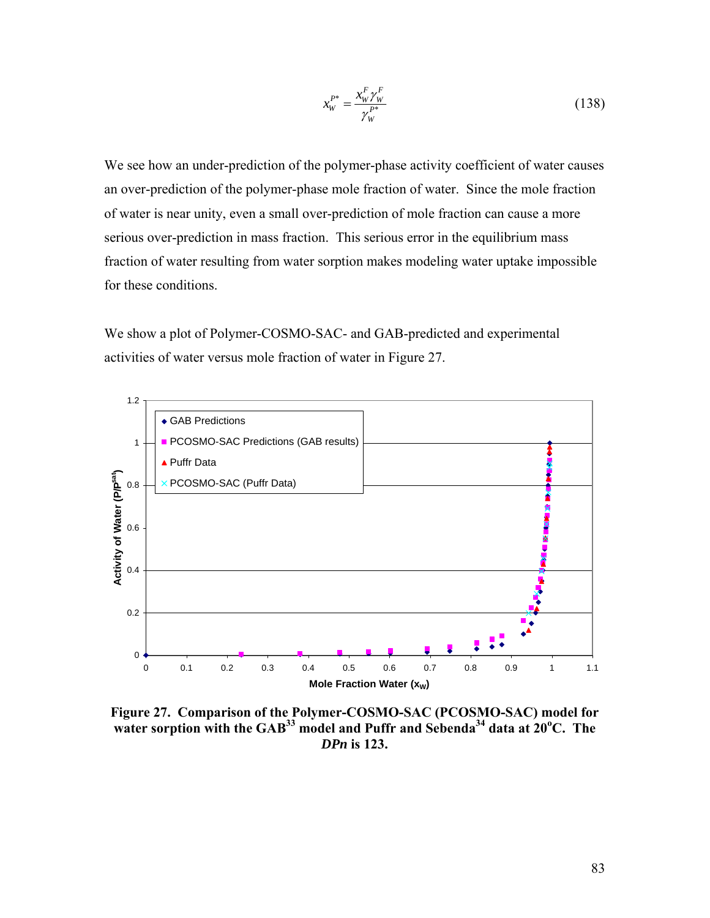$$x_W^{P*} = \frac{x_W^F \gamma_W^F}{\gamma_W^{P*}} \tag{138}$$

We see how an under-prediction of the polymer-phase activity coefficient of water causes an over-prediction of the polymer-phase mole fraction of water. Since the mole fraction of water is near unity, even a small over-prediction of mole fraction can cause a more serious over-prediction in mass fraction. This serious error in the equilibrium mass fraction of water resulting from water sorption makes modeling water uptake impossible for these conditions.

We show a plot of Polymer-COSMO-SAC- and GAB-predicted and experimental activities of water versus mole fraction of water in Figure 27.

**Figure 27. Comparison of the Polymer-COSMO-SAC (PCOSMO-SAC) model for water sorption with the GAB[33] model and Puffr and Sebenda[34] data at 20°C. The *DPn* is 123.**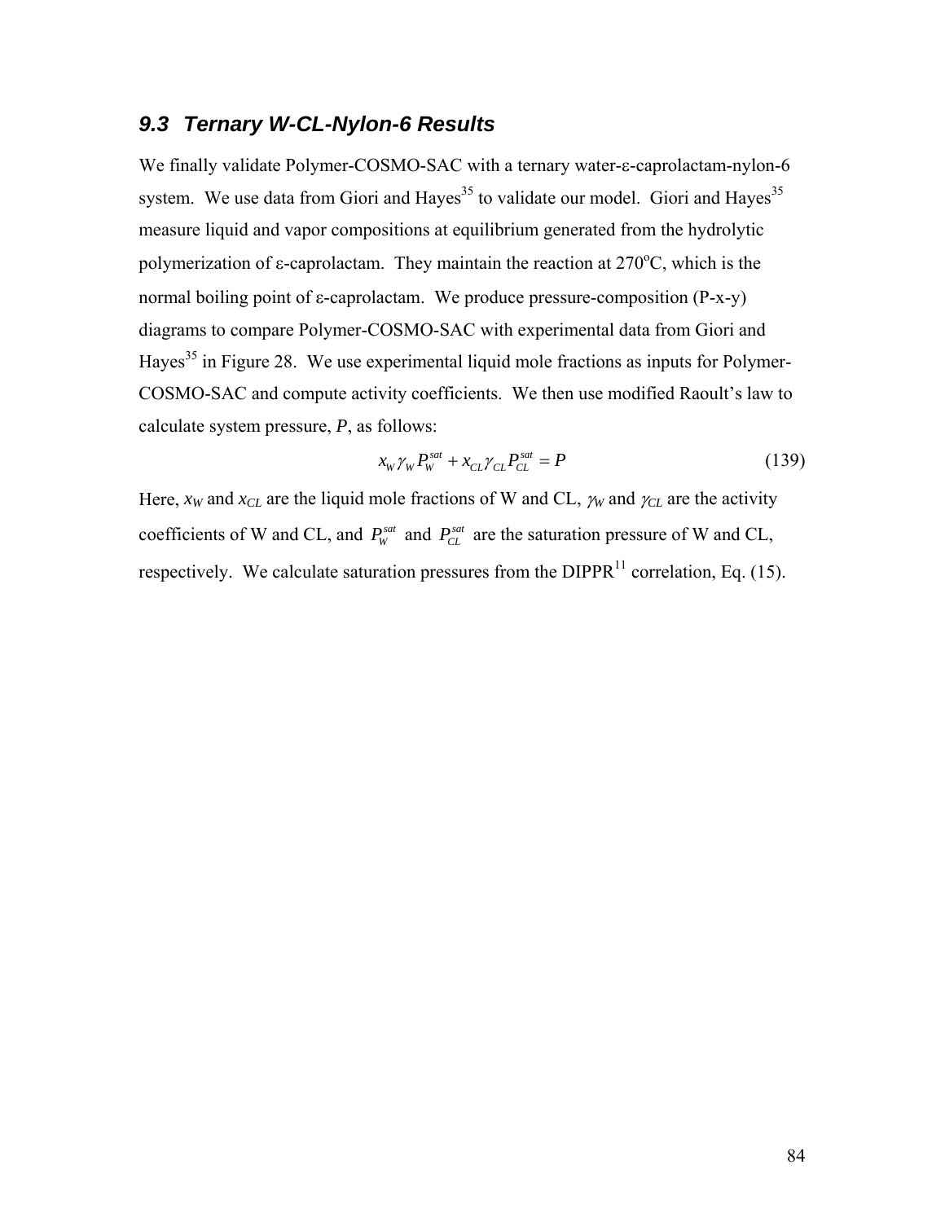## 9.3 Ternary W-CL-Nylon-6 Results

We finally validate Polymer-COSMO-SAC with a ternary water-ε-caprolactam-nylon-6 system. We use data from Giori and Hayes[35] to validate our model. Giori and Hayes[35] measure liquid and vapor compositions at equilibrium generated from the hydrolytic polymerization of ε-caprolactam. They maintain the reaction at 270°C, which is the normal boiling point of ε-caprolactam. We produce pressure-composition (P-x-y) diagrams to compare Polymer-COSMO-SAC with experimental data from Giori and Hayes[35] in Figure 28. We use experimental liquid mole fractions as inputs for Polymer-COSMO-SAC and compute activity coefficients. We then use modified Raoult's law to calculate system pressure, $P$, as follows:

$$x_W \gamma_W P_W^{sat} + x_{CL} \gamma_{CL} P_{CL}^{sat} = P \tag{139}$$

Here, $x_W$ and $x_{CL}$ are the liquid mole fractions of W and CL, $\gamma_W$ and $\gamma_{CL}$ are the activity coefficients of W and CL, and $P_W^{sat}$ and $P_{CL}^{sat}$ are the saturation pressure of W and CL, respectively. We calculate saturation pressures from the DIPPR[11] correlation, Eq. (15).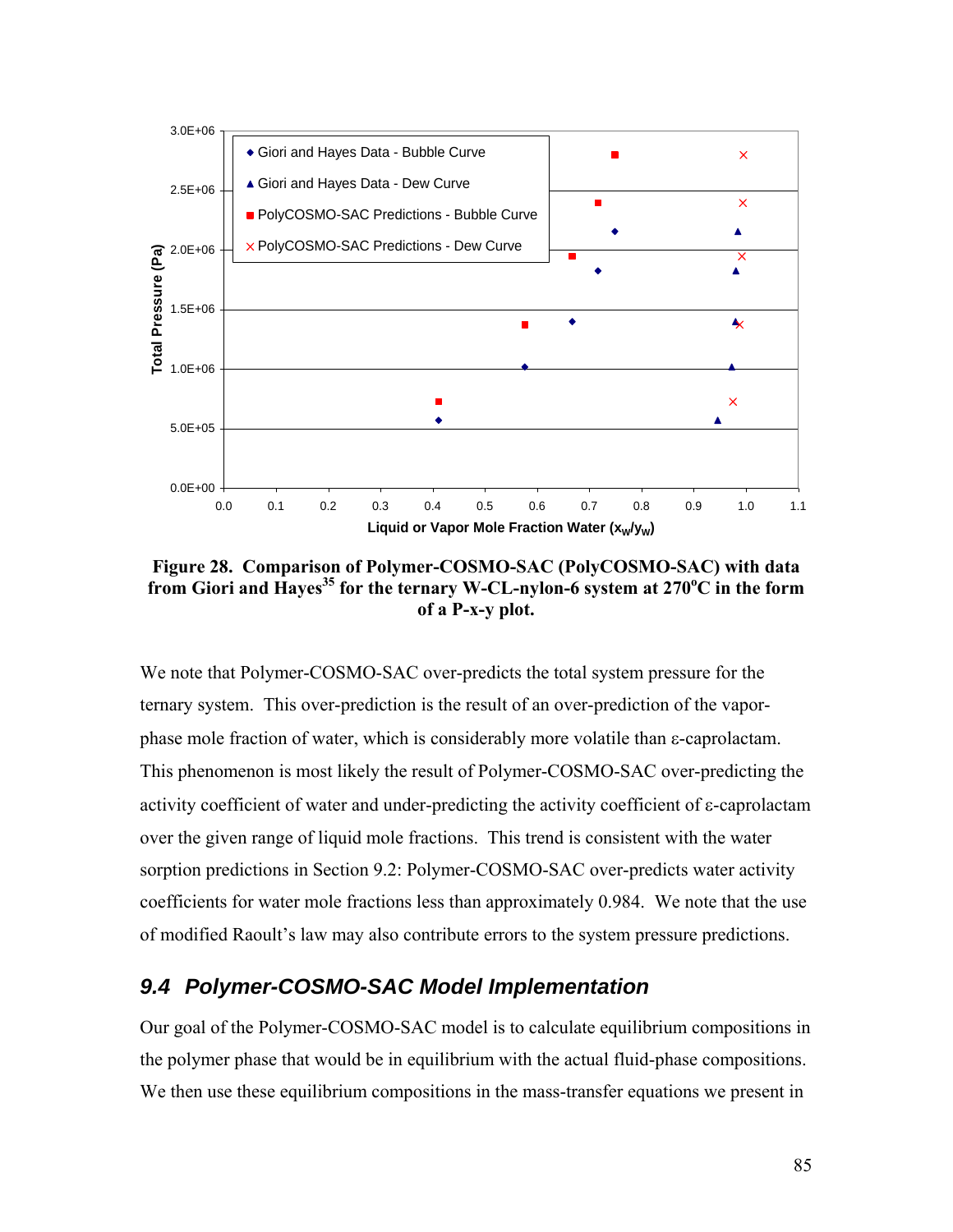**Figure 28. Comparison of Polymer-COSMO-SAC (PolyCOSMO-SAC) with data from Giori and Hayes[35] for the ternary W-CL-nylon-6 system at 270°C in the form of a P-x-y plot.**

We note that Polymer-COSMO-SAC over-predicts the total system pressure for the ternary system. This over-prediction is the result of an over-prediction of the vapor-phase mole fraction of water, which is considerably more volatile than ε-caprolactam. This phenomenon is most likely the result of Polymer-COSMO-SAC over-predicting the activity coefficient of water and under-predicting the activity coefficient of ε-caprolactam over the given range of liquid mole fractions. This trend is consistent with the water sorption predictions in Section 9.2: Polymer-COSMO-SAC over-predicts water activity coefficients for water mole fractions less than approximately 0.984. We note that the use of modified Raoult's law may also contribute errors to the system pressure predictions.

## *9.4 Polymer-COSMO-SAC Model Implementation*

Our goal of the Polymer-COSMO-SAC model is to calculate equilibrium compositions in the polymer phase that would be in equilibrium with the actual fluid-phase compositions. We then use these equilibrium compositions in the mass-transfer equations we present in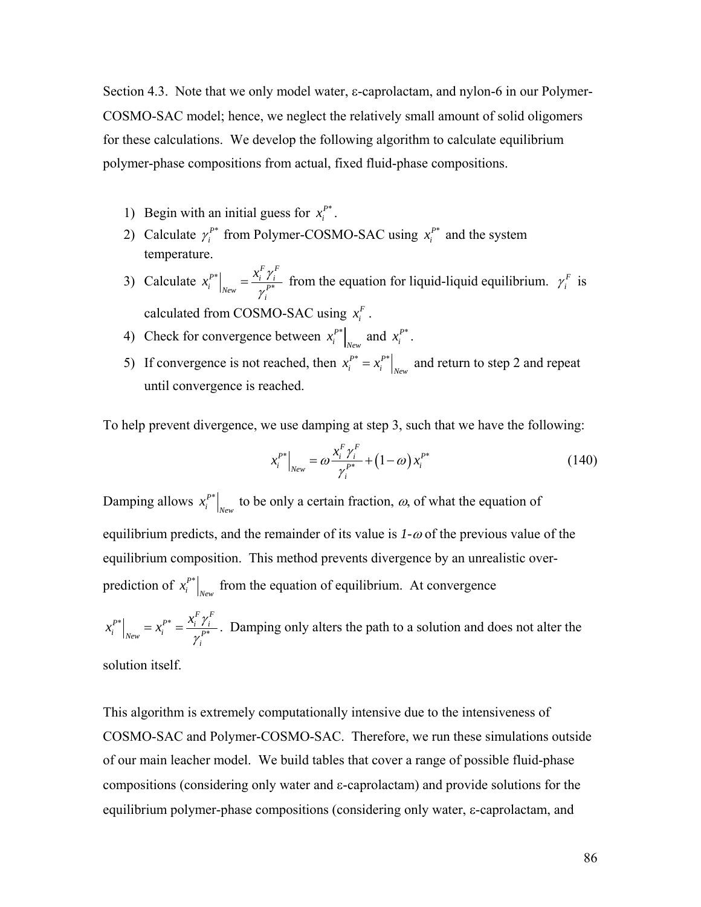Section 4.3. Note that we only model water, ε-caprolactam, and nylon-6 in our Polymer-COSMO-SAC model; hence, we neglect the relatively small amount of solid oligomers for these calculations. We develop the following algorithm to calculate equilibrium polymer-phase compositions from actual, fixed fluid-phase compositions.

1) Begin with an initial guess for $x_i^{P*}$.
2) Calculate $\gamma_i^{P*}$ from Polymer-COSMO-SAC using $x_i^{P*}$ and the system temperature.
3) Calculate $x_i^{P*}\Big|_{New} = \dfrac{x_i^F \gamma_i^F}{\gamma_i^{P*}}$ from the equation for liquid-liquid equilibrium. $\gamma_i^F$ is calculated from COSMO-SAC using $x_i^F$.
4) Check for convergence between $x_i^{P*}\Big|_{New}$ and $x_i^{P*}$.
5) If convergence is not reached, then $x_i^{P*} = x_i^{P*}\Big|_{New}$ and return to step 2 and repeat until convergence is reached.

To help prevent divergence, we use damping at step 3, such that we have the following:

$$x_i^{P*}\Big|_{New} = \omega \frac{x_i^F \gamma_i^F}{\gamma_i^{P*}} + (1-\omega) x_i^{P*} \tag{140}$$

Damping allows $x_i^{P*}\Big|_{New}$ to be only a certain fraction, $\omega$, of what the equation of equilibrium predicts, and the remainder of its value is $1-\omega$ of the previous value of the equilibrium composition. This method prevents divergence by an unrealistic over-prediction of $x_i^{P*}\Big|_{New}$ from the equation of equilibrium. At convergence $x_i^{P*}\Big|_{New} = x_i^{P*} = \dfrac{x_i^F \gamma_i^F}{\gamma_i^{P*}}$. Damping only alters the path to a solution and does not alter the solution itself.

This algorithm is extremely computationally intensive due to the intensiveness of COSMO-SAC and Polymer-COSMO-SAC. Therefore, we run these simulations outside of our main leacher model. We build tables that cover a range of possible fluid-phase compositions (considering only water and ε-caprolactam) and provide solutions for the equilibrium polymer-phase compositions (considering only water, ε-caprolactam, and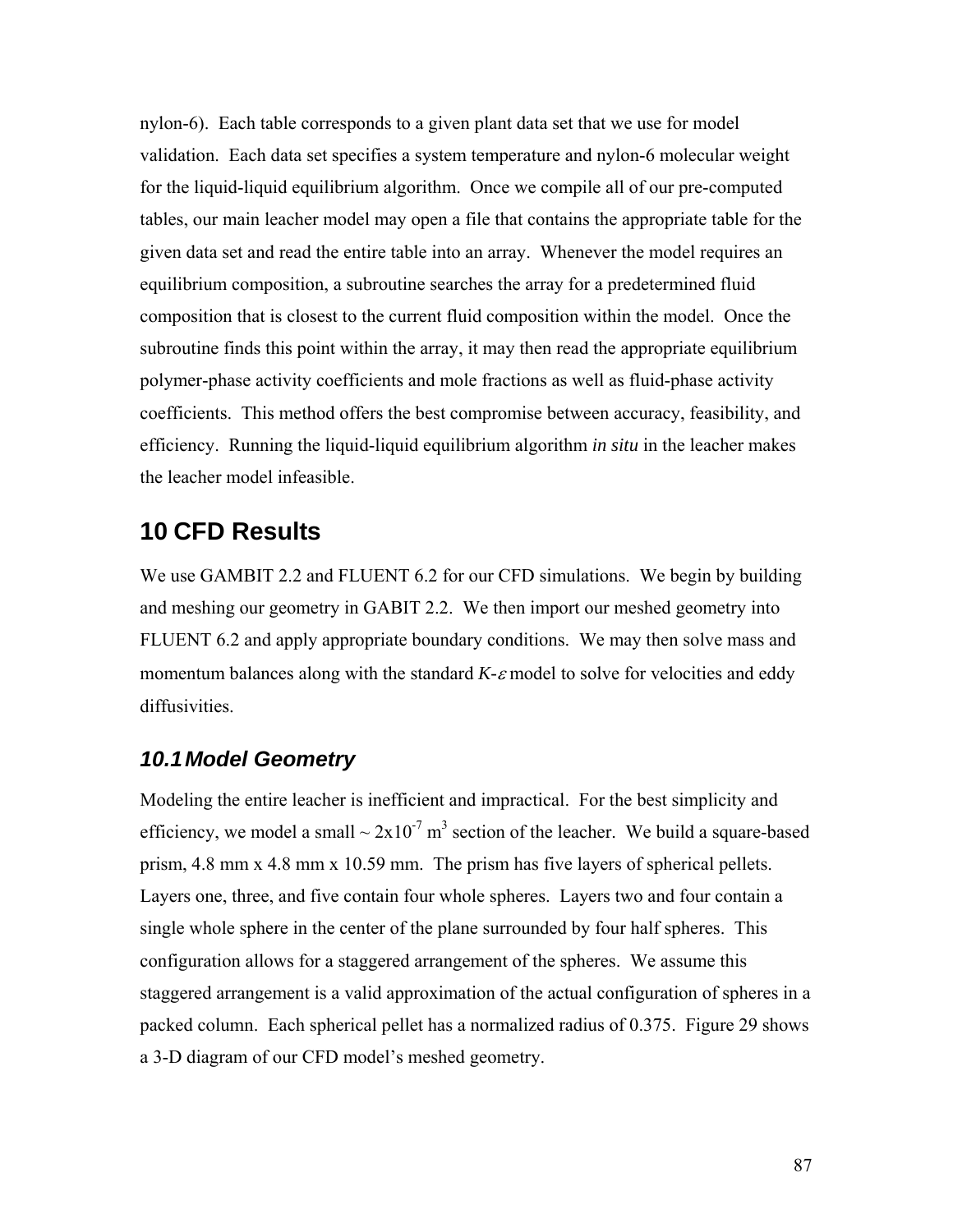nylon-6). Each table corresponds to a given plant data set that we use for model validation. Each data set specifies a system temperature and nylon-6 molecular weight for the liquid-liquid equilibrium algorithm. Once we compile all of our pre-computed tables, our main leacher model may open a file that contains the appropriate table for the given data set and read the entire table into an array. Whenever the model requires an equilibrium composition, a subroutine searches the array for a predetermined fluid composition that is closest to the current fluid composition within the model. Once the subroutine finds this point within the array, it may then read the appropriate equilibrium polymer-phase activity coefficients and mole fractions as well as fluid-phase activity coefficients. This method offers the best compromise between accuracy, feasibility, and efficiency. Running the liquid-liquid equilibrium algorithm *in situ* in the leacher makes the leacher model infeasible.

# 10 CFD Results

We use GAMBIT 2.2 and FLUENT 6.2 for our CFD simulations. We begin by building and meshing our geometry in GABIT 2.2. We then import our meshed geometry into FLUENT 6.2 and apply appropriate boundary conditions. We may then solve mass and momentum balances along with the standard $K$-$\varepsilon$ model to solve for velocities and eddy diffusivities.

## 10.1 Model Geometry

Modeling the entire leacher is inefficient and impractical. For the best simplicity and efficiency, we model a small ~ $2 \times 10^{-7}$ m$^3$ section of the leacher. We build a square-based prism, 4.8 mm x 4.8 mm x 10.59 mm. The prism has five layers of spherical pellets. Layers one, three, and five contain four whole spheres. Layers two and four contain a single whole sphere in the center of the plane surrounded by four half spheres. This configuration allows for a staggered arrangement of the spheres. We assume this staggered arrangement is a valid approximation of the actual configuration of spheres in a packed column. Each spherical pellet has a normalized radius of 0.375. Figure 29 shows a 3-D diagram of our CFD model's meshed geometry.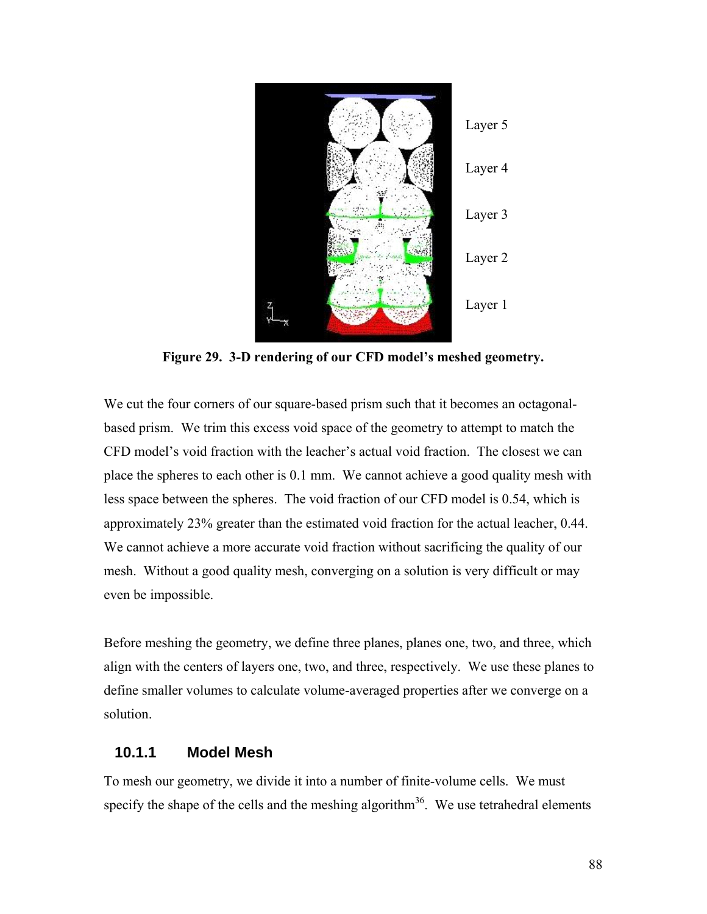Layer 5

Layer 4

Layer 3

Layer 2

Layer 1

**Figure 29. 3-D rendering of our CFD model's meshed geometry.**

We cut the four corners of our square-based prism such that it becomes an octagonal-based prism. We trim this excess void space of the geometry to attempt to match the CFD model's void fraction with the leacher's actual void fraction. The closest we can place the spheres to each other is 0.1 mm. We cannot achieve a good quality mesh with less space between the spheres. The void fraction of our CFD model is 0.54, which is approximately 23% greater than the estimated void fraction for the actual leacher, 0.44. We cannot achieve a more accurate void fraction without sacrificing the quality of our mesh. Without a good quality mesh, converging on a solution is very difficult or may even be impossible.

Before meshing the geometry, we define three planes, planes one, two, and three, which align with the centers of layers one, two, and three, respectively. We use these planes to define smaller volumes to calculate volume-averaged properties after we converge on a solution.

### 10.1.1 Model Mesh

To mesh our geometry, we divide it into a number of finite-volume cells. We must specify the shape of the cells and the meshing algorithm[36]. We use tetrahedral elements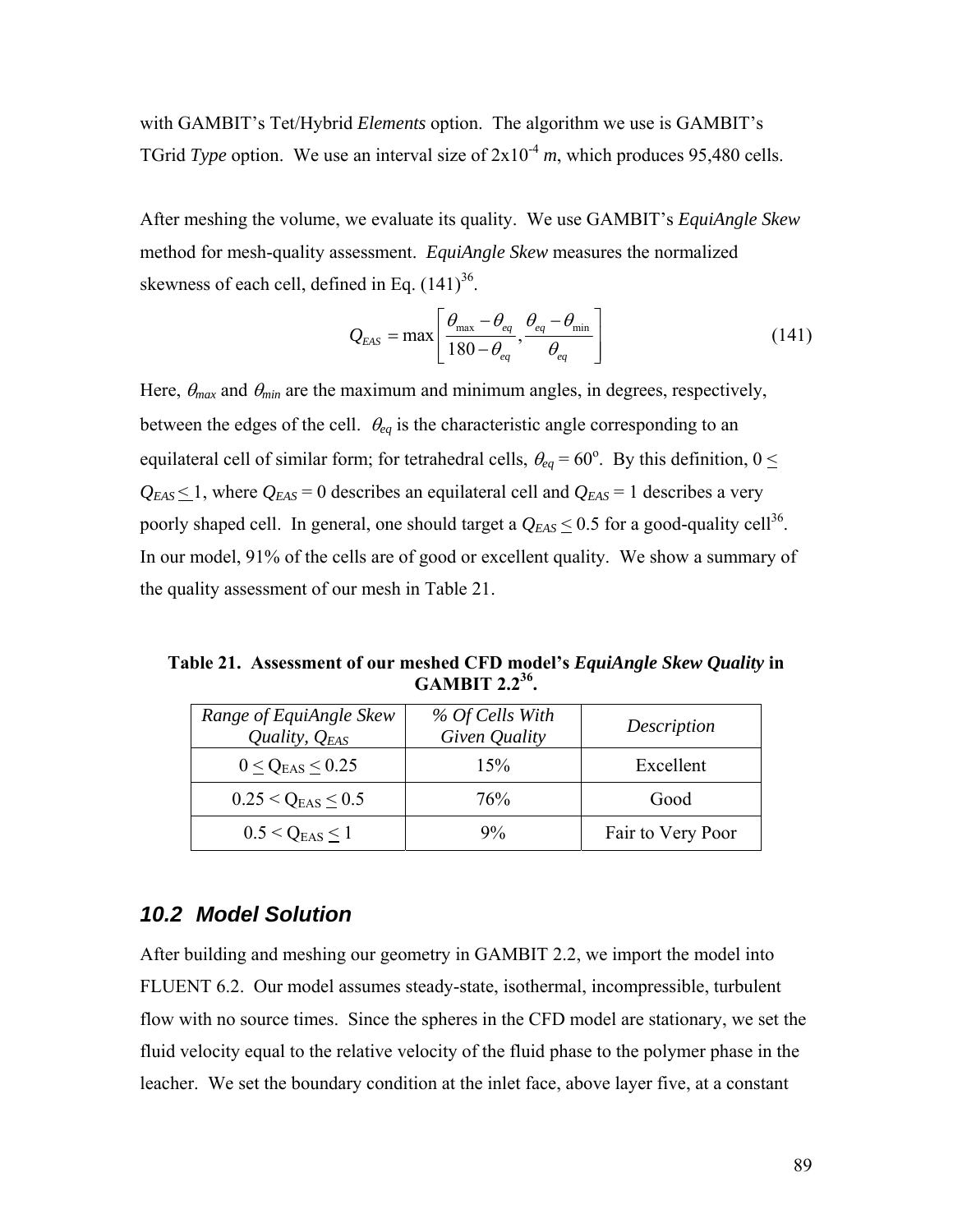with GAMBIT's Tet/Hybrid *Elements* option. The algorithm we use is GAMBIT's TGrid *Type* option. We use an interval size of 2x10$^{-4}$ *m*, which produces 95,480 cells.

After meshing the volume, we evaluate its quality. We use GAMBIT's *EquiAngle Skew* method for mesh-quality assessment. *EquiAngle Skew* measures the normalized skewness of each cell, defined in Eq. (141)[36].

$$Q_{EAS} = \max\left[\frac{\theta_{max} - \theta_{eq}}{180 - \theta_{eq}}, \frac{\theta_{eq} - \theta_{min}}{\theta_{eq}}\right] \tag{141}$$

Here, $\theta_{max}$ and $\theta_{min}$ are the maximum and minimum angles, in degrees, respectively, between the edges of the cell. $\theta_{eq}$ is the characteristic angle corresponding to an equilateral cell of similar form; for tetrahedral cells, $\theta_{eq} = 60^{o}$. By this definition, $0 \leq Q_{EAS} \leq 1$, where $Q_{EAS} = 0$ describes an equilateral cell and $Q_{EAS} = 1$ describes a very poorly shaped cell. In general, one should target a $Q_{EAS} \leq 0.5$ for a good-quality cell[36]. In our model, 91% of the cells are of good or excellent quality. We show a summary of the quality assessment of our mesh in Table 21.

**Table 21. Assessment of our meshed CFD model's *EquiAngle Skew Quality* in GAMBIT 2.2[36].**

| *Range of EquiAngle Skew Quality, $Q_{EAS}$* | *% Of Cells With Given Quality* | *Description* |
|---|---|---|
| $0 \leq Q_{EAS} \leq 0.25$ | 15% | Excellent |
| $0.25 < Q_{EAS} \leq 0.5$ | 76% | Good |
| $0.5 < Q_{EAS} \leq 1$ | 9% | Fair to Very Poor |

## *10.2 Model Solution*

After building and meshing our geometry in GAMBIT 2.2, we import the model into FLUENT 6.2. Our model assumes steady-state, isothermal, incompressible, turbulent flow with no source times. Since the spheres in the CFD model are stationary, we set the fluid velocity equal to the relative velocity of the fluid phase to the polymer phase in the leacher. We set the boundary condition at the inlet face, above layer five, at a constant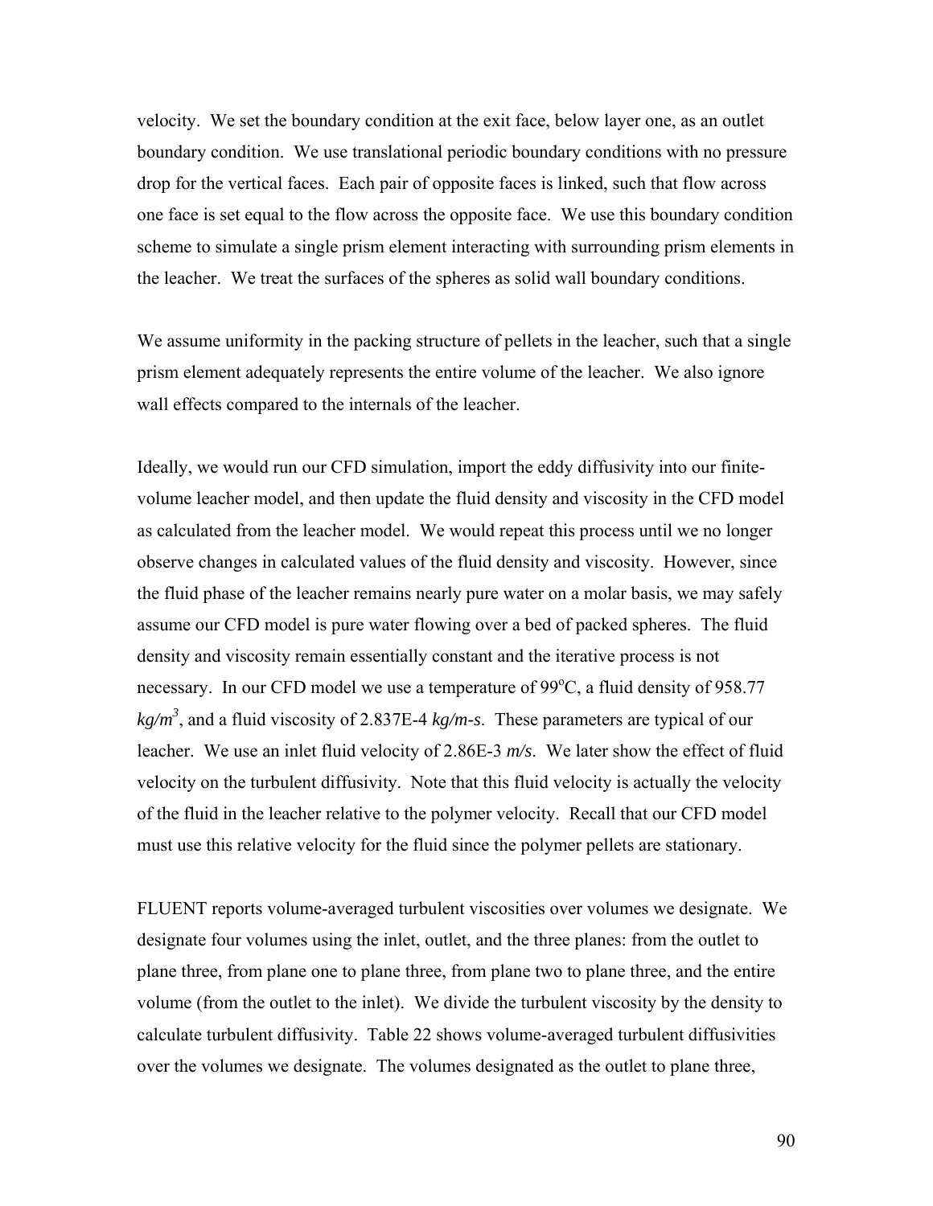velocity. We set the boundary condition at the exit face, below layer one, as an outlet boundary condition. We use translational periodic boundary conditions with no pressure drop for the vertical faces. Each pair of opposite faces is linked, such that flow across one face is set equal to the flow across the opposite face. We use this boundary condition scheme to simulate a single prism element interacting with surrounding prism elements in the leacher. We treat the surfaces of the spheres as solid wall boundary conditions.

We assume uniformity in the packing structure of pellets in the leacher, such that a single prism element adequately represents the entire volume of the leacher. We also ignore wall effects compared to the internals of the leacher.

Ideally, we would run our CFD simulation, import the eddy diffusivity into our finite-volume leacher model, and then update the fluid density and viscosity in the CFD model as calculated from the leacher model. We would repeat this process until we no longer observe changes in calculated values of the fluid density and viscosity. However, since the fluid phase of the leacher remains nearly pure water on a molar basis, we may safely assume our CFD model is pure water flowing over a bed of packed spheres. The fluid density and viscosity remain essentially constant and the iterative process is not necessary. In our CFD model we use a temperature of 99$^{o}$C, a fluid density of 958.77 *kg/m$^3$*, and a fluid viscosity of 2.837E-4 *kg/m-s*. These parameters are typical of our leacher. We use an inlet fluid velocity of 2.86E-3 *m/s*. We later show the effect of fluid velocity on the turbulent diffusivity. Note that this fluid velocity is actually the velocity of the fluid in the leacher relative to the polymer velocity. Recall that our CFD model must use this relative velocity for the fluid since the polymer pellets are stationary.

FLUENT reports volume-averaged turbulent viscosities over volumes we designate. We designate four volumes using the inlet, outlet, and the three planes: from the outlet to plane three, from plane one to plane three, from plane two to plane three, and the entire volume (from the outlet to the inlet). We divide the turbulent viscosity by the density to calculate turbulent diffusivity. Table 22 shows volume-averaged turbulent diffusivities over the volumes we designate. The volumes designated as the outlet to plane three,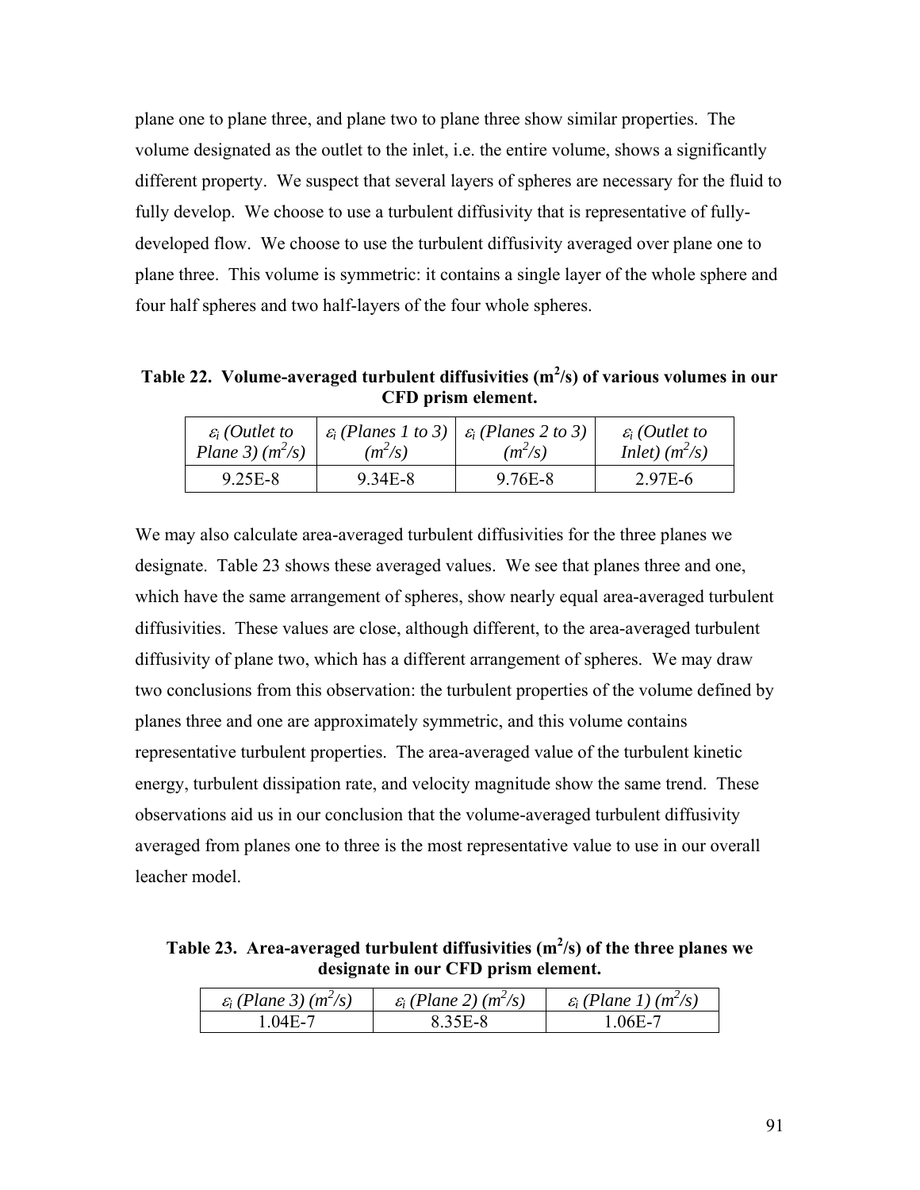plane one to plane three, and plane two to plane three show similar properties. The volume designated as the outlet to the inlet, i.e. the entire volume, shows a significantly different property. We suspect that several layers of spheres are necessary for the fluid to fully develop. We choose to use a turbulent diffusivity that is representative of fully-developed flow. We choose to use the turbulent diffusivity averaged over plane one to plane three. This volume is symmetric: it contains a single layer of the whole sphere and four half spheres and two half-layers of the four whole spheres.

**Table 22. Volume-averaged turbulent diffusivities ($m^2/s$) of various volumes in our CFD prism element.**

| $\varepsilon_i$ *(Outlet to Plane 3)* ($m^2/s$) | $\varepsilon_i$ *(Planes 1 to 3)* ($m^2/s$) | $\varepsilon_i$ *(Planes 2 to 3)* ($m^2/s$) | $\varepsilon_i$ *(Outlet to Inlet)* ($m^2/s$) |
|---|---|---|---|
| 9.25E-8 | 9.34E-8 | 9.76E-8 | 2.97E-6 |

We may also calculate area-averaged turbulent diffusivities for the three planes we designate. Table 23 shows these averaged values. We see that planes three and one, which have the same arrangement of spheres, show nearly equal area-averaged turbulent diffusivities. These values are close, although different, to the area-averaged turbulent diffusivity of plane two, which has a different arrangement of spheres. We may draw two conclusions from this observation: the turbulent properties of the volume defined by planes three and one are approximately symmetric, and this volume contains representative turbulent properties. The area-averaged value of the turbulent kinetic energy, turbulent dissipation rate, and velocity magnitude show the same trend. These observations aid us in our conclusion that the volume-averaged turbulent diffusivity averaged from planes one to three is the most representative value to use in our overall leacher model.

**Table 23. Area-averaged turbulent diffusivities ($m^2/s$) of the three planes we designate in our CFD prism element.**

| $\varepsilon_i$ *(Plane 3)* ($m^2/s$) | $\varepsilon_i$ *(Plane 2)* ($m^2/s$) | $\varepsilon_i$ *(Plane 1)* ($m^2/s$) |
|---|---|---|
| 1.04E-7 | 8.35E-8 | 1.06E-7 |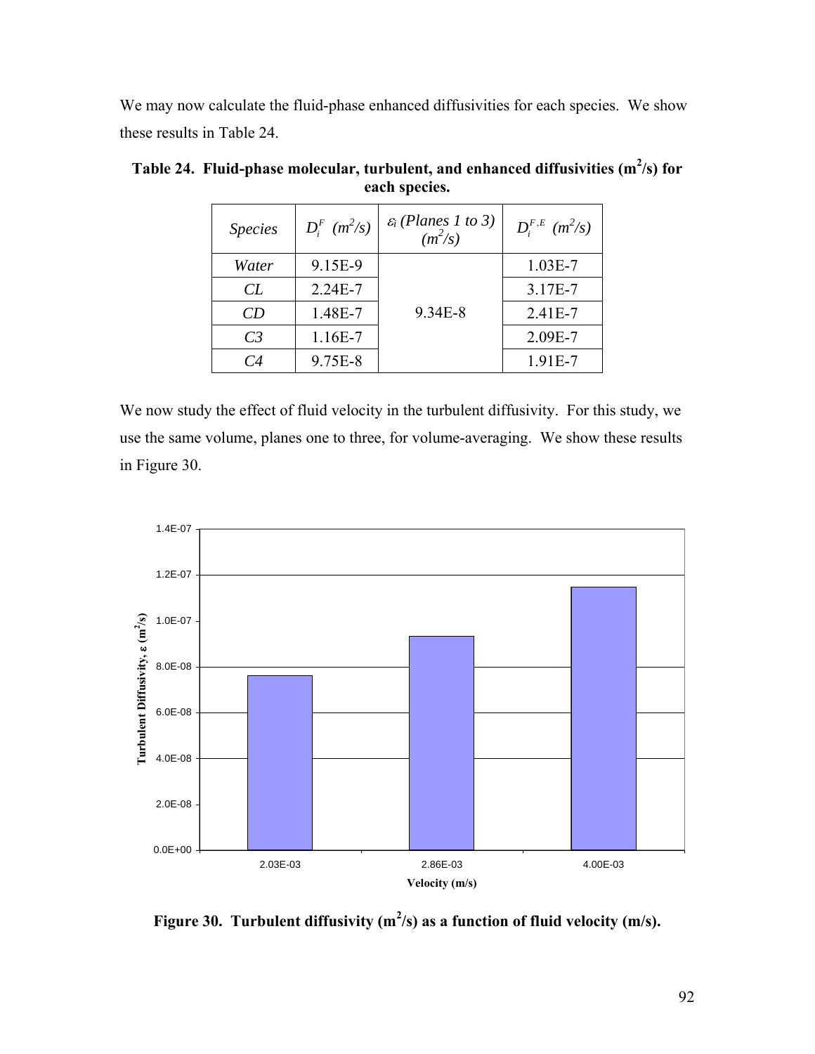We may now calculate the fluid-phase enhanced diffusivities for each species. We show these results in Table 24.

**Table 24. Fluid-phase molecular, turbulent, and enhanced diffusivities ($m^2/s$) for each species.**

| *Species* | $D_i^F$ ($m^2/s$) | $\varepsilon_i$ (Planes 1 to 3) ($m^2/s$) | $D_i^{F,E}$ ($m^2/s$) |
|---|---|---|---|
| *Water* | 9.15E-9 | 9.34E-8 | 1.03E-7 |
| *CL* | 2.24E-7 | | 3.17E-7 |
| *CD* | 1.48E-7 | | 2.41E-7 |
| *C3* | 1.16E-7 | | 2.09E-7 |
| *C4* | 9.75E-8 | | 1.91E-7 |

We now study the effect of fluid velocity in the turbulent diffusivity. For this study, we use the same volume, planes one to three, for volume-averaging. We show these results in Figure 30.

**Figure 30. Turbulent diffusivity ($m^2/s$) as a function of fluid velocity (m/s).**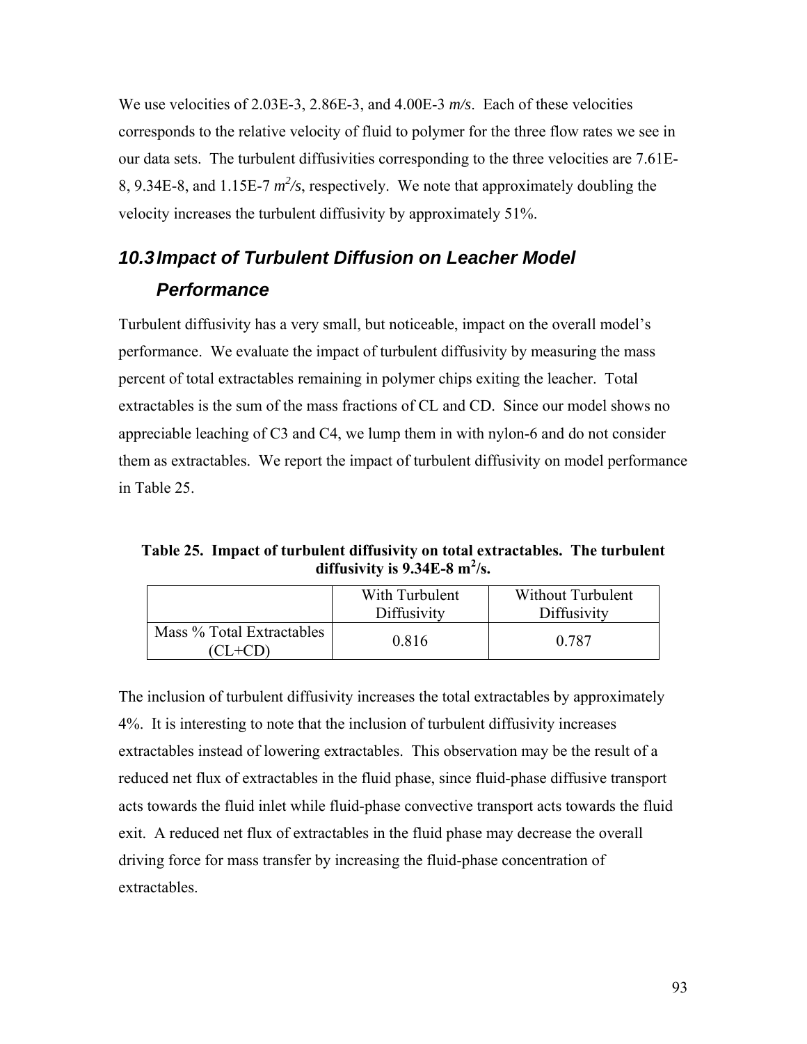We use velocities of 2.03E-3, 2.86E-3, and 4.00E-3 *m/s*. Each of these velocities corresponds to the relative velocity of fluid to polymer for the three flow rates we see in our data sets. The turbulent diffusivities corresponding to the three velocities are 7.61E-8, 9.34E-8, and 1.15E-7 $m^2/s$, respectively. We note that approximately doubling the velocity increases the turbulent diffusivity by approximately 51%.

## *10.3 Impact of Turbulent Diffusion on Leacher Model Performance*

Turbulent diffusivity has a very small, but noticeable, impact on the overall model's performance. We evaluate the impact of turbulent diffusivity by measuring the mass percent of total extractables remaining in polymer chips exiting the leacher. Total extractables is the sum of the mass fractions of CL and CD. Since our model shows no appreciable leaching of C3 and C4, we lump them in with nylon-6 and do not consider them as extractables. We report the impact of turbulent diffusivity on model performance in Table 25.

**Table 25. Impact of turbulent diffusivity on total extractables. The turbulent diffusivity is 9.34E-8 $m^2$/s.**

| | With Turbulent Diffusivity | Without Turbulent Diffusivity |
|---|---|---|
| Mass % Total Extractables (CL+CD) | 0.816 | 0.787 |

The inclusion of turbulent diffusivity increases the total extractables by approximately 4%. It is interesting to note that the inclusion of turbulent diffusivity increases extractables instead of lowering extractables. This observation may be the result of a reduced net flux of extractables in the fluid phase, since fluid-phase diffusive transport acts towards the fluid inlet while fluid-phase convective transport acts towards the fluid exit. A reduced net flux of extractables in the fluid phase may decrease the overall driving force for mass transfer by increasing the fluid-phase concentration of extractables.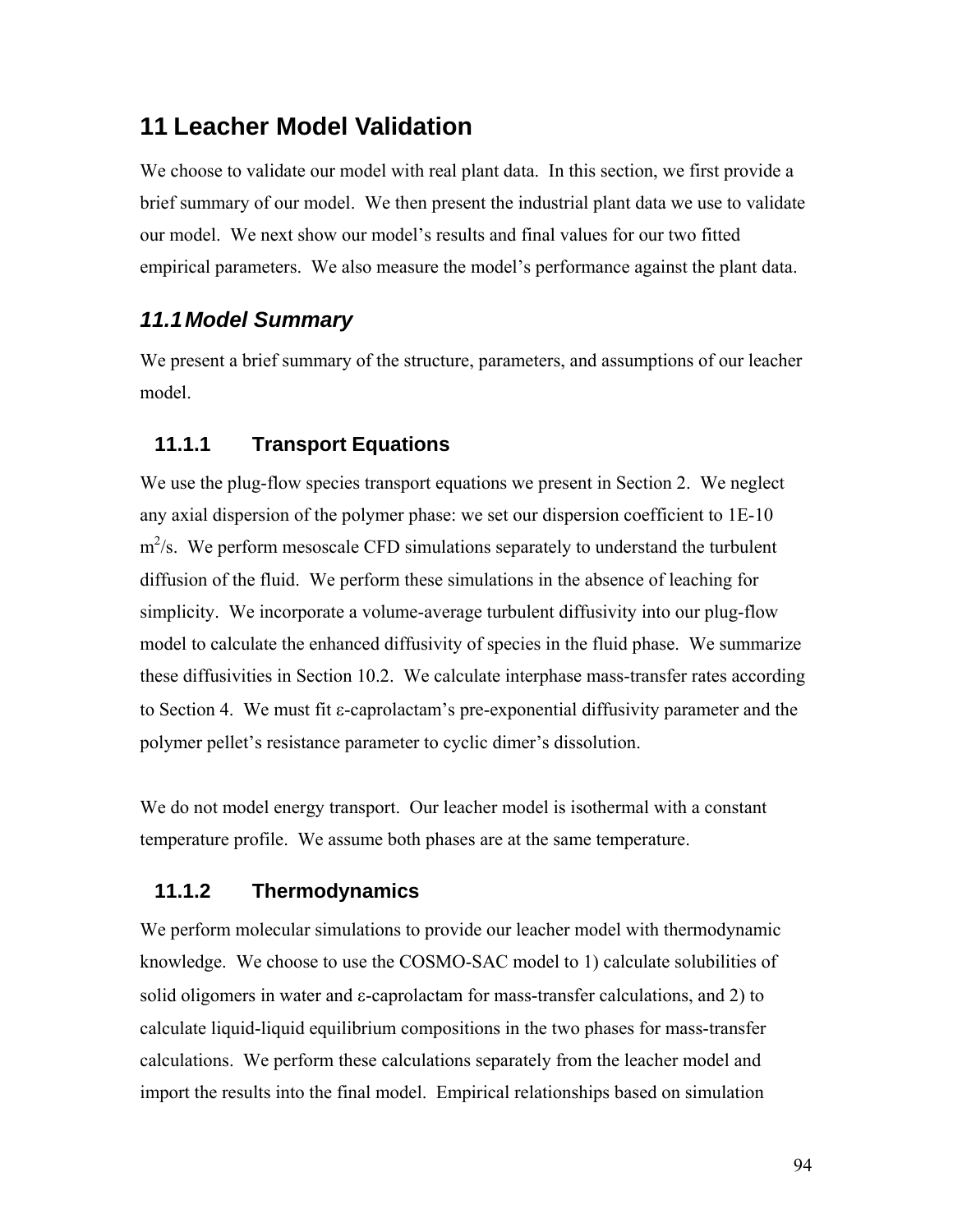# 11 Leacher Model Validation

We choose to validate our model with real plant data. In this section, we first provide a brief summary of our model. We then present the industrial plant data we use to validate our model. We next show our model's results and final values for our two fitted empirical parameters. We also measure the model's performance against the plant data.

## *11.1 Model Summary*

We present a brief summary of the structure, parameters, and assumptions of our leacher model.

### 11.1.1 Transport Equations

We use the plug-flow species transport equations we present in Section 2. We neglect any axial dispersion of the polymer phase: we set our dispersion coefficient to 1E-10 $m^2/s$. We perform mesoscale CFD simulations separately to understand the turbulent diffusion of the fluid. We perform these simulations in the absence of leaching for simplicity. We incorporate a volume-average turbulent diffusivity into our plug-flow model to calculate the enhanced diffusivity of species in the fluid phase. We summarize these diffusivities in Section 10.2. We calculate interphase mass-transfer rates according to Section 4. We must fit ε-caprolactam's pre-exponential diffusivity parameter and the polymer pellet's resistance parameter to cyclic dimer's dissolution.

We do not model energy transport. Our leacher model is isothermal with a constant temperature profile. We assume both phases are at the same temperature.

### 11.1.2 Thermodynamics

We perform molecular simulations to provide our leacher model with thermodynamic knowledge. We choose to use the COSMO-SAC model to 1) calculate solubilities of solid oligomers in water and ε-caprolactam for mass-transfer calculations, and 2) to calculate liquid-liquid equilibrium compositions in the two phases for mass-transfer calculations. We perform these calculations separately from the leacher model and import the results into the final model. Empirical relationships based on simulation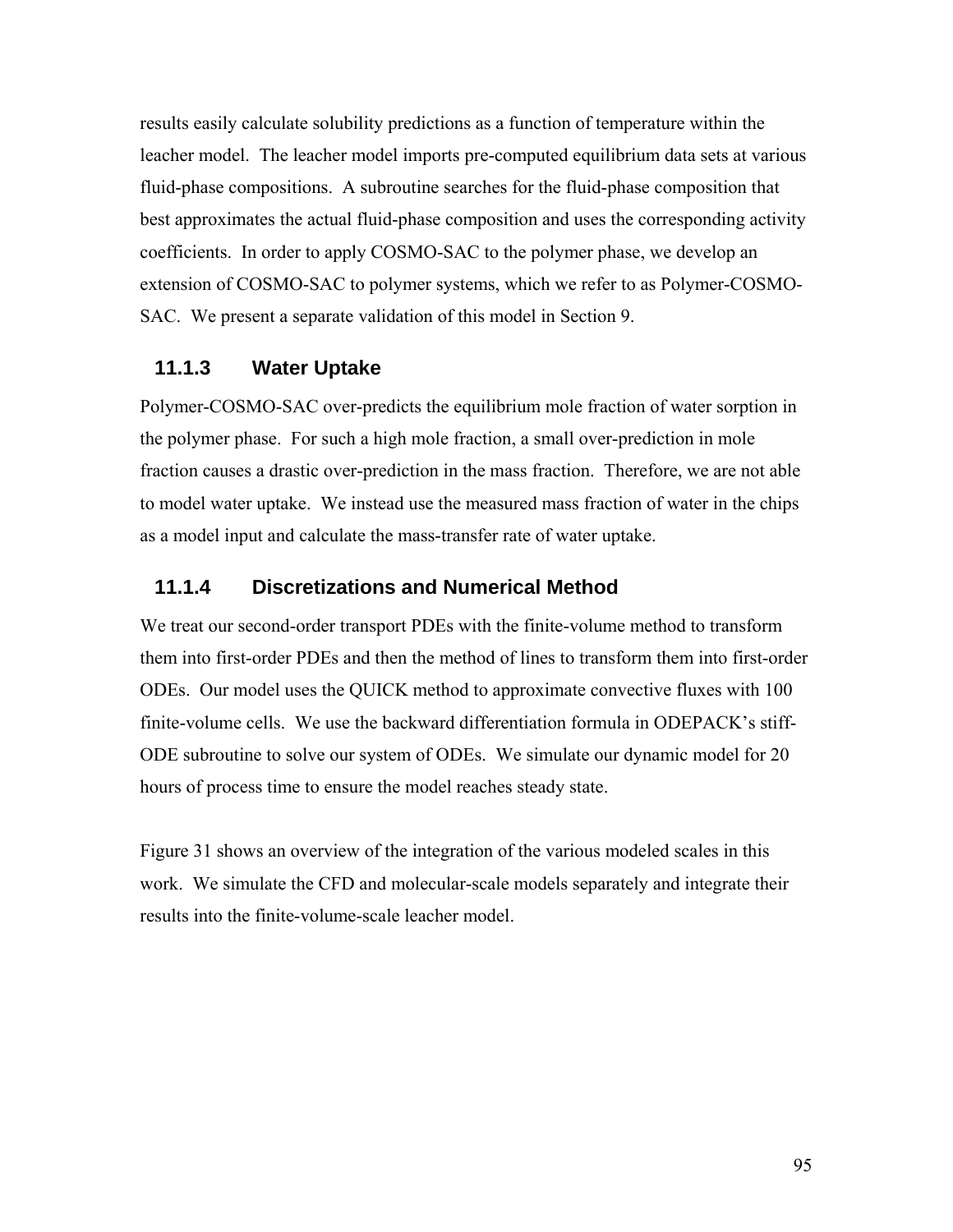results easily calculate solubility predictions as a function of temperature within the leacher model. The leacher model imports pre-computed equilibrium data sets at various fluid-phase compositions. A subroutine searches for the fluid-phase composition that best approximates the actual fluid-phase composition and uses the corresponding activity coefficients. In order to apply COSMO-SAC to the polymer phase, we develop an extension of COSMO-SAC to polymer systems, which we refer to as Polymer-COSMO-SAC. We present a separate validation of this model in Section 9.

### 11.1.3 Water Uptake

Polymer-COSMO-SAC over-predicts the equilibrium mole fraction of water sorption in the polymer phase. For such a high mole fraction, a small over-prediction in mole fraction causes a drastic over-prediction in the mass fraction. Therefore, we are not able to model water uptake. We instead use the measured mass fraction of water in the chips as a model input and calculate the mass-transfer rate of water uptake.

### 11.1.4 Discretizations and Numerical Method

We treat our second-order transport PDEs with the finite-volume method to transform them into first-order PDEs and then the method of lines to transform them into first-order ODEs. Our model uses the QUICK method to approximate convective fluxes with 100 finite-volume cells. We use the backward differentiation formula in ODEPACK's stiff-ODE subroutine to solve our system of ODEs. We simulate our dynamic model for 20 hours of process time to ensure the model reaches steady state.

Figure 31 shows an overview of the integration of the various modeled scales in this work. We simulate the CFD and molecular-scale models separately and integrate their results into the finite-volume-scale leacher model.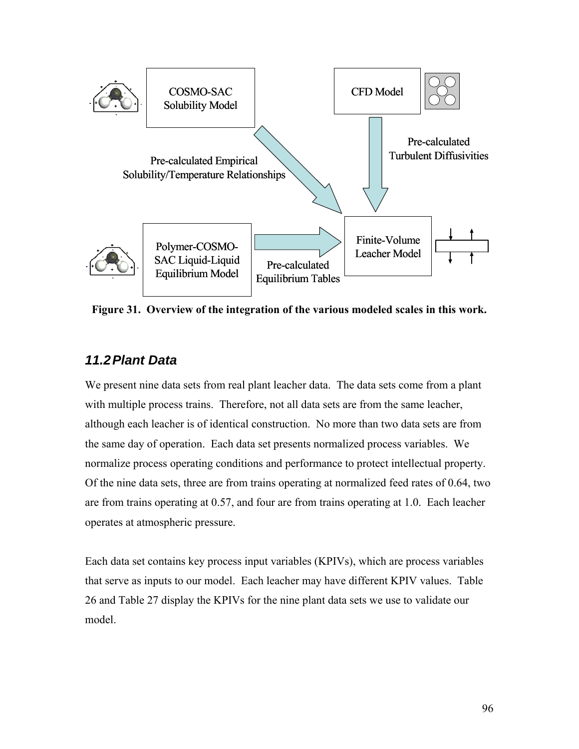COSMO-SAC Solubility Model

CFD Model

Pre-calculated Empirical Solubility/Temperature Relationships

Pre-calculated Turbulent Diffusivities

Polymer-COSMO-SAC Liquid-Liquid Equilibrium Model

Pre-calculated Equilibrium Tables

Finite-Volume Leacher Model

**Figure 31. Overview of the integration of the various modeled scales in this work.**

## *11.2 Plant Data*

We present nine data sets from real plant leacher data. The data sets come from a plant with multiple process trains. Therefore, not all data sets are from the same leacher, although each leacher is of identical construction. No more than two data sets are from the same day of operation. Each data set presents normalized process variables. We normalize process operating conditions and performance to protect intellectual property. Of the nine data sets, three are from trains operating at normalized feed rates of 0.64, two are from trains operating at 0.57, and four are from trains operating at 1.0. Each leacher operates at atmospheric pressure.

Each data set contains key process input variables (KPIVs), which are process variables that serve as inputs to our model. Each leacher may have different KPIV values. Table 26 and Table 27 display the KPIVs for the nine plant data sets we use to validate our model.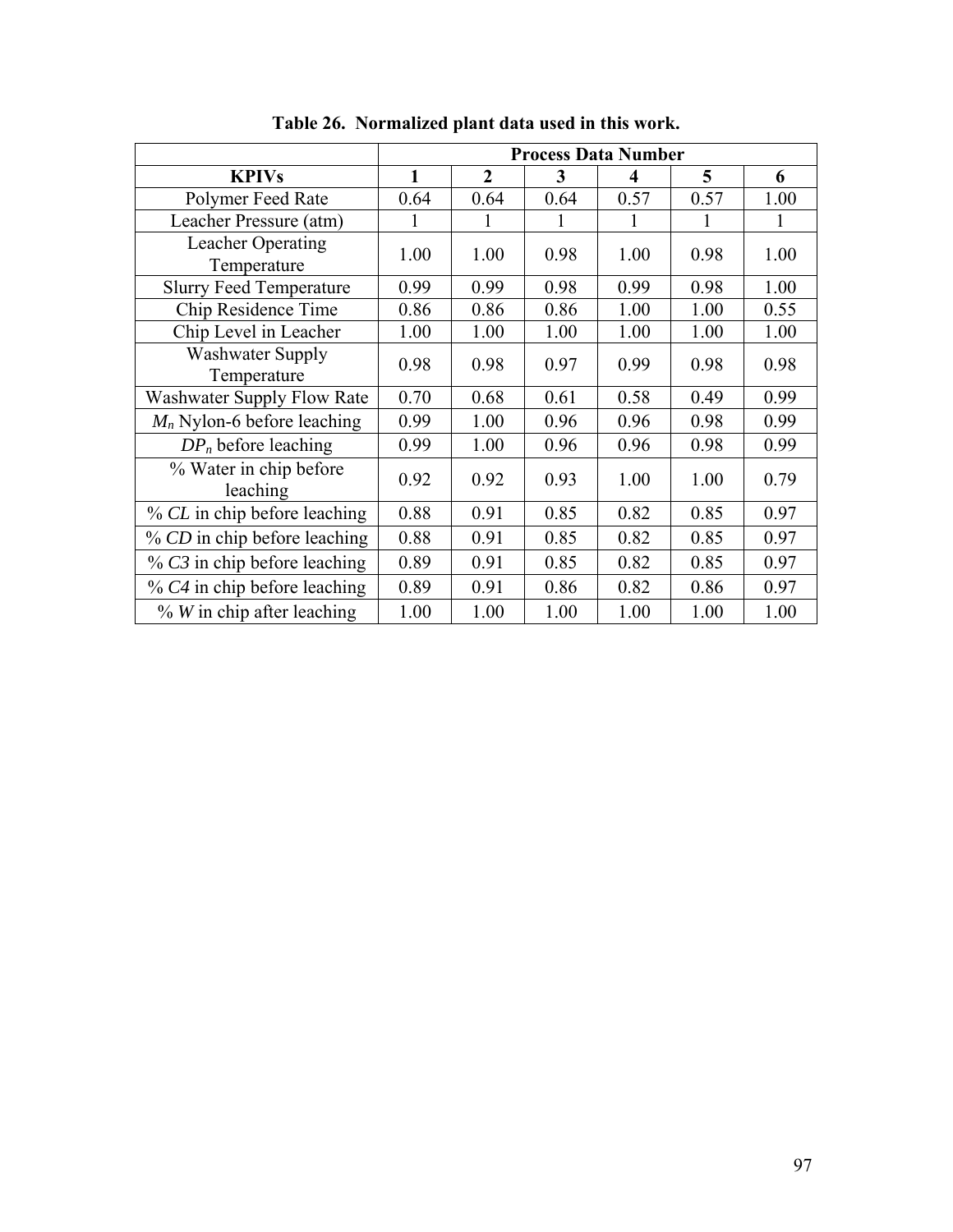**Table 26. Normalized plant data used in this work.**

| | Process Data Number | | | | | |
|---|---|---|---|---|---|---|
| **KPIVs** | **1** | **2** | **3** | **4** | **5** | **6** |
| Polymer Feed Rate | 0.64 | 0.64 | 0.64 | 0.57 | 0.57 | 1.00 |
| Leacher Pressure (atm) | 1 | 1 | 1 | 1 | 1 | 1 |
| Leacher Operating Temperature | 1.00 | 1.00 | 0.98 | 1.00 | 0.98 | 1.00 |
| Slurry Feed Temperature | 0.99 | 0.99 | 0.98 | 0.99 | 0.98 | 1.00 |
| Chip Residence Time | 0.86 | 0.86 | 0.86 | 1.00 | 1.00 | 0.55 |
| Chip Level in Leacher | 1.00 | 1.00 | 1.00 | 1.00 | 1.00 | 1.00 |
| Washwater Supply Temperature | 0.98 | 0.98 | 0.97 | 0.99 | 0.98 | 0.98 |
| Washwater Supply Flow Rate | 0.70 | 0.68 | 0.61 | 0.58 | 0.49 | 0.99 |
| $M_n$ Nylon-6 before leaching | 0.99 | 1.00 | 0.96 | 0.96 | 0.98 | 0.99 |
| $DP_n$ before leaching | 0.99 | 1.00 | 0.96 | 0.96 | 0.98 | 0.99 |
| % Water in chip before leaching | 0.92 | 0.92 | 0.93 | 1.00 | 1.00 | 0.79 |
| % *CL* in chip before leaching | 0.88 | 0.91 | 0.85 | 0.82 | 0.85 | 0.97 |
| % *CD* in chip before leaching | 0.88 | 0.91 | 0.85 | 0.82 | 0.85 | 0.97 |
| % *C3* in chip before leaching | 0.89 | 0.91 | 0.85 | 0.82 | 0.85 | 0.97 |
| % *C4* in chip before leaching | 0.89 | 0.91 | 0.86 | 0.82 | 0.86 | 0.97 |
| % *W* in chip after leaching | 1.00 | 1.00 | 1.00 | 1.00 | 1.00 | 1.00 |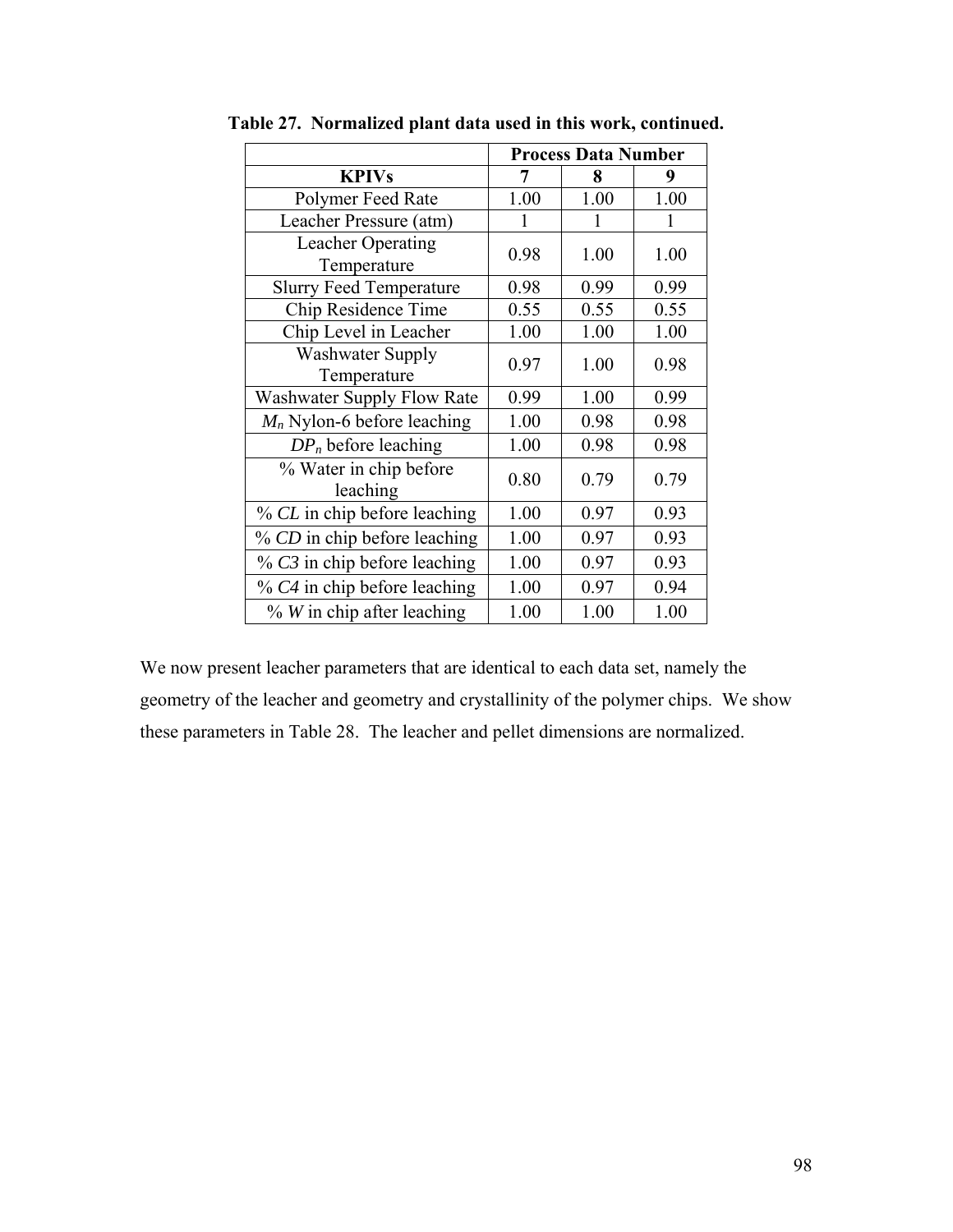**Table 27. Normalized plant data used in this work, continued.**

| | Process Data Number | | |
|---|---|---|---|
| **KPIVs** | **7** | **8** | **9** |
| Polymer Feed Rate | 1.00 | 1.00 | 1.00 |
| Leacher Pressure (atm) | 1 | 1 | 1 |
| Leacher Operating Temperature | 0.98 | 1.00 | 1.00 |
| Slurry Feed Temperature | 0.98 | 0.99 | 0.99 |
| Chip Residence Time | 0.55 | 0.55 | 0.55 |
| Chip Level in Leacher | 1.00 | 1.00 | 1.00 |
| Washwater Supply Temperature | 0.97 | 1.00 | 0.98 |
| Washwater Supply Flow Rate | 0.99 | 1.00 | 0.99 |
| $M_n$ Nylon-6 before leaching | 1.00 | 0.98 | 0.98 |
| $DP_n$ before leaching | 1.00 | 0.98 | 0.98 |
| % Water in chip before leaching | 0.80 | 0.79 | 0.79 |
| % *CL* in chip before leaching | 1.00 | 0.97 | 0.93 |
| % *CD* in chip before leaching | 1.00 | 0.97 | 0.93 |
| % *C3* in chip before leaching | 1.00 | 0.97 | 0.93 |
| % *C4* in chip before leaching | 1.00 | 0.97 | 0.94 |
| % *W* in chip after leaching | 1.00 | 1.00 | 1.00 |

We now present leacher parameters that are identical to each data set, namely the geometry of the leacher and geometry and crystallinity of the polymer chips. We show these parameters in Table 28. The leacher and pellet dimensions are normalized.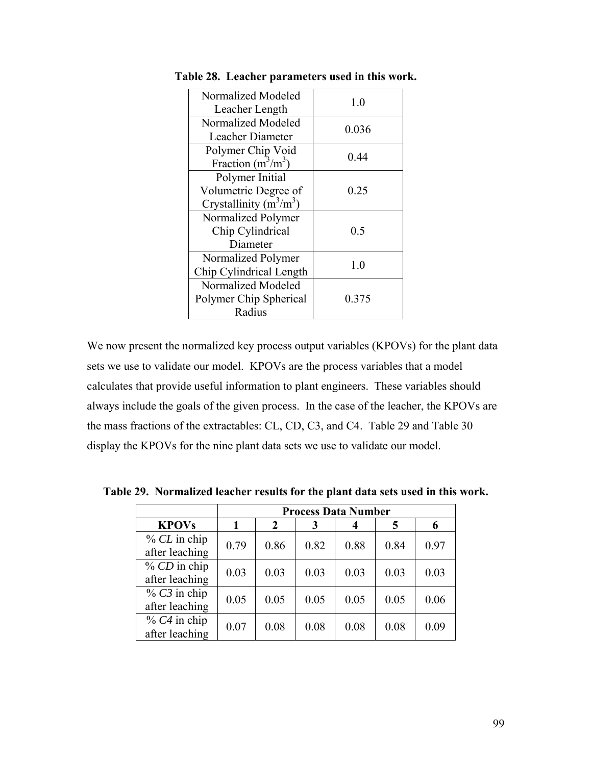**Table 28. Leacher parameters used in this work.**

| | |
|---|---|
| Normalized Modeled Leacher Length | 1.0 |
| Normalized Modeled Leacher Diameter | 0.036 |
| Polymer Chip Void Fraction ($m^3/m^3$) | 0.44 |
| Polymer Initial Volumetric Degree of Crystallinity ($m^3/m^3$) | 0.25 |
| Normalized Polymer Chip Cylindrical Diameter | 0.5 |
| Normalized Polymer Chip Cylindrical Length | 1.0 |
| Normalized Modeled Polymer Chip Spherical Radius | 0.375 |

We now present the normalized key process output variables (KPOVs) for the plant data sets we use to validate our model. KPOVs are the process variables that a model calculates that provide useful information to plant engineers. These variables should always include the goals of the given process. In the case of the leacher, the KPOVs are the mass fractions of the extractables: CL, CD, C3, and C4. Table 29 and Table 30 display the KPOVs for the nine plant data sets we use to validate our model.

**Table 29. Normalized leacher results for the plant data sets used in this work.**

| | Process Data Number | | | | | |
|---|---|---|---|---|---|---|
| **KPOVs** | **1** | **2** | **3** | **4** | **5** | **6** |
| % *CL* in chip after leaching | 0.79 | 0.86 | 0.82 | 0.88 | 0.84 | 0.97 |
| % *CD* in chip after leaching | 0.03 | 0.03 | 0.03 | 0.03 | 0.03 | 0.03 |
| % *C3* in chip after leaching | 0.05 | 0.05 | 0.05 | 0.05 | 0.05 | 0.06 |
| % *C4* in chip after leaching | 0.07 | 0.08 | 0.08 | 0.08 | 0.08 | 0.09 |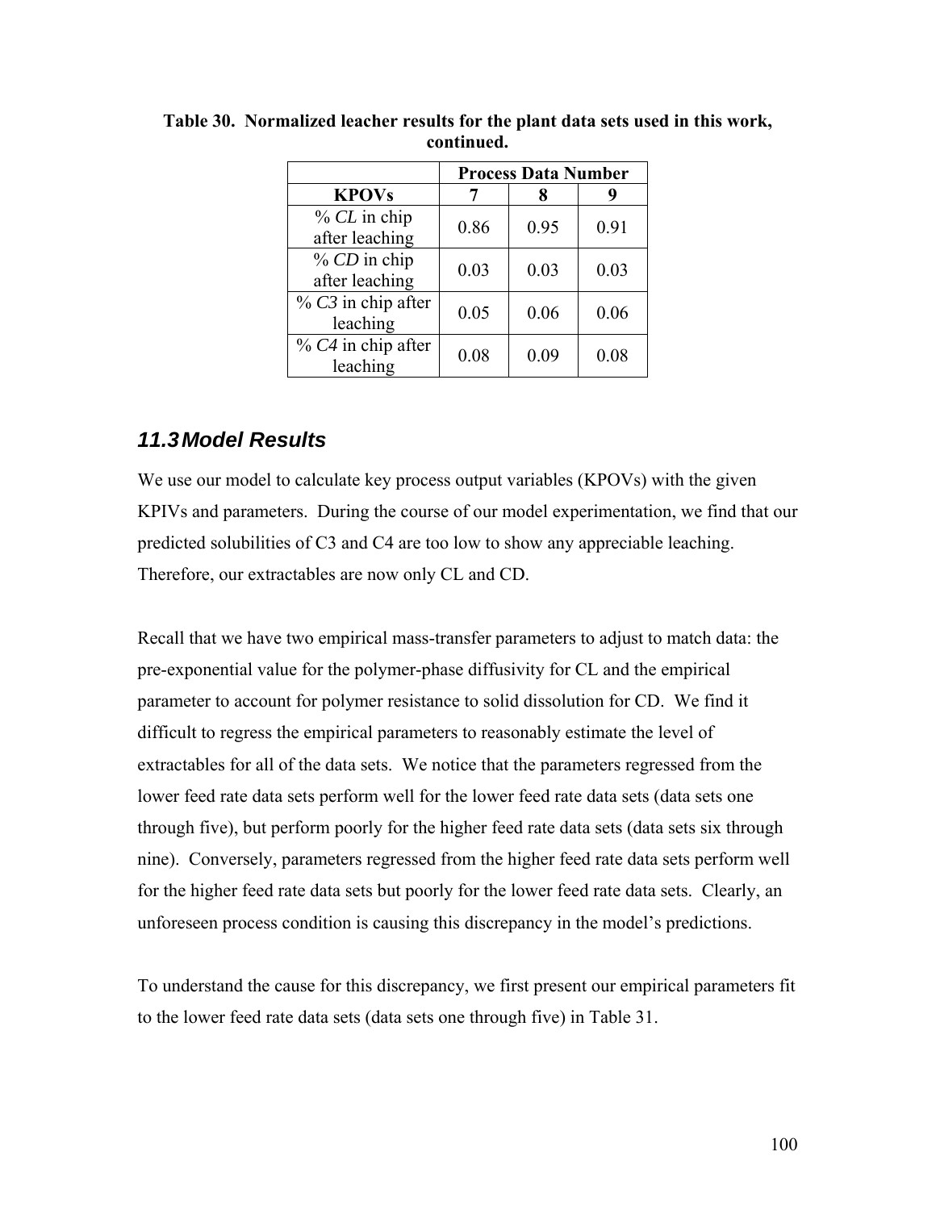**Table 30. Normalized leacher results for the plant data sets used in this work, continued.**

| | Process Data Number | | |
|---|---|---|---|
| **KPOVs** | **7** | **8** | **9** |
| % *CL* in chip after leaching | 0.86 | 0.95 | 0.91 |
| % *CD* in chip after leaching | 0.03 | 0.03 | 0.03 |
| % *C3* in chip after leaching | 0.05 | 0.06 | 0.06 |
| % *C4* in chip after leaching | 0.08 | 0.09 | 0.08 |

## 11.3 Model Results

We use our model to calculate key process output variables (KPOVs) with the given KPIVs and parameters. During the course of our model experimentation, we find that our predicted solubilities of C3 and C4 are too low to show any appreciable leaching. Therefore, our extractables are now only CL and CD.

Recall that we have two empirical mass-transfer parameters to adjust to match data: the pre-exponential value for the polymer-phase diffusivity for CL and the empirical parameter to account for polymer resistance to solid dissolution for CD. We find it difficult to regress the empirical parameters to reasonably estimate the level of extractables for all of the data sets. We notice that the parameters regressed from the lower feed rate data sets perform well for the lower feed rate data sets (data sets one through five), but perform poorly for the higher feed rate data sets (data sets six through nine). Conversely, parameters regressed from the higher feed rate data sets perform well for the higher feed rate data sets but poorly for the lower feed rate data sets. Clearly, an unforeseen process condition is causing this discrepancy in the model's predictions.

To understand the cause for this discrepancy, we first present our empirical parameters fit to the lower feed rate data sets (data sets one through five) in Table 31.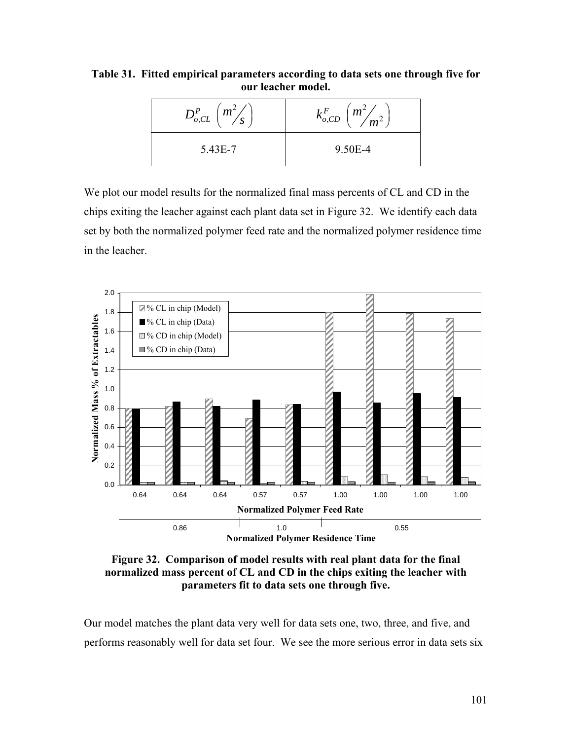**Table 31. Fitted empirical parameters according to data sets one through five for our leacher model.**

| $D^{P}_{o,CL}$ $\left( m^2/s \right)$ | $k^{F}_{o,CD}$ $\left( m^2/m^2 \right)$ |
|---|---|
| 5.43E-7 | 9.50E-4 |

We plot our model results for the normalized final mass percents of CL and CD in the chips exiting the leacher against each plant data set in Figure 32. We identify each data set by both the normalized polymer feed rate and the normalized polymer residence time in the leacher.

**Figure 32. Comparison of model results with real plant data for the final normalized mass percent of CL and CD in the chips exiting the leacher with parameters fit to data sets one through five.**

Our model matches the plant data very well for data sets one, two, three, and five, and performs reasonably well for data set four. We see the more serious error in data sets six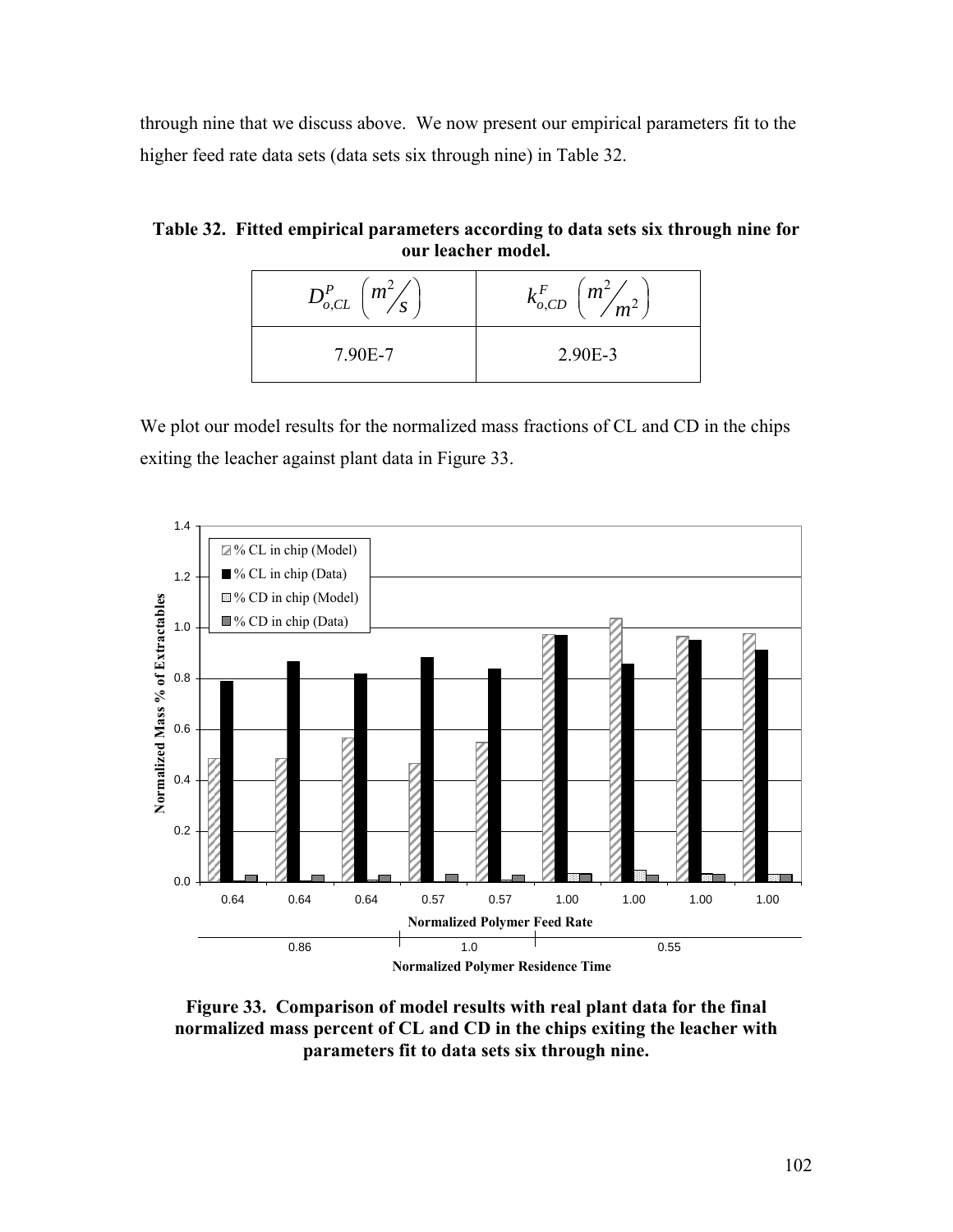through nine that we discuss above. We now present our empirical parameters fit to the higher feed rate data sets (data sets six through nine) in Table 32.

**Table 32. Fitted empirical parameters according to data sets six through nine for our leacher model.**

| $D_{o,CL}^{P}$ $\left(m^2/s\right)$ | $k_{o,CD}^{F}$ $\left(m^2/m^2\right)$ |
| --- | --- |
| 7.90E-7 | 2.90E-3 |

We plot our model results for the normalized mass fractions of CL and CD in the chips exiting the leacher against plant data in Figure 33.

**Figure 33. Comparison of model results with real plant data for the final normalized mass percent of CL and CD in the chips exiting the leacher with parameters fit to data sets six through nine.**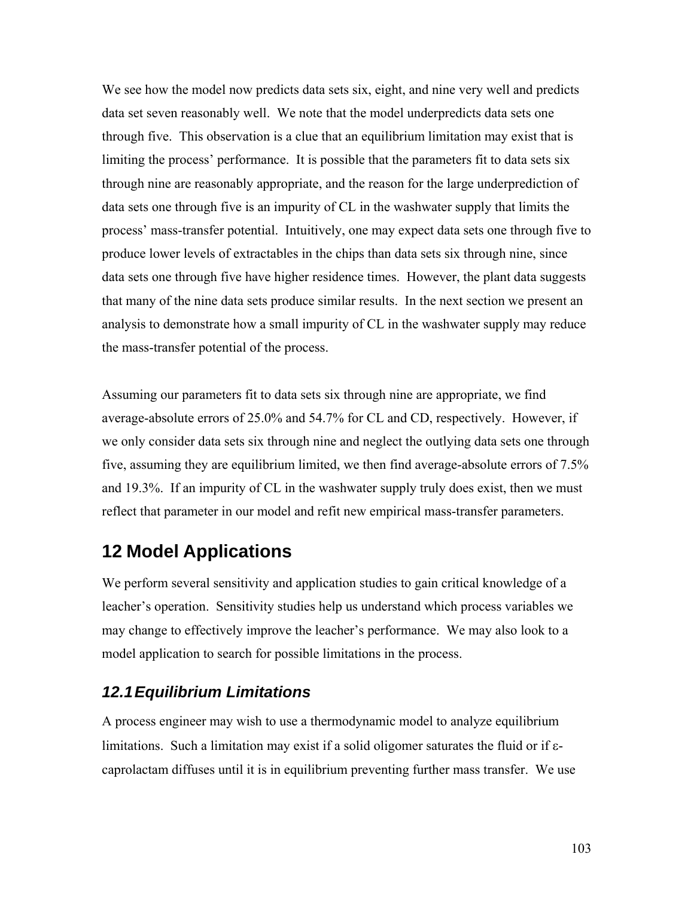We see how the model now predicts data sets six, eight, and nine very well and predicts data set seven reasonably well. We note that the model underpredicts data sets one through five. This observation is a clue that an equilibrium limitation may exist that is limiting the process' performance. It is possible that the parameters fit to data sets six through nine are reasonably appropriate, and the reason for the large underprediction of data sets one through five is an impurity of CL in the washwater supply that limits the process' mass-transfer potential. Intuitively, one may expect data sets one through five to produce lower levels of extractables in the chips than data sets six through nine, since data sets one through five have higher residence times. However, the plant data suggests that many of the nine data sets produce similar results. In the next section we present an analysis to demonstrate how a small impurity of CL in the washwater supply may reduce the mass-transfer potential of the process.

Assuming our parameters fit to data sets six through nine are appropriate, we find average-absolute errors of 25.0% and 54.7% for CL and CD, respectively. However, if we only consider data sets six through nine and neglect the outlying data sets one through five, assuming they are equilibrium limited, we then find average-absolute errors of 7.5% and 19.3%. If an impurity of CL in the washwater supply truly does exist, then we must reflect that parameter in our model and refit new empirical mass-transfer parameters.

# 12 Model Applications

We perform several sensitivity and application studies to gain critical knowledge of a leacher's operation. Sensitivity studies help us understand which process variables we may change to effectively improve the leacher's performance. We may also look to a model application to search for possible limitations in the process.

## *12.1 Equilibrium Limitations*

A process engineer may wish to use a thermodynamic model to analyze equilibrium limitations. Such a limitation may exist if a solid oligomer saturates the fluid or if ε-caprolactam diffuses until it is in equilibrium preventing further mass transfer. We use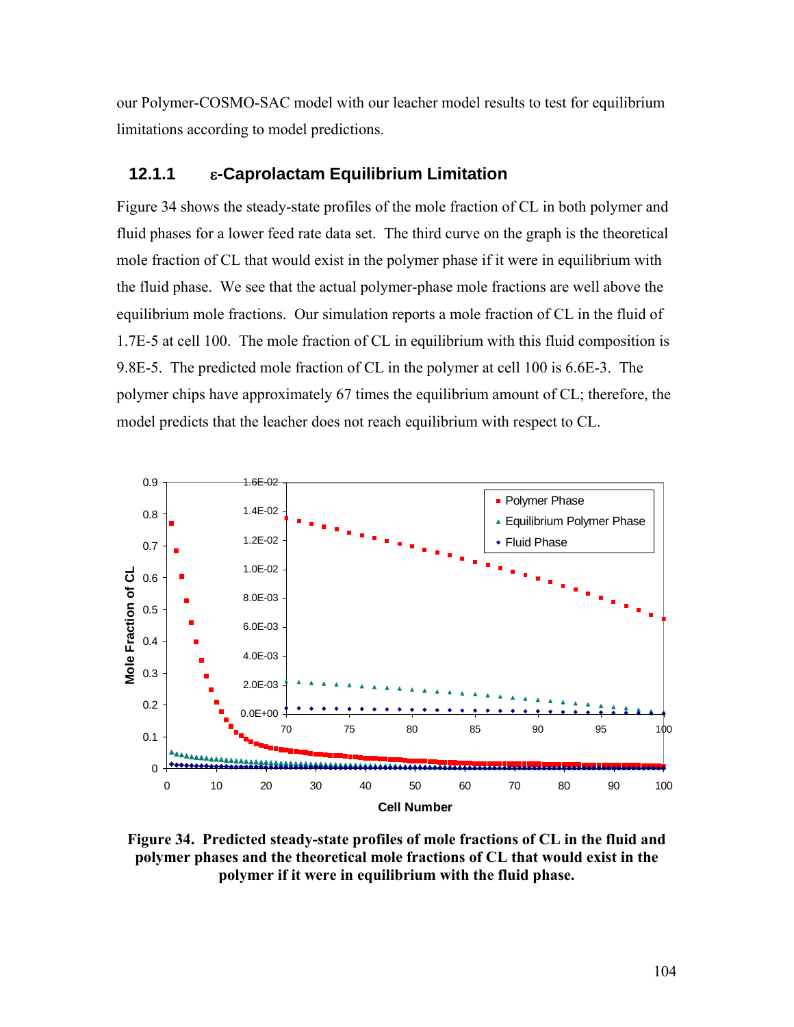our Polymer-COSMO-SAC model with our leacher model results to test for equilibrium limitations according to model predictions.

### 12.1.1 ε-Caprolactam Equilibrium Limitation

Figure 34 shows the steady-state profiles of the mole fraction of CL in both polymer and fluid phases for a lower feed rate data set. The third curve on the graph is the theoretical mole fraction of CL that would exist in the polymer phase if it were in equilibrium with the fluid phase. We see that the actual polymer-phase mole fractions are well above the equilibrium mole fractions. Our simulation reports a mole fraction of CL in the fluid of 1.7E-5 at cell 100. The mole fraction of CL in equilibrium with this fluid composition is 9.8E-5. The predicted mole fraction of CL in the polymer at cell 100 is 6.6E-3. The polymer chips have approximately 67 times the equilibrium amount of CL; therefore, the model predicts that the leacher does not reach equilibrium with respect to CL.

**Figure 34. Predicted steady-state profiles of mole fractions of CL in the fluid and polymer phases and the theoretical mole fractions of CL that would exist in the polymer if it were in equilibrium with the fluid phase.**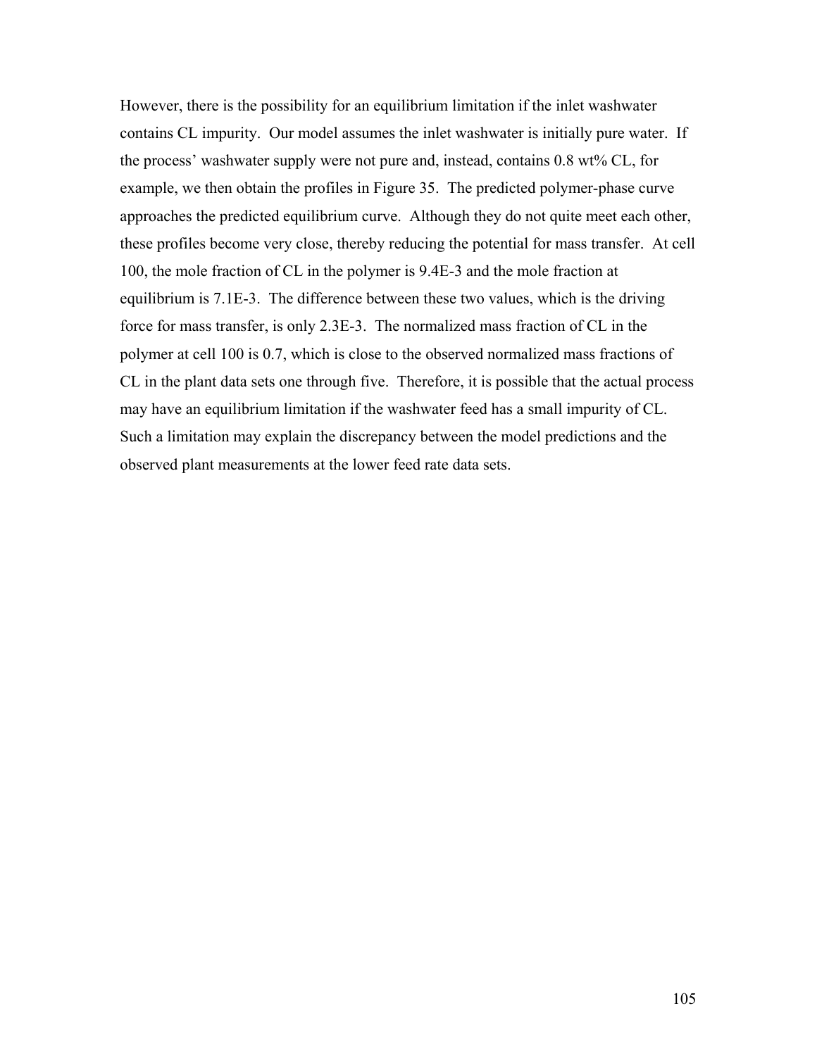However, there is the possibility for an equilibrium limitation if the inlet washwater contains CL impurity. Our model assumes the inlet washwater is initially pure water. If the process' washwater supply were not pure and, instead, contains 0.8 wt% CL, for example, we then obtain the profiles in Figure 35. The predicted polymer-phase curve approaches the predicted equilibrium curve. Although they do not quite meet each other, these profiles become very close, thereby reducing the potential for mass transfer. At cell 100, the mole fraction of CL in the polymer is 9.4E-3 and the mole fraction at equilibrium is 7.1E-3. The difference between these two values, which is the driving force for mass transfer, is only 2.3E-3. The normalized mass fraction of CL in the polymer at cell 100 is 0.7, which is close to the observed normalized mass fractions of CL in the plant data sets one through five. Therefore, it is possible that the actual process may have an equilibrium limitation if the washwater feed has a small impurity of CL. Such a limitation may explain the discrepancy between the model predictions and the observed plant measurements at the lower feed rate data sets.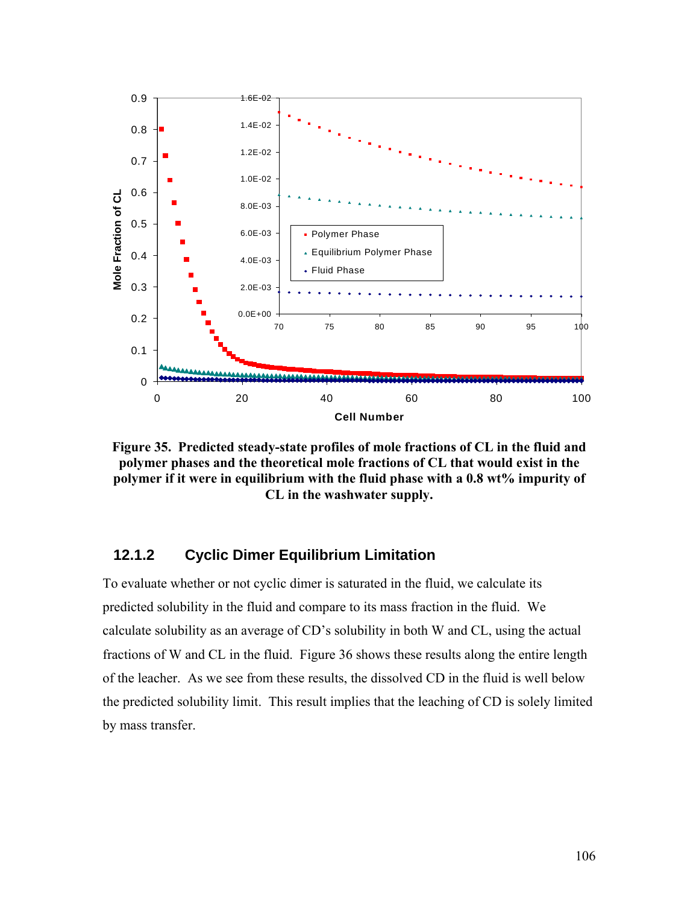**Figure 35. Predicted steady-state profiles of mole fractions of CL in the fluid and polymer phases and the theoretical mole fractions of CL that would exist in the polymer if it were in equilibrium with the fluid phase with a 0.8 wt% impurity of CL in the washwater supply.**

### 12.1.2 Cyclic Dimer Equilibrium Limitation

To evaluate whether or not cyclic dimer is saturated in the fluid, we calculate its predicted solubility in the fluid and compare to its mass fraction in the fluid. We calculate solubility as an average of CD's solubility in both W and CL, using the actual fractions of W and CL in the fluid. Figure 36 shows these results along the entire length of the leacher. As we see from these results, the dissolved CD in the fluid is well below the predicted solubility limit. This result implies that the leaching of CD is solely limited by mass transfer.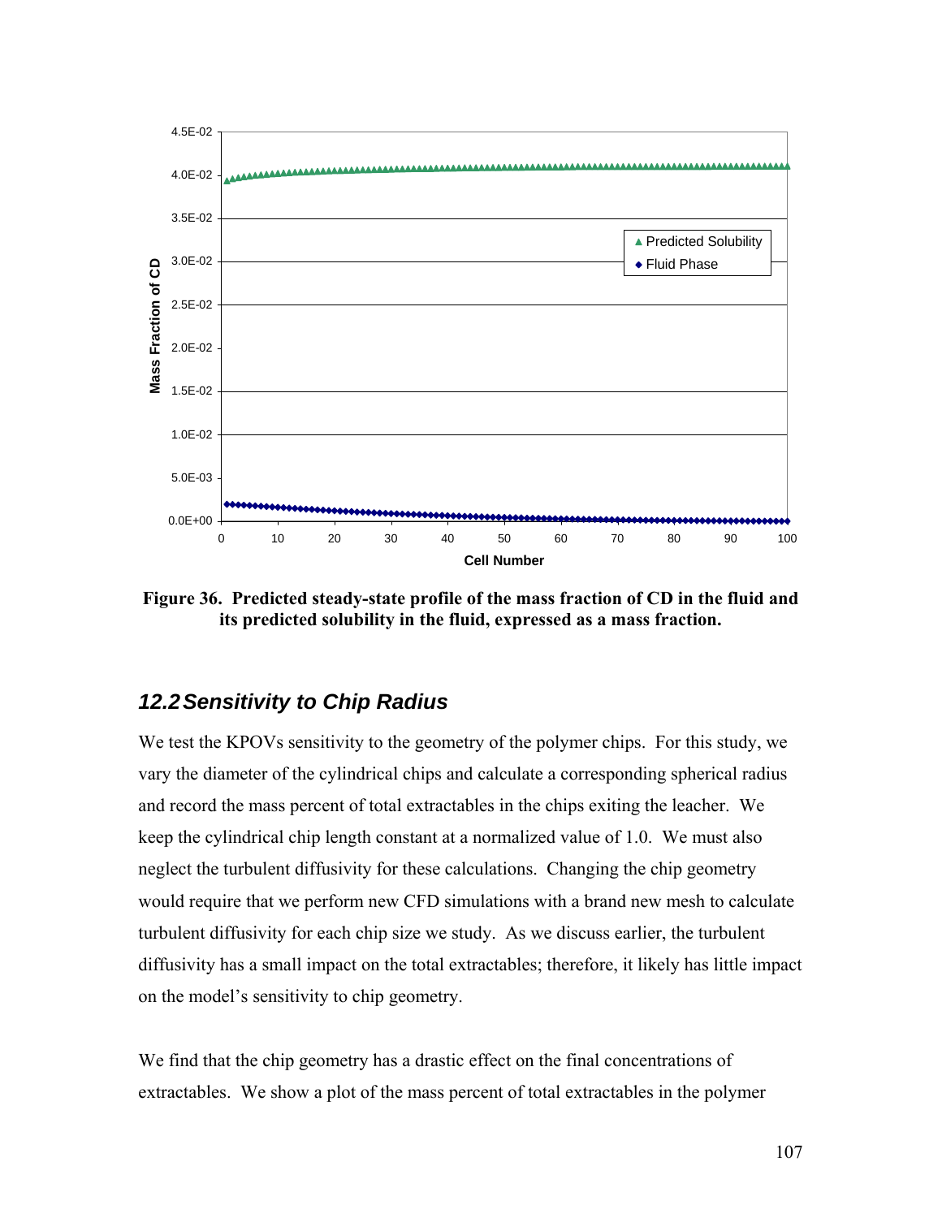**Figure 36. Predicted steady-state profile of the mass fraction of CD in the fluid and its predicted solubility in the fluid, expressed as a mass fraction.**

## 12.2 Sensitivity to Chip Radius

We test the KPOVs sensitivity to the geometry of the polymer chips. For this study, we vary the diameter of the cylindrical chips and calculate a corresponding spherical radius and record the mass percent of total extractables in the chips exiting the leacher. We keep the cylindrical chip length constant at a normalized value of 1.0. We must also neglect the turbulent diffusivity for these calculations. Changing the chip geometry would require that we perform new CFD simulations with a brand new mesh to calculate turbulent diffusivity for each chip size we study. As we discuss earlier, the turbulent diffusivity has a small impact on the total extractables; therefore, it likely has little impact on the model's sensitivity to chip geometry.

We find that the chip geometry has a drastic effect on the final concentrations of extractables. We show a plot of the mass percent of total extractables in the polymer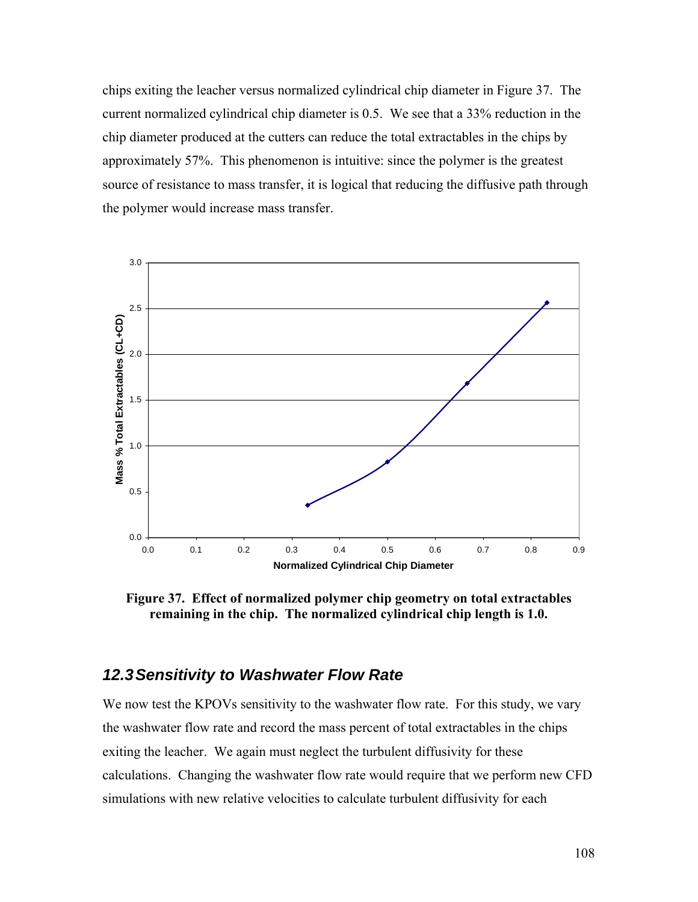chips exiting the leacher versus normalized cylindrical chip diameter in Figure 37. The current normalized cylindrical chip diameter is 0.5. We see that a 33% reduction in the chip diameter produced at the cutters can reduce the total extractables in the chips by approximately 57%. This phenomenon is intuitive: since the polymer is the greatest source of resistance to mass transfer, it is logical that reducing the diffusive path through the polymer would increase mass transfer.

**Figure 37. Effect of normalized polymer chip geometry on total extractables remaining in the chip. The normalized cylindrical chip length is 1.0.**

## 12.3 Sensitivity to Washwater Flow Rate

We now test the KPOVs sensitivity to the washwater flow rate. For this study, we vary the washwater flow rate and record the mass percent of total extractables in the chips exiting the leacher. We again must neglect the turbulent diffusivity for these calculations. Changing the washwater flow rate would require that we perform new CFD simulations with new relative velocities to calculate turbulent diffusivity for each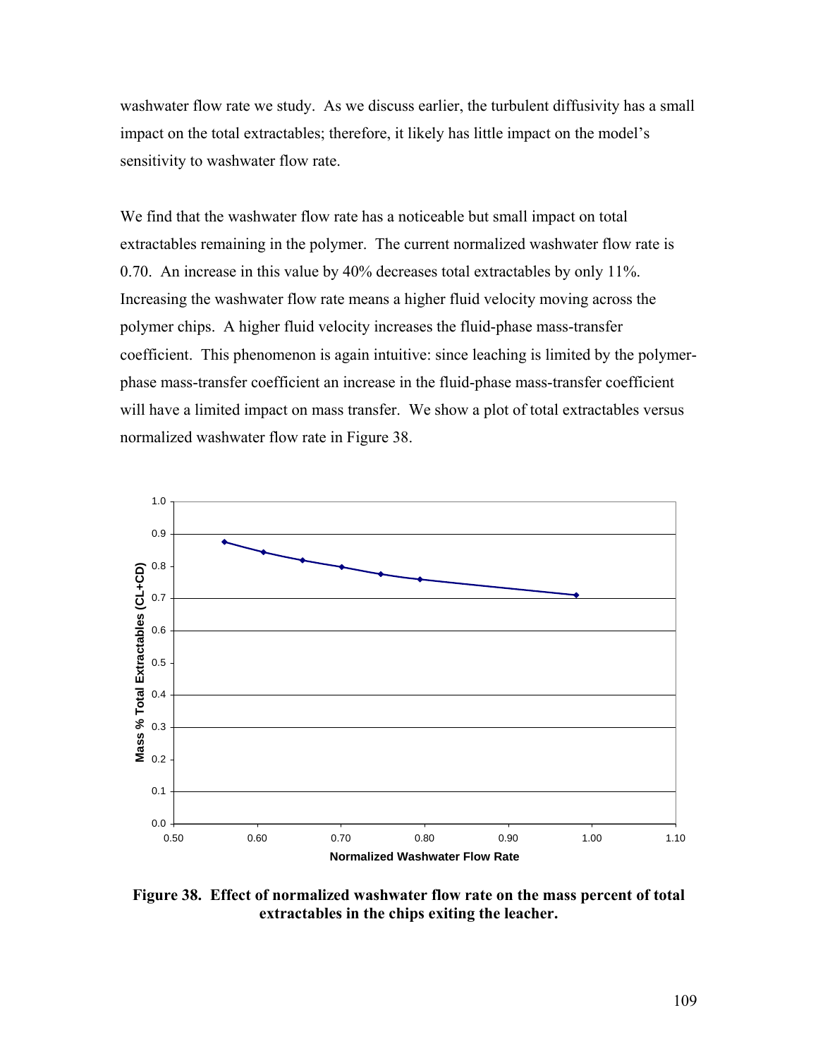washwater flow rate we study. As we discuss earlier, the turbulent diffusivity has a small impact on the total extractables; therefore, it likely has little impact on the model's sensitivity to washwater flow rate.

We find that the washwater flow rate has a noticeable but small impact on total extractables remaining in the polymer. The current normalized washwater flow rate is 0.70. An increase in this value by 40% decreases total extractables by only 11%. Increasing the washwater flow rate means a higher fluid velocity moving across the polymer chips. A higher fluid velocity increases the fluid-phase mass-transfer coefficient. This phenomenon is again intuitive: since leaching is limited by the polymer-phase mass-transfer coefficient an increase in the fluid-phase mass-transfer coefficient will have a limited impact on mass transfer. We show a plot of total extractables versus normalized washwater flow rate in Figure 38.

**Figure 38. Effect of normalized washwater flow rate on the mass percent of total extractables in the chips exiting the leacher.**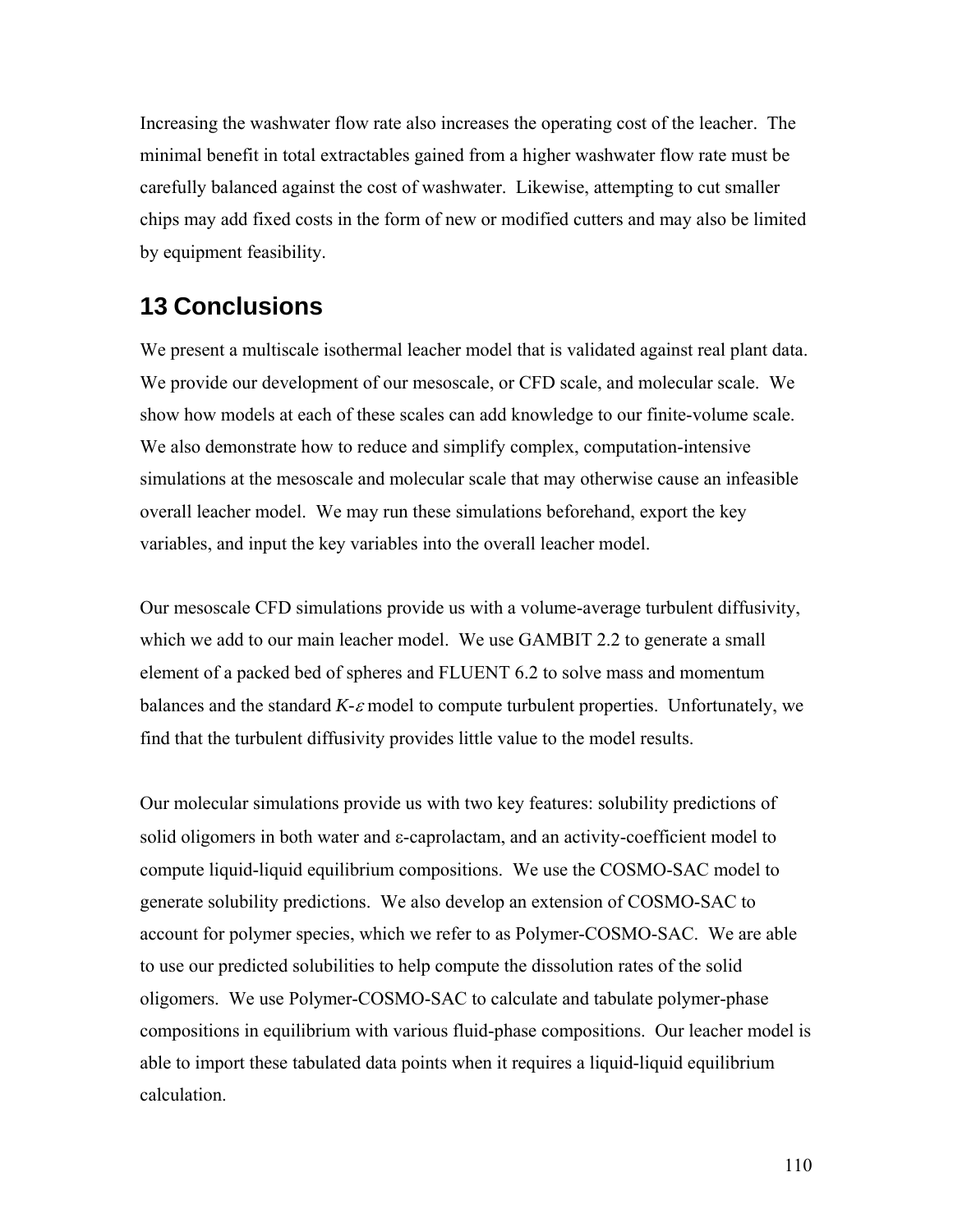Increasing the washwater flow rate also increases the operating cost of the leacher. The minimal benefit in total extractables gained from a higher washwater flow rate must be carefully balanced against the cost of washwater. Likewise, attempting to cut smaller chips may add fixed costs in the form of new or modified cutters and may also be limited by equipment feasibility.

# 13 Conclusions

We present a multiscale isothermal leacher model that is validated against real plant data. We provide our development of our mesoscale, or CFD scale, and molecular scale. We show how models at each of these scales can add knowledge to our finite-volume scale. We also demonstrate how to reduce and simplify complex, computation-intensive simulations at the mesoscale and molecular scale that may otherwise cause an infeasible overall leacher model. We may run these simulations beforehand, export the key variables, and input the key variables into the overall leacher model.

Our mesoscale CFD simulations provide us with a volume-average turbulent diffusivity, which we add to our main leacher model. We use GAMBIT 2.2 to generate a small element of a packed bed of spheres and FLUENT 6.2 to solve mass and momentum balances and the standard $K$-$\varepsilon$ model to compute turbulent properties. Unfortunately, we find that the turbulent diffusivity provides little value to the model results.

Our molecular simulations provide us with two key features: solubility predictions of solid oligomers in both water and ε-caprolactam, and an activity-coefficient model to compute liquid-liquid equilibrium compositions. We use the COSMO-SAC model to generate solubility predictions. We also develop an extension of COSMO-SAC to account for polymer species, which we refer to as Polymer-COSMO-SAC. We are able to use our predicted solubilities to help compute the dissolution rates of the solid oligomers. We use Polymer-COSMO-SAC to calculate and tabulate polymer-phase compositions in equilibrium with various fluid-phase compositions. Our leacher model is able to import these tabulated data points when it requires a liquid-liquid equilibrium calculation.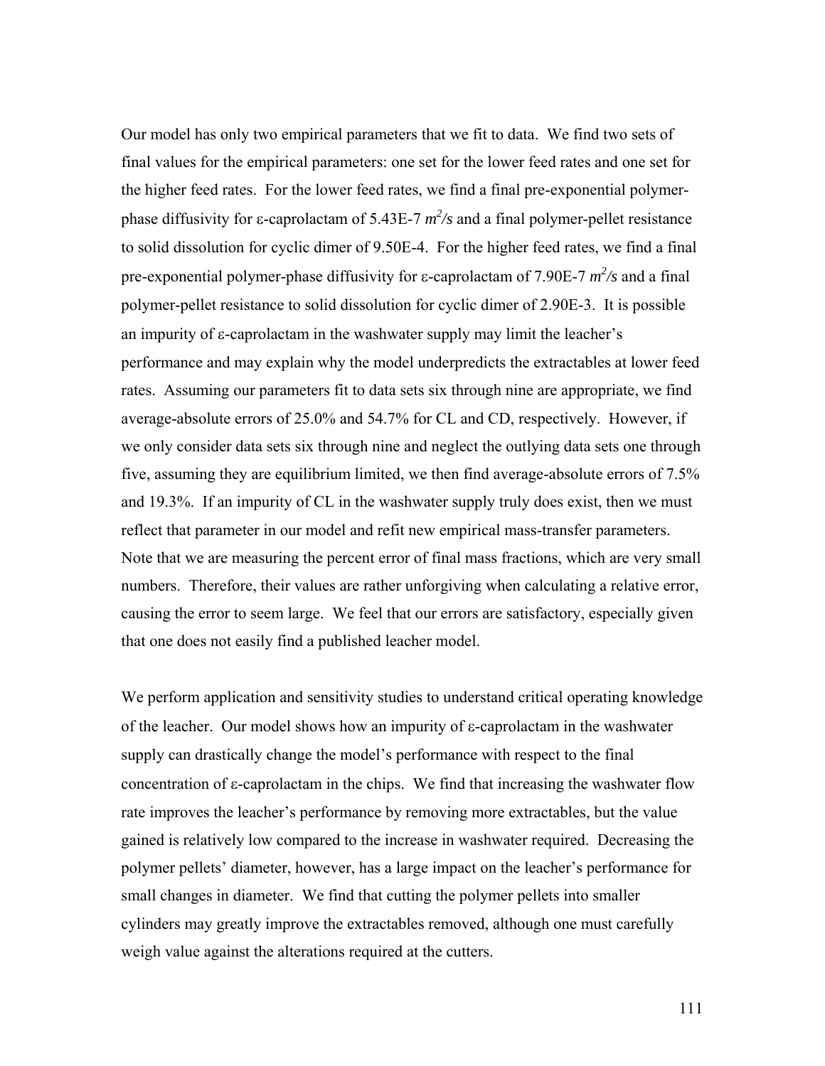Our model has only two empirical parameters that we fit to data. We find two sets of final values for the empirical parameters: one set for the lower feed rates and one set for the higher feed rates. For the lower feed rates, we find a final pre-exponential polymer-phase diffusivity for ε-caprolactam of 5.43E-7 $m^2/s$ and a final polymer-pellet resistance to solid dissolution for cyclic dimer of 9.50E-4. For the higher feed rates, we find a final pre-exponential polymer-phase diffusivity for ε-caprolactam of 7.90E-7 $m^2/s$ and a final polymer-pellet resistance to solid dissolution for cyclic dimer of 2.90E-3. It is possible an impurity of ε-caprolactam in the washwater supply may limit the leacher's performance and may explain why the model underpredicts the extractables at lower feed rates. Assuming our parameters fit to data sets six through nine are appropriate, we find average-absolute errors of 25.0% and 54.7% for CL and CD, respectively. However, if we only consider data sets six through nine and neglect the outlying data sets one through five, assuming they are equilibrium limited, we then find average-absolute errors of 7.5% and 19.3%. If an impurity of CL in the washwater supply truly does exist, then we must reflect that parameter in our model and refit new empirical mass-transfer parameters. Note that we are measuring the percent error of final mass fractions, which are very small numbers. Therefore, their values are rather unforgiving when calculating a relative error, causing the error to seem large. We feel that our errors are satisfactory, especially given that one does not easily find a published leacher model.

We perform application and sensitivity studies to understand critical operating knowledge of the leacher. Our model shows how an impurity of ε-caprolactam in the washwater supply can drastically change the model's performance with respect to the final concentration of ε-caprolactam in the chips. We find that increasing the washwater flow rate improves the leacher's performance by removing more extractables, but the value gained is relatively low compared to the increase in washwater required. Decreasing the polymer pellets' diameter, however, has a large impact on the leacher's performance for small changes in diameter. We find that cutting the polymer pellets into smaller cylinders may greatly improve the extractables removed, although one must carefully weigh value against the alterations required at the cutters.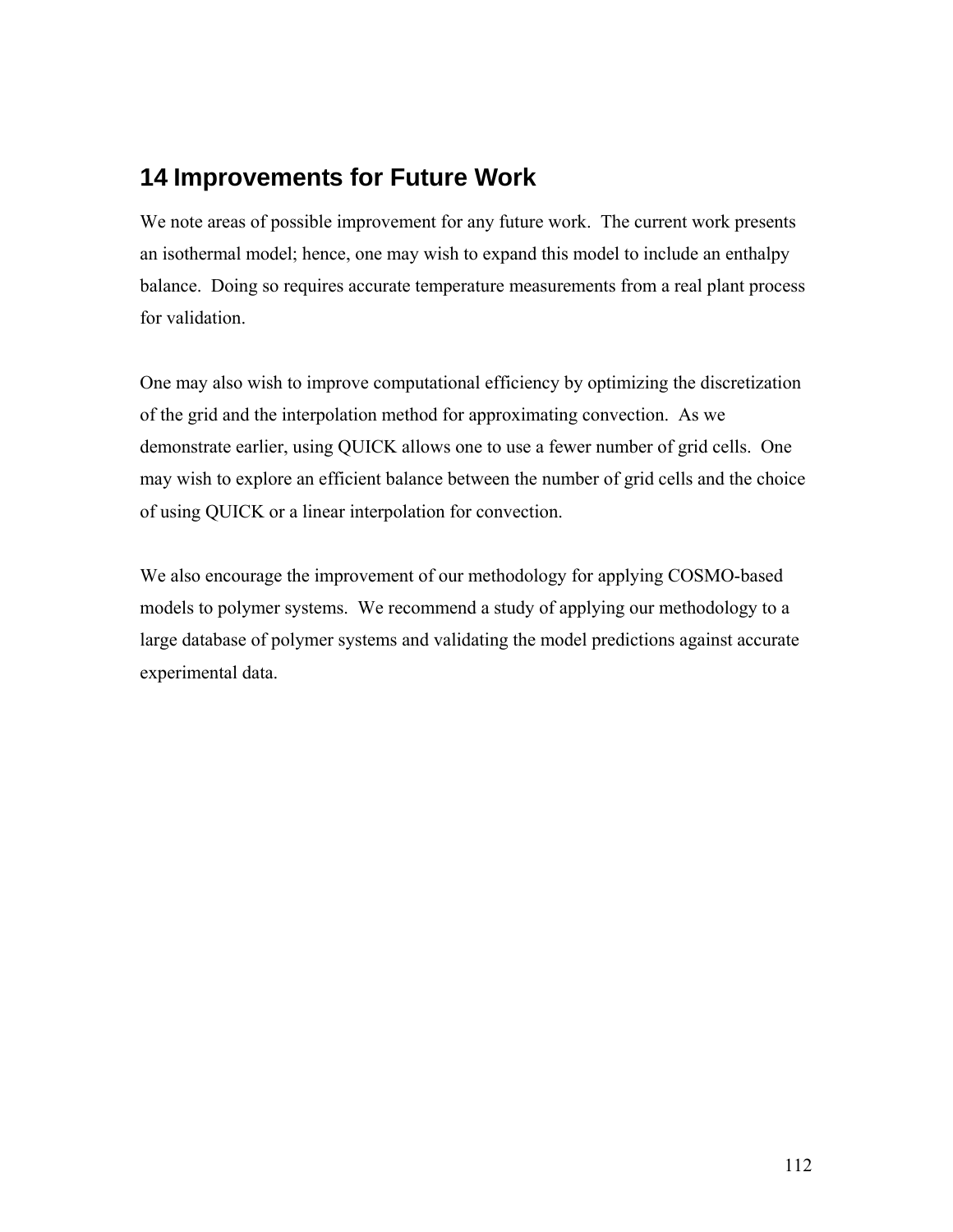# 14 Improvements for Future Work

We note areas of possible improvement for any future work. The current work presents an isothermal model; hence, one may wish to expand this model to include an enthalpy balance. Doing so requires accurate temperature measurements from a real plant process for validation.

One may also wish to improve computational efficiency by optimizing the discretization of the grid and the interpolation method for approximating convection. As we demonstrate earlier, using QUICK allows one to use a fewer number of grid cells. One may wish to explore an efficient balance between the number of grid cells and the choice of using QUICK or a linear interpolation for convection.

We also encourage the improvement of our methodology for applying COSMO-based models to polymer systems. We recommend a study of applying our methodology to a large database of polymer systems and validating the model predictions against accurate experimental data.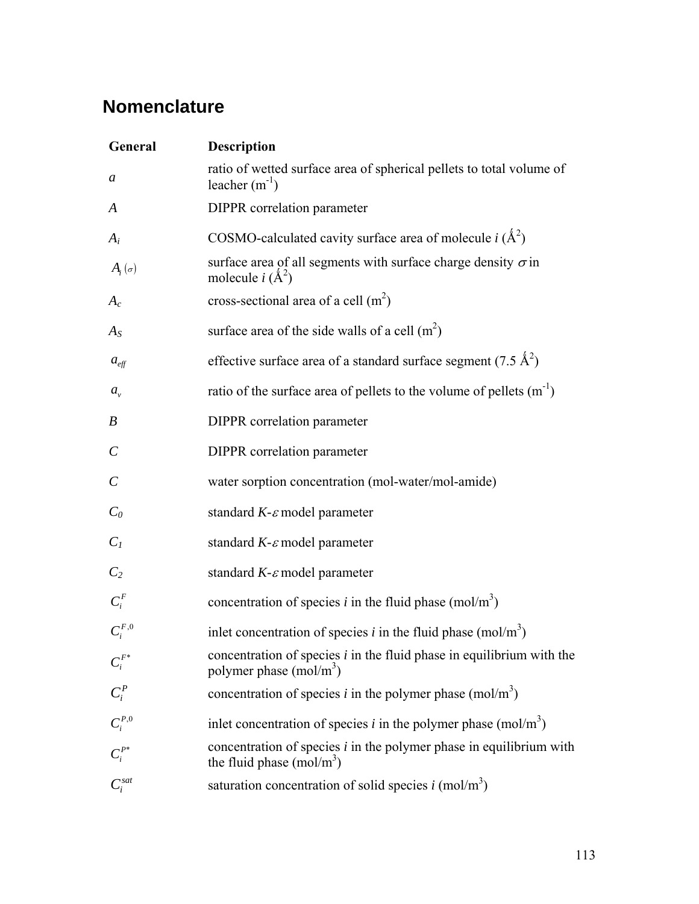# Nomenclature

| General | Description |
|---|---|
| $a$ | ratio of wetted surface area of spherical pellets to total volume of leacher ($m^{-1}$) |
| $A$ | DIPPR correlation parameter |
| $A_i$ | COSMO-calculated cavity surface area of molecule $i$ ($Å^2$) |
| $A_i(\sigma)$ | surface area of all segments with surface charge density $\sigma$ in molecule $i$ ($Å^2$) |
| $A_c$ | cross-sectional area of a cell ($m^2$) |
| $A_S$ | surface area of the side walls of a cell ($m^2$) |
| $a_{eff}$ | effective surface area of a standard surface segment (7.5 $Å^2$) |
| $a_v$ | ratio of the surface area of pellets to the volume of pellets ($m^{-1}$) |
| $B$ | DIPPR correlation parameter |
| $C$ | DIPPR correlation parameter |
| $C$ | water sorption concentration (mol-water/mol-amide) |
| $C_0$ | standard $K$-$\varepsilon$ model parameter |
| $C_1$ | standard $K$-$\varepsilon$ model parameter |
| $C_2$ | standard $K$-$\varepsilon$ model parameter |
| $C_i^F$ | concentration of species $i$ in the fluid phase (mol/$m^3$) |
| $C_i^{F,0}$ | inlet concentration of species $i$ in the fluid phase (mol/$m^3$) |
| $C_i^{F*}$ | concentration of species $i$ in the fluid phase in equilibrium with the polymer phase (mol/$m^3$) |
| $C_i^P$ | concentration of species $i$ in the polymer phase (mol/$m^3$) |
| $C_i^{P,0}$ | inlet concentration of species $i$ in the polymer phase (mol/$m^3$) |
| $C_i^{P*}$ | concentration of species $i$ in the polymer phase in equilibrium with the fluid phase (mol/$m^3$) |
| $C_i^{sat}$ | saturation concentration of solid species $i$ (mol/$m^3$) |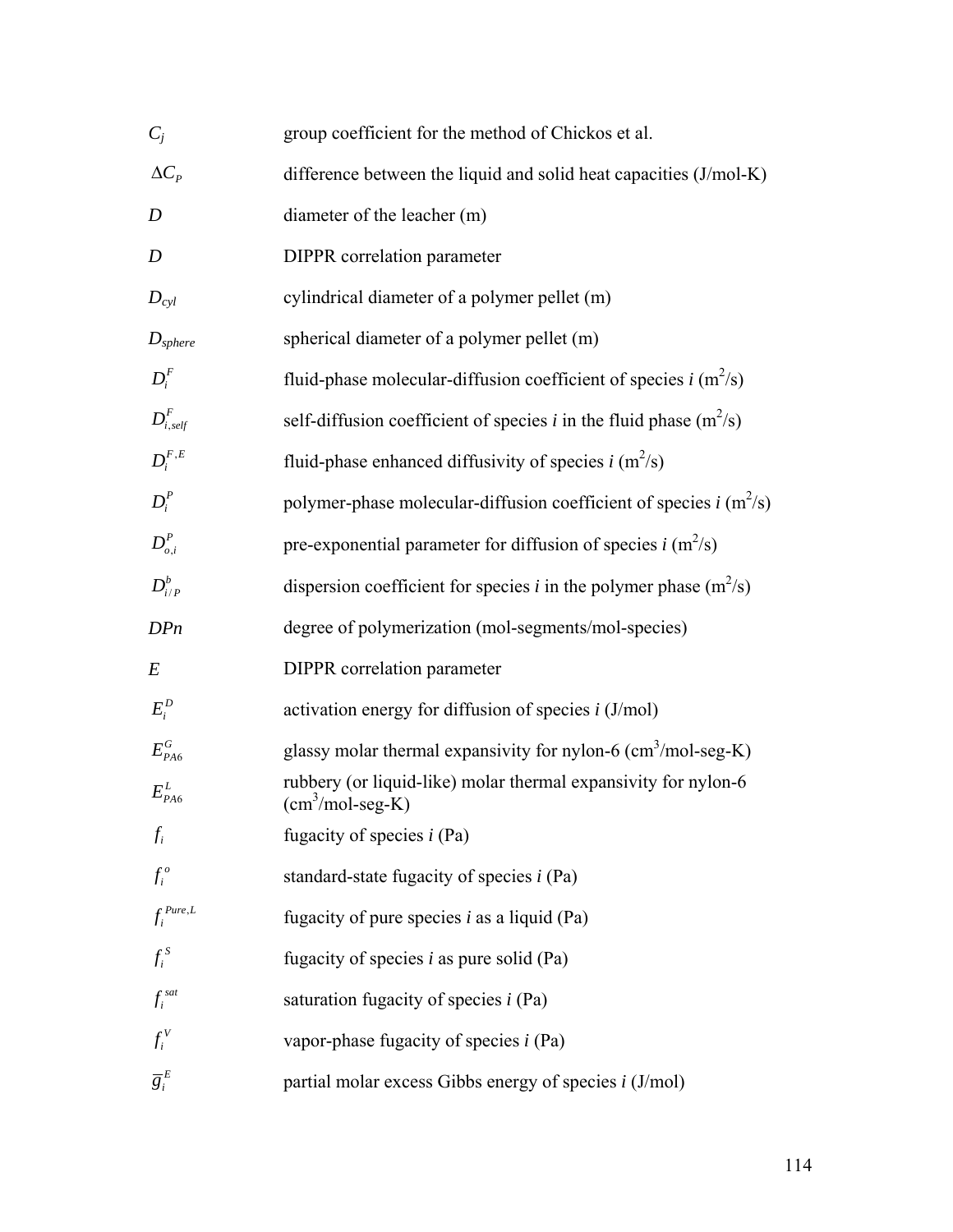| | |
|---|---|
| $C_j$ | group coefficient for the method of Chickos et al. |
| $\Delta C_P$ | difference between the liquid and solid heat capacities (J/mol-K) |
| $D$ | diameter of the leacher (m) |
| $D$ | DIPPR correlation parameter |
| $D_{cyl}$ | cylindrical diameter of a polymer pellet (m) |
| $D_{sphere}$ | spherical diameter of a polymer pellet (m) |
| $D_i^F$ | fluid-phase molecular-diffusion coefficient of species *i* ($m^2$/s) |
| $D_{i,self}^F$ | self-diffusion coefficient of species *i* in the fluid phase ($m^2$/s) |
| $D_i^{F,E}$ | fluid-phase enhanced diffusivity of species *i* ($m^2$/s) |
| $D_i^P$ | polymer-phase molecular-diffusion coefficient of species *i* ($m^2$/s) |
| $D_{o,i}^P$ | pre-exponential parameter for diffusion of species *i* ($m^2$/s) |
| $D_{i/P}^b$ | dispersion coefficient for species *i* in the polymer phase ($m^2$/s) |
| $DPn$ | degree of polymerization (mol-segments/mol-species) |
| $E$ | DIPPR correlation parameter |
| $E_i^D$ | activation energy for diffusion of species *i* (J/mol) |
| $E_{PA6}^G$ | glassy molar thermal expansivity for nylon-6 ($cm^3$/mol-seg-K) |
| $E_{PA6}^L$ | rubbery (or liquid-like) molar thermal expansivity for nylon-6 ($cm^3$/mol-seg-K) |
| $f_i$ | fugacity of species *i* (Pa) |
| $f_i^o$ | standard-state fugacity of species *i* (Pa) |
| $f_i^{Pure,L}$ | fugacity of pure species *i* as a liquid (Pa) |
| $f_i^S$ | fugacity of species *i* as pure solid (Pa) |
| $f_i^{sat}$ | saturation fugacity of species *i* (Pa) |
| $f_i^V$ | vapor-phase fugacity of species *i* (Pa) |
| $\overline{g}_i^E$ | partial molar excess Gibbs energy of species *i* (J/mol) |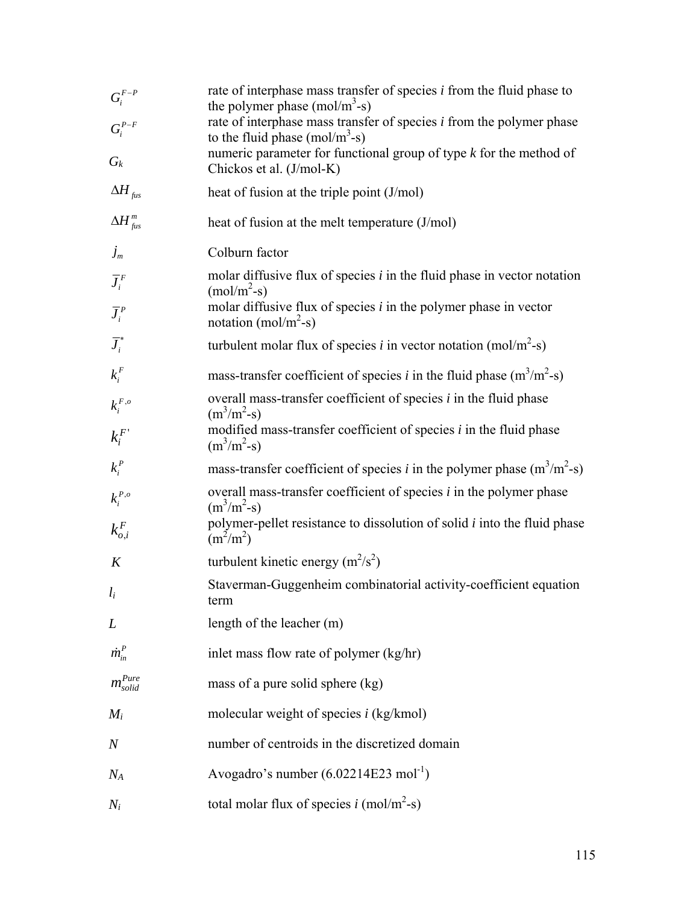| | |
|---|---|
| $G_i^{F-P}$ | rate of interphase mass transfer of species *i* from the fluid phase to the polymer phase (mol/m$^3$-s) |
| $G_i^{P-F}$ | rate of interphase mass transfer of species *i* from the polymer phase to the fluid phase (mol/m$^3$-s) |
| $G_k$ | numeric parameter for functional group of type *k* for the method of Chickos et al. (J/mol-K) |
| $\Delta H_{fus}$ | heat of fusion at the triple point (J/mol) |
| $\Delta H_{fus}^m$ | heat of fusion at the melt temperature (J/mol) |
| $j_m$ | Colburn factor |
| $\overline{J}_i^F$ | molar diffusive flux of species *i* in the fluid phase in vector notation (mol/m$^2$-s) |
| $\overline{J}_i^P$ | molar diffusive flux of species *i* in the polymer phase in vector notation (mol/m$^2$-s) |
| $\overline{J}_i^*$ | turbulent molar flux of species *i* in vector notation (mol/m$^2$-s) |
| $k_i^F$ | mass-transfer coefficient of species *i* in the fluid phase (m$^3$/m$^2$-s) |
| $k_i^{F,o}$ | overall mass-transfer coefficient of species *i* in the fluid phase (m$^3$/m$^2$-s) |
| $k_i^{F'}$ | modified mass-transfer coefficient of species *i* in the fluid phase (m$^3$/m$^2$-s) |
| $k_i^P$ | mass-transfer coefficient of species *i* in the polymer phase (m$^3$/m$^2$-s) |
| $k_i^{P,o}$ | overall mass-transfer coefficient of species *i* in the polymer phase (m$^3$/m$^2$-s) |
| $k_{o,i}^F$ | polymer-pellet resistance to dissolution of solid *i* into the fluid phase (m$^2$/m$^2$) |
| $K$ | turbulent kinetic energy (m$^2$/s$^2$) |
| $l_i$ | Staverman-Guggenheim combinatorial activity-coefficient equation term |
| $L$ | length of the leacher (m) |
| $\dot{m}_{in}^P$ | inlet mass flow rate of polymer (kg/hr) |
| $m_{solid}^{Pure}$ | mass of a pure solid sphere (kg) |
| $M_i$ | molecular weight of species *i* (kg/kmol) |
| $N$ | number of centroids in the discretized domain |
| $N_A$ | Avogadro's number (6.02214E23 mol$^{-1}$) |
| $N_i$ | total molar flux of species *i* (mol/m$^2$-s) |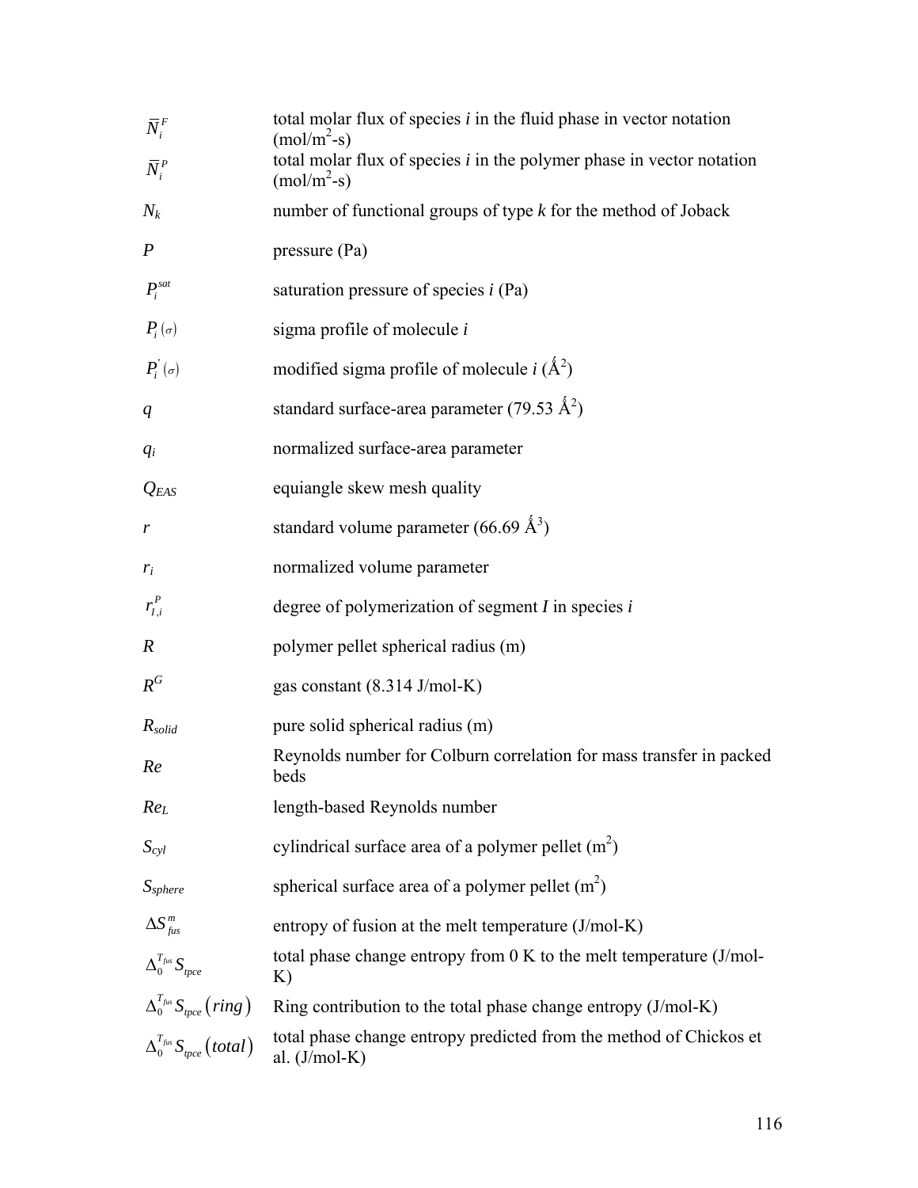| | |
|---|---|
| $\bar{N}_i^F$ | total molar flux of species *i* in the fluid phase in vector notation (mol/m$^2$-s) |
| $\bar{N}_i^P$ | total molar flux of species *i* in the polymer phase in vector notation (mol/m$^2$-s) |
| $N_k$ | number of functional groups of type *k* for the method of Joback |
| $P$ | pressure (Pa) |
| $P_i^{sat}$ | saturation pressure of species *i* (Pa) |
| $P_i(\sigma)$ | sigma profile of molecule *i* |
| $P_i^{'}(\sigma)$ | modified sigma profile of molecule *i* (Å$^2$) |
| $q$ | standard surface-area parameter (79.53 Å$^2$) |
| $q_i$ | normalized surface-area parameter |
| $Q_{EAS}$ | equiangle skew mesh quality |
| $r$ | standard volume parameter (66.69 Å$^3$) |
| $r_i$ | normalized volume parameter |
| $r_{I,i}^P$ | degree of polymerization of segment *I* in species *i* |
| $R$ | polymer pellet spherical radius (m) |
| $R^G$ | gas constant (8.314 J/mol-K) |
| $R_{solid}$ | pure solid spherical radius (m) |
| $Re$ | Reynolds number for Colburn correlation for mass transfer in packed beds |
| $Re_L$ | length-based Reynolds number |
| $S_{cyl}$ | cylindrical surface area of a polymer pellet (m$^2$) |
| $S_{sphere}$ | spherical surface area of a polymer pellet (m$^2$) |
| $\Delta S_{fus}^m$ | entropy of fusion at the melt temperature (J/mol-K) |
| $\Delta_0^{T_{fus}} S_{tpce}$ | total phase change entropy from 0 K to the melt temperature (J/mol-K) |
| $\Delta_0^{T_{fus}} S_{tpce}(ring)$ | Ring contribution to the total phase change entropy (J/mol-K) |
| $\Delta_0^{T_{fus}} S_{tpce}(total)$ | total phase change entropy predicted from the method of Chickos et al. (J/mol-K) |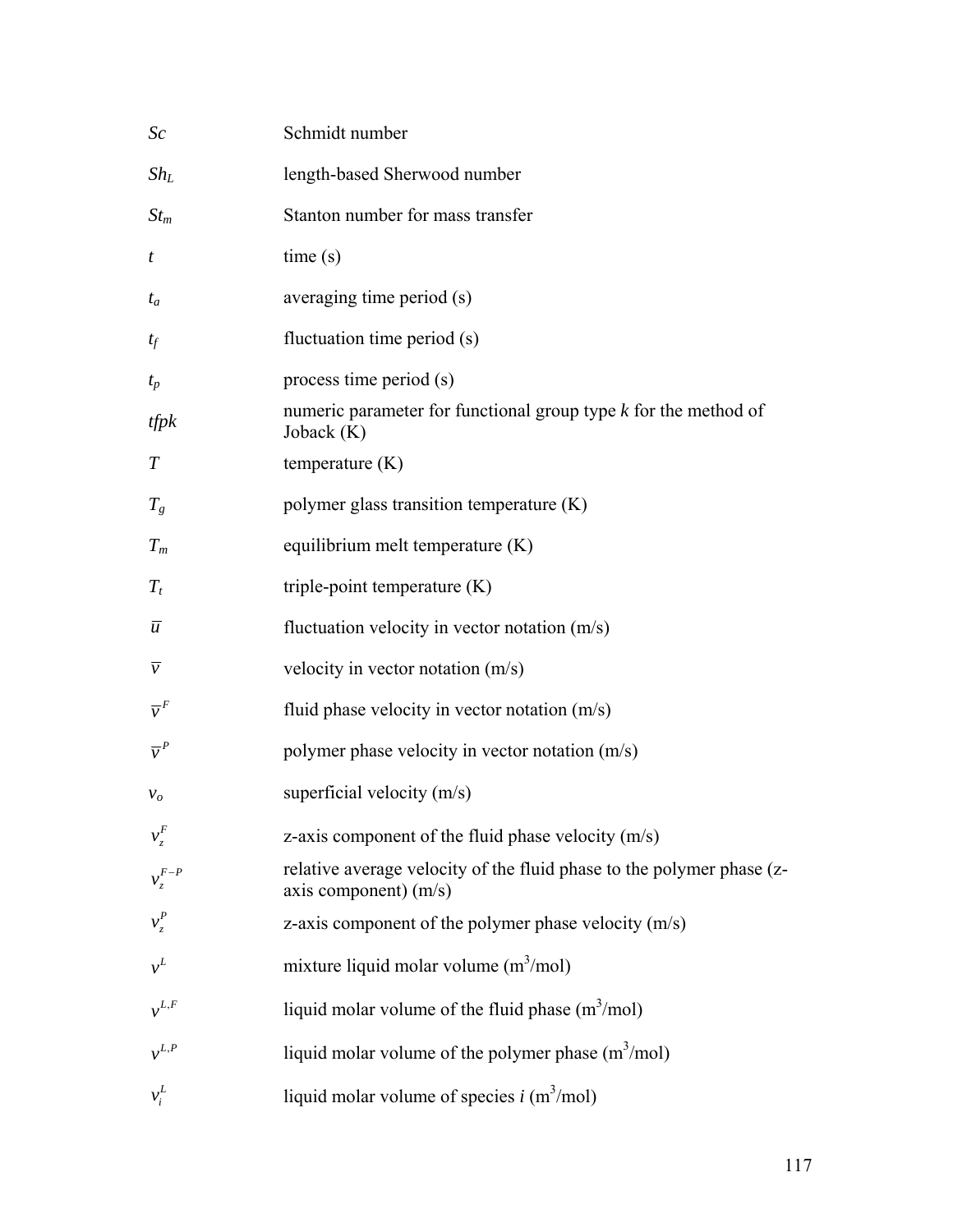| | |
|---|---|
| $Sc$ | Schmidt number |
| $Sh_L$ | length-based Sherwood number |
| $St_m$ | Stanton number for mass transfer |
| $t$ | time (s) |
| $t_a$ | averaging time period (s) |
| $t_f$ | fluctuation time period (s) |
| $t_p$ | process time period (s) |
| $tfpk$ | numeric parameter for functional group type *k* for the method of Joback (K) |
| $T$ | temperature (K) |
| $T_g$ | polymer glass transition temperature (K) |
| $T_m$ | equilibrium melt temperature (K) |
| $T_t$ | triple-point temperature (K) |
| $\overline{u}$ | fluctuation velocity in vector notation (m/s) |
| $\overline{v}$ | velocity in vector notation (m/s) |
| $\overline{v}^F$ | fluid phase velocity in vector notation (m/s) |
| $\overline{v}^P$ | polymer phase velocity in vector notation (m/s) |
| $v_o$ | superficial velocity (m/s) |
| $v_z^F$ | z-axis component of the fluid phase velocity (m/s) |
| $v_z^{F-P}$ | relative average velocity of the fluid phase to the polymer phase (z-axis component) (m/s) |
| $v_z^P$ | z-axis component of the polymer phase velocity (m/s) |
| $v^L$ | mixture liquid molar volume ($m^3$/mol) |
| $v^{L,F}$ | liquid molar volume of the fluid phase ($m^3$/mol) |
| $v^{L,P}$ | liquid molar volume of the polymer phase ($m^3$/mol) |
| $v_i^L$ | liquid molar volume of species *i* ($m^3$/mol) |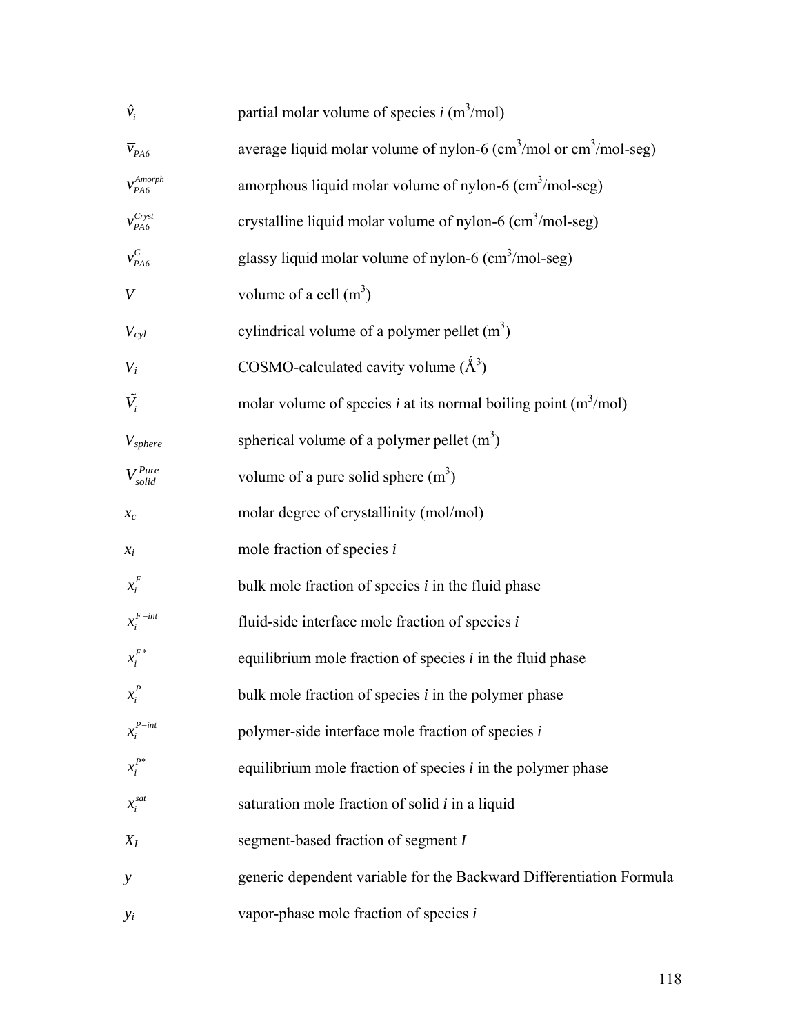| | |
|---|---|
| $\hat{v}_i$ | partial molar volume of species $i$ ($m^3$/mol) |
| $\overline{v}_{PA6}$ | average liquid molar volume of nylon-6 ($cm^3$/mol or $cm^3$/mol-seg) |
| $v_{PA6}^{Amorph}$ | amorphous liquid molar volume of nylon-6 ($cm^3$/mol-seg) |
| $v_{PA6}^{Cryst}$ | crystalline liquid molar volume of nylon-6 ($cm^3$/mol-seg) |
| $v_{PA6}^{G}$ | glassy liquid molar volume of nylon-6 ($cm^3$/mol-seg) |
| $V$ | volume of a cell ($m^3$) |
| $V_{cyl}$ | cylindrical volume of a polymer pellet ($m^3$) |
| $V_i$ | COSMO-calculated cavity volume ($\AA^3$) |
| $\tilde{V}_i$ | molar volume of species $i$ at its normal boiling point ($m^3$/mol) |
| $V_{sphere}$ | spherical volume of a polymer pellet ($m^3$) |
| $V_{solid}^{Pure}$ | volume of a pure solid sphere ($m^3$) |
| $x_c$ | molar degree of crystallinity (mol/mol) |
| $x_i$ | mole fraction of species $i$ |
| $x_i^F$ | bulk mole fraction of species $i$ in the fluid phase |
| $x_i^{F-int}$ | fluid-side interface mole fraction of species $i$ |
| $x_i^{F*}$ | equilibrium mole fraction of species $i$ in the fluid phase |
| $x_i^P$ | bulk mole fraction of species $i$ in the polymer phase |
| $x_i^{P-int}$ | polymer-side interface mole fraction of species $i$ |
| $x_i^{P*}$ | equilibrium mole fraction of species $i$ in the polymer phase |
| $x_i^{sat}$ | saturation mole fraction of solid $i$ in a liquid |
| $X_I$ | segment-based fraction of segment $I$ |
| $y$ | generic dependent variable for the Backward Differentiation Formula |
| $y_i$ | vapor-phase mole fraction of species $i$ |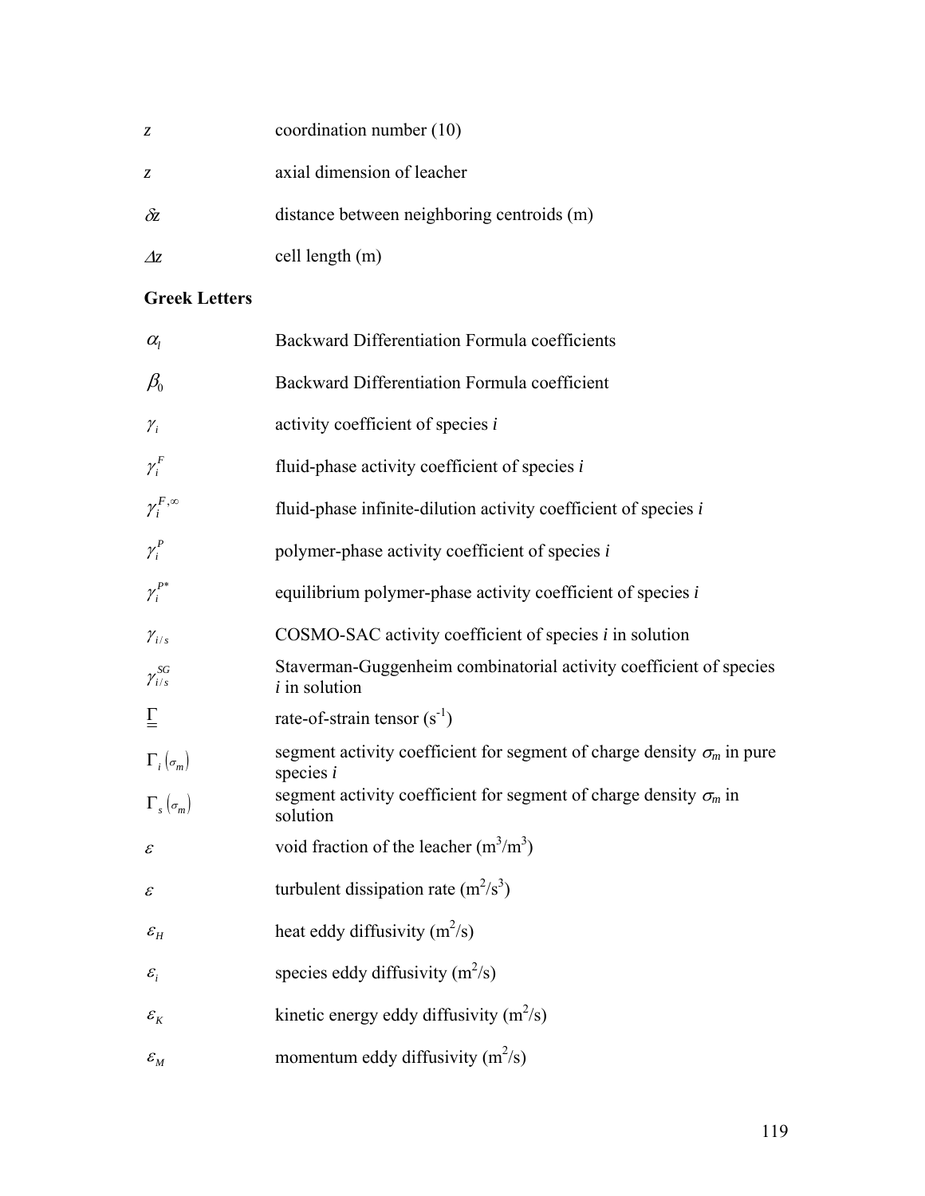| | |
|---|---|
| $z$ | coordination number (10) |
| $z$ | axial dimension of leacher |
| $\delta z$ | distance between neighboring centroids (m) |
| $\Delta z$ | cell length (m) |

**Greek Letters**

| | |
|---|---|
| $\alpha_l$ | Backward Differentiation Formula coefficients |
| $\beta_0$ | Backward Differentiation Formula coefficient |
| $\gamma_i$ | activity coefficient of species *i* |
| $\gamma_i^F$ | fluid-phase activity coefficient of species *i* |
| $\gamma_i^{F,\infty}$ | fluid-phase infinite-dilution activity coefficient of species *i* |
| $\gamma_i^P$ | polymer-phase activity coefficient of species *i* |
| $\gamma_i^{P*}$ | equilibrium polymer-phase activity coefficient of species *i* |
| $\gamma_{i/s}$ | COSMO-SAC activity coefficient of species *i* in solution |
| $\gamma_{i/s}^{SG}$ | Staverman-Guggenheim combinatorial activity coefficient of species *i* in solution |
| $\underline{\underline{\Gamma}}$ | rate-of-strain tensor ($s^{-1}$) |
| $\Gamma_i(\sigma_m)$ | segment activity coefficient for segment of charge density $\sigma_m$ in pure species *i* |
| $\Gamma_s(\sigma_m)$ | segment activity coefficient for segment of charge density $\sigma_m$ in solution |
| $\varepsilon$ | void fraction of the leacher ($m^3/m^3$) |
| $\varepsilon$ | turbulent dissipation rate ($m^2/s^3$) |
| $\varepsilon_H$ | heat eddy diffusivity ($m^2/s$) |
| $\varepsilon_i$ | species eddy diffusivity ($m^2/s$) |
| $\varepsilon_K$ | kinetic energy eddy diffusivity ($m^2/s$) |
| $\varepsilon_M$ | momentum eddy diffusivity ($m^2/s$) |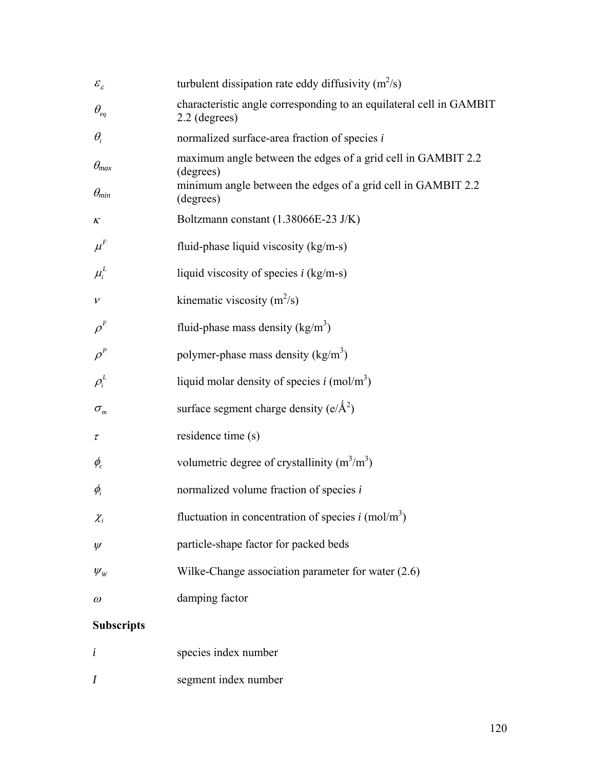| | |
|---|---|
| $\varepsilon_{\varepsilon}$ | turbulent dissipation rate eddy diffusivity ($m^2$/s) |
| $\theta_{eq}$ | characteristic angle corresponding to an equilateral cell in GAMBIT 2.2 (degrees) |
| $\theta_i$ | normalized surface-area fraction of species *i* |
| $\theta_{max}$ | maximum angle between the edges of a grid cell in GAMBIT 2.2 (degrees) |
| $\theta_{min}$ | minimum angle between the edges of a grid cell in GAMBIT 2.2 (degrees) |
| $\kappa$ | Boltzmann constant (1.38066E-23 J/K) |
| $\mu^F$ | fluid-phase liquid viscosity (kg/m-s) |
| $\mu_i^L$ | liquid viscosity of species *i* (kg/m-s) |
| $\nu$ | kinematic viscosity ($m^2$/s) |
| $\rho^F$ | fluid-phase mass density (kg/$m^3$) |
| $\rho^P$ | polymer-phase mass density (kg/$m^3$) |
| $\rho_i^L$ | liquid molar density of species *i* (mol/$m^3$) |
| $\sigma_m$ | surface segment charge density (e/$\text{Å}^2$) |
| $\tau$ | residence time (s) |
| $\phi_c$ | volumetric degree of crystallinity ($m^3$/$m^3$) |
| $\phi_i$ | normalized volume fraction of species *i* |
| $\chi_i$ | fluctuation in concentration of species *i* (mol/$m^3$) |
| $\psi$ | particle-shape factor for packed beds |
| $\psi_W$ | Wilke-Change association parameter for water (2.6) |
| $\omega$ | damping factor |

**Subscripts**

| | |
|---|---|
| *i* | species index number |
| *I* | segment index number |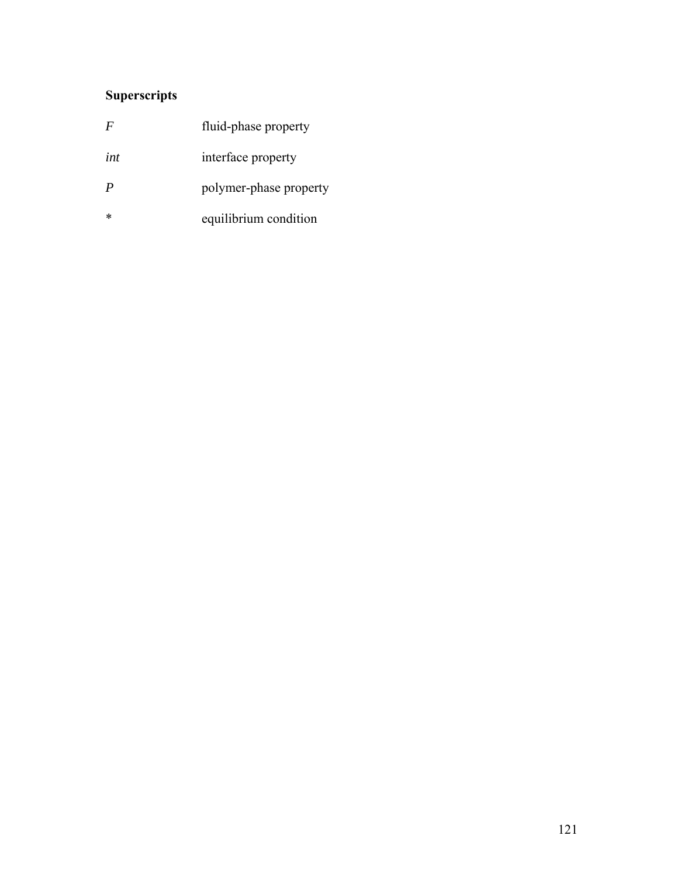**Superscripts**

| | |
|---|---|
| $F$ | fluid-phase property |
| $int$ | interface property |
| $P$ | polymer-phase property |
| * | equilibrium condition |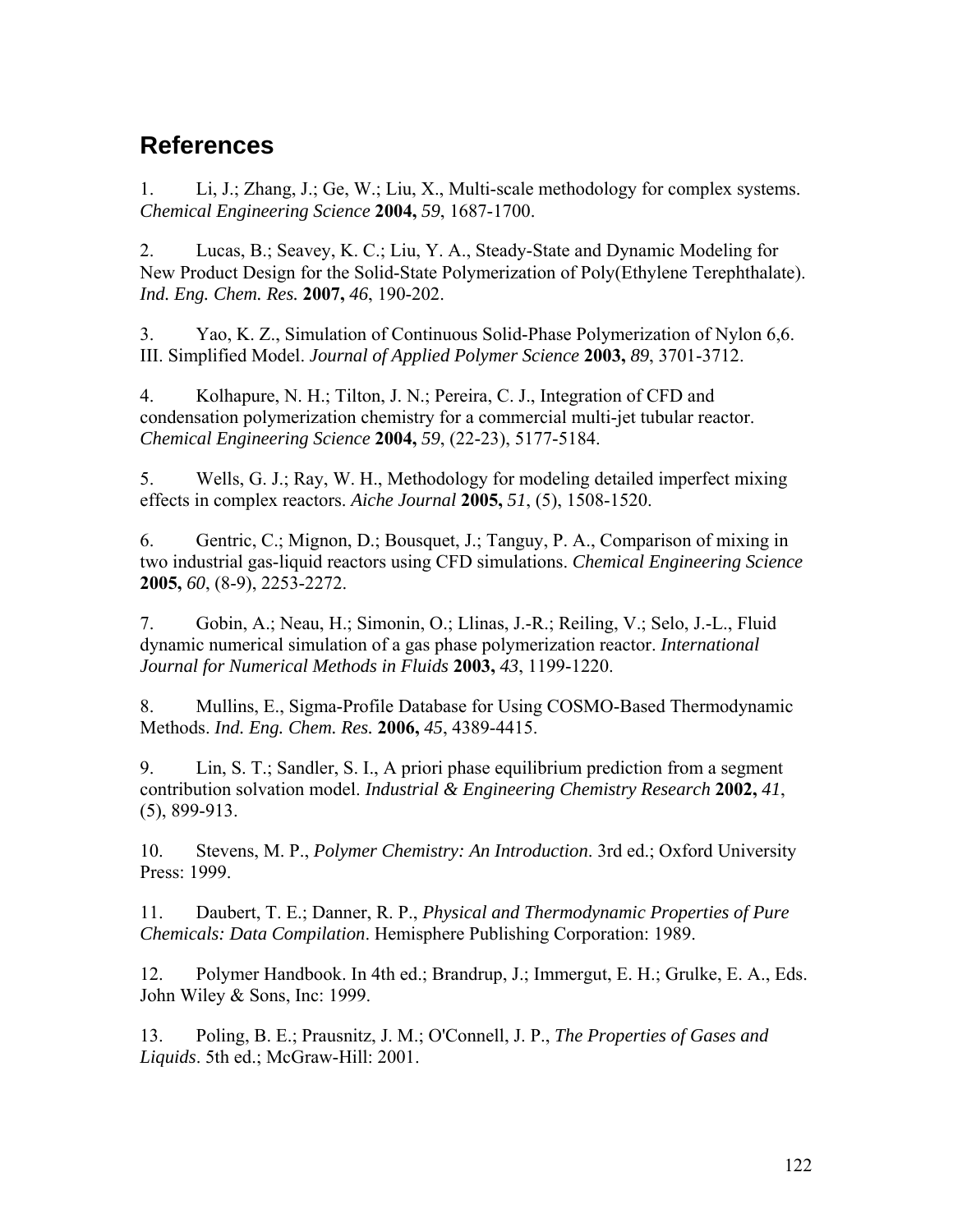# References

1. Li, J.; Zhang, J.; Ge, W.; Liu, X., Multi-scale methodology for complex systems. *Chemical Engineering Science* **2004,** *59*, 1687-1700.

2. Lucas, B.; Seavey, K. C.; Liu, Y. A., Steady-State and Dynamic Modeling for New Product Design for the Solid-State Polymerization of Poly(Ethylene Terephthalate). *Ind. Eng. Chem. Res.* **2007,** *46*, 190-202.

3. Yao, K. Z., Simulation of Continuous Solid-Phase Polymerization of Nylon 6,6. III. Simplified Model. *Journal of Applied Polymer Science* **2003,** *89*, 3701-3712.

4. Kolhapure, N. H.; Tilton, J. N.; Pereira, C. J., Integration of CFD and condensation polymerization chemistry for a commercial multi-jet tubular reactor. *Chemical Engineering Science* **2004,** *59*, (22-23), 5177-5184.

5. Wells, G. J.; Ray, W. H., Methodology for modeling detailed imperfect mixing effects in complex reactors. *Aiche Journal* **2005,** *51*, (5), 1508-1520.

6. Gentric, C.; Mignon, D.; Bousquet, J.; Tanguy, P. A., Comparison of mixing in two industrial gas-liquid reactors using CFD simulations. *Chemical Engineering Science* **2005,** *60*, (8-9), 2253-2272.

7. Gobin, A.; Neau, H.; Simonin, O.; Llinas, J.-R.; Reiling, V.; Selo, J.-L., Fluid dynamic numerical simulation of a gas phase polymerization reactor. *International Journal for Numerical Methods in Fluids* **2003,** *43*, 1199-1220.

8. Mullins, E., Sigma-Profile Database for Using COSMO-Based Thermodynamic Methods. *Ind. Eng. Chem. Res.* **2006,** *45*, 4389-4415.

9. Lin, S. T.; Sandler, S. I., A priori phase equilibrium prediction from a segment contribution solvation model. *Industrial & Engineering Chemistry Research* **2002,** *41*, (5), 899-913.

10. Stevens, M. P., *Polymer Chemistry: An Introduction*. 3rd ed.; Oxford University Press: 1999.

11. Daubert, T. E.; Danner, R. P., *Physical and Thermodynamic Properties of Pure Chemicals: Data Compilation*. Hemisphere Publishing Corporation: 1989.

12. Polymer Handbook. In 4th ed.; Brandrup, J.; Immergut, E. H.; Grulke, E. A., Eds. John Wiley & Sons, Inc: 1999.

13. Poling, B. E.; Prausnitz, J. M.; O'Connell, J. P., *The Properties of Gases and Liquids*. 5th ed.; McGraw-Hill: 2001.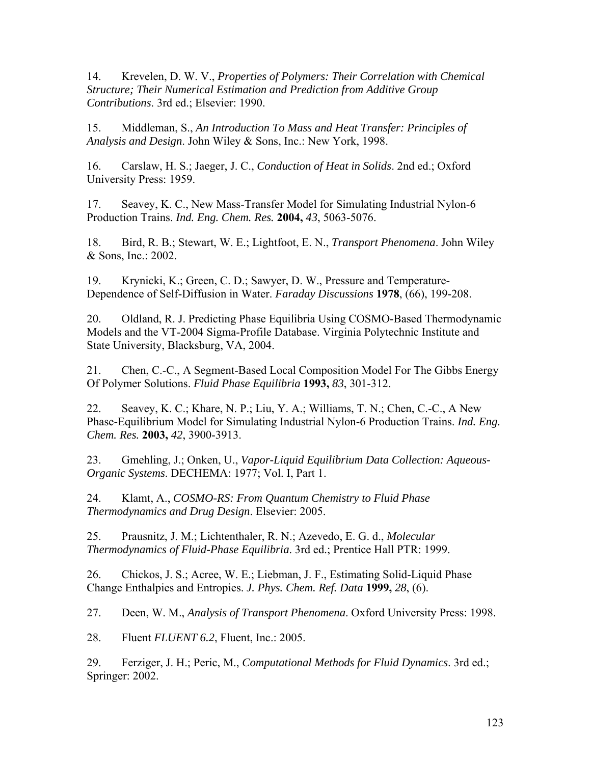14. Krevelen, D. W. V., *Properties of Polymers: Their Correlation with Chemical Structure; Their Numerical Estimation and Prediction from Additive Group Contributions*. 3rd ed.; Elsevier: 1990.

15. Middleman, S., *An Introduction To Mass and Heat Transfer: Principles of Analysis and Design*. John Wiley & Sons, Inc.: New York, 1998.

16. Carslaw, H. S.; Jaeger, J. C., *Conduction of Heat in Solids*. 2nd ed.; Oxford University Press: 1959.

17. Seavey, K. C., New Mass-Transfer Model for Simulating Industrial Nylon-6 Production Trains. *Ind. Eng. Chem. Res.* **2004,** *43*, 5063-5076.

18. Bird, R. B.; Stewart, W. E.; Lightfoot, E. N., *Transport Phenomena*. John Wiley & Sons, Inc.: 2002.

19. Krynicki, K.; Green, C. D.; Sawyer, D. W., Pressure and Temperature-Dependence of Self-Diffusion in Water. *Faraday Discussions* **1978**, (66), 199-208.

20. Oldland, R. J. Predicting Phase Equilibria Using COSMO-Based Thermodynamic Models and the VT-2004 Sigma-Profile Database. Virginia Polytechnic Institute and State University, Blacksburg, VA, 2004.

21. Chen, C.-C., A Segment-Based Local Composition Model For The Gibbs Energy Of Polymer Solutions. *Fluid Phase Equilibria* **1993,** *83*, 301-312.

22. Seavey, K. C.; Khare, N. P.; Liu, Y. A.; Williams, T. N.; Chen, C.-C., A New Phase-Equilibrium Model for Simulating Industrial Nylon-6 Production Trains. *Ind. Eng. Chem. Res.* **2003,** *42*, 3900-3913.

23. Gmehling, J.; Onken, U., *Vapor-Liquid Equilibrium Data Collection: Aqueous-Organic Systems*. DECHEMA: 1977; Vol. I, Part 1.

24. Klamt, A., *COSMO-RS: From Quantum Chemistry to Fluid Phase Thermodynamics and Drug Design*. Elsevier: 2005.

25. Prausnitz, J. M.; Lichtenthaler, R. N.; Azevedo, E. G. d., *Molecular Thermodynamics of Fluid-Phase Equilibria*. 3rd ed.; Prentice Hall PTR: 1999.

26. Chickos, J. S.; Acree, W. E.; Liebman, J. F., Estimating Solid-Liquid Phase Change Enthalpies and Entropies. *J. Phys. Chem. Ref. Data* **1999,** *28*, (6).

27. Deen, W. M., *Analysis of Transport Phenomena*. Oxford University Press: 1998.

28. Fluent *FLUENT 6.2*, Fluent, Inc.: 2005.

29. Ferziger, J. H.; Peric, M., *Computational Methods for Fluid Dynamics*. 3rd ed.; Springer: 2002.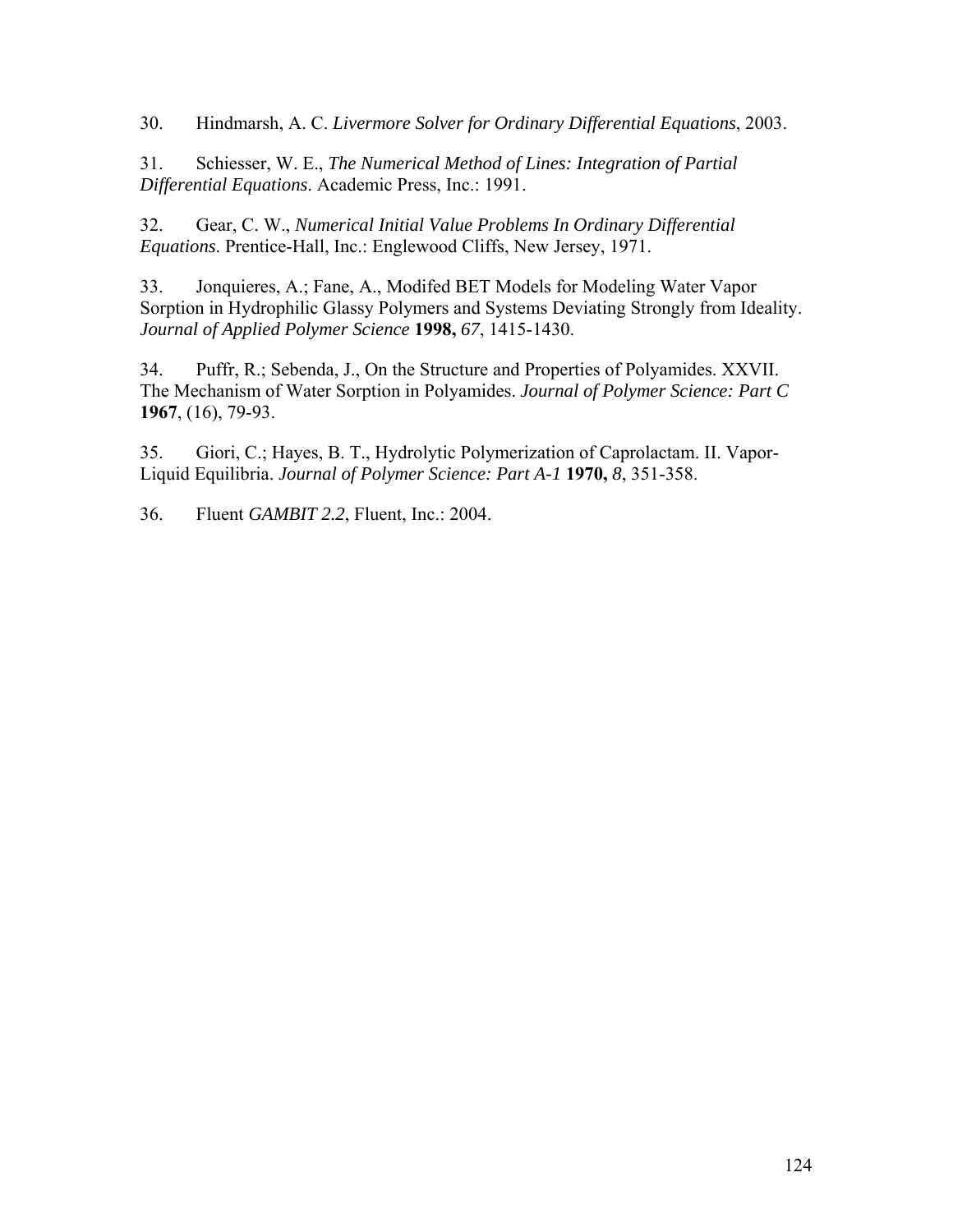30. Hindmarsh, A. C. *Livermore Solver for Ordinary Differential Equations*, 2003.

31. Schiesser, W. E., *The Numerical Method of Lines: Integration of Partial Differential Equations*. Academic Press, Inc.: 1991.

32. Gear, C. W., *Numerical Initial Value Problems In Ordinary Differential Equations*. Prentice-Hall, Inc.: Englewood Cliffs, New Jersey, 1971.

33. Jonquieres, A.; Fane, A., Modifed BET Models for Modeling Water Vapor Sorption in Hydrophilic Glassy Polymers and Systems Deviating Strongly from Ideality. *Journal of Applied Polymer Science* **1998,** *67*, 1415-1430.

34. Puffr, R.; Sebenda, J., On the Structure and Properties of Polyamides. XXVII. The Mechanism of Water Sorption in Polyamides. *Journal of Polymer Science: Part C* **1967**, (16), 79-93.

35. Giori, C.; Hayes, B. T., Hydrolytic Polymerization of Caprolactam. II. Vapor-Liquid Equilibria. *Journal of Polymer Science: Part A-1* **1970,** *8*, 351-358.

36. Fluent *GAMBIT 2.2*, Fluent, Inc.: 2004.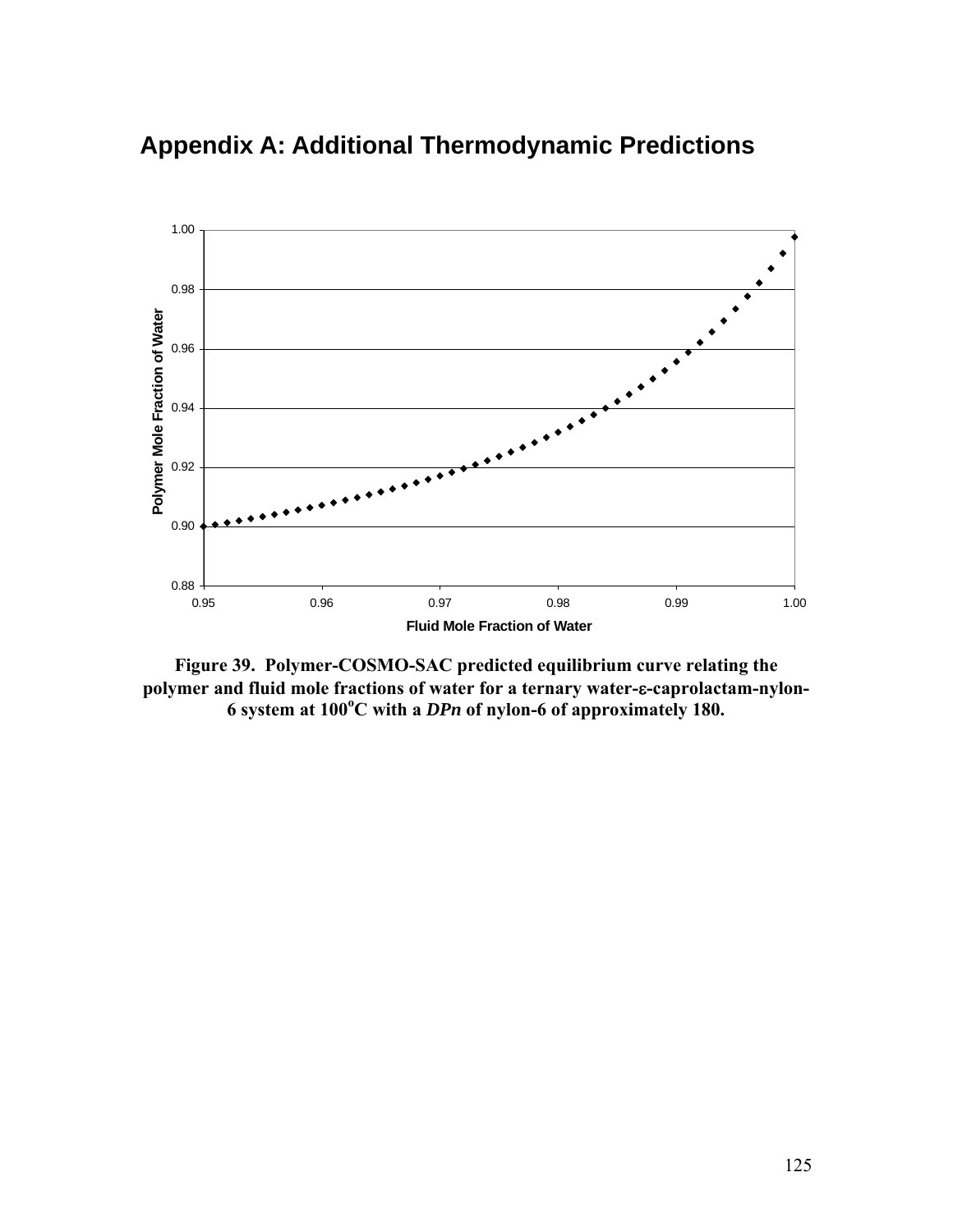# Appendix A: Additional Thermodynamic Predictions

**Figure 39. Polymer-COSMO-SAC predicted equilibrium curve relating the polymer and fluid mole fractions of water for a ternary water-ε-caprolactam-nylon-6 system at 100°C with a *DPn* of nylon-6 of approximately 180.**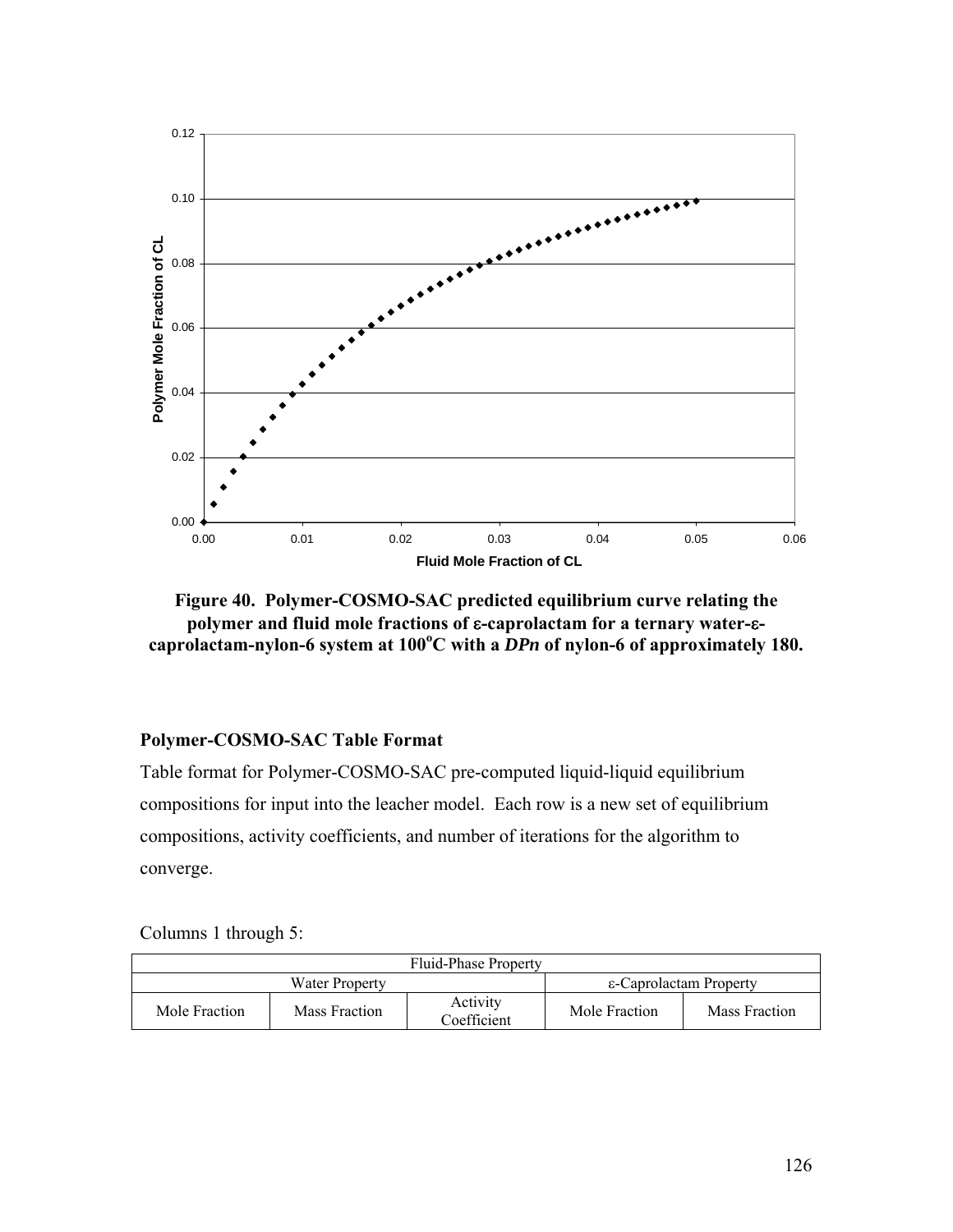Figure 40. Polymer-COSMO-SAC predicted equilibrium curve relating the polymer and fluid mole fractions of ε-caprolactam for a ternary water-ε-caprolactam-nylon-6 system at 100°C with a *DPn* of nylon-6 of approximately 180.

### Polymer-COSMO-SAC Table Format

Table format for Polymer-COSMO-SAC pre-computed liquid-liquid equilibrium compositions for input into the leacher model. Each row is a new set of equilibrium compositions, activity coefficients, and number of iterations for the algorithm to converge.

Columns 1 through 5:

| Fluid-Phase Property | | | | |
|---|---|---|---|---|
| Water Property | | | ε-Caprolactam Property | |
| Mole Fraction | Mass Fraction | Activity Coefficient | Mole Fraction | Mass Fraction |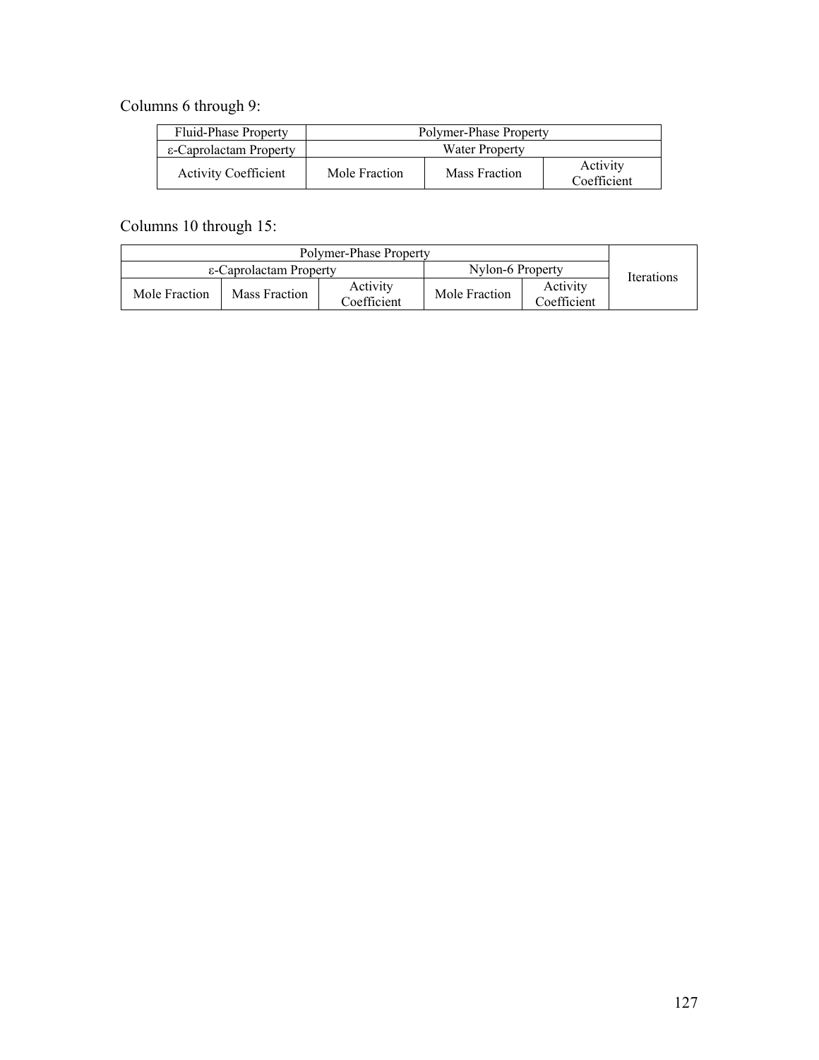Columns 6 through 9:

| Fluid-Phase Property | Polymer-Phase Property | | |
|---|---|---|---|
| ε-Caprolactam Property | Water Property | | |
| Activity Coefficient | Mole Fraction | Mass Fraction | Activity Coefficient |

Columns 10 through 15:

| Polymer-Phase Property | | | | | Iterations |
|---|---|---|---|---|---|
| ε-Caprolactam Property | | | Nylon-6 Property | | |
| Mole Fraction | Mass Fraction | Activity Coefficient | Mole Fraction | Activity Coefficient | |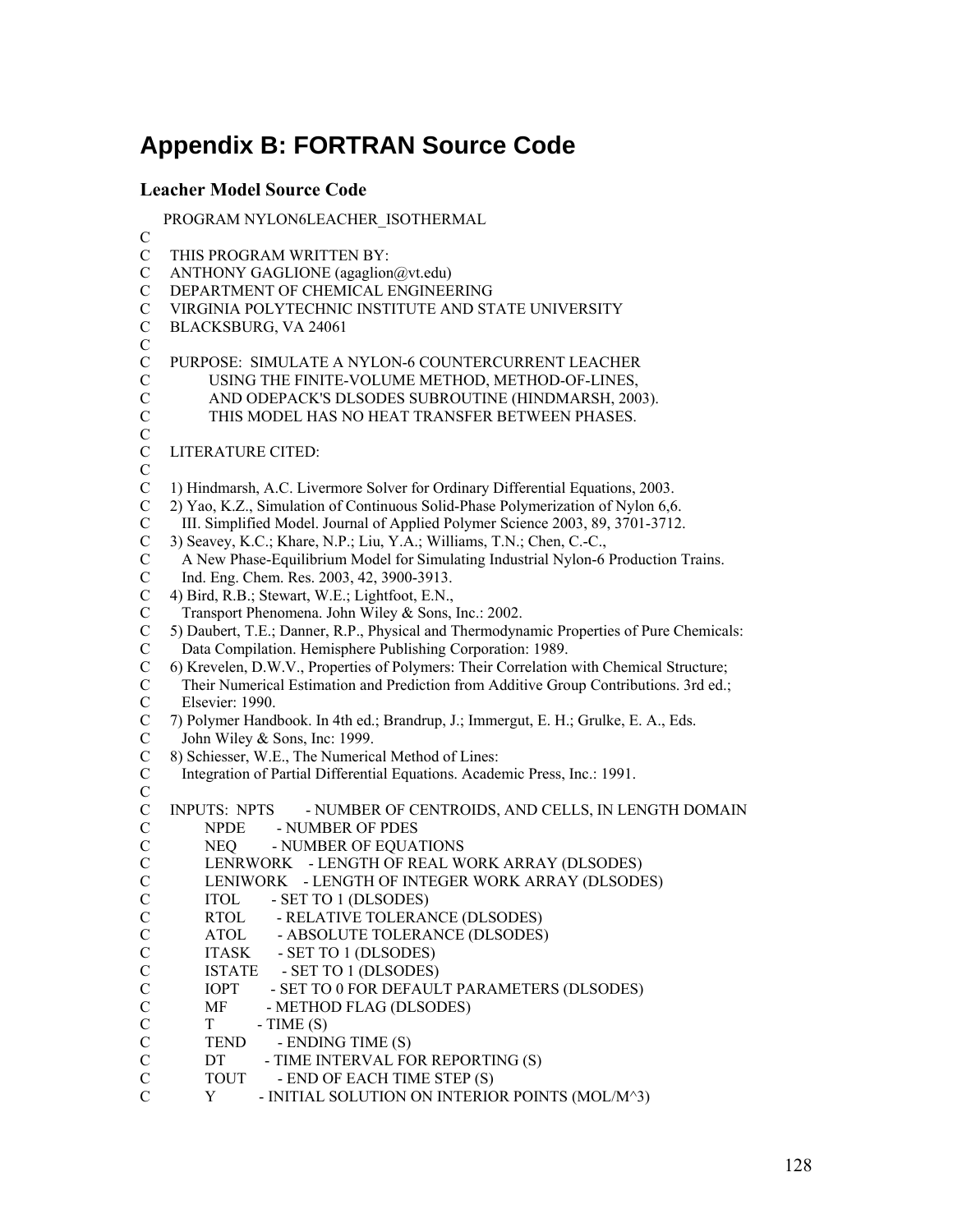# Appendix B: FORTRAN Source Code

## Leacher Model Source Code

```
      PROGRAM NYLON6LEACHER_ISOTHERMAL
C
C     THIS PROGRAM WRITTEN BY:
C     ANTHONY GAGLIONE (agaglion@vt.edu)
C     DEPARTMENT OF CHEMICAL ENGINEERING
C     VIRGINIA POLYTECHNIC INSTITUTE AND STATE UNIVERSITY
C     BLACKSBURG, VA 24061
C
C     PURPOSE:  SIMULATE A NYLON-6 COUNTERCURRENT LEACHER
C               USING THE FINITE-VOLUME METHOD, METHOD-OF-LINES,
C               AND ODEPACK'S DLSODES SUBROUTINE (HINDMARSH, 2003).
C               THIS MODEL HAS NO HEAT TRANSFER BETWEEN PHASES.
C
C     LITERATURE CITED:
C
C     1) Hindmarsh, A.C. Livermore Solver for Ordinary Differential Equations, 2003.
C     2) Yao, K.Z., Simulation of Continuous Solid-Phase Polymerization of Nylon 6,6.
C        III. Simplified Model. Journal of Applied Polymer Science 2003, 89, 3701-3712.
C     3) Seavey, K.C.; Khare, N.P.; Liu, Y.A.; Williams, T.N.; Chen, C.-C.,
C        A New Phase-Equilibrium Model for Simulating Industrial Nylon-6 Production Trains.
C        Ind. Eng. Chem. Res. 2003, 42, 3900-3913.
C     4) Bird, R.B.; Stewart, W.E.; Lightfoot, E.N.,
C        Transport Phenomena. John Wiley & Sons, Inc.: 2002.
C     5) Daubert, T.E.; Danner, R.P., Physical and Thermodynamic Properties of Pure Chemicals:
C        Data Compilation. Hemisphere Publishing Corporation: 1989.
C     6) Krevelen, D.W.V., Properties of Polymers: Their Correlation with Chemical Structure;
C        Their Numerical Estimation and Prediction from Additive Group Contributions. 3rd ed.;
C        Elsevier: 1990.
C     7) Polymer Handbook. In 4th ed.; Brandrup, J.; Immergut, E. H.; Grulke, E. A., Eds.
C        John Wiley & Sons, Inc: 1999.
C     8) Schiesser, W.E., The Numerical Method of Lines:
C        Integration of Partial Differential Equations. Academic Press, Inc.: 1991.
C
C     INPUTS:  NPTS      - NUMBER OF CENTROIDS, AND CELLS, IN LENGTH DOMAIN
C              NPDE      - NUMBER OF PDES
C              NEQ       - NUMBER OF EQUATIONS
C              LENRWORK  - LENGTH OF REAL WORK ARRAY (DLSODES)
C              LENIWORK  - LENGTH OF INTEGER WORK ARRAY (DLSODES)
C              ITOL      - SET TO 1 (DLSODES)
C              RTOL      - RELATIVE TOLERANCE (DLSODES)
C              ATOL      - ABSOLUTE TOLERANCE (DLSODES)
C              ITASK     - SET TO 1 (DLSODES)
C              ISTATE    - SET TO 1 (DLSODES)
C              IOPT      - SET TO 0 FOR DEFAULT PARAMETERS (DLSODES)
C              MF        - METHOD FLAG (DLSODES)
C              T         - TIME (S)
C              TEND      - ENDING TIME (S)
C              DT        - TIME INTERVAL FOR REPORTING (S)
C              TOUT      - END OF EACH TIME STEP (S)
C              Y         - INITIAL SOLUTION ON INTERIOR POINTS (MOL/M^3)
```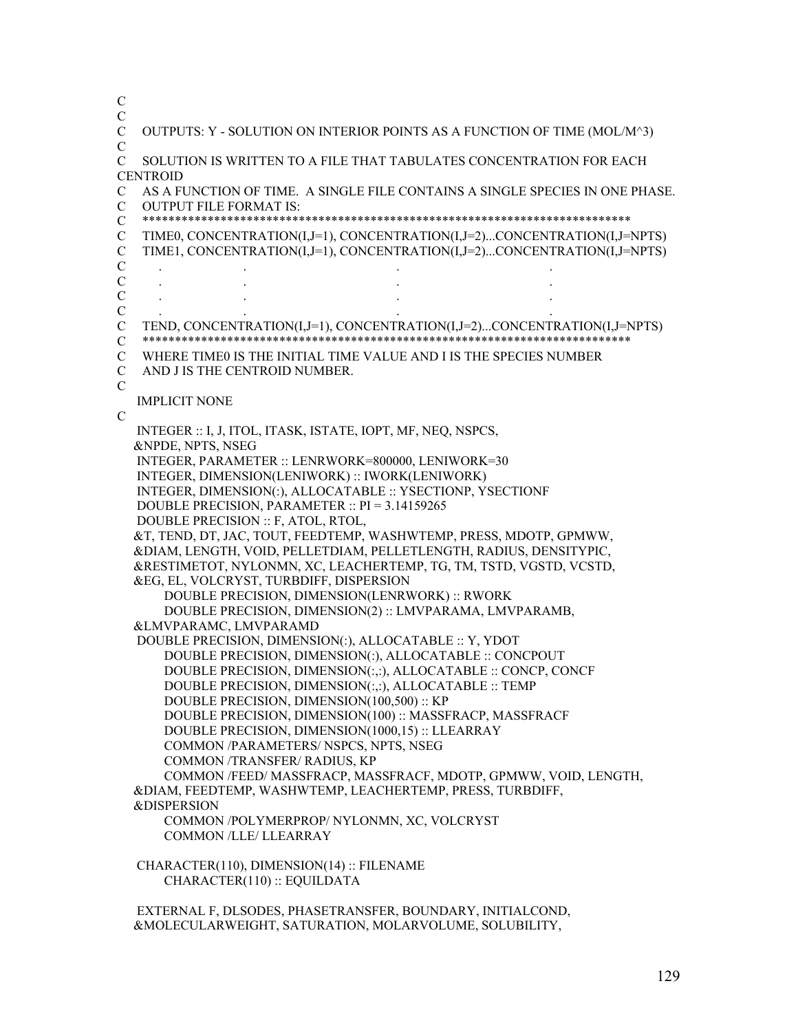```
C
C
C    OUTPUTS: Y - SOLUTION ON INTERIOR POINTS AS A FUNCTION OF TIME (MOL/M^3)
C
C    SOLUTION IS WRITTEN TO A FILE THAT TABULATES CONCENTRATION FOR EACH
CENTROID
C    AS A FUNCTION OF TIME.  A SINGLE FILE CONTAINS A SINGLE SPECIES IN ONE PHASE.
C    OUTPUT FILE FORMAT IS:
C    ****************************************************************************
C    TIME0, CONCENTRATION(I,J=1), CONCENTRATION(I,J=2)...CONCENTRATION(I,J=NPTS)
C    TIME1, CONCENTRATION(I,J=1), CONCENTRATION(I,J=2)...CONCENTRATION(I,J=NPTS)
C      .              .                      .                        .
C      .              .                      .                        .
C      .              .                      .                        .
C      .              .                      .                        .
C    TEND, CONCENTRATION(I,J=1), CONCENTRATION(I,J=2)...CONCENTRATION(I,J=NPTS)
C    ****************************************************************************
C    WHERE TIME0 IS THE INITIAL TIME VALUE AND I IS THE SPECIES NUMBER
C    AND J IS THE CENTROID NUMBER.
C
      IMPLICIT NONE
C
      INTEGER :: I, J, ITOL, ITASK, ISTATE, IOPT, MF, NEQ, NSPCS,
     &NPDE, NPTS, NSEG
      INTEGER, PARAMETER :: LENRWORK=800000, LENIWORK=30
      INTEGER, DIMENSION(LENIWORK) :: IWORK(LENIWORK)
      INTEGER, DIMENSION(:), ALLOCATABLE :: YSECTIONP, YSECTIONF
      DOUBLE PRECISION, PARAMETER :: PI = 3.14159265
      DOUBLE PRECISION :: F, ATOL, RTOL,
     &T, TEND, DT, JAC, TOUT, FEEDTEMP, WASHWTEMP, PRESS, MDOTP, GPMWW,
     &DIAM, LENGTH, VOID, PELLETDIAM, PELLETLENGTH, RADIUS, DENSITYPIC,
     &RESTIMETOT, NYLONMN, XC, LEACHERTEMP, TG, TM, TSTD, VGSTD, VCSTD,
     &EG, EL, VOLCRYST, TURBDIFF, DISPERSION
        DOUBLE PRECISION, DIMENSION(LENRWORK) :: RWORK
        DOUBLE PRECISION, DIMENSION(2) :: LMVPARAMA, LMVPARAMB,
     &LMVPARAMC, LMVPARAMD
      DOUBLE PRECISION, DIMENSION(:), ALLOCATABLE :: Y, YDOT
        DOUBLE PRECISION, DIMENSION(:), ALLOCATABLE :: CONCPOUT
        DOUBLE PRECISION, DIMENSION(:,:), ALLOCATABLE :: CONCP, CONCF
        DOUBLE PRECISION, DIMENSION(:,:), ALLOCATABLE :: TEMP
        DOUBLE PRECISION, DIMENSION(100,500) :: KP
        DOUBLE PRECISION, DIMENSION(100) :: MASSFRACP, MASSFRACF
        DOUBLE PRECISION, DIMENSION(1000,15) :: LLEARRAY
        COMMON /PARAMETERS/ NSPCS, NPTS, NSEG
        COMMON /TRANSFER/ RADIUS, KP
        COMMON /FEED/ MASSFRACP, MASSFRACF, MDOTP, GPMWW, VOID, LENGTH,
     &DIAM, FEEDTEMP, WASHWTEMP, LEACHERTEMP, PRESS, TURBDIFF,
     &DISPERSION
        COMMON /POLYMERPROP/ NYLONMN, XC, VOLCRYST
        COMMON /LLE/ LLEARRAY

      CHARACTER(110), DIMENSION(14) :: FILENAME
        CHARACTER(110) :: EQUILDATA

      EXTERNAL F, DLSODES, PHASETRANSFER, BOUNDARY, INITIALCOND,
     &MOLECULARWEIGHT, SATURATION, MOLARVOLUME, SOLUBILITY,
```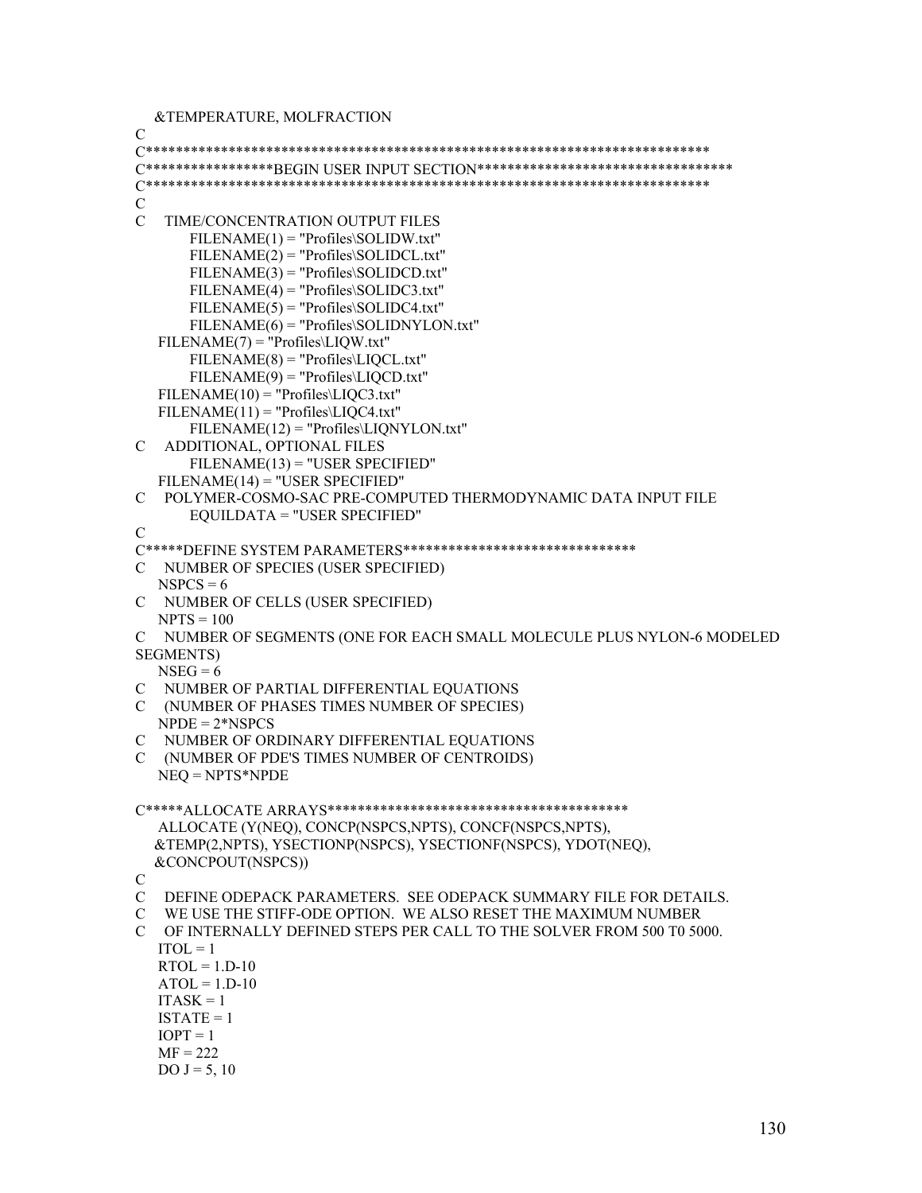```
     &TEMPERATURE, MOLFRACTION
C
C*****************************************************************************
C*****************BEGIN USER INPUT SECTION**********************************
C*****************************************************************************
C
C     TIME/CONCENTRATION OUTPUT FILES
            FILENAME(1) = "Profiles\SOLIDW.txt"
            FILENAME(2) = "Profiles\SOLIDCL.txt"
            FILENAME(3) = "Profiles\SOLIDCD.txt"
            FILENAME(4) = "Profiles\SOLIDC3.txt"
            FILENAME(5) = "Profiles\SOLIDC4.txt"
            FILENAME(6) = "Profiles\SOLIDNYLON.txt"
      FILENAME(7) = "Profiles\LIQW.txt"
            FILENAME(8) = "Profiles\LIQCL.txt"
            FILENAME(9) = "Profiles\LIQCD.txt"
      FILENAME(10) = "Profiles\LIQC3.txt"
      FILENAME(11) = "Profiles\LIQC4.txt"
            FILENAME(12) = "Profiles\LIQNYLON.txt"
C     ADDITIONAL, OPTIONAL FILES
            FILENAME(13) = "USER SPECIFIED"
      FILENAME(14) = "USER SPECIFIED"
C     POLYMER-COSMO-SAC PRE-COMPUTED THERMODYNAMIC DATA INPUT FILE
            EQUILDATA = "USER SPECIFIED"
C
C*****DEFINE SYSTEM PARAMETERS*******************************
C     NUMBER OF SPECIES (USER SPECIFIED)
      NSPCS = 6
C     NUMBER OF CELLS (USER SPECIFIED)
      NPTS = 100
C     NUMBER OF SEGMENTS (ONE FOR EACH SMALL MOLECULE PLUS NYLON-6 MODELED
SEGMENTS)
      NSEG = 6
C     NUMBER OF PARTIAL DIFFERENTIAL EQUATIONS
C     (NUMBER OF PHASES TIMES NUMBER OF SPECIES)
      NPDE = 2*NSPCS
C     NUMBER OF ORDINARY DIFFERENTIAL EQUATIONS
C     (NUMBER OF PDE'S TIMES NUMBER OF CENTROIDS)
      NEQ = NPTS*NPDE

C*****ALLOCATE ARRAYS*****************************************
      ALLOCATE (Y(NEQ), CONCP(NSPCS,NPTS), CONCF(NSPCS,NPTS),
     &TEMP(2,NPTS), YSECTIONP(NSPCS), YSECTIONF(NSPCS), YDOT(NEQ),
     &CONCPOUT(NSPCS))
C
C     DEFINE ODEPACK PARAMETERS.  SEE ODEPACK SUMMARY FILE FOR DETAILS.
C     WE USE THE STIFF-ODE OPTION.  WE ALSO RESET THE MAXIMUM NUMBER
C     OF INTERNALLY DEFINED STEPS PER CALL TO THE SOLVER FROM 500 T0 5000.
      ITOL = 1
      RTOL = 1.D-10
      ATOL = 1.D-10
      ITASK = 1
      ISTATE = 1
      IOPT = 1
      MF = 222
      DO J = 5, 10
```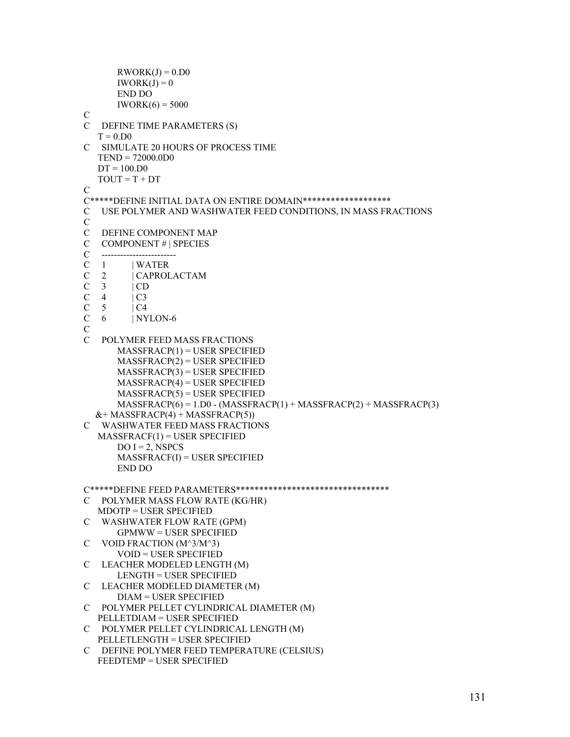```
            RWORK(J) = 0.D0
            IWORK(J) = 0
            END DO
            IWORK(6) = 5000
C
C     DEFINE TIME PARAMETERS (S)
      T = 0.D0
C     SIMULATE 20 HOURS OF PROCESS TIME
      TEND = 72000.0D0
      DT = 100.D0
      TOUT = T + DT
C
C*****DEFINE INITIAL DATA ON ENTIRE DOMAIN*******************
C     USE POLYMER AND WASHWATER FEED CONDITIONS, IN MASS FRACTIONS
C
C     DEFINE COMPONENT MAP
C     COMPONENT # | SPECIES
C     ------------------------
C     1           | WATER
C     2           | CAPROLACTAM
C     3           | CD
C     4           | C3
C     5           | C4
C     6           | NYLON-6
C
C     POLYMER FEED MASS FRACTIONS
            MASSFRACP(1) = USER SPECIFIED
            MASSFRACP(2) = USER SPECIFIED
            MASSFRACP(3) = USER SPECIFIED
            MASSFRACP(4) = USER SPECIFIED
            MASSFRACP(5) = USER SPECIFIED
            MASSFRACP(6) = 1.D0 - (MASSFRACP(1) + MASSFRACP(2) + MASSFRACP(3)
     &+ MASSFRACP(4) + MASSFRACP(5))
C     WASHWATER FEED MASS FRACTIONS
      MASSFRACF(1) = USER SPECIFIED
            DO I = 2, NSPCS
            MASSFRACF(I) = USER SPECIFIED
            END DO

C*****DEFINE FEED PARAMETERS**********************************
C     POLYMER MASS FLOW RATE (KG/HR)
      MDOTP = USER SPECIFIED
C     WASHWATER FLOW RATE (GPM)
            GPMWW = USER SPECIFIED
C     VOID FRACTION (M^3/M^3)
            VOID = USER SPECIFIED
C     LEACHER MODELED LENGTH (M)
            LENGTH = USER SPECIFIED
C     LEACHER MODELED DIAMETER (M)
            DIAM = USER SPECIFIED
C     POLYMER PELLET CYLINDRICAL DIAMETER (M)
      PELLETDIAM = USER SPECIFIED
C     POLYMER PELLET CYLINDRICAL LENGTH (M)
      PELLETLENGTH = USER SPECIFIED
C     DEFINE POLYMER FEED TEMPERATURE (CELSIUS)
      FEEDTEMP = USER SPECIFIED
```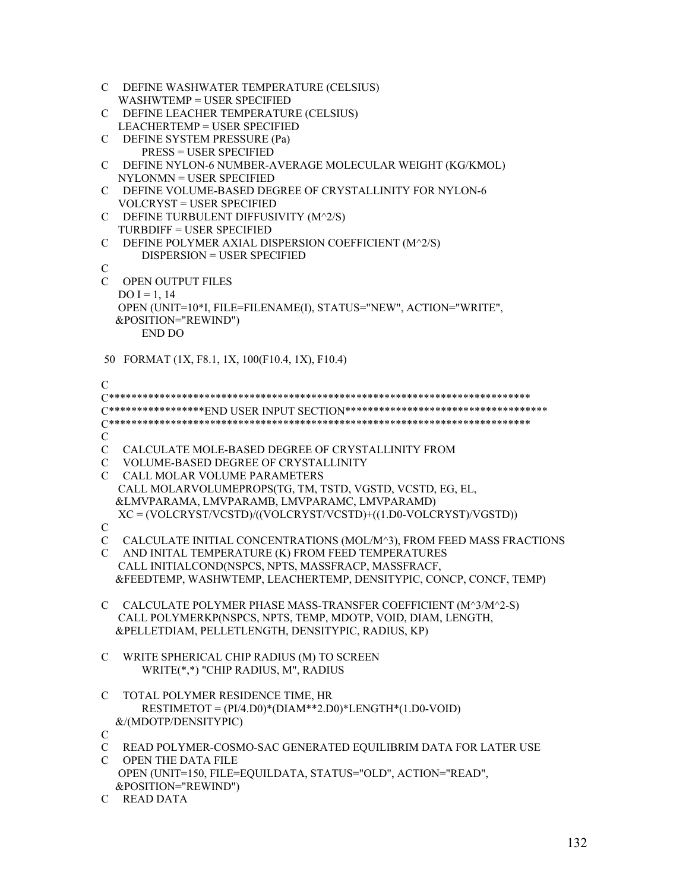```
C   DEFINE WASHWATER TEMPERATURE (CELSIUS)
    WASHWTEMP = USER SPECIFIED
C   DEFINE LEACHER TEMPERATURE (CELSIUS)
    LEACHERTEMP = USER SPECIFIED
C   DEFINE SYSTEM PRESSURE (Pa)
        PRESS = USER SPECIFIED
C   DEFINE NYLON-6 NUMBER-AVERAGE MOLECULAR WEIGHT (KG/KMOL)
    NYLONMN = USER SPECIFIED
C   DEFINE VOLUME-BASED DEGREE OF CRYSTALLINITY FOR NYLON-6
    VOLCRYST = USER SPECIFIED
C   DEFINE TURBULENT DIFFUSIVITY (M^2/S)
    TURBDIFF = USER SPECIFIED
C   DEFINE POLYMER AXIAL DISPERSION COEFFICIENT (M^2/S)
        DISPERSION = USER SPECIFIED
C
C   OPEN OUTPUT FILES
    DO I = 1, 14
    OPEN (UNIT=10*I, FILE=FILENAME(I), STATUS="NEW", ACTION="WRITE",
   &POSITION="REWIND")
        END DO

 50  FORMAT (1X, F8.1, 1X, 100(F10.4, 1X), F10.4)

C
C****************************************************************************
C*****************END USER INPUT SECTION************************************
C****************************************************************************
C
C   CALCULATE MOLE-BASED DEGREE OF CRYSTALLINITY FROM
C   VOLUME-BASED DEGREE OF CRYSTALLINITY
C   CALL MOLAR VOLUME PARAMETERS
    CALL MOLARVOLUMEPROPS(TG, TM, TSTD, VGSTD, VCSTD, EG, EL,
   &LMVPARAMA, LMVPARAMB, LMVPARAMC, LMVPARAMD)
    XC = (VOLCRYST/VCSTD)/((VOLCRYST/VCSTD)+((1.D0-VOLCRYST)/VGSTD))
C
C   CALCULATE INITIAL CONCENTRATIONS (MOL/M^3), FROM FEED MASS FRACTIONS
C   AND INITAL TEMPERATURE (K) FROM FEED TEMPERATURES
    CALL INITIALCOND(NSPCS, NPTS, MASSFRACP, MASSFRACF,
   &FEEDTEMP, WASHWTEMP, LEACHERTEMP, DENSITYPIC, CONCP, CONCF, TEMP)

C   CALCULATE POLYMER PHASE MASS-TRANSFER COEFFICIENT (M^3/M^2-S)
    CALL POLYMERKP(NSPCS, NPTS, TEMP, MDOTP, VOID, DIAM, LENGTH,
   &PELLETDIAM, PELLETLENGTH, DENSITYPIC, RADIUS, KP)

C   WRITE SPHERICAL CHIP RADIUS (M) TO SCREEN
        WRITE(*,*) "CHIP RADIUS, M", RADIUS

C   TOTAL POLYMER RESIDENCE TIME, HR
        RESTIMETOT = (PI/4.D0)*(DIAM**2.D0)*LENGTH*(1.D0-VOID)
   &/(MDOTP/DENSITYPIC)
C
C   READ POLYMER-COSMO-SAC GENERATED EQUILIBRIM DATA FOR LATER USE
C   OPEN THE DATA FILE
    OPEN (UNIT=150, FILE=EQUILDATA, STATUS="OLD", ACTION="READ",
   &POSITION="REWIND")
C   READ DATA
```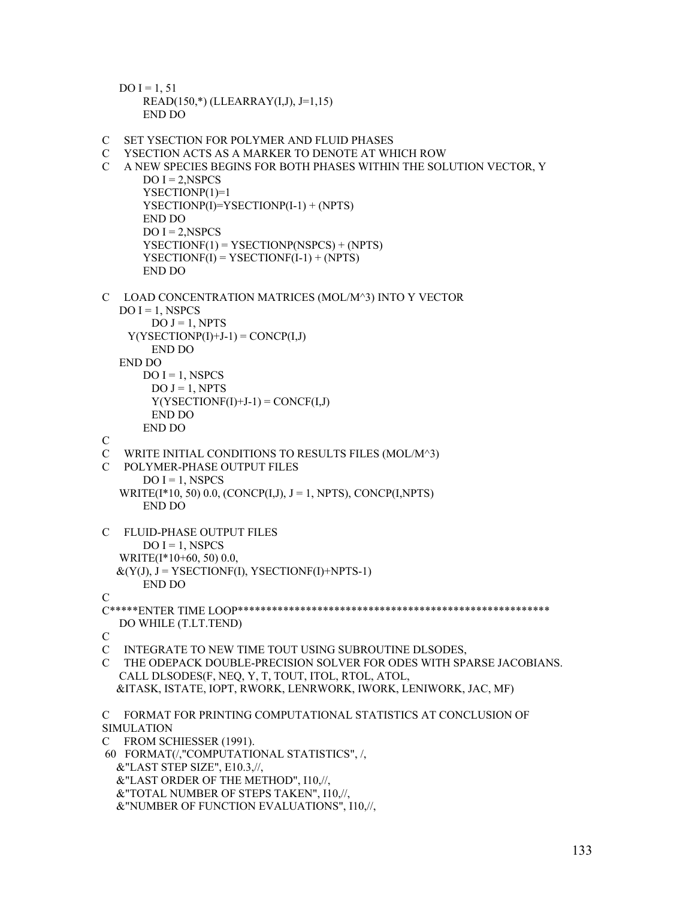```
      DO I = 1, 51
            READ(150,*) (LLEARRAY(I,J), J=1,15)
            END DO

C     SET YSECTION FOR POLYMER AND FLUID PHASES
C     YSECTION ACTS AS A MARKER TO DENOTE AT WHICH ROW
C     A NEW SPECIES BEGINS FOR BOTH PHASES WITHIN THE SOLUTION VECTOR, Y
            DO I = 2,NSPCS
            YSECTIONP(1)=1
            YSECTIONP(I)=YSECTIONP(I-1) + (NPTS)
            END DO
            DO I = 2,NSPCS
            YSECTIONF(1) = YSECTIONP(NSPCS) + (NPTS)
            YSECTIONF(I) = YSECTIONF(I-1) + (NPTS)
            END DO

C     LOAD CONCENTRATION MATRICES (MOL/M^3) INTO Y VECTOR
      DO I = 1, NSPCS
              DO J = 1, NPTS
         Y(YSECTIONP(I)+J-1) = CONCP(I,J)
              END DO
      END DO
            DO I = 1, NSPCS
              DO J = 1, NPTS
              Y(YSECTIONF(I)+J-1) = CONCF(I,J)
              END DO
            END DO
C
C     WRITE INITIAL CONDITIONS TO RESULTS FILES (MOL/M^3)
C     POLYMER-PHASE OUTPUT FILES
            DO I = 1, NSPCS
      WRITE(I*10, 50) 0.0, (CONCP(I,J), J = 1, NPTS), CONCP(I,NPTS)
            END DO

C     FLUID-PHASE OUTPUT FILES
            DO I = 1, NSPCS
      WRITE(I*10+60, 50) 0.0,
     &(Y(J), J = YSECTIONF(I), YSECTIONF(I)+NPTS-1)
            END DO
C
C*****ENTER TIME LOOP********************************************************
      DO WHILE (T.LT.TEND)
C
C     INTEGRATE TO NEW TIME TOUT USING SUBROUTINE DLSODES,
C     THE ODEPACK DOUBLE-PRECISION SOLVER FOR ODES WITH SPARSE JACOBIANS.
      CALL DLSODES(F, NEQ, Y, T, TOUT, ITOL, RTOL, ATOL,
     &ITASK, ISTATE, IOPT, RWORK, LENRWORK, IWORK, LENIWORK, JAC, MF)

C     FORMAT FOR PRINTING COMPUTATIONAL STATISTICS AT CONCLUSION OF
SIMULATION
C     FROM SCHIESSER (1991).
 60   FORMAT(/,"COMPUTATIONAL STATISTICS", /,
     &"LAST STEP SIZE", E10.3,//,
     &"LAST ORDER OF THE METHOD", I10,//,
     &"TOTAL NUMBER OF STEPS TAKEN", I10,//,
     &"NUMBER OF FUNCTION EVALUATIONS", I10,//,
```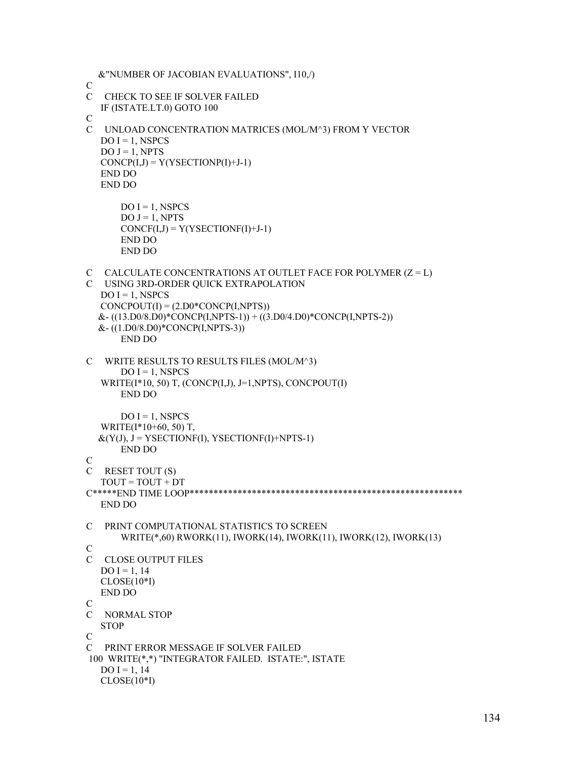```
     &"NUMBER OF JACOBIAN EVALUATIONS", I10,/)
C
C    CHECK TO SEE IF SOLVER FAILED
     IF (ISTATE.LT.0) GOTO 100
C
C    UNLOAD CONCENTRATION MATRICES (MOL/M^3) FROM Y VECTOR
     DO I = 1, NSPCS
     DO J = 1, NPTS
     CONCP(I,J) = Y(YSECTIONP(I)+J-1)
     END DO
     END DO

          DO I = 1, NSPCS
          DO J = 1, NPTS
          CONCF(I,J) = Y(YSECTIONF(I)+J-1)
          END DO
          END DO

C    CALCULATE CONCENTRATIONS AT OUTLET FACE FOR POLYMER (Z = L)
C    USING 3RD-ORDER QUICK EXTRAPOLATION
     DO I = 1, NSPCS
     CONCPOUT(I) = (2.D0*CONCP(I,NPTS))
    &- ((13.D0/8.D0)*CONCP(I,NPTS-1)) + ((3.D0/4.D0)*CONCP(I,NPTS-2))
    &- ((1.D0/8.D0)*CONCP(I,NPTS-3))
          END DO

C    WRITE RESULTS TO RESULTS FILES (MOL/M^3)
          DO I = 1, NSPCS
     WRITE(I*10, 50) T, (CONCP(I,J), J=1,NPTS), CONCPOUT(I)
          END DO

          DO I = 1, NSPCS
     WRITE(I*10+60, 50) T,
    &(Y(J), J = YSECTIONF(I), YSECTIONF(I)+NPTS-1)
          END DO
C
C    RESET TOUT (S)
     TOUT = TOUT + DT
C*****END TIME LOOP**********************************************************
     END DO

C    PRINT COMPUTATIONAL STATISTICS TO SCREEN
          WRITE(*,60) RWORK(11), IWORK(14), IWORK(11), IWORK(12), IWORK(13)
C
C    CLOSE OUTPUT FILES
     DO I = 1, 14
     CLOSE(10*I)
     END DO
C
C    NORMAL STOP
     STOP
C
C    PRINT ERROR MESSAGE IF SOLVER FAILED
 100 WRITE(*,*) "INTEGRATOR FAILED.  ISTATE:", ISTATE
     DO I = 1, 14
     CLOSE(10*I)
```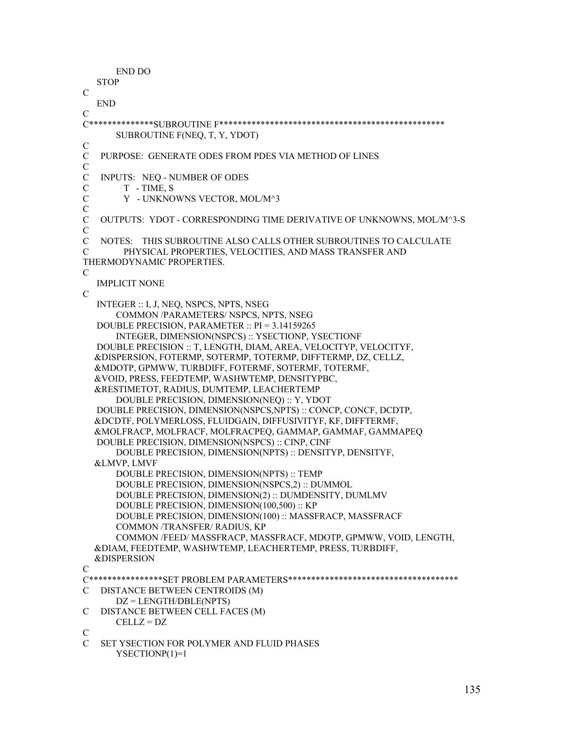```
      END DO
   STOP
C
   END
C
C**************SUBROUTINE F*************************************************
      SUBROUTINE F(NEQ, T, Y, YDOT)
C
C   PURPOSE:  GENERATE ODES FROM PDES VIA METHOD OF LINES
C
C   INPUTS:   NEQ - NUMBER OF ODES
C             T   - TIME, S
C             Y   - UNKNOWNS VECTOR, MOL/M^3
C
C   OUTPUTS:  YDOT - CORRESPONDING TIME DERIVATIVE OF UNKNOWNS, MOL/M^3-S
C
C   NOTES:    THIS SUBROUTINE ALSO CALLS OTHER SUBROUTINES TO CALCULATE
C             PHYSICAL PROPERTIES, VELOCITIES, AND MASS TRANSFER AND
THERMODYNAMIC PROPERTIES.
C
   IMPLICIT NONE
C
   INTEGER :: I, J, NEQ, NSPCS, NPTS, NSEG
      COMMON /PARAMETERS/ NSPCS, NPTS, NSEG
   DOUBLE PRECISION, PARAMETER :: PI = 3.14159265
      INTEGER, DIMENSION(NSPCS) :: YSECTIONP, YSECTIONF
   DOUBLE PRECISION :: T, LENGTH, DIAM, AREA, VELOCITYP, VELOCITYF,
   &DISPERSION, FOTERMP, SOTERMP, TOTERMP, DIFFTERMP, DZ, CELLZ,
   &MDOTP, GPMWW, TURBDIFF, FOTERMF, SOTERMF, TOTERMF,
   &VOID, PRESS, FEEDTEMP, WASHWTEMP, DENSITYPBC,
   &RESTIMETOT, RADIUS, DUMTEMP, LEACHERTEMP
      DOUBLE PRECISION, DIMENSION(NEQ) :: Y, YDOT
   DOUBLE PRECISION, DIMENSION(NSPCS,NPTS) :: CONCP, CONCF, DCDTP,
   &DCDTF, POLYMERLOSS, FLUIDGAIN, DIFFUSIVITYF, KF, DIFFTERMF,
   &MOLFRACP, MOLFRACF, MOLFRACPEQ, GAMMAP, GAMMAF, GAMMAPEQ
   DOUBLE PRECISION, DIMENSION(NSPCS) :: CINP, CINF
      DOUBLE PRECISION, DIMENSION(NPTS) :: DENSITYP, DENSITYF,
   &LMVP, LMVF
      DOUBLE PRECISION, DIMENSION(NPTS) :: TEMP
      DOUBLE PRECISION, DIMENSION(NSPCS,2) :: DUMMOL
      DOUBLE PRECISION, DIMENSION(2) :: DUMDENSITY, DUMLMV
      DOUBLE PRECISION, DIMENSION(100,500) :: KP
      DOUBLE PRECISION, DIMENSION(100) :: MASSFRACP, MASSFRACF
      COMMON /TRANSFER/ RADIUS, KP
      COMMON /FEED/ MASSFRACP, MASSFRACF, MDOTP, GPMWW, VOID, LENGTH,
   &DIAM, FEEDTEMP, WASHWTEMP, LEACHERTEMP, PRESS, TURBDIFF,
   &DISPERSION
C
C****************SET PROBLEM PARAMETERS*************************************
C   DISTANCE BETWEEN CENTROIDS (M)
      DZ = LENGTH/DBLE(NPTS)
C   DISTANCE BETWEEN CELL FACES (M)
      CELLZ = DZ
C
C   SET YSECTION FOR POLYMER AND FLUID PHASES
      YSECTIONP(1)=1
```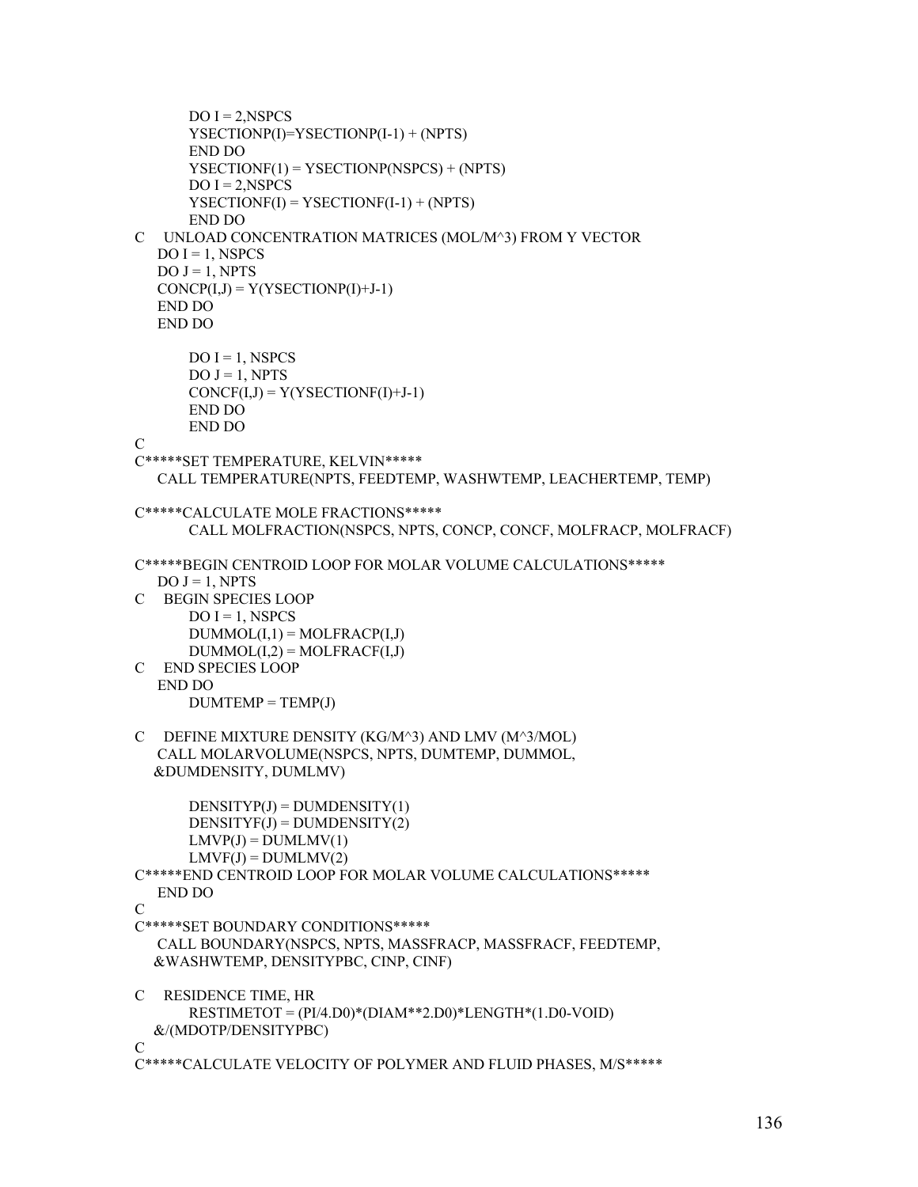```
      DO I = 2,NSPCS
      YSECTIONP(I)=YSECTIONP(I-1) + (NPTS)
      END DO
      YSECTIONF(1) = YSECTIONP(NSPCS) + (NPTS)
      DO I = 2,NSPCS
      YSECTIONF(I) = YSECTIONF(I-1) + (NPTS)
      END DO
C     UNLOAD CONCENTRATION MATRICES (MOL/M^3) FROM Y VECTOR
      DO I = 1, NSPCS
      DO J = 1, NPTS
      CONCP(I,J) = Y(YSECTIONP(I)+J-1)
      END DO
      END DO

      DO I = 1, NSPCS
      DO J = 1, NPTS
      CONCF(I,J) = Y(YSECTIONF(I)+J-1)
      END DO
      END DO
C
C*****SET TEMPERATURE, KELVIN*****
      CALL TEMPERATURE(NPTS, FEEDTEMP, WASHWTEMP, LEACHERTEMP, TEMP)

C*****CALCULATE MOLE FRACTIONS*****
      CALL MOLFRACTION(NSPCS, NPTS, CONCP, CONCF, MOLFRACP, MOLFRACF)

C*****BEGIN CENTROID LOOP FOR MOLAR VOLUME CALCULATIONS*****
      DO J = 1, NPTS
C     BEGIN SPECIES LOOP
      DO I = 1, NSPCS
      DUMMOL(I,1) = MOLFRACP(I,J)
      DUMMOL(I,2) = MOLFRACF(I,J)
C     END SPECIES LOOP
      END DO
      DUMTEMP = TEMP(J)

C     DEFINE MIXTURE DENSITY (KG/M^3) AND LMV (M^3/MOL)
      CALL MOLARVOLUME(NSPCS, NPTS, DUMTEMP, DUMMOL,
     &DUMDENSITY, DUMLMV)

      DENSITYP(J) = DUMDENSITY(1)
      DENSITYF(J) = DUMDENSITY(2)
      LMVP(J) = DUMLMV(1)
      LMVF(J) = DUMLMV(2)
C*****END CENTROID LOOP FOR MOLAR VOLUME CALCULATIONS*****
      END DO
C
C*****SET BOUNDARY CONDITIONS*****
      CALL BOUNDARY(NSPCS, NPTS, MASSFRACP, MASSFRACF, FEEDTEMP,
     &WASHWTEMP, DENSITYPBC, CINP, CINF)

C     RESIDENCE TIME, HR
      RESTIMETOT = (PI/4.D0)*(DIAM**2.D0)*LENGTH*(1.D0-VOID)
     &/(MDOTP/DENSITYPBC)
C
C*****CALCULATE VELOCITY OF POLYMER AND FLUID PHASES, M/S*****
```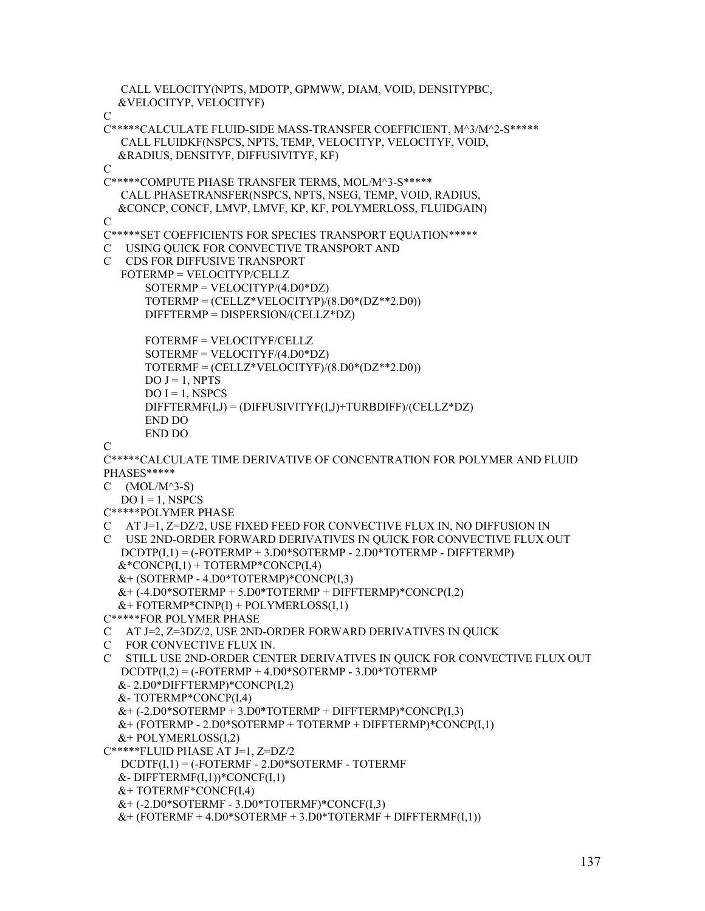```
      CALL VELOCITY(NPTS, MDOTP, GPMWW, DIAM, VOID, DENSITYPBC,
     &VELOCITYP, VELOCITYF)
C
C*****CALCULATE FLUID-SIDE MASS-TRANSFER COEFFICIENT, M^3/M^2-S*****
      CALL FLUIDKF(NSPCS, NPTS, TEMP, VELOCITYP, VELOCITYF, VOID,
     &RADIUS, DENSITYF, DIFFUSIVITYF, KF)
C
C*****COMPUTE PHASE TRANSFER TERMS, MOL/M^3-S*****
      CALL PHASETRANSFER(NSPCS, NPTS, NSEG, TEMP, VOID, RADIUS,
     &CONCP, CONCF, LMVP, LMVF, KP, KF, POLYMERLOSS, FLUIDGAIN)
C
C*****SET COEFFICIENTS FOR SPECIES TRANSPORT EQUATION*****
C     USING QUICK FOR CONVECTIVE TRANSPORT AND
C     CDS FOR DIFFUSIVE TRANSPORT
      FOTERMP = VELOCITYP/CELLZ
            SOTERMP = VELOCITYP/(4.D0*DZ)
            TOTERMP = (CELLZ*VELOCITYP)/(8.D0*(DZ**2.D0))
            DIFFTERMP = DISPERSION/(CELLZ*DZ)

            FOTERMF = VELOCITYF/CELLZ
            SOTERMF = VELOCITYF/(4.D0*DZ)
            TOTERMF = (CELLZ*VELOCITYF)/(8.D0*(DZ**2.D0))
            DO J = 1, NPTS
            DO I = 1, NSPCS
            DIFFTERMF(I,J) = (DIFFUSIVITYF(I,J)+TURBDIFF)/(CELLZ*DZ)
            END DO
            END DO
C
C*****CALCULATE TIME DERIVATIVE OF CONCENTRATION FOR POLYMER AND FLUID
PHASES*****
C     (MOL/M^3-S)
      DO I = 1, NSPCS
C*****POLYMER PHASE
C     AT J=1, Z=DZ/2, USE FIXED FEED FOR CONVECTIVE FLUX IN, NO DIFFUSION IN
C     USE 2ND-ORDER FORWARD DERIVATIVES IN QUICK FOR CONVECTIVE FLUX OUT
      DCDTP(I,1) = (-FOTERMP + 3.D0*SOTERMP - 2.D0*TOTERMP - DIFFTERMP)
     &*CONCP(I,1) + TOTERMP*CONCP(I,4)
     &+ (SOTERMP - 4.D0*TOTERMP)*CONCP(I,3)
     &+ (-4.D0*SOTERMP + 5.D0*TOTERMP + DIFFTERMP)*CONCP(I,2)
     &+ FOTERMP*CINP(I) + POLYMERLOSS(I,1)
C*****FOR POLYMER PHASE
C     AT J=2, Z=3DZ/2, USE 2ND-ORDER FORWARD DERIVATIVES IN QUICK
C     FOR CONVECTIVE FLUX IN.
C     STILL USE 2ND-ORDER CENTER DERIVATIVES IN QUICK FOR CONVECTIVE FLUX OUT
      DCDTP(I,2) = (-FOTERMP + 4.D0*SOTERMP - 3.D0*TOTERMP
     &- 2.D0*DIFFTERMP)*CONCP(I,2)
     &- TOTERMP*CONCP(I,4)
     &+ (-2.D0*SOTERMP + 3.D0*TOTERMP + DIFFTERMP)*CONCP(I,3)
     &+ (FOTERMP - 2.D0*SOTERMP + TOTERMP + DIFFTERMP)*CONCP(I,1)
     &+ POLYMERLOSS(I,2)
C*****FLUID PHASE AT J=1, Z=DZ/2
      DCDTF(I,1) = (-FOTERMF - 2.D0*SOTERMF - TOTERMF
     &- DIFFTERMF(I,1))*CONCF(I,1)
     &+ TOTERMF*CONCF(I,4)
     &+ (-2.D0*SOTERMF - 3.D0*TOTERMF)*CONCF(I,3)
     &+ (FOTERMF + 4.D0*SOTERMF + 3.D0*TOTERMF + DIFFTERMF(I,1))
```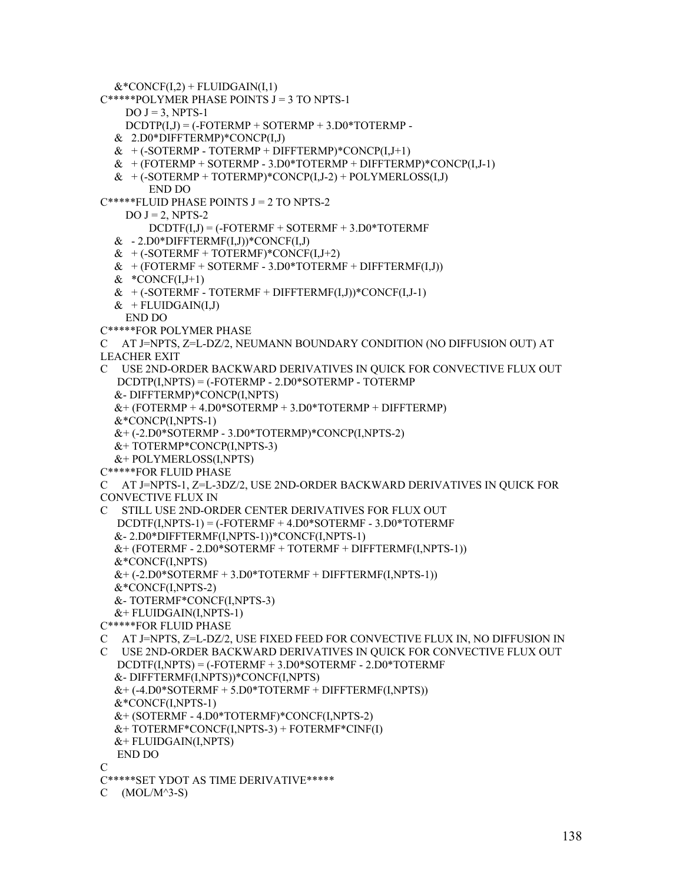```
    &*CONCF(I,2) + FLUIDGAIN(I,1)
C*****POLYMER PHASE POINTS J = 3 TO NPTS-1
       DO J = 3, NPTS-1
       DCDTP(I,J) = (-FOTERMP + SOTERMP + 3.D0*TOTERMP -
    &  2.D0*DIFFTERMP)*CONCP(I,J)
    &  + (-SOTERMP - TOTERMP + DIFFTERMP)*CONCP(I,J+1)
    &  + (FOTERMP + SOTERMP - 3.D0*TOTERMP + DIFFTERMP)*CONCP(I,J-1)
    &  + (-SOTERMP + TOTERMP)*CONCP(I,J-2) + POLYMERLOSS(I,J)
            END DO
C*****FLUID PHASE POINTS J = 2 TO NPTS-2
       DO J = 2, NPTS-2
            DCDTF(I,J) = (-FOTERMF + SOTERMF + 3.D0*TOTERMF
    &  - 2.D0*DIFFTERMF(I,J))*CONCF(I,J)
    &  + (-SOTERMF + TOTERMF)*CONCF(I,J+2)
    &  + (FOTERMF + SOTERMF - 3.D0*TOTERMF + DIFFTERMF(I,J))
    &  *CONCF(I,J+1)
    &  + (-SOTERMF - TOTERMF + DIFFTERMF(I,J))*CONCF(I,J-1)
    &  + FLUIDGAIN(I,J)
       END DO
C*****FOR POLYMER PHASE
C    AT J=NPTS, Z=L-DZ/2, NEUMANN BOUNDARY CONDITION (NO DIFFUSION OUT) AT
LEACHER EXIT
C    USE 2ND-ORDER BACKWARD DERIVATIVES IN QUICK FOR CONVECTIVE FLUX OUT
     DCDTP(I,NPTS) = (-FOTERMP - 2.D0*SOTERMP - TOTERMP
    &- DIFFTERMP)*CONCP(I,NPTS)
    &+ (FOTERMP + 4.D0*SOTERMP + 3.D0*TOTERMP + DIFFTERMP)
    &*CONCP(I,NPTS-1)
    &+ (-2.D0*SOTERMP - 3.D0*TOTERMP)*CONCP(I,NPTS-2)
    &+ TOTERMP*CONCP(I,NPTS-3)
    &+ POLYMERLOSS(I,NPTS)
C*****FOR FLUID PHASE
C    AT J=NPTS-1, Z=L-3DZ/2, USE 2ND-ORDER BACKWARD DERIVATIVES IN QUICK FOR
CONVECTIVE FLUX IN
C    STILL USE 2ND-ORDER CENTER DERIVATIVES FOR FLUX OUT
     DCDTF(I,NPTS-1) = (-FOTERMF + 4.D0*SOTERMF - 3.D0*TOTERMF
    &- 2.D0*DIFFTERMF(I,NPTS-1))*CONCF(I,NPTS-1)
    &+ (FOTERMF - 2.D0*SOTERMF + TOTERMF + DIFFTERMF(I,NPTS-1))
    &*CONCF(I,NPTS)
    &+ (-2.D0*SOTERMF + 3.D0*TOTERMF + DIFFTERMF(I,NPTS-1))
    &*CONCF(I,NPTS-2)
    &- TOTERMF*CONCF(I,NPTS-3)
    &+ FLUIDGAIN(I,NPTS-1)
C*****FOR FLUID PHASE
C    AT J=NPTS, Z=L-DZ/2, USE FIXED FEED FOR CONVECTIVE FLUX IN, NO DIFFUSION IN
C    USE 2ND-ORDER BACKWARD DERIVATIVES IN QUICK FOR CONVECTIVE FLUX OUT
     DCDTF(I,NPTS) = (-FOTERMF + 3.D0*SOTERMF - 2.D0*TOTERMF
    &- DIFFTERMF(I,NPTS))*CONCF(I,NPTS)
    &+ (-4.D0*SOTERMF + 5.D0*TOTERMF + DIFFTERMF(I,NPTS))
    &*CONCF(I,NPTS-1)
    &+ (SOTERMF - 4.D0*TOTERMF)*CONCF(I,NPTS-2)
    &+ TOTERMF*CONCF(I,NPTS-3) + FOTERMF*CINF(I)
    &+ FLUIDGAIN(I,NPTS)
     END DO
C
C*****SET YDOT AS TIME DERIVATIVE*****
C    (MOL/M^3-S)
```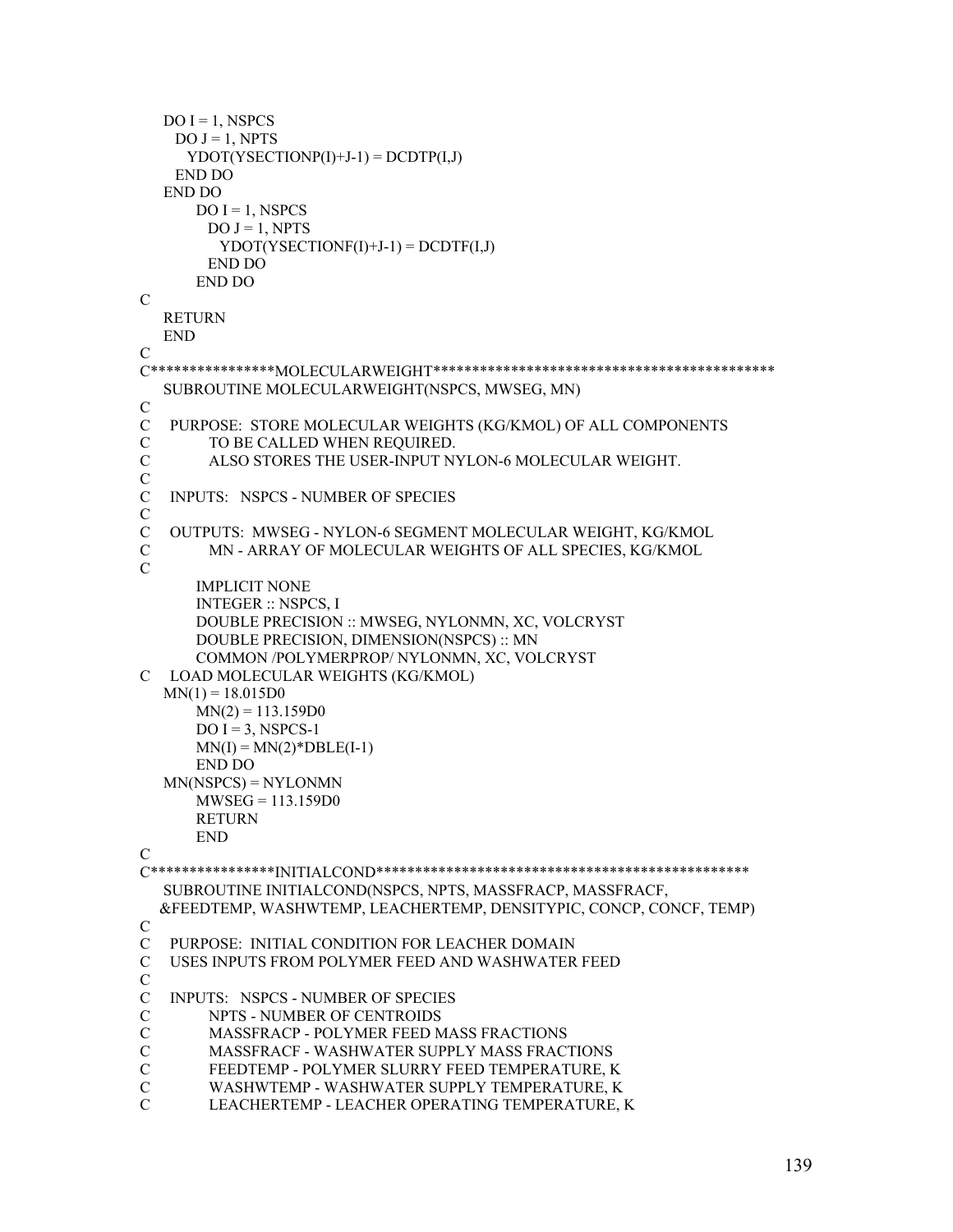```
      DO I = 1, NSPCS
        DO J = 1, NPTS
          YDOT(YSECTIONP(I)+J-1) = DCDTP(I,J)
        END DO
      END DO
          DO I = 1, NSPCS
            DO J = 1, NPTS
              YDOT(YSECTIONF(I)+J-1) = DCDTF(I,J)
            END DO
          END DO
C
      RETURN
      END
C
C****************MOLECULARWEIGHT*******************************************
      SUBROUTINE MOLECULARWEIGHT(NSPCS, MWSEG, MN)
C
C    PURPOSE:  STORE MOLECULAR WEIGHTS (KG/KMOL) OF ALL COMPONENTS
C              TO BE CALLED WHEN REQUIRED.
C              ALSO STORES THE USER-INPUT NYLON-6 MOLECULAR WEIGHT.
C
C    INPUTS:   NSPCS - NUMBER OF SPECIES
C
C    OUTPUTS:  MWSEG - NYLON-6 SEGMENT MOLECULAR WEIGHT, KG/KMOL
C              MN - ARRAY OF MOLECULAR WEIGHTS OF ALL SPECIES, KG/KMOL
C
          IMPLICIT NONE
          INTEGER :: NSPCS, I
          DOUBLE PRECISION :: MWSEG, NYLONMN, XC, VOLCRYST
          DOUBLE PRECISION, DIMENSION(NSPCS) :: MN
          COMMON /POLYMERPROP/ NYLONMN, XC, VOLCRYST
C    LOAD MOLECULAR WEIGHTS (KG/KMOL)
      MN(1) = 18.015D0
          MN(2) = 113.159D0
          DO I = 3, NSPCS-1
          MN(I) = MN(2)*DBLE(I-1)
          END DO
      MN(NSPCS) = NYLONMN
          MWSEG = 113.159D0
          RETURN
          END
C
C****************INITIALCOND***********************************************
      SUBROUTINE INITIALCOND(NSPCS, NPTS, MASSFRACP, MASSFRACF,
     &FEEDTEMP, WASHWTEMP, LEACHERTEMP, DENSITYPIC, CONCP, CONCF, TEMP)
C
C    PURPOSE:  INITIAL CONDITION FOR LEACHER DOMAIN
C    USES INPUTS FROM POLYMER FEED AND WASHWATER FEED
C
C    INPUTS:   NSPCS - NUMBER OF SPECIES
C              NPTS - NUMBER OF CENTROIDS
C              MASSFRACP - POLYMER FEED MASS FRACTIONS
C              MASSFRACF - WASHWATER SUPPLY MASS FRACTIONS
C              FEEDTEMP - POLYMER SLURRY FEED TEMPERATURE, K
C              WASHWTEMP - WASHWATER SUPPLY TEMPERATURE, K
C              LEACHERTEMP - LEACHER OPERATING TEMPERATURE, K
```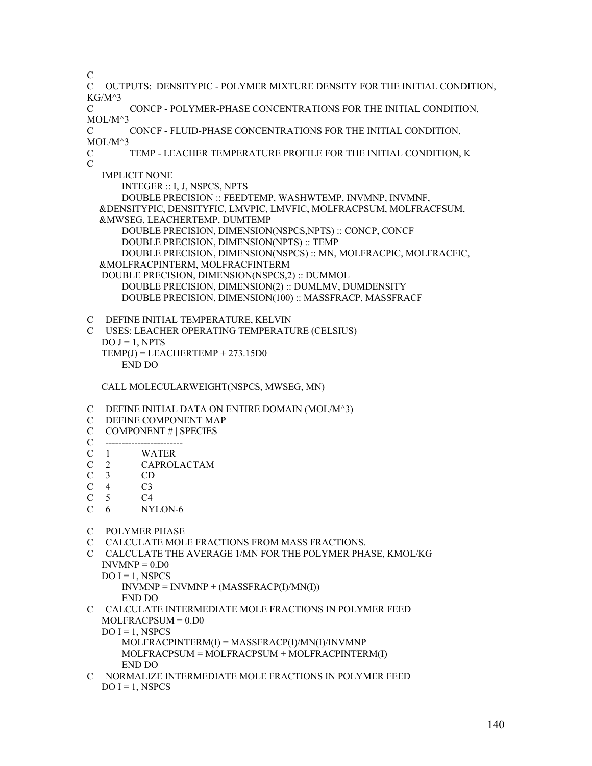```
C
C    OUTPUTS:  DENSITYPIC - POLYMER MIXTURE DENSITY FOR THE INITIAL CONDITION,
KG/M^3
C             CONCP - POLYMER-PHASE CONCENTRATIONS FOR THE INITIAL CONDITION,
MOL/M^3
C             CONCF - FLUID-PHASE CONCENTRATIONS FOR THE INITIAL CONDITION,
MOL/M^3
C             TEMP - LEACHER TEMPERATURE PROFILE FOR THE INITIAL CONDITION, K
C
      IMPLICIT NONE
            INTEGER :: I, J, NSPCS, NPTS
            DOUBLE PRECISION :: FEEDTEMP, WASHWTEMP, INVMNP, INVMNF,
     &DENSITYPIC, DENSITYFIC, LMVPIC, LMVFIC, MOLFRACPSUM, MOLFRACFSUM,
     &MWSEG, LEACHERTEMP, DUMTEMP
            DOUBLE PRECISION, DIMENSION(NSPCS,NPTS) :: CONCP, CONCF
            DOUBLE PRECISION, DIMENSION(NPTS) :: TEMP
            DOUBLE PRECISION, DIMENSION(NSPCS) :: MN, MOLFRACPIC, MOLFRACFIC,
     &MOLFRACPINTERM, MOLFRACFINTERM
      DOUBLE PRECISION, DIMENSION(NSPCS,2) :: DUMMOL
            DOUBLE PRECISION, DIMENSION(2) :: DUMLMV, DUMDENSITY
            DOUBLE PRECISION, DIMENSION(100) :: MASSFRACP, MASSFRACF

C    DEFINE INITIAL TEMPERATURE, KELVIN
C    USES: LEACHER OPERATING TEMPERATURE (CELSIUS)
      DO J = 1, NPTS
      TEMP(J) = LEACHERTEMP + 273.15D0
            END DO

      CALL MOLECULARWEIGHT(NSPCS, MWSEG, MN)

C    DEFINE INITIAL DATA ON ENTIRE DOMAIN (MOL/M^3)
C    DEFINE COMPONENT MAP
C    COMPONENT # | SPECIES
C    ------------------------
C    1          | WATER
C    2          | CAPROLACTAM
C    3          | CD
C    4          | C3
C    5          | C4
C    6          | NYLON-6

C    POLYMER PHASE
C    CALCULATE MOLE FRACTIONS FROM MASS FRACTIONS.
C    CALCULATE THE AVERAGE 1/MN FOR THE POLYMER PHASE, KMOL/KG
      INVMNP = 0.D0
      DO I = 1, NSPCS
            INVMNP = INVMNP + (MASSFRACP(I)/MN(I))
            END DO
C    CALCULATE INTERMEDIATE MOLE FRACTIONS IN POLYMER FEED
      MOLFRACPSUM = 0.D0
      DO I = 1, NSPCS
            MOLFRACPINTERM(I) = MASSFRACP(I)/MN(I)/INVMNP
            MOLFRACPSUM = MOLFRACPSUM + MOLFRACPINTERM(I)
            END DO
C    NORMALIZE INTERMEDIATE MOLE FRACTIONS IN POLYMER FEED
      DO I = 1, NSPCS
```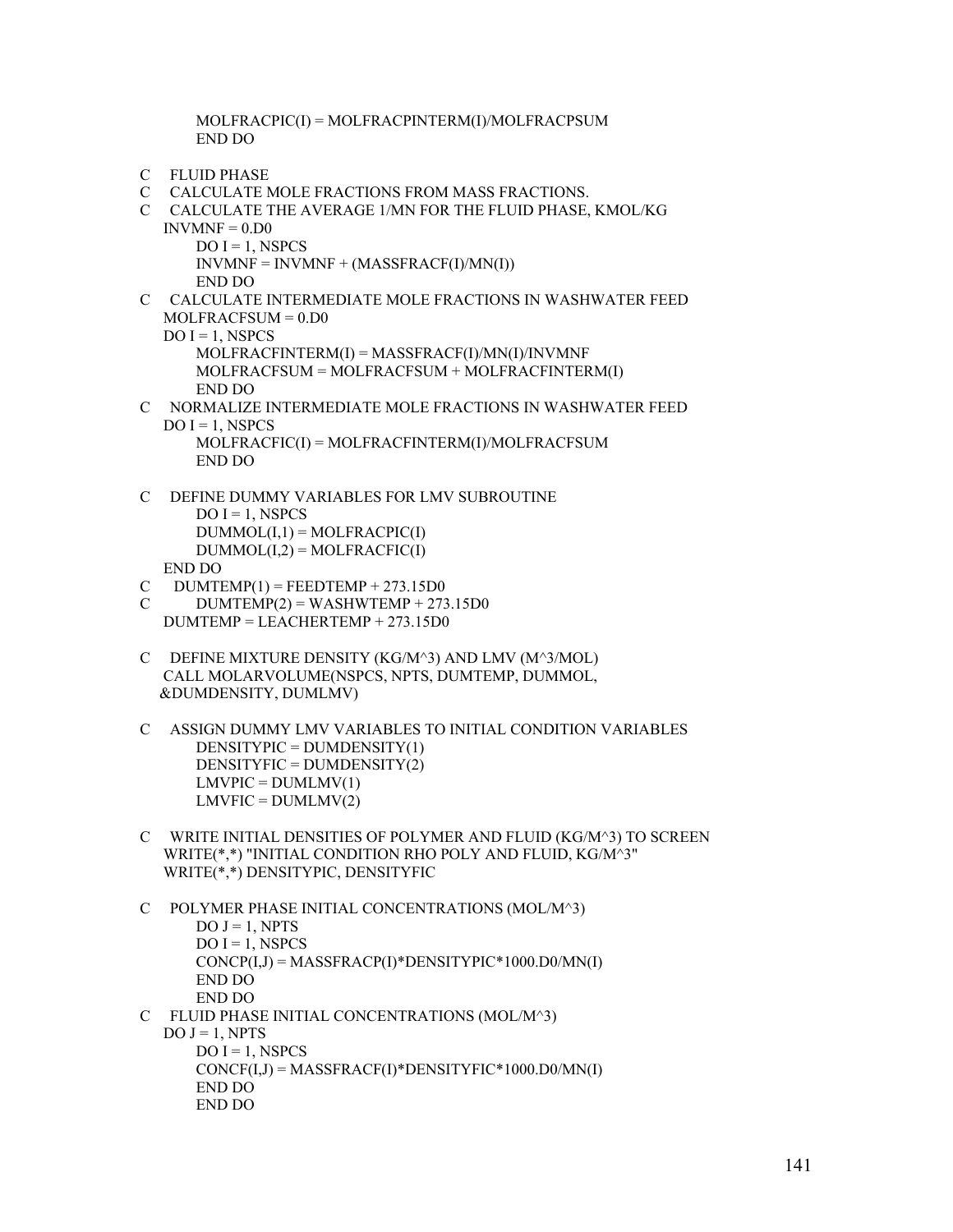```fortran
          MOLFRACPIC(I) = MOLFRACPINTERM(I)/MOLFRACPSUM
          END DO

C    FLUID PHASE
C    CALCULATE MOLE FRACTIONS FROM MASS FRACTIONS.
C    CALCULATE THE AVERAGE 1/MN FOR THE FLUID PHASE, KMOL/KG
      INVMNF = 0.D0
          DO I = 1, NSPCS
          INVMNF = INVMNF + (MASSFRACF(I)/MN(I))
          END DO
C    CALCULATE INTERMEDIATE MOLE FRACTIONS IN WASHWATER FEED
      MOLFRACFSUM = 0.D0
      DO I = 1, NSPCS
          MOLFRACFINTERM(I) = MASSFRACF(I)/MN(I)/INVMNF
          MOLFRACFSUM = MOLFRACFSUM + MOLFRACFINTERM(I)
          END DO
C    NORMALIZE INTERMEDIATE MOLE FRACTIONS IN WASHWATER FEED
      DO I = 1, NSPCS
          MOLFRACFIC(I) = MOLFRACFINTERM(I)/MOLFRACFSUM
          END DO

C    DEFINE DUMMY VARIABLES FOR LMV SUBROUTINE
          DO I = 1, NSPCS
          DUMMOL(I,1) = MOLFRACPIC(I)
          DUMMOL(I,2) = MOLFRACFIC(I)
      END DO
C     DUMTEMP(1) = FEEDTEMP + 273.15D0
C         DUMTEMP(2) = WASHWTEMP + 273.15D0
      DUMTEMP = LEACHERTEMP + 273.15D0

C    DEFINE MIXTURE DENSITY (KG/M^3) AND LMV (M^3/MOL)
      CALL MOLARVOLUME(NSPCS, NPTS, DUMTEMP, DUMMOL,
     &DUMDENSITY, DUMLMV)

C    ASSIGN DUMMY LMV VARIABLES TO INITIAL CONDITION VARIABLES
          DENSITYPIC = DUMDENSITY(1)
          DENSITYFIC = DUMDENSITY(2)
          LMVPIC = DUMLMV(1)
          LMVFIC = DUMLMV(2)

C    WRITE INITIAL DENSITIES OF POLYMER AND FLUID (KG/M^3) TO SCREEN
      WRITE(*,*) "INITIAL CONDITION RHO POLY AND FLUID, KG/M^3"
      WRITE(*,*) DENSITYPIC, DENSITYFIC

C    POLYMER PHASE INITIAL CONCENTRATIONS (MOL/M^3)
          DO J = 1, NPTS
          DO I = 1, NSPCS
          CONCP(I,J) = MASSFRACP(I)*DENSITYPIC*1000.D0/MN(I)
          END DO
          END DO
C    FLUID PHASE INITIAL CONCENTRATIONS (MOL/M^3)
      DO J = 1, NPTS
          DO I = 1, NSPCS
          CONCF(I,J) = MASSFRACF(I)*DENSITYFIC*1000.D0/MN(I)
          END DO
          END DO
```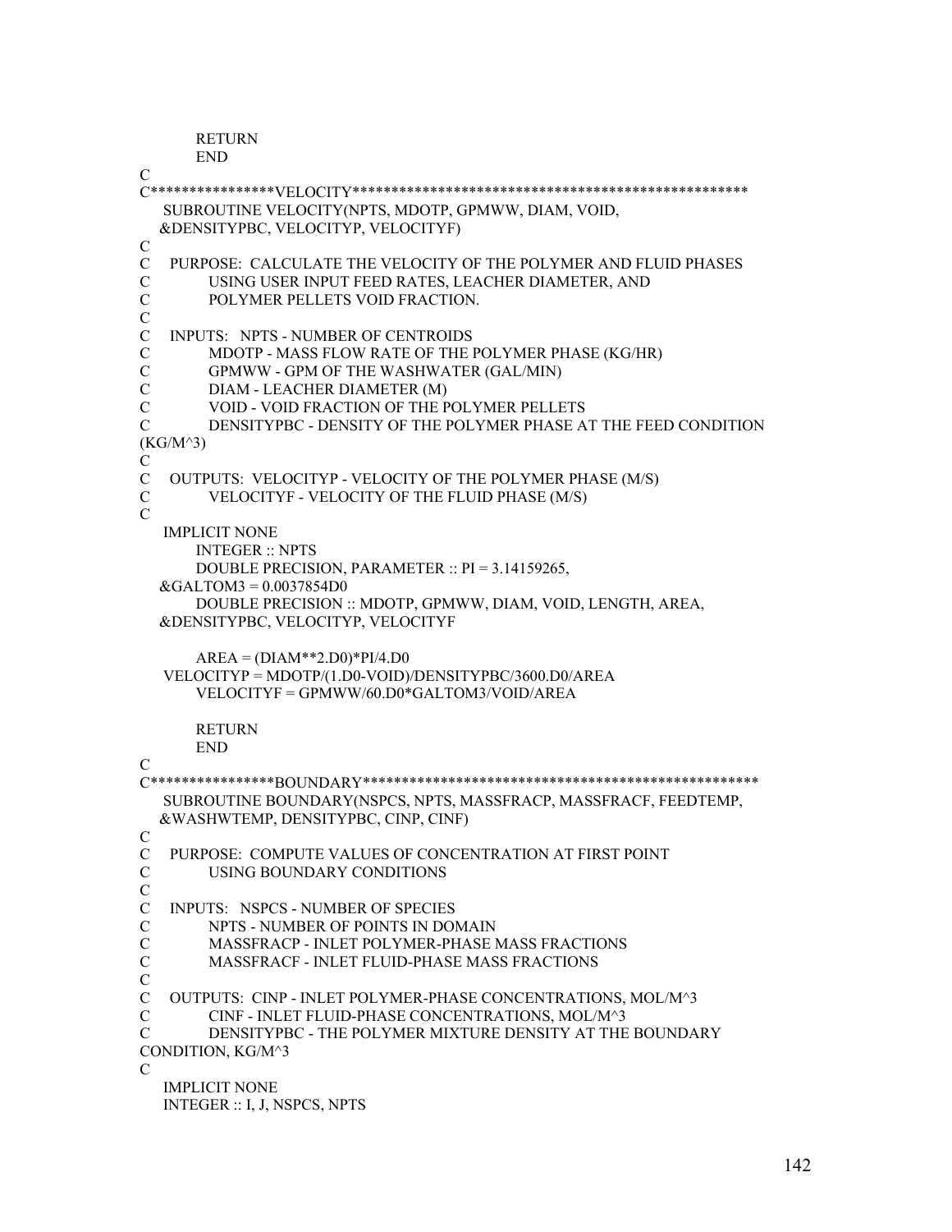```
      RETURN
      END
C
C****************VELOCITY***************************************************
      SUBROUTINE VELOCITY(NPTS, MDOTP, GPMWW, DIAM, VOID,
     &DENSITYPBC, VELOCITYP, VELOCITYF)
C
C    PURPOSE:  CALCULATE THE VELOCITY OF THE POLYMER AND FLUID PHASES
C           USING USER INPUT FEED RATES, LEACHER DIAMETER, AND
C           POLYMER PELLETS VOID FRACTION.
C
C    INPUTS:   NPTS - NUMBER OF CENTROIDS
C           MDOTP - MASS FLOW RATE OF THE POLYMER PHASE (KG/HR)
C           GPMWW - GPM OF THE WASHWATER (GAL/MIN)
C           DIAM - LEACHER DIAMETER (M)
C           VOID - VOID FRACTION OF THE POLYMER PELLETS
C           DENSITYPBC - DENSITY OF THE POLYMER PHASE AT THE FEED CONDITION
(KG/M^3)
C
C    OUTPUTS:  VELOCITYP - VELOCITY OF THE POLYMER PHASE (M/S)
C           VELOCITYF - VELOCITY OF THE FLUID PHASE (M/S)
C
      IMPLICIT NONE
        INTEGER :: NPTS
        DOUBLE PRECISION, PARAMETER :: PI = 3.14159265,
     &GALTOM3 = 0.0037854D0
        DOUBLE PRECISION :: MDOTP, GPMWW, DIAM, VOID, LENGTH, AREA,
     &DENSITYPBC, VELOCITYP, VELOCITYF

        AREA = (DIAM**2.D0)*PI/4.D0
      VELOCITYP = MDOTP/(1.D0-VOID)/DENSITYPBC/3600.D0/AREA
        VELOCITYF = GPMWW/60.D0*GALTOM3/VOID/AREA

        RETURN
        END
C
C****************BOUNDARY***************************************************
      SUBROUTINE BOUNDARY(NSPCS, NPTS, MASSFRACP, MASSFRACF, FEEDTEMP,
     &WASHWTEMP, DENSITYPBC, CINP, CINF)
C
C    PURPOSE:  COMPUTE VALUES OF CONCENTRATION AT FIRST POINT
C           USING BOUNDARY CONDITIONS
C
C    INPUTS:   NSPCS - NUMBER OF SPECIES
C           NPTS - NUMBER OF POINTS IN DOMAIN
C           MASSFRACP - INLET POLYMER-PHASE MASS FRACTIONS
C           MASSFRACF - INLET FLUID-PHASE MASS FRACTIONS
C
C    OUTPUTS:  CINP - INLET POLYMER-PHASE CONCENTRATIONS, MOL/M^3
C           CINF - INLET FLUID-PHASE CONCENTRATIONS, MOL/M^3
C           DENSITYPBC - THE POLYMER MIXTURE DENSITY AT THE BOUNDARY
CONDITION, KG/M^3
C
      IMPLICIT NONE
      INTEGER :: I, J, NSPCS, NPTS
```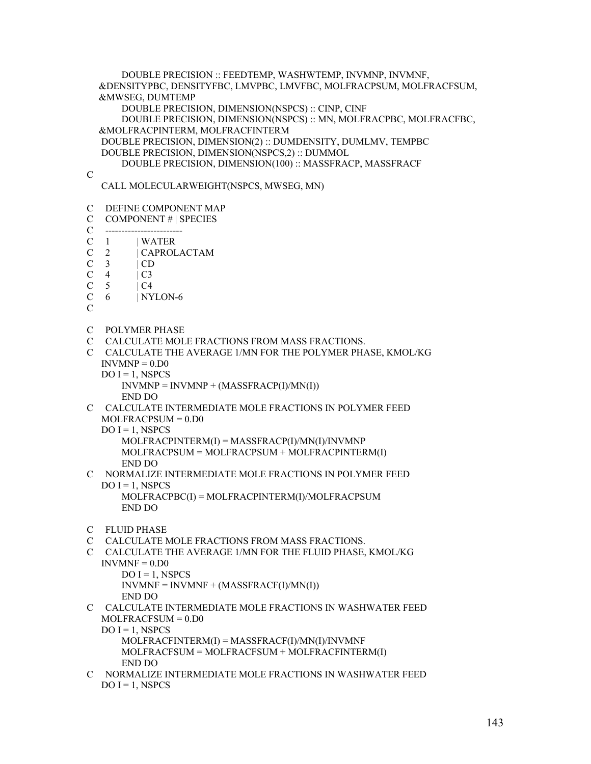```
      DOUBLE PRECISION :: FEEDTEMP, WASHWTEMP, INVMNP, INVMNF,
     &DENSITYPBC, DENSITYFBC, LMVPBC, LMVFBC, MOLFRACPSUM, MOLFRACFSUM,
     &MWSEG, DUMTEMP
      DOUBLE PRECISION, DIMENSION(NSPCS) :: CINP, CINF
      DOUBLE PRECISION, DIMENSION(NSPCS) :: MN, MOLFRACPBC, MOLFRACFBC,
     &MOLFRACPINTERM, MOLFRACFINTERM
      DOUBLE PRECISION, DIMENSION(2) :: DUMDENSITY, DUMLMV, TEMPBC
      DOUBLE PRECISION, DIMENSION(NSPCS,2) :: DUMMOL
      DOUBLE PRECISION, DIMENSION(100) :: MASSFRACP, MASSFRACF
C
      CALL MOLECULARWEIGHT(NSPCS, MWSEG, MN)

C     DEFINE COMPONENT MAP
C     COMPONENT # | SPECIES
C     ------------------------
C     1           | WATER
C     2           | CAPROLACTAM
C     3           | CD
C     4           | C3
C     5           | C4
C     6           | NYLON-6
C

C     POLYMER PHASE
C     CALCULATE MOLE FRACTIONS FROM MASS FRACTIONS.
C     CALCULATE THE AVERAGE 1/MN FOR THE POLYMER PHASE, KMOL/KG
      INVMNP = 0.D0
      DO I = 1, NSPCS
          INVMNP = INVMNP + (MASSFRACP(I)/MN(I))
          END DO
C     CALCULATE INTERMEDIATE MOLE FRACTIONS IN POLYMER FEED
      MOLFRACPSUM = 0.D0
      DO I = 1, NSPCS
          MOLFRACPINTERM(I) = MASSFRACP(I)/MN(I)/INVMNP
          MOLFRACPSUM = MOLFRACPSUM + MOLFRACPINTERM(I)
          END DO
C     NORMALIZE INTERMEDIATE MOLE FRACTIONS IN POLYMER FEED
      DO I = 1, NSPCS
          MOLFRACPBC(I) = MOLFRACPINTERM(I)/MOLFRACPSUM
          END DO

C     FLUID PHASE
C     CALCULATE MOLE FRACTIONS FROM MASS FRACTIONS.
C     CALCULATE THE AVERAGE 1/MN FOR THE FLUID PHASE, KMOL/KG
      INVMNF = 0.D0
          DO I = 1, NSPCS
          INVMNF = INVMNF + (MASSFRACF(I)/MN(I))
          END DO
C     CALCULATE INTERMEDIATE MOLE FRACTIONS IN WASHWATER FEED
      MOLFRACFSUM = 0.D0
      DO I = 1, NSPCS
          MOLFRACFINTERM(I) = MASSFRACF(I)/MN(I)/INVMNF
          MOLFRACFSUM = MOLFRACFSUM + MOLFRACFINTERM(I)
          END DO
C     NORMALIZE INTERMEDIATE MOLE FRACTIONS IN WASHWATER FEED
      DO I = 1, NSPCS
```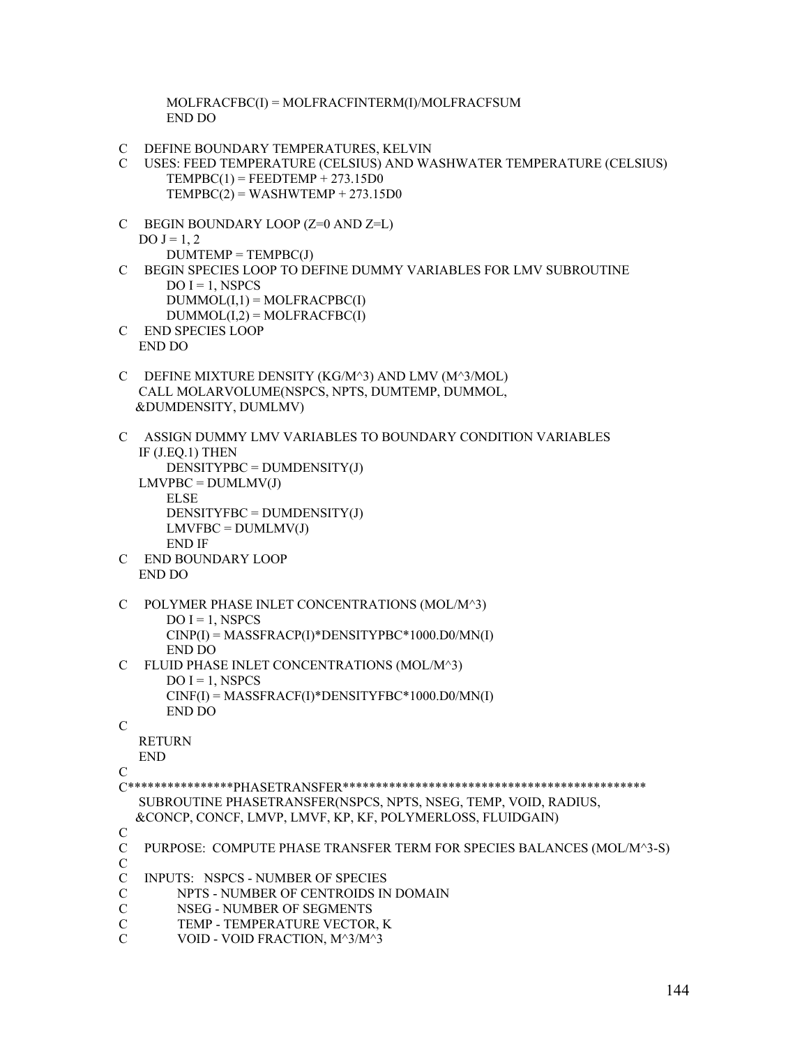```
          MOLFRACFBC(I) = MOLFRACFINTERM(I)/MOLFRACFSUM
          END DO

C    DEFINE BOUNDARY TEMPERATURES, KELVIN
C    USES: FEED TEMPERATURE (CELSIUS) AND WASHWATER TEMPERATURE (CELSIUS)
          TEMPBC(1) = FEEDTEMP + 273.15D0
          TEMPBC(2) = WASHWTEMP + 273.15D0

C    BEGIN BOUNDARY LOOP (Z=0 AND Z=L)
     DO J = 1, 2
          DUMTEMP = TEMPBC(J)
C    BEGIN SPECIES LOOP TO DEFINE DUMMY VARIABLES FOR LMV SUBROUTINE
          DO I = 1, NSPCS
          DUMMOL(I,1) = MOLFRACPBC(I)
          DUMMOL(I,2) = MOLFRACFBC(I)
C    END SPECIES LOOP
     END DO

C    DEFINE MIXTURE DENSITY (KG/M^3) AND LMV (M^3/MOL)
     CALL MOLARVOLUME(NSPCS, NPTS, DUMTEMP, DUMMOL,
    &DUMDENSITY, DUMLMV)

C    ASSIGN DUMMY LMV VARIABLES TO BOUNDARY CONDITION VARIABLES
     IF (J.EQ.1) THEN
          DENSITYPBC = DUMDENSITY(J)
     LMVPBC = DUMLMV(J)
          ELSE
          DENSITYFBC = DUMDENSITY(J)
          LMVFBC = DUMLMV(J)
          END IF
C    END BOUNDARY LOOP
     END DO

C    POLYMER PHASE INLET CONCENTRATIONS (MOL/M^3)
          DO I = 1, NSPCS
          CINP(I) = MASSFRACP(I)*DENSITYPBC*1000.D0/MN(I)
          END DO
C    FLUID PHASE INLET CONCENTRATIONS (MOL/M^3)
          DO I = 1, NSPCS
          CINF(I) = MASSFRACF(I)*DENSITYFBC*1000.D0/MN(I)
          END DO
C
     RETURN
     END
C
C****************PHASETRANSFER**********************************************
     SUBROUTINE PHASETRANSFER(NSPCS, NPTS, NSEG, TEMP, VOID, RADIUS,
    &CONCP, CONCF, LMVP, LMVF, KP, KF, POLYMERLOSS, FLUIDGAIN)
C
C    PURPOSE:  COMPUTE PHASE TRANSFER TERM FOR SPECIES BALANCES (MOL/M^3-S)
C
C    INPUTS:   NSPCS - NUMBER OF SPECIES
C              NPTS - NUMBER OF CENTROIDS IN DOMAIN
C              NSEG - NUMBER OF SEGMENTS
C              TEMP - TEMPERATURE VECTOR, K
C              VOID - VOID FRACTION, M^3/M^3
```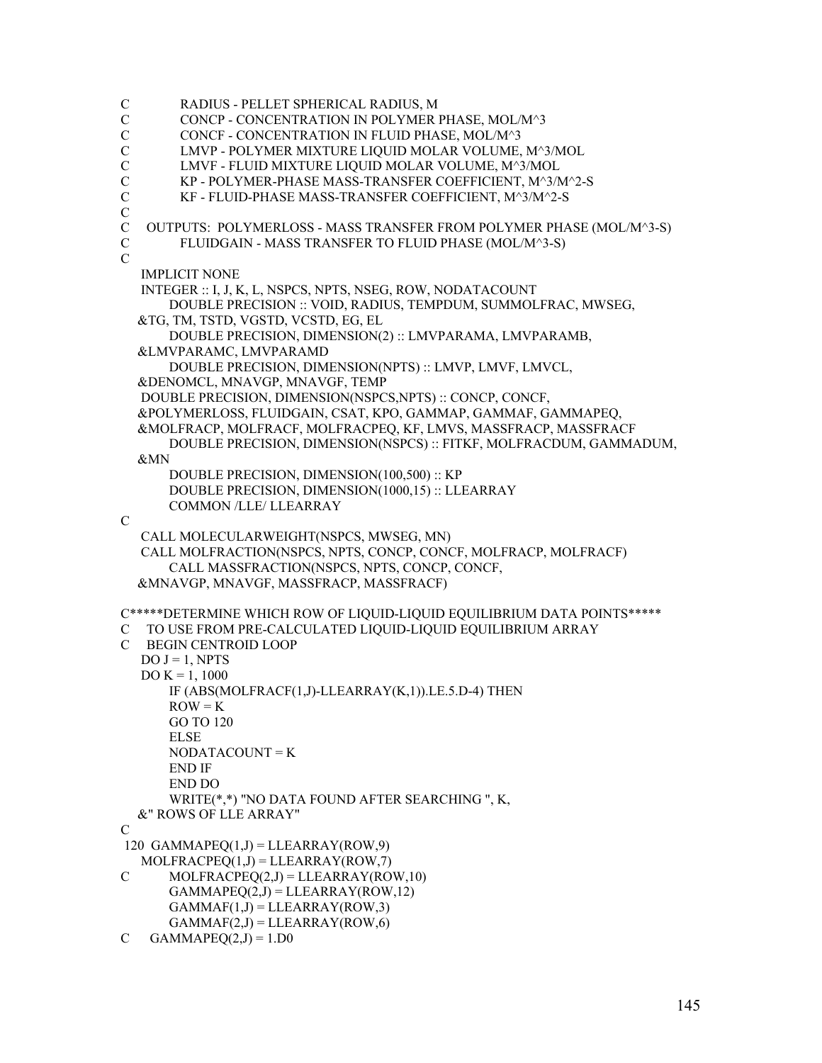```
C           RADIUS - PELLET SPHERICAL RADIUS, M
C           CONCP - CONCENTRATION IN POLYMER PHASE, MOL/M^3
C           CONCF - CONCENTRATION IN FLUID PHASE, MOL/M^3
C           LMVP - POLYMER MIXTURE LIQUID MOLAR VOLUME, M^3/MOL
C           LMVF - FLUID MIXTURE LIQUID MOLAR VOLUME, M^3/MOL
C           KP - POLYMER-PHASE MASS-TRANSFER COEFFICIENT, M^3/M^2-S
C           KF - FLUID-PHASE MASS-TRANSFER COEFFICIENT, M^3/M^2-S
C
C     OUTPUTS:  POLYMERLOSS - MASS TRANSFER FROM POLYMER PHASE (MOL/M^3-S)
C           FLUIDGAIN - MASS TRANSFER TO FLUID PHASE (MOL/M^3-S)
C
      IMPLICIT NONE
      INTEGER :: I, J, K, L, NSPCS, NPTS, NSEG, ROW, NODATACOUNT
            DOUBLE PRECISION :: VOID, RADIUS, TEMPDUM, SUMMOLFRAC, MWSEG,
     &TG, TM, TSTD, VGSTD, VCSTD, EG, EL
            DOUBLE PRECISION, DIMENSION(2) :: LMVPARAMA, LMVPARAMB,
     &LMVPARAMC, LMVPARAMD
            DOUBLE PRECISION, DIMENSION(NPTS) :: LMVP, LMVF, LMVCL,
     &DENOMCL, MNAVGP, MNAVGF, TEMP
      DOUBLE PRECISION, DIMENSION(NSPCS,NPTS) :: CONCP, CONCF,
     &POLYMERLOSS, FLUIDGAIN, CSAT, KPO, GAMMAP, GAMMAF, GAMMAPEQ,
     &MOLFRACP, MOLFRACF, MOLFRACPEQ, KF, LMVS, MASSFRACP, MASSFRACF
            DOUBLE PRECISION, DIMENSION(NSPCS) :: FITKF, MOLFRACDUM, GAMMADUM,
     &MN
            DOUBLE PRECISION, DIMENSION(100,500) :: KP
            DOUBLE PRECISION, DIMENSION(1000,15) :: LLEARRAY
            COMMON /LLE/ LLEARRAY
C
      CALL MOLECULARWEIGHT(NSPCS, MWSEG, MN)
      CALL MOLFRACTION(NSPCS, NPTS, CONCP, CONCF, MOLFRACP, MOLFRACF)
            CALL MASSFRACTION(NSPCS, NPTS, CONCP, CONCF,
     &MNAVGP, MNAVGF, MASSFRACP, MASSFRACF)

C*****DETERMINE WHICH ROW OF LIQUID-LIQUID EQUILIBRIUM DATA POINTS*****
C     TO USE FROM PRE-CALCULATED LIQUID-LIQUID EQUILIBRIUM ARRAY
C     BEGIN CENTROID LOOP
      DO J = 1, NPTS
      DO K = 1, 1000
            IF (ABS(MOLFRACF(1,J)-LLEARRAY(K,1)).LE.5.D-4) THEN
            ROW = K
            GO TO 120
            ELSE
            NODATACOUNT = K
            END IF
            END DO
            WRITE(*,*) "NO DATA FOUND AFTER SEARCHING ", K,
     &" ROWS OF LLE ARRAY"
C
 120  GAMMAPEQ(1,J) = LLEARRAY(ROW,9)
      MOLFRACPEQ(1,J) = LLEARRAY(ROW,7)
C           MOLFRACPEQ(2,J) = LLEARRAY(ROW,10)
            GAMMAPEQ(2,J) = LLEARRAY(ROW,12)
            GAMMAF(1,J) = LLEARRAY(ROW,3)
            GAMMAF(2,J) = LLEARRAY(ROW,6)
C       GAMMAPEQ(2,J) = 1.D0
```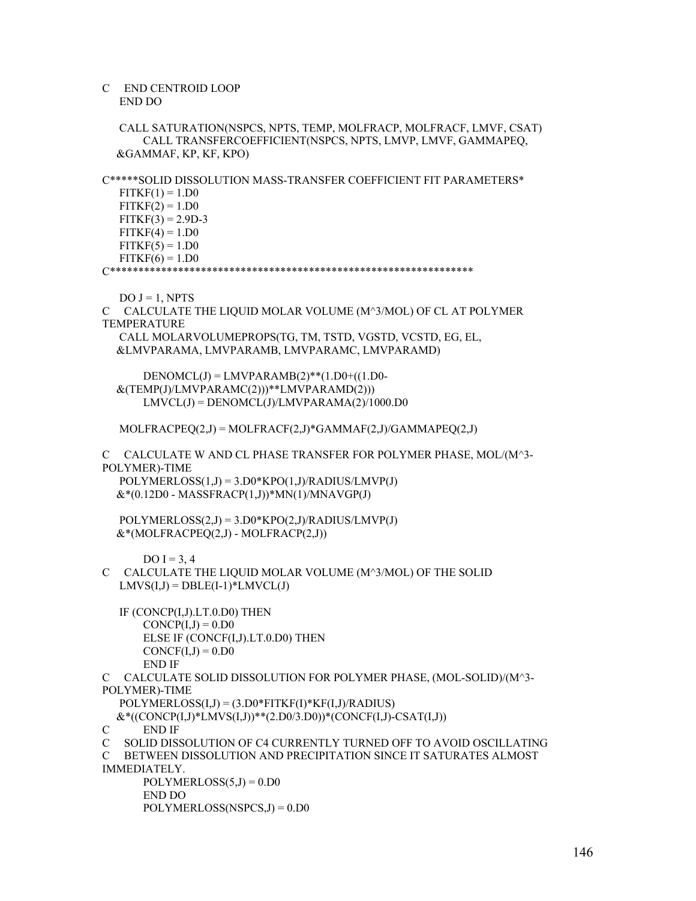```
C    END CENTROID LOOP
     END DO

     CALL SATURATION(NSPCS, NPTS, TEMP, MOLFRACP, MOLFRACF, LMVF, CSAT)
           CALL TRANSFERCOEFFICIENT(NSPCS, NPTS, LMVP, LMVF, GAMMAPEQ,
    &GAMMAF, KP, KF, KPO)

C*****SOLID DISSOLUTION MASS-TRANSFER COEFFICIENT FIT PARAMETERS*
     FITKF(1) = 1.D0
     FITKF(2) = 1.D0
     FITKF(3) = 2.9D-3
     FITKF(4) = 1.D0
     FITKF(5) = 1.D0
     FITKF(6) = 1.D0
C*****************************************************************

     DO J = 1, NPTS
C    CALCULATE THE LIQUID MOLAR VOLUME (M^3/MOL) OF CL AT POLYMER
TEMPERATURE
     CALL MOLARVOLUMEPROPS(TG, TM, TSTD, VGSTD, VCSTD, EG, EL,
    &LMVPARAMA, LMVPARAMB, LMVPARAMC, LMVPARAMD)

           DENOMCL(J) = LMVPARAMB(2)**(1.D0+((1.D0-
    &(TEMP(J)/LMVPARAMC(2)))**LMVPARAMD(2)))
           LMVCL(J) = DENOMCL(J)/LMVPARAMA(2)/1000.D0

     MOLFRACPEQ(2,J) = MOLFRACF(2,J)*GAMMAF(2,J)/GAMMAPEQ(2,J)

C    CALCULATE W AND CL PHASE TRANSFER FOR POLYMER PHASE, MOL/(M^3-
POLYMER)-TIME
     POLYMERLOSS(1,J) = 3.D0*KPO(1,J)/RADIUS/LMVP(J)
    &*(0.12D0 - MASSFRACP(1,J))*MN(1)/MNAVGP(J)

     POLYMERLOSS(2,J) = 3.D0*KPO(2,J)/RADIUS/LMVP(J)
    &*(MOLFRACPEQ(2,J) - MOLFRACP(2,J))

           DO I = 3, 4
C    CALCULATE THE LIQUID MOLAR VOLUME (M^3/MOL) OF THE SOLID
     LMVS(I,J) = DBLE(I-1)*LMVCL(J)

     IF (CONCP(I,J).LT.0.D0) THEN
           CONCP(I,J) = 0.D0
           ELSE IF (CONCF(I,J).LT.0.D0) THEN
           CONCF(I,J) = 0.D0
           END IF
C    CALCULATE SOLID DISSOLUTION FOR POLYMER PHASE, (MOL-SOLID)/(M^3-
POLYMER)-TIME
     POLYMERLOSS(I,J) = (3.D0*FITKF(I)*KF(I,J)/RADIUS)
    &*((CONCP(I,J)*LMVS(I,J))**(2.D0/3.D0))*(CONCF(I,J)-CSAT(I,J))
C          END IF
C    SOLID DISSOLUTION OF C4 CURRENTLY TURNED OFF TO AVOID OSCILLATING
C    BETWEEN DISSOLUTION AND PRECIPITATION SINCE IT SATURATES ALMOST
IMMEDIATELY.
           POLYMERLOSS(5,J) = 0.D0
           END DO
           POLYMERLOSS(NSPCS,J) = 0.D0
```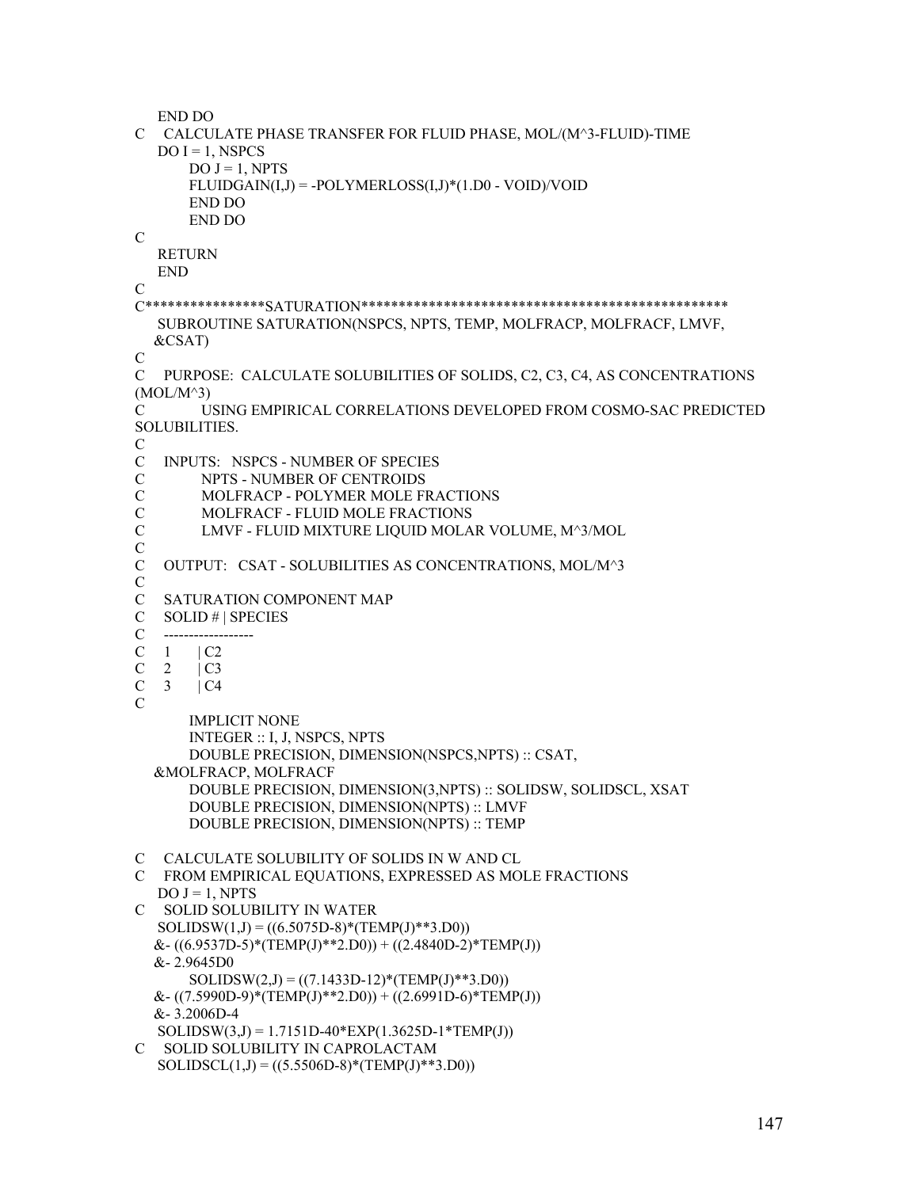```
      END DO
C     CALCULATE PHASE TRANSFER FOR FLUID PHASE, MOL/(M^3-FLUID)-TIME
      DO I = 1, NSPCS
            DO J = 1, NPTS
            FLUIDGAIN(I,J) = -POLYMERLOSS(I,J)*(1.D0 - VOID)/VOID
            END DO
            END DO
C
      RETURN
      END
C
C****************SATURATION*************************************************
      SUBROUTINE SATURATION(NSPCS, NPTS, TEMP, MOLFRACP, MOLFRACF, LMVF,
     &CSAT)
C
C     PURPOSE:  CALCULATE SOLUBILITIES OF SOLIDS, C2, C3, C4, AS CONCENTRATIONS
(MOL/M^3)
C               USING EMPIRICAL CORRELATIONS DEVELOPED FROM COSMO-SAC PREDICTED
SOLUBILITIES.
C
C     INPUTS:   NSPCS - NUMBER OF SPECIES
C               NPTS - NUMBER OF CENTROIDS
C               MOLFRACP - POLYMER MOLE FRACTIONS
C               MOLFRACF - FLUID MOLE FRACTIONS
C               LMVF - FLUID MIXTURE LIQUID MOLAR VOLUME, M^3/MOL
C
C     OUTPUT:   CSAT - SOLUBILITIES AS CONCENTRATIONS, MOL/M^3
C
C     SATURATION COMPONENT MAP
C     SOLID # | SPECIES
C     ------------------
C     1       | C2
C     2       | C3
C     3       | C4
C
            IMPLICIT NONE
            INTEGER :: I, J, NSPCS, NPTS
            DOUBLE PRECISION, DIMENSION(NSPCS,NPTS) :: CSAT,
     &MOLFRACP, MOLFRACF
            DOUBLE PRECISION, DIMENSION(3,NPTS) :: SOLIDSW, SOLIDSCL, XSAT
            DOUBLE PRECISION, DIMENSION(NPTS) :: LMVF
            DOUBLE PRECISION, DIMENSION(NPTS) :: TEMP

C     CALCULATE SOLUBILITY OF SOLIDS IN W AND CL
C     FROM EMPIRICAL EQUATIONS, EXPRESSED AS MOLE FRACTIONS
      DO J = 1, NPTS
C     SOLID SOLUBILITY IN WATER
      SOLIDSW(1,J) = ((6.5075D-8)*(TEMP(J)**3.D0))
     &- ((6.9537D-5)*(TEMP(J)**2.D0)) + ((2.4840D-2)*TEMP(J))
     &- 2.9645D0
            SOLIDSW(2,J) = ((7.1433D-12)*(TEMP(J)**3.D0))
     &- ((7.5990D-9)*(TEMP(J)**2.D0)) + ((2.6991D-6)*TEMP(J))
     &- 3.2006D-4
      SOLIDSW(3,J) = 1.7151D-40*EXP(1.3625D-1*TEMP(J))
C     SOLID SOLUBILITY IN CAPROLACTAM
      SOLIDSCL(1,J) = ((5.5506D-8)*(TEMP(J)**3.D0))
```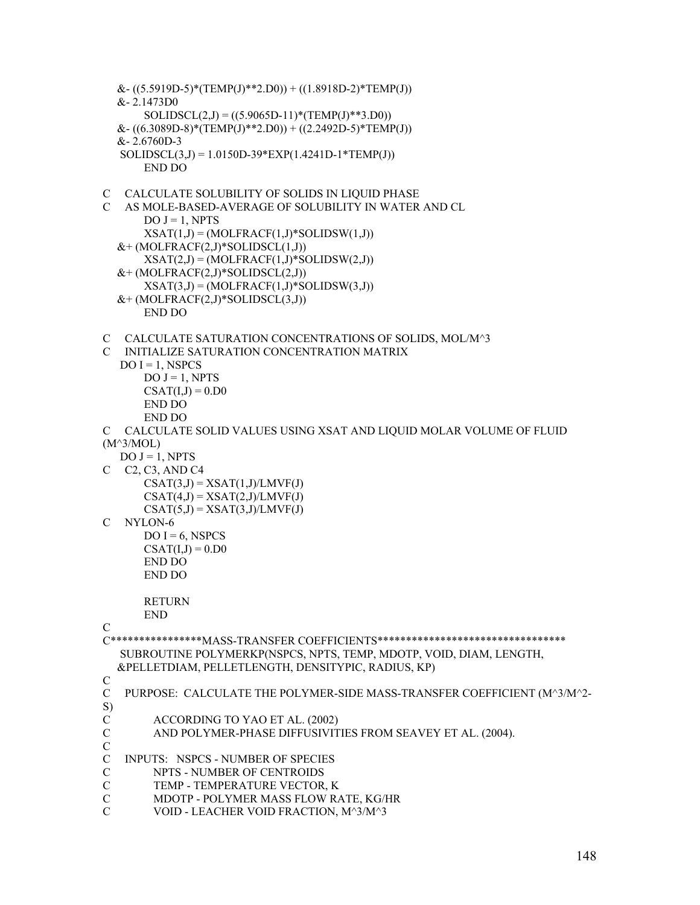```
     &- ((5.5919D-5)*(TEMP(J)**2.D0)) + ((1.8918D-2)*TEMP(J))
     &- 2.1473D0
           SOLIDSCL(2,J) = ((5.9065D-11)*(TEMP(J)**3.D0))
     &- ((6.3089D-8)*(TEMP(J)**2.D0)) + ((2.2492D-5)*TEMP(J))
     &- 2.6760D-3
      SOLIDSCL(3,J) = 1.0150D-39*EXP(1.4241D-1*TEMP(J))
           END DO

C     CALCULATE SOLUBILITY OF SOLIDS IN LIQUID PHASE
C     AS MOLE-BASED-AVERAGE OF SOLUBILITY IN WATER AND CL
           DO J = 1, NPTS
           XSAT(1,J) = (MOLFRACF(1,J)*SOLIDSW(1,J))
     &+ (MOLFRACF(2,J)*SOLIDSCL(1,J))
           XSAT(2,J) = (MOLFRACF(1,J)*SOLIDSW(2,J))
     &+ (MOLFRACF(2,J)*SOLIDSCL(2,J))
           XSAT(3,J) = (MOLFRACF(1,J)*SOLIDSW(3,J))
     &+ (MOLFRACF(2,J)*SOLIDSCL(3,J))
           END DO

C     CALCULATE SATURATION CONCENTRATIONS OF SOLIDS, MOL/M^3
C     INITIALIZE SATURATION CONCENTRATION MATRIX
      DO I = 1, NSPCS
           DO J = 1, NPTS
           CSAT(I,J) = 0.D0
           END DO
           END DO
C     CALCULATE SOLID VALUES USING XSAT AND LIQUID MOLAR VOLUME OF FLUID
(M^3/MOL)
      DO J = 1, NPTS
C     C2, C3, AND C4
           CSAT(3,J) = XSAT(1,J)/LMVF(J)
           CSAT(4,J) = XSAT(2,J)/LMVF(J)
           CSAT(5,J) = XSAT(3,J)/LMVF(J)
C     NYLON-6
           DO I = 6, NSPCS
           CSAT(I,J) = 0.D0
           END DO
           END DO

           RETURN
           END
C
C****************MASS-TRANSFER COEFFICIENTS**********************************
      SUBROUTINE POLYMERKP(NSPCS, NPTS, TEMP, MDOTP, VOID, DIAM, LENGTH,
     &PELLETDIAM, PELLETLENGTH, DENSITYPIC, RADIUS, KP)
C
C     PURPOSE:  CALCULATE THE POLYMER-SIDE MASS-TRANSFER COEFFICIENT (M^3/M^2-
S)
C              ACCORDING TO YAO ET AL. (2002)
C              AND POLYMER-PHASE DIFFUSIVITIES FROM SEAVEY ET AL. (2004).
C
C     INPUTS:   NSPCS - NUMBER OF SPECIES
C              NPTS - NUMBER OF CENTROIDS
C              TEMP - TEMPERATURE VECTOR, K
C              MDOTP - POLYMER MASS FLOW RATE, KG/HR
C              VOID - LEACHER VOID FRACTION, M^3/M^3
```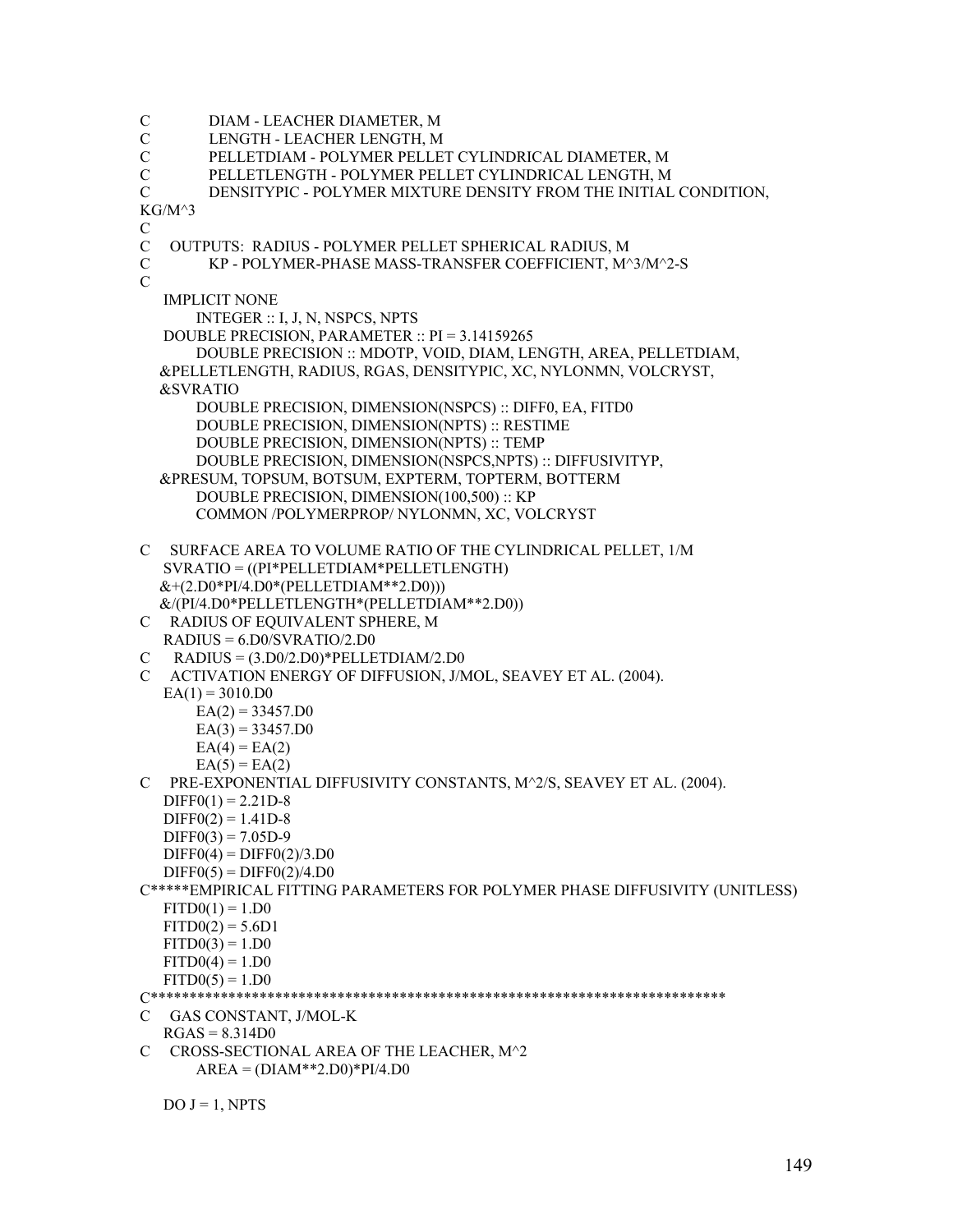```fortran
C           DIAM - LEACHER DIAMETER, M
C           LENGTH - LEACHER LENGTH, M
C           PELLETDIAM - POLYMER PELLET CYLINDRICAL DIAMETER, M
C           PELLETLENGTH - POLYMER PELLET CYLINDRICAL LENGTH, M
C           DENSITYPIC - POLYMER MIXTURE DENSITY FROM THE INITIAL CONDITION,
KG/M^3
C
C    OUTPUTS:  RADIUS - POLYMER PELLET SPHERICAL RADIUS, M
C           KP - POLYMER-PHASE MASS-TRANSFER COEFFICIENT, M^3/M^2-S
C
     IMPLICIT NONE
           INTEGER :: I, J, N, NSPCS, NPTS
     DOUBLE PRECISION, PARAMETER :: PI = 3.14159265
           DOUBLE PRECISION :: MDOTP, VOID, DIAM, LENGTH, AREA, PELLETDIAM,
    &PELLETLENGTH, RADIUS, RGAS, DENSITYPIC, XC, NYLONMN, VOLCRYST,
    &SVRATIO
           DOUBLE PRECISION, DIMENSION(NSPCS) :: DIFF0, EA, FITD0
           DOUBLE PRECISION, DIMENSION(NPTS) :: RESTIME
           DOUBLE PRECISION, DIMENSION(NPTS) :: TEMP
           DOUBLE PRECISION, DIMENSION(NSPCS,NPTS) :: DIFFUSIVITYP,
    &PRESUM, TOPSUM, BOTSUM, EXPTERM, TOPTERM, BOTTERM
           DOUBLE PRECISION, DIMENSION(100,500) :: KP
           COMMON /POLYMERPROP/ NYLONMN, XC, VOLCRYST

C    SURFACE AREA TO VOLUME RATIO OF THE CYLINDRICAL PELLET, 1/M
     SVRATIO = ((PI*PELLETDIAM*PELLETLENGTH)
    &+(2.D0*PI/4.D0*(PELLETDIAM**2.D0)))
    &/(PI/4.D0*PELLETLENGTH*(PELLETDIAM**2.D0))
C    RADIUS OF EQUIVALENT SPHERE, M
     RADIUS = 6.D0/SVRATIO/2.D0
C     RADIUS = (3.D0/2.D0)*PELLETDIAM/2.D0
C    ACTIVATION ENERGY OF DIFFUSION, J/MOL, SEAVEY ET AL. (2004).
     EA(1) = 3010.D0
           EA(2) = 33457.D0
           EA(3) = 33457.D0
           EA(4) = EA(2)
           EA(5) = EA(2)
C    PRE-EXPONENTIAL DIFFUSIVITY CONSTANTS, M^2/S, SEAVEY ET AL. (2004).
     DIFF0(1) = 2.21D-8
     DIFF0(2) = 1.41D-8
     DIFF0(3) = 7.05D-9
     DIFF0(4) = DIFF0(2)/3.D0
     DIFF0(5) = DIFF0(2)/4.D0
C*****EMPIRICAL FITTING PARAMETERS FOR POLYMER PHASE DIFFUSIVITY (UNITLESS)
     FITD0(1) = 1.D0
     FITD0(2) = 5.6D1
     FITD0(3) = 1.D0
     FITD0(4) = 1.D0
     FITD0(5) = 1.D0
C**************************************************************************
C    GAS CONSTANT, J/MOL-K
     RGAS = 8.314D0
C    CROSS-SECTIONAL AREA OF THE LEACHER, M^2
           AREA = (DIAM**2.D0)*PI/4.D0

     DO J = 1, NPTS
```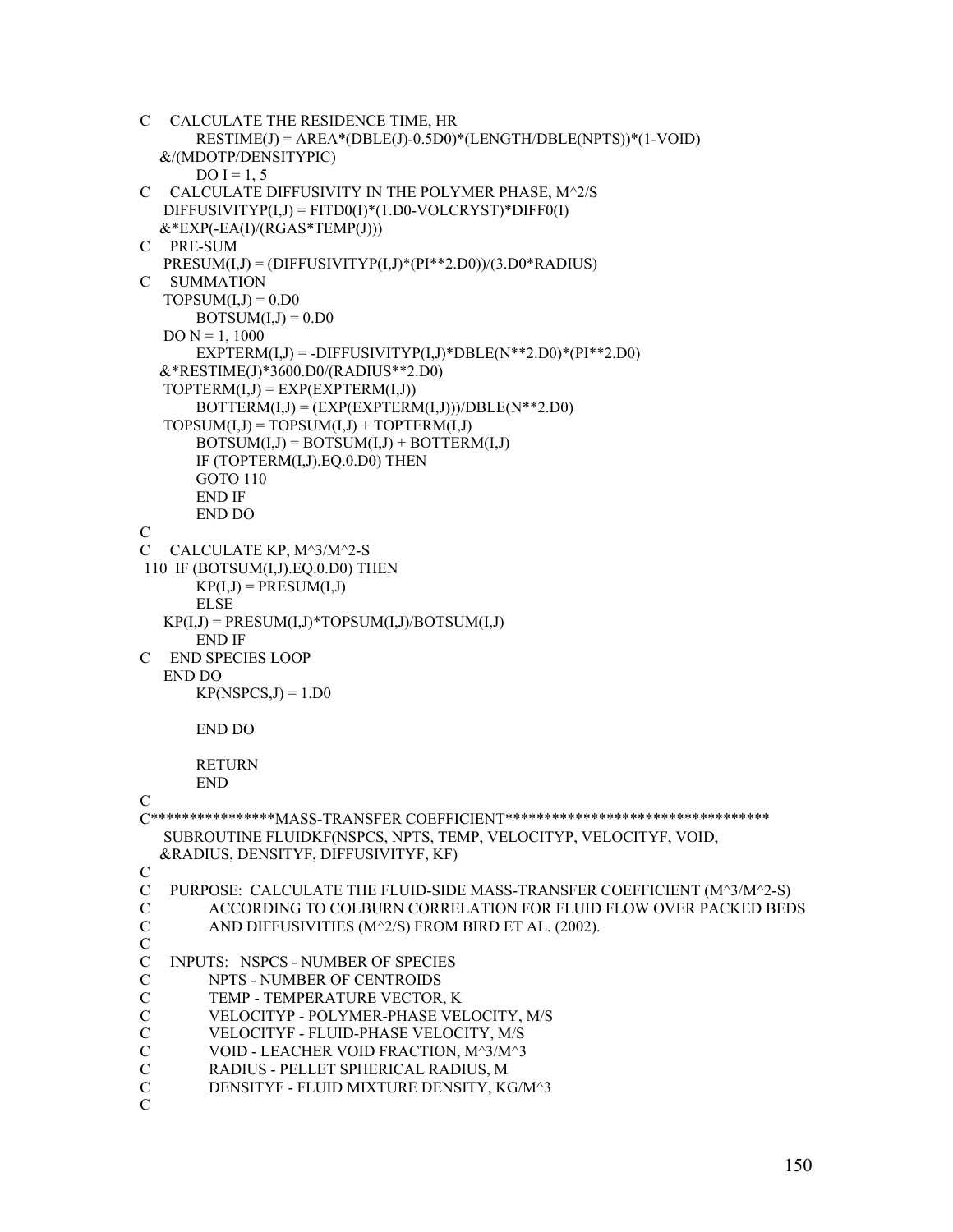```
C    CALCULATE THE RESIDENCE TIME, HR
          RESTIME(J) = AREA*(DBLE(J)-0.5D0)*(LENGTH/DBLE(NPTS))*(1-VOID)
     &/(MDOTP/DENSITYPIC)
          DO I = 1, 5
C    CALCULATE DIFFUSIVITY IN THE POLYMER PHASE, M^2/S
      DIFFUSIVITYP(I,J) = FITD0(I)*(1.D0-VOLCRYST)*DIFF0(I)
     &*EXP(-EA(I)/(RGAS*TEMP(J)))
C    PRE-SUM
      PRESUM(I,J) = (DIFFUSIVITYP(I,J)*(PI**2.D0))/(3.D0*RADIUS)
C    SUMMATION
      TOPSUM(I,J) = 0.D0
          BOTSUM(I,J) = 0.D0
      DO N = 1, 1000
          EXPTERM(I,J) = -DIFFUSIVITYP(I,J)*DBLE(N**2.D0)*(PI**2.D0)
     &*RESTIME(J)*3600.D0/(RADIUS**2.D0)
      TOPTERM(I,J) = EXP(EXPTERM(I,J))
          BOTTERM(I,J) = (EXP(EXPTERM(I,J)))/DBLE(N**2.D0)
      TOPSUM(I,J) = TOPSUM(I,J) + TOPTERM(I,J)
          BOTSUM(I,J) = BOTSUM(I,J) + BOTTERM(I,J)
          IF (TOPTERM(I,J).EQ.0.D0) THEN
          GOTO 110
          END IF
          END DO
C
C    CALCULATE KP, M^3/M^2-S
 110  IF (BOTSUM(I,J).EQ.0.D0) THEN
          KP(I,J) = PRESUM(I,J)
          ELSE
      KP(I,J) = PRESUM(I,J)*TOPSUM(I,J)/BOTSUM(I,J)
          END IF
C    END SPECIES LOOP
      END DO
          KP(NSPCS,J) = 1.D0

          END DO

          RETURN
          END
C
C****************MASS-TRANSFER COEFFICIENT**********************************
      SUBROUTINE FLUIDKF(NSPCS, NPTS, TEMP, VELOCITYP, VELOCITYF, VOID,
     &RADIUS, DENSITYF, DIFFUSIVITYF, KF)
C
C    PURPOSE:  CALCULATE THE FLUID-SIDE MASS-TRANSFER COEFFICIENT (M^3/M^2-S)
C           ACCORDING TO COLBURN CORRELATION FOR FLUID FLOW OVER PACKED BEDS
C           AND DIFFUSIVITIES (M^2/S) FROM BIRD ET AL. (2002).
C
C    INPUTS:   NSPCS - NUMBER OF SPECIES
C           NPTS - NUMBER OF CENTROIDS
C           TEMP - TEMPERATURE VECTOR, K
C           VELOCITYP - POLYMER-PHASE VELOCITY, M/S
C           VELOCITYF - FLUID-PHASE VELOCITY, M/S
C           VOID - LEACHER VOID FRACTION, M^3/M^3
C           RADIUS - PELLET SPHERICAL RADIUS, M
C           DENSITYF - FLUID MIXTURE DENSITY, KG/M^3
C
```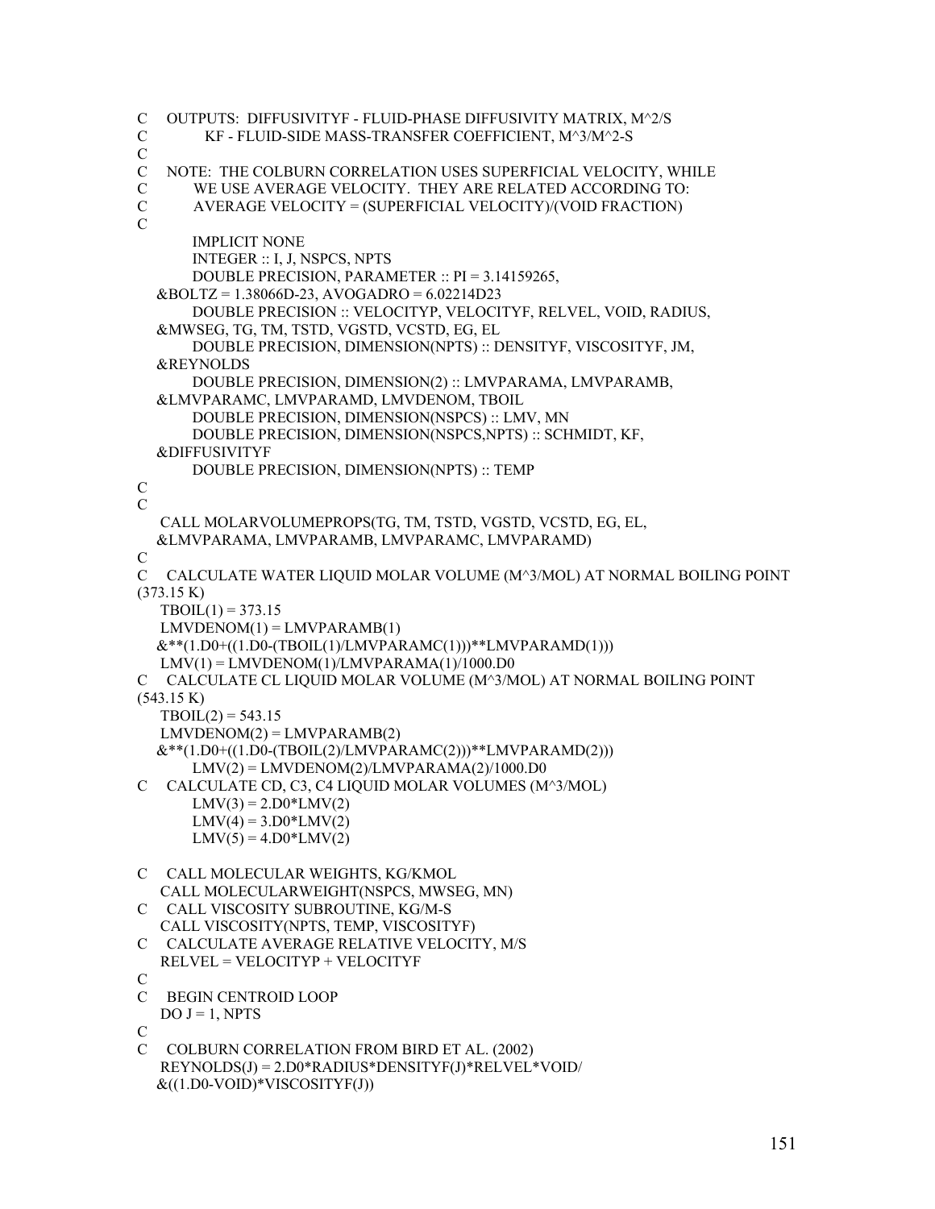```
C    OUTPUTS:  DIFFUSIVITYF - FLUID-PHASE DIFFUSIVITY MATRIX, M^2/S
C           KF - FLUID-SIDE MASS-TRANSFER COEFFICIENT, M^3/M^2-S
C
C    NOTE:  THE COLBURN CORRELATION USES SUPERFICIAL VELOCITY, WHILE
C         WE USE AVERAGE VELOCITY.  THEY ARE RELATED ACCORDING TO:
C         AVERAGE VELOCITY = (SUPERFICIAL VELOCITY)/(VOID FRACTION)
C
         IMPLICIT NONE
         INTEGER :: I, J, NSPCS, NPTS
         DOUBLE PRECISION, PARAMETER :: PI = 3.14159265,
     &BOLTZ = 1.38066D-23, AVOGADRO = 6.02214D23
         DOUBLE PRECISION :: VELOCITYP, VELOCITYF, RELVEL, VOID, RADIUS,
     &MWSEG, TG, TM, TSTD, VGSTD, VCSTD, EG, EL
         DOUBLE PRECISION, DIMENSION(NPTS) :: DENSITYF, VISCOSITYF, JM,
     &REYNOLDS
         DOUBLE PRECISION, DIMENSION(2) :: LMVPARAMA, LMVPARAMB,
     &LMVPARAMC, LMVPARAMD, LMVDENOM, TBOIL
         DOUBLE PRECISION, DIMENSION(NSPCS) :: LMV, MN
         DOUBLE PRECISION, DIMENSION(NSPCS,NPTS) :: SCHMIDT, KF,
     &DIFFUSIVITYF
         DOUBLE PRECISION, DIMENSION(NPTS) :: TEMP
C
C
     CALL MOLARVOLUMEPROPS(TG, TM, TSTD, VGSTD, VCSTD, EG, EL,
     &LMVPARAMA, LMVPARAMB, LMVPARAMC, LMVPARAMD)
C
C    CALCULATE WATER LIQUID MOLAR VOLUME (M^3/MOL) AT NORMAL BOILING POINT
(373.15 K)
     TBOIL(1) = 373.15
     LMVDENOM(1) = LMVPARAMB(1)
     &**(1.D0+((1.D0-(TBOIL(1)/LMVPARAMC(1)))**LMVPARAMD(1)))
     LMV(1) = LMVDENOM(1)/LMVPARAMA(1)/1000.D0
C    CALCULATE CL LIQUID MOLAR VOLUME (M^3/MOL) AT NORMAL BOILING POINT
(543.15 K)
     TBOIL(2) = 543.15
     LMVDENOM(2) = LMVPARAMB(2)
     &**(1.D0+((1.D0-(TBOIL(2)/LMVPARAMC(2)))**LMVPARAMD(2)))
         LMV(2) = LMVDENOM(2)/LMVPARAMA(2)/1000.D0
C    CALCULATE CD, C3, C4 LIQUID MOLAR VOLUMES (M^3/MOL)
         LMV(3) = 2.D0*LMV(2)
         LMV(4) = 3.D0*LMV(2)
         LMV(5) = 4.D0*LMV(2)

C    CALL MOLECULAR WEIGHTS, KG/KMOL
     CALL MOLECULARWEIGHT(NSPCS, MWSEG, MN)
C    CALL VISCOSITY SUBROUTINE, KG/M-S
     CALL VISCOSITY(NPTS, TEMP, VISCOSITYF)
C    CALCULATE AVERAGE RELATIVE VELOCITY, M/S
     RELVEL = VELOCITYP + VELOCITYF
C
C    BEGIN CENTROID LOOP
     DO J = 1, NPTS
C
C    COLBURN CORRELATION FROM BIRD ET AL. (2002)
     REYNOLDS(J) = 2.D0*RADIUS*DENSITYF(J)*RELVEL*VOID/
     &((1.D0-VOID)*VISCOSITYF(J))
```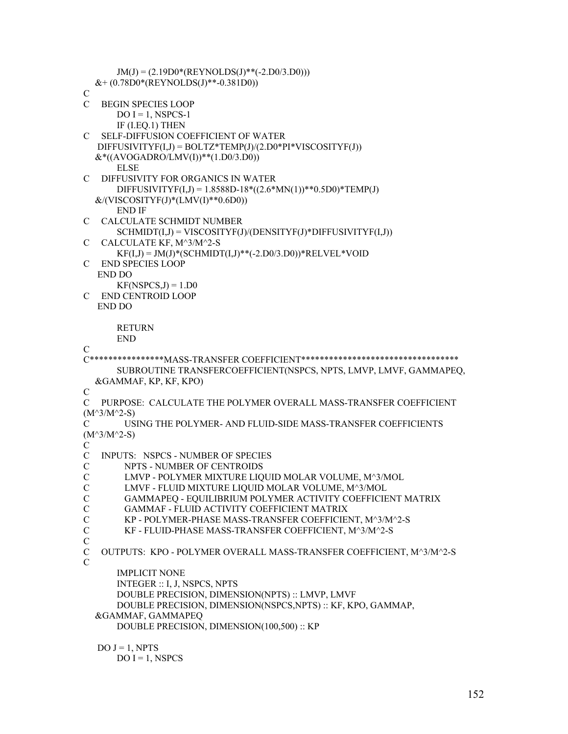```
      JM(J) = (2.19D0*(REYNOLDS(J)**(-2.D0/3.D0)))
     &+ (0.78D0*(REYNOLDS(J)**-0.381D0))
C
C    BEGIN SPECIES LOOP
      DO I = 1, NSPCS-1
      IF (I.EQ.1) THEN
C    SELF-DIFFUSION COEFFICIENT OF WATER
     DIFFUSIVITYF(I,J) = BOLTZ*TEMP(J)/(2.D0*PI*VISCOSITYF(J))
     &*((AVOGADRO/LMV(I))**(1.D0/3.D0))
      ELSE
C    DIFFUSIVITY FOR ORGANICS IN WATER
      DIFFUSIVITYF(I,J) = 1.8588D-18*((2.6*MN(1))**0.5D0)*TEMP(J)
     &/(VISCOSITYF(J)*(LMV(I)**0.6D0))
      END IF
C    CALCULATE SCHMIDT NUMBER
      SCHMIDT(I,J) = VISCOSITYF(J)/(DENSITYF(J)*DIFFUSIVITYF(I,J))
C    CALCULATE KF, M^3/M^2-S
      KF(I,J) = JM(J)*(SCHMIDT(I,J)**(-2.D0/3.D0))*RELVEL*VOID
C    END SPECIES LOOP
     END DO
      KF(NSPCS,J) = 1.D0
C    END CENTROID LOOP
     END DO

      RETURN
      END
C
C****************MASS-TRANSFER COEFFICIENT**********************************
      SUBROUTINE TRANSFERCOEFFICIENT(NSPCS, NPTS, LMVP, LMVF, GAMMAPEQ,
     &GAMMAF, KP, KF, KPO)
C
C    PURPOSE:  CALCULATE THE POLYMER OVERALL MASS-TRANSFER COEFFICIENT
(M^3/M^2-S)
C              USING THE POLYMER- AND FLUID-SIDE MASS-TRANSFER COEFFICIENTS
(M^3/M^2-S)
C
C    INPUTS:   NSPCS - NUMBER OF SPECIES
C              NPTS - NUMBER OF CENTROIDS
C              LMVP - POLYMER MIXTURE LIQUID MOLAR VOLUME, M^3/MOL
C              LMVF - FLUID MIXTURE LIQUID MOLAR VOLUME, M^3/MOL
C              GAMMAPEQ - EQUILIBRIUM POLYMER ACTIVITY COEFFICIENT MATRIX
C              GAMMAF - FLUID ACTIVITY COEFFICIENT MATRIX
C              KP - POLYMER-PHASE MASS-TRANSFER COEFFICIENT, M^3/M^2-S
C              KF - FLUID-PHASE MASS-TRANSFER COEFFICIENT, M^3/M^2-S
C
C    OUTPUTS:  KPO - POLYMER OVERALL MASS-TRANSFER COEFFICIENT, M^3/M^2-S
C
      IMPLICIT NONE
      INTEGER :: I, J, NSPCS, NPTS
      DOUBLE PRECISION, DIMENSION(NPTS) :: LMVP, LMVF
      DOUBLE PRECISION, DIMENSION(NSPCS,NPTS) :: KF, KPO, GAMMAP,
     &GAMMAF, GAMMAPEQ
      DOUBLE PRECISION, DIMENSION(100,500) :: KP

     DO J = 1, NPTS
      DO I = 1, NSPCS
```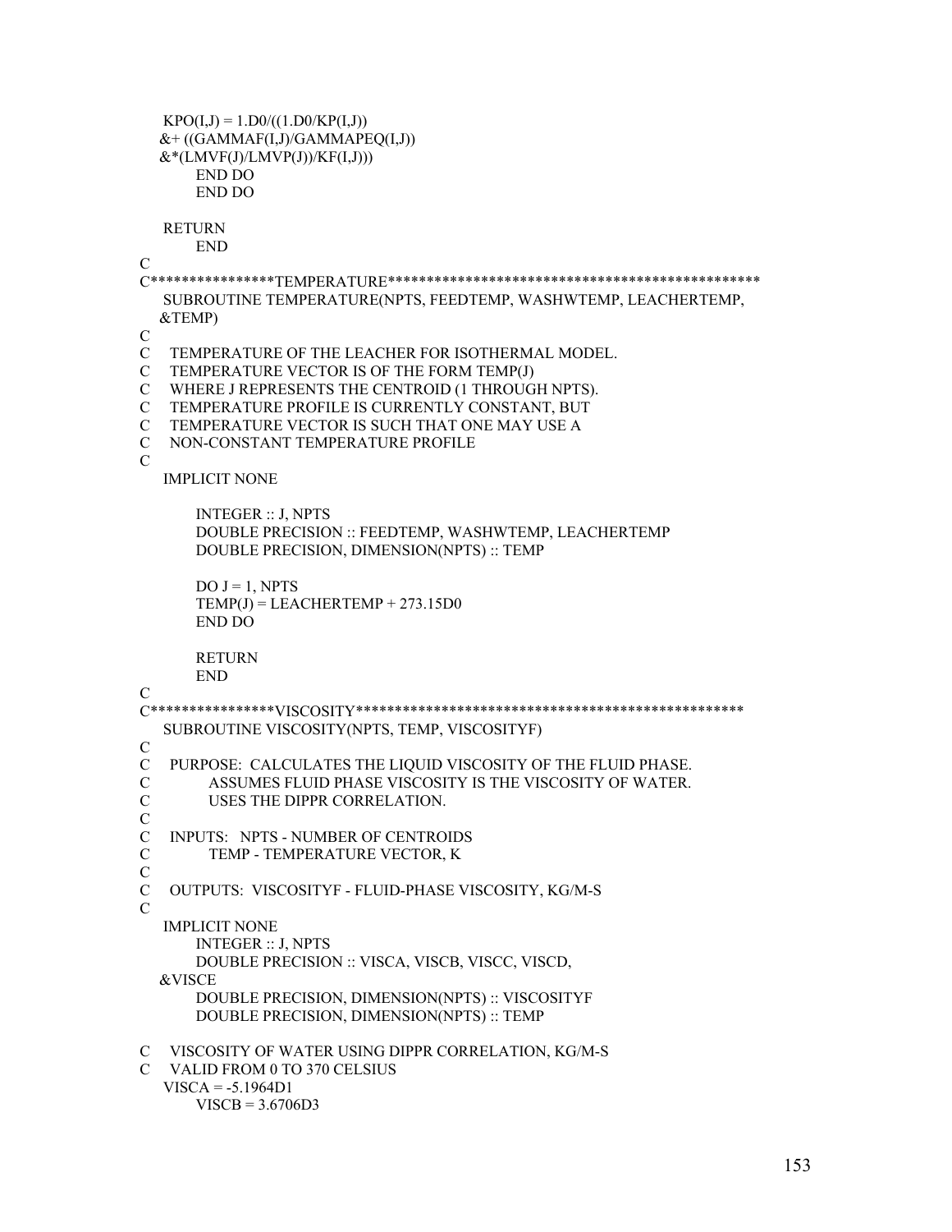```
      KPO(I,J) = 1.D0/((1.D0/KP(I,J))
     &+ ((GAMMAF(I,J)/GAMMAPEQ(I,J))
     &*(LMVF(J)/LMVP(J))/KF(I,J)))
           END DO
           END DO

      RETURN
           END
C
C****************TEMPERATURE*********************************************
      SUBROUTINE TEMPERATURE(NPTS, FEEDTEMP, WASHWTEMP, LEACHERTEMP,
     &TEMP)
C
C     TEMPERATURE OF THE LEACHER FOR ISOTHERMAL MODEL.
C     TEMPERATURE VECTOR IS OF THE FORM TEMP(J)
C     WHERE J REPRESENTS THE CENTROID (1 THROUGH NPTS).
C     TEMPERATURE PROFILE IS CURRENTLY CONSTANT, BUT
C     TEMPERATURE VECTOR IS SUCH THAT ONE MAY USE A
C     NON-CONSTANT TEMPERATURE PROFILE
C
      IMPLICIT NONE

           INTEGER :: J, NPTS
           DOUBLE PRECISION :: FEEDTEMP, WASHWTEMP, LEACHERTEMP
           DOUBLE PRECISION, DIMENSION(NPTS) :: TEMP

           DO J = 1, NPTS
           TEMP(J) = LEACHERTEMP + 273.15D0
           END DO

           RETURN
           END
C
C****************VISCOSITY***********************************************
      SUBROUTINE VISCOSITY(NPTS, TEMP, VISCOSITYF)
C
C     PURPOSE:  CALCULATES THE LIQUID VISCOSITY OF THE FLUID PHASE.
C               ASSUMES FLUID PHASE VISCOSITY IS THE VISCOSITY OF WATER.
C               USES THE DIPPR CORRELATION.
C
C     INPUTS:   NPTS - NUMBER OF CENTROIDS
C               TEMP - TEMPERATURE VECTOR, K
C
C     OUTPUTS:  VISCOSITYF - FLUID-PHASE VISCOSITY, KG/M-S
C
      IMPLICIT NONE
           INTEGER :: J, NPTS
           DOUBLE PRECISION :: VISCA, VISCB, VISCC, VISCD,
     &VISCE
           DOUBLE PRECISION, DIMENSION(NPTS) :: VISCOSITYF
           DOUBLE PRECISION, DIMENSION(NPTS) :: TEMP

C     VISCOSITY OF WATER USING DIPPR CORRELATION, KG/M-S
C     VALID FROM 0 TO 370 CELSIUS
      VISCA = -5.1964D1
           VISCB = 3.6706D3
```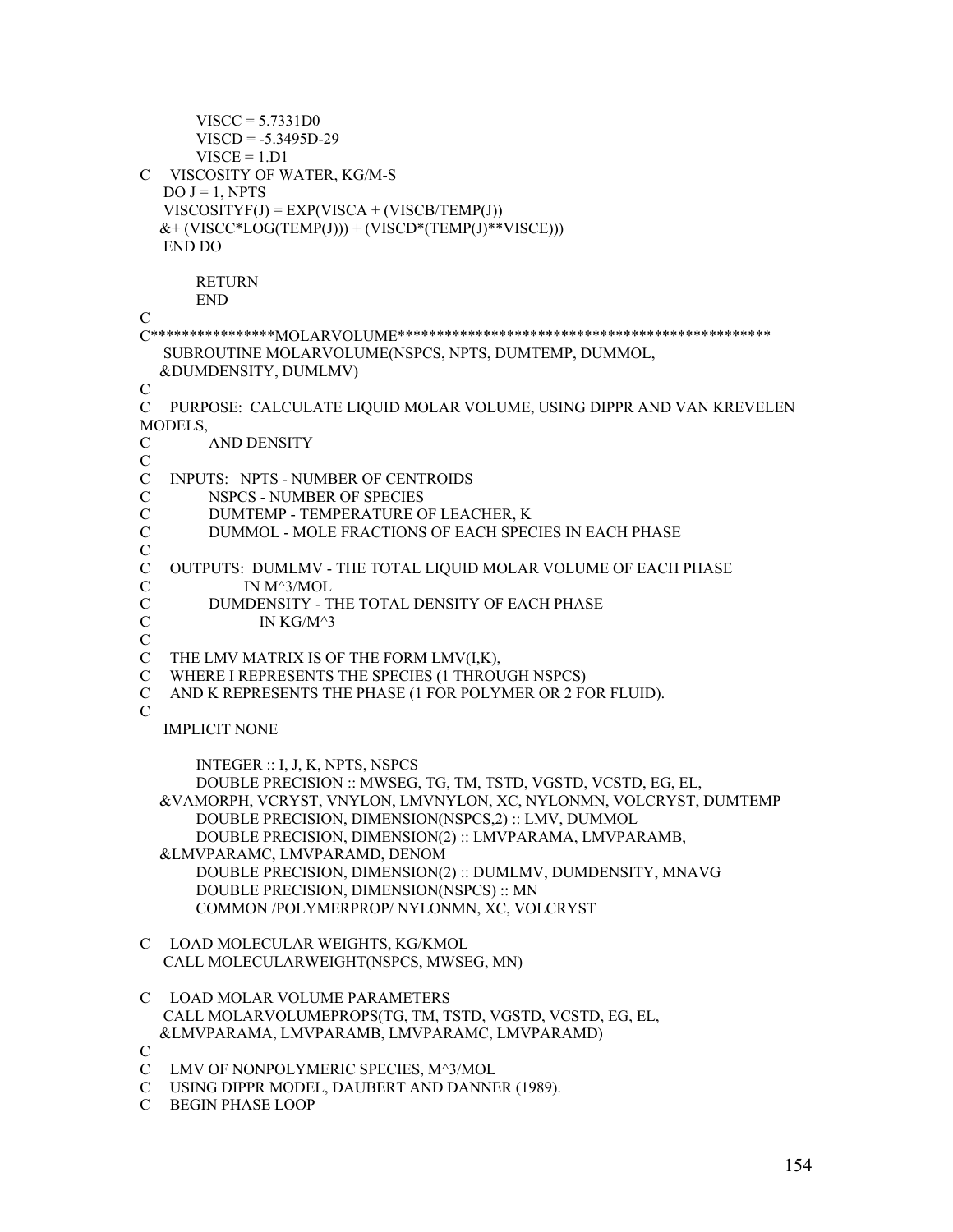```
      VISCC = 5.7331D0
      VISCD = -5.3495D-29
      VISCE = 1.D1
C    VISCOSITY OF WATER, KG/M-S
     DO J = 1, NPTS
     VISCOSITYF(J) = EXP(VISCA + (VISCB/TEMP(J))
    &+ (VISCC*LOG(TEMP(J))) + (VISCD*(TEMP(J)**VISCE)))
     END DO

      RETURN
      END
C
C****************MOLARVOLUME*************************************************
     SUBROUTINE MOLARVOLUME(NSPCS, NPTS, DUMTEMP, DUMMOL,
    &DUMDENSITY, DUMLMV)
C
C    PURPOSE:  CALCULATE LIQUID MOLAR VOLUME, USING DIPPR AND VAN KREVELEN
MODELS,
C             AND DENSITY
C
C    INPUTS:   NPTS - NUMBER OF CENTROIDS
C              NSPCS - NUMBER OF SPECIES
C              DUMTEMP - TEMPERATURE OF LEACHER, K
C              DUMMOL - MOLE FRACTIONS OF EACH SPECIES IN EACH PHASE
C
C    OUTPUTS:  DUMLMV - THE TOTAL LIQUID MOLAR VOLUME OF EACH PHASE
C                      IN M^3/MOL
C              DUMDENSITY - THE TOTAL DENSITY OF EACH PHASE
C                         IN KG/M^3
C
C    THE LMV MATRIX IS OF THE FORM LMV(I,K),
C    WHERE I REPRESENTS THE SPECIES (1 THROUGH NSPCS)
C    AND K REPRESENTS THE PHASE (1 FOR POLYMER OR 2 FOR FLUID).
C
     IMPLICIT NONE

      INTEGER :: I, J, K, NPTS, NSPCS
      DOUBLE PRECISION :: MWSEG, TG, TM, TSTD, VGSTD, VCSTD, EG, EL,
    &VAMORPH, VCRYST, VNYLON, LMVNYLON, XC, NYLONMN, VOLCRYST, DUMTEMP
      DOUBLE PRECISION, DIMENSION(NSPCS,2) :: LMV, DUMMOL
      DOUBLE PRECISION, DIMENSION(2) :: LMVPARAMA, LMVPARAMB,
    &LMVPARAMC, LMVPARAMD, DENOM
      DOUBLE PRECISION, DIMENSION(2) :: DUMLMV, DUMDENSITY, MNAVG
      DOUBLE PRECISION, DIMENSION(NSPCS) :: MN
      COMMON /POLYMERPROP/ NYLONMN, XC, VOLCRYST

C    LOAD MOLECULAR WEIGHTS, KG/KMOL
     CALL MOLECULARWEIGHT(NSPCS, MWSEG, MN)

C    LOAD MOLAR VOLUME PARAMETERS
     CALL MOLARVOLUMEPROPS(TG, TM, TSTD, VGSTD, VCSTD, EG, EL,
    &LMVPARAMA, LMVPARAMB, LMVPARAMC, LMVPARAMD)
C
C    LMV OF NONPOLYMERIC SPECIES, M^3/MOL
C    USING DIPPR MODEL, DAUBERT AND DANNER (1989).
C    BEGIN PHASE LOOP
```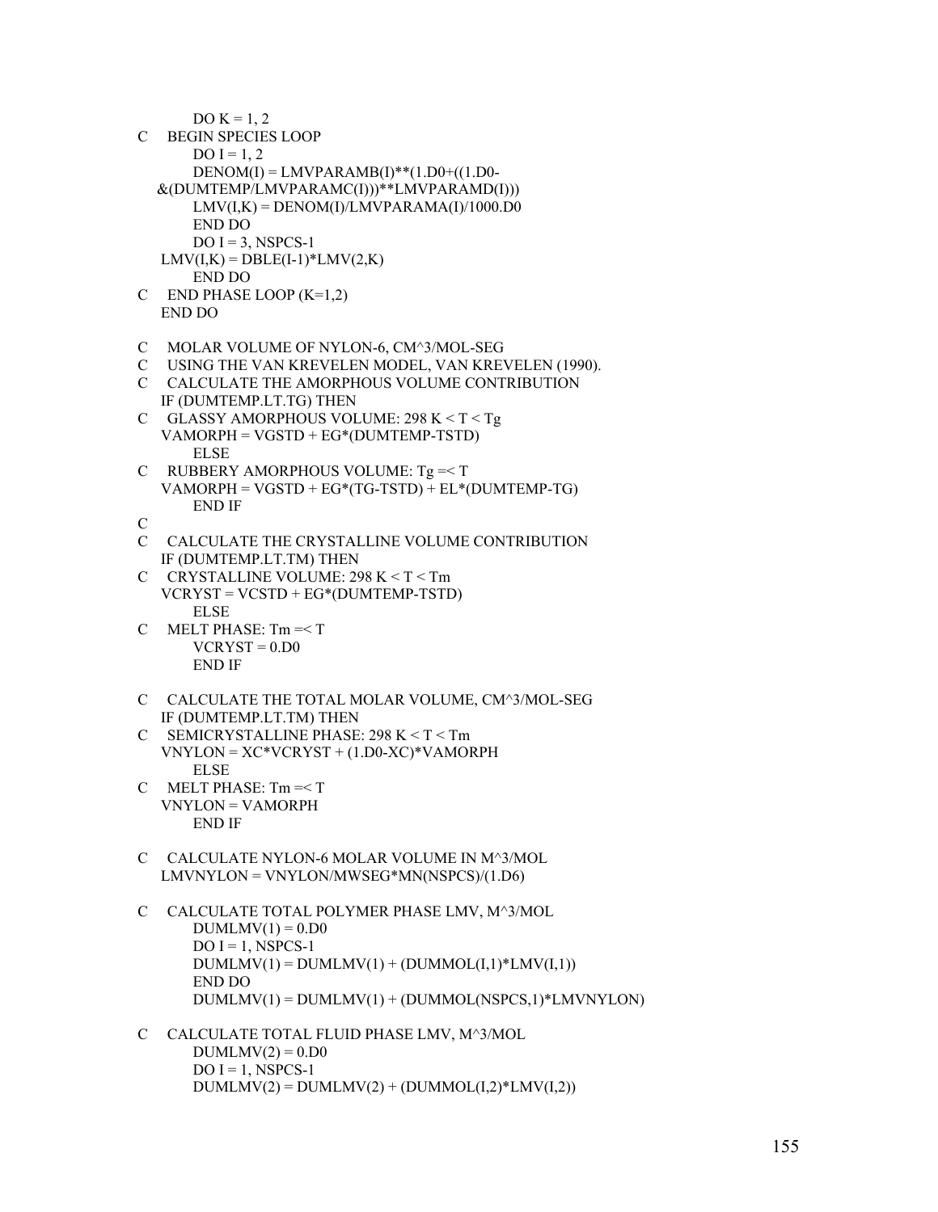```
      DO K = 1, 2
C     BEGIN SPECIES LOOP
      DO I = 1, 2
      DENOM(I) = LMVPARAMB(I)**(1.D0+((1.D0-
     &(DUMTEMP/LMVPARAMC(I)))**LMVPARAMD(I)))
      LMV(I,K) = DENOM(I)/LMVPARAMA(I)/1000.D0
      END DO
      DO I = 3, NSPCS-1
      LMV(I,K) = DBLE(I-1)*LMV(2,K)
      END DO
C     END PHASE LOOP (K=1,2)
      END DO

C     MOLAR VOLUME OF NYLON-6, CM^3/MOL-SEG
C     USING THE VAN KREVELEN MODEL, VAN KREVELEN (1990).
C     CALCULATE THE AMORPHOUS VOLUME CONTRIBUTION
      IF (DUMTEMP.LT.TG) THEN
C     GLASSY AMORPHOUS VOLUME: 298 K < T < Tg
      VAMORPH = VGSTD + EG*(DUMTEMP-TSTD)
      ELSE
C     RUBBERY AMORPHOUS VOLUME: Tg =< T
      VAMORPH = VGSTD + EG*(TG-TSTD) + EL*(DUMTEMP-TG)
      END IF
C
C     CALCULATE THE CRYSTALLINE VOLUME CONTRIBUTION
      IF (DUMTEMP.LT.TM) THEN
C     CRYSTALLINE VOLUME: 298 K < T < Tm
      VCRYST = VCSTD + EG*(DUMTEMP-TSTD)
      ELSE
C     MELT PHASE: Tm =< T
      VCRYST = 0.D0
      END IF

C     CALCULATE THE TOTAL MOLAR VOLUME, CM^3/MOL-SEG
      IF (DUMTEMP.LT.TM) THEN
C     SEMICRYSTALLINE PHASE: 298 K < T < Tm
      VNYLON = XC*VCRYST + (1.D0-XC)*VAMORPH
      ELSE
C     MELT PHASE: Tm =< T
      VNYLON = VAMORPH
      END IF

C     CALCULATE NYLON-6 MOLAR VOLUME IN M^3/MOL
      LMVNYLON = VNYLON/MWSEG*MN(NSPCS)/(1.D6)

C     CALCULATE TOTAL POLYMER PHASE LMV, M^3/MOL
      DUMLMV(1) = 0.D0
      DO I = 1, NSPCS-1
      DUMLMV(1) = DUMLMV(1) + (DUMMOL(I,1)*LMV(I,1))
      END DO
      DUMLMV(1) = DUMLMV(1) + (DUMMOL(NSPCS,1)*LMVNYLON)

C     CALCULATE TOTAL FLUID PHASE LMV, M^3/MOL
      DUMLMV(2) = 0.D0
      DO I = 1, NSPCS-1
      DUMLMV(2) = DUMLMV(2) + (DUMMOL(I,2)*LMV(I,2))
```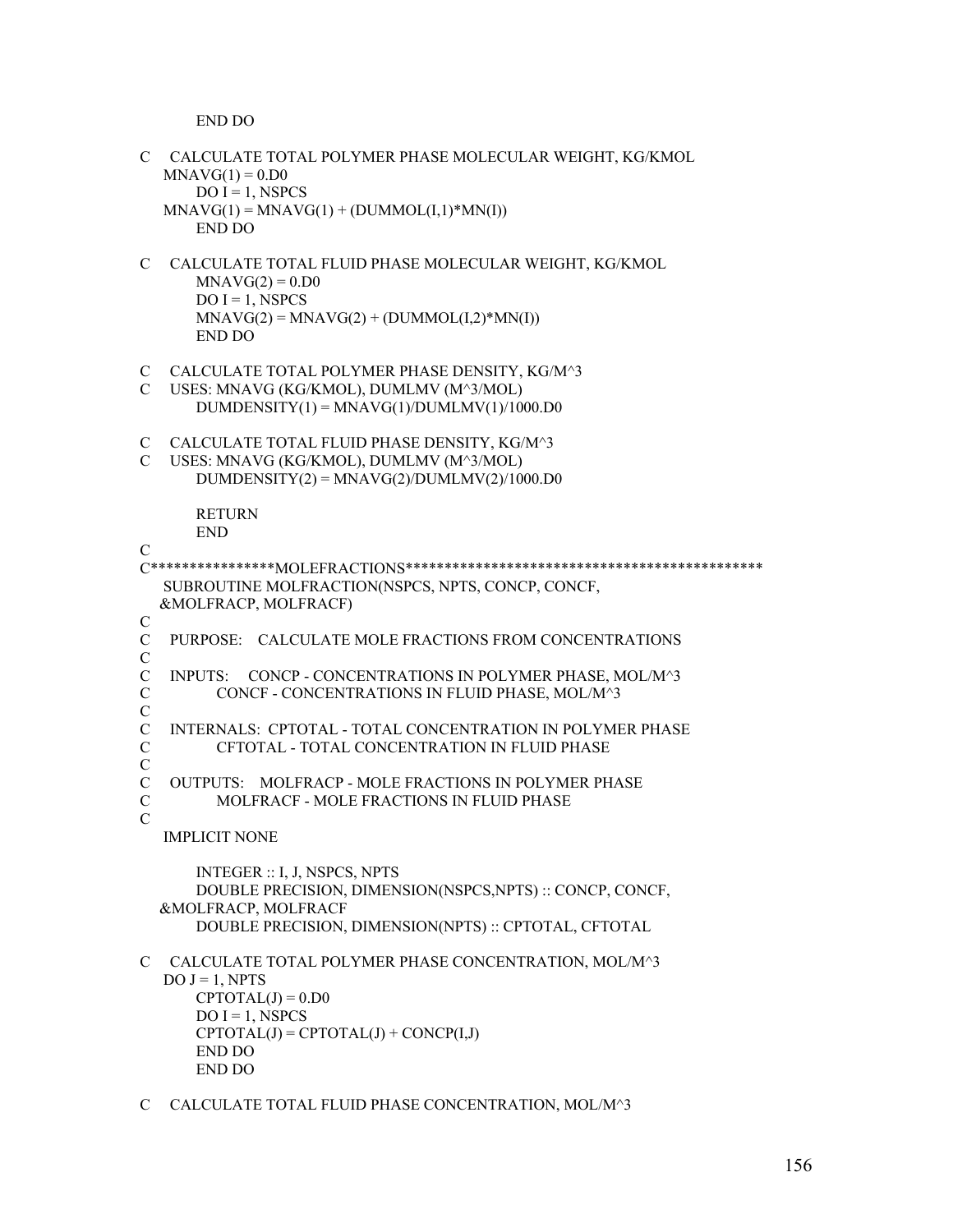```
      END DO

C     CALCULATE TOTAL POLYMER PHASE MOLECULAR WEIGHT, KG/KMOL
      MNAVG(1) = 0.D0
      DO I = 1, NSPCS
      MNAVG(1) = MNAVG(1) + (DUMMOL(I,1)*MN(I))
      END DO

C     CALCULATE TOTAL FLUID PHASE MOLECULAR WEIGHT, KG/KMOL
      MNAVG(2) = 0.D0
      DO I = 1, NSPCS
      MNAVG(2) = MNAVG(2) + (DUMMOL(I,2)*MN(I))
      END DO

C     CALCULATE TOTAL POLYMER PHASE DENSITY, KG/M^3
C     USES: MNAVG (KG/KMOL), DUMLMV (M^3/MOL)
      DUMDENSITY(1) = MNAVG(1)/DUMLMV(1)/1000.D0

C     CALCULATE TOTAL FLUID PHASE DENSITY, KG/M^3
C     USES: MNAVG (KG/KMOL), DUMLMV (M^3/MOL)
      DUMDENSITY(2) = MNAVG(2)/DUMLMV(2)/1000.D0

      RETURN
      END
C
C****************MOLEFRACTIONS*********************************************
      SUBROUTINE MOLFRACTION(NSPCS, NPTS, CONCP, CONCF,
     &MOLFRACP, MOLFRACF)
C
C     PURPOSE:   CALCULATE MOLE FRACTIONS FROM CONCENTRATIONS
C
C     INPUTS:    CONCP - CONCENTRATIONS IN POLYMER PHASE, MOL/M^3
C                CONCF - CONCENTRATIONS IN FLUID PHASE, MOL/M^3
C
C     INTERNALS: CPTOTAL - TOTAL CONCENTRATION IN POLYMER PHASE
C                CFTOTAL - TOTAL CONCENTRATION IN FLUID PHASE
C
C     OUTPUTS:   MOLFRACP - MOLE FRACTIONS IN POLYMER PHASE
C                MOLFRACF - MOLE FRACTIONS IN FLUID PHASE
C
      IMPLICIT NONE

      INTEGER :: I, J, NSPCS, NPTS
      DOUBLE PRECISION, DIMENSION(NSPCS,NPTS) :: CONCP, CONCF,
     &MOLFRACP, MOLFRACF
      DOUBLE PRECISION, DIMENSION(NPTS) :: CPTOTAL, CFTOTAL

C     CALCULATE TOTAL POLYMER PHASE CONCENTRATION, MOL/M^3
      DO J = 1, NPTS
      CPTOTAL(J) = 0.D0
      DO I = 1, NSPCS
      CPTOTAL(J) = CPTOTAL(J) + CONCP(I,J)
      END DO
      END DO

C     CALCULATE TOTAL FLUID PHASE CONCENTRATION, MOL/M^3
```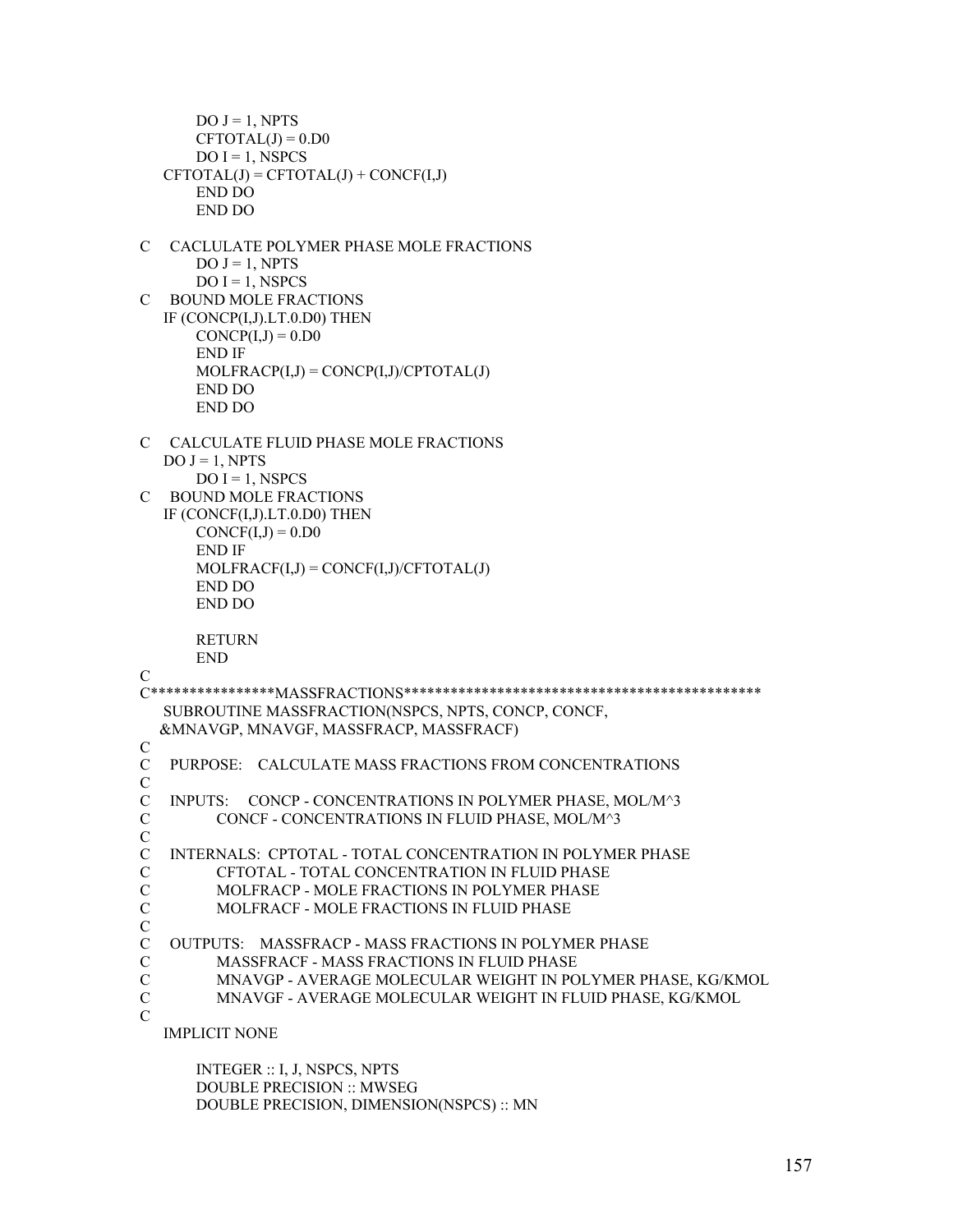```
      DO J = 1, NPTS
      CFTOTAL(J) = 0.D0
      DO I = 1, NSPCS
  CFTOTAL(J) = CFTOTAL(J) + CONCF(I,J)
      END DO
      END DO

C   CACLULATE POLYMER PHASE MOLE FRACTIONS
      DO J = 1, NPTS
      DO I = 1, NSPCS
C   BOUND MOLE FRACTIONS
  IF (CONCP(I,J).LT.0.D0) THEN
      CONCP(I,J) = 0.D0
      END IF
      MOLFRACP(I,J) = CONCP(I,J)/CPTOTAL(J)
      END DO
      END DO

C   CALCULATE FLUID PHASE MOLE FRACTIONS
  DO J = 1, NPTS
      DO I = 1, NSPCS
C   BOUND MOLE FRACTIONS
  IF (CONCF(I,J).LT.0.D0) THEN
      CONCF(I,J) = 0.D0
      END IF
      MOLFRACF(I,J) = CONCF(I,J)/CFTOTAL(J)
      END DO
      END DO

      RETURN
      END
C
C****************MASSFRACTIONS*********************************************
  SUBROUTINE MASSFRACTION(NSPCS, NPTS, CONCP, CONCF,
  &MNAVGP, MNAVGF, MASSFRACP, MASSFRACF)
C
C   PURPOSE:   CALCULATE MASS FRACTIONS FROM CONCENTRATIONS
C
C   INPUTS:    CONCP - CONCENTRATIONS IN POLYMER PHASE, MOL/M^3
C              CONCF - CONCENTRATIONS IN FLUID PHASE, MOL/M^3
C
C   INTERNALS: CPTOTAL - TOTAL CONCENTRATION IN POLYMER PHASE
C              CFTOTAL - TOTAL CONCENTRATION IN FLUID PHASE
C              MOLFRACP - MOLE FRACTIONS IN POLYMER PHASE
C              MOLFRACF - MOLE FRACTIONS IN FLUID PHASE
C
C   OUTPUTS:   MASSFRACP - MASS FRACTIONS IN POLYMER PHASE
C              MASSFRACF - MASS FRACTIONS IN FLUID PHASE
C              MNAVGP - AVERAGE MOLECULAR WEIGHT IN POLYMER PHASE, KG/KMOL
C              MNAVGF - AVERAGE MOLECULAR WEIGHT IN FLUID PHASE, KG/KMOL
C
  IMPLICIT NONE

      INTEGER :: I, J, NSPCS, NPTS
      DOUBLE PRECISION :: MWSEG
      DOUBLE PRECISION, DIMENSION(NSPCS) :: MN
```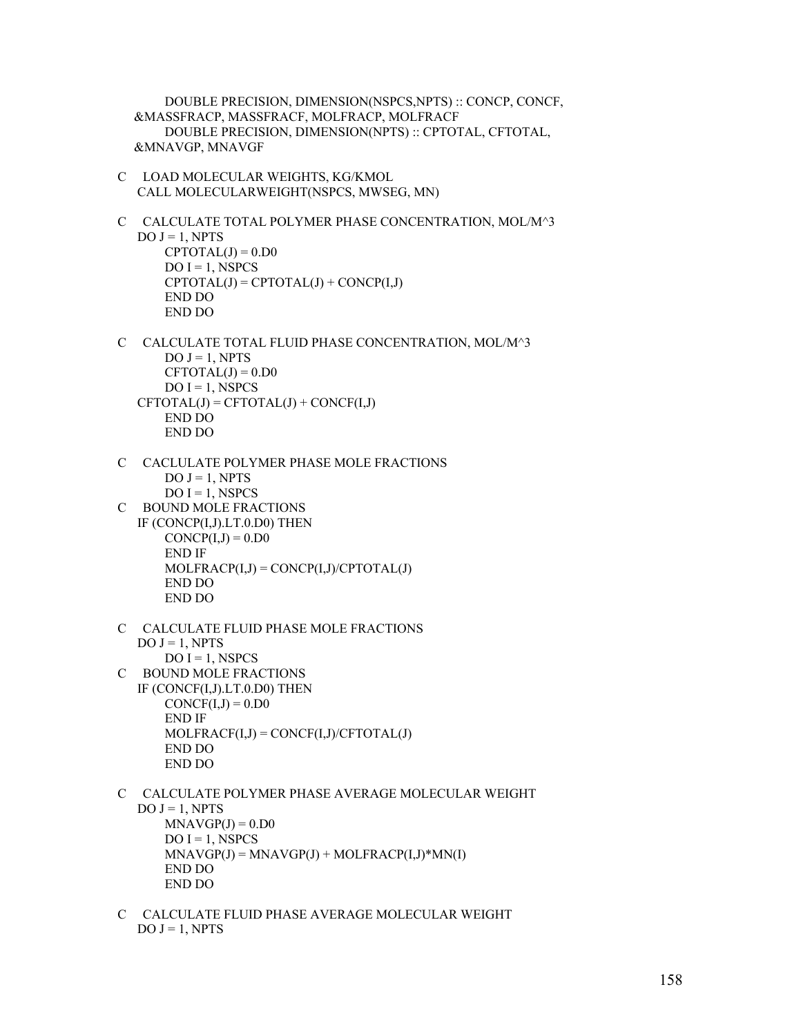```
      DOUBLE PRECISION, DIMENSION(NSPCS,NPTS) :: CONCP, CONCF,
     &MASSFRACP, MASSFRACF, MOLFRACP, MOLFRACF
      DOUBLE PRECISION, DIMENSION(NPTS) :: CPTOTAL, CFTOTAL,
     &MNAVGP, MNAVGF

C     LOAD MOLECULAR WEIGHTS, KG/KMOL
      CALL MOLECULARWEIGHT(NSPCS, MWSEG, MN)

C     CALCULATE TOTAL POLYMER PHASE CONCENTRATION, MOL/M^3
      DO J = 1, NPTS
        CPTOTAL(J) = 0.D0
        DO I = 1, NSPCS
        CPTOTAL(J) = CPTOTAL(J) + CONCP(I,J)
        END DO
        END DO

C     CALCULATE TOTAL FLUID PHASE CONCENTRATION, MOL/M^3
        DO J = 1, NPTS
        CFTOTAL(J) = 0.D0
        DO I = 1, NSPCS
      CFTOTAL(J) = CFTOTAL(J) + CONCF(I,J)
        END DO
        END DO

C     CACLULATE POLYMER PHASE MOLE FRACTIONS
        DO J = 1, NPTS
        DO I = 1, NSPCS
C     BOUND MOLE FRACTIONS
      IF (CONCP(I,J).LT.0.D0) THEN
        CONCP(I,J) = 0.D0
        END IF
        MOLFRACP(I,J) = CONCP(I,J)/CPTOTAL(J)
        END DO
        END DO

C     CALCULATE FLUID PHASE MOLE FRACTIONS
      DO J = 1, NPTS
        DO I = 1, NSPCS
C     BOUND MOLE FRACTIONS
      IF (CONCF(I,J).LT.0.D0) THEN
        CONCF(I,J) = 0.D0
        END IF
        MOLFRACF(I,J) = CONCF(I,J)/CFTOTAL(J)
        END DO
        END DO

C     CALCULATE POLYMER PHASE AVERAGE MOLECULAR WEIGHT
      DO J = 1, NPTS
        MNAVGP(J) = 0.D0
        DO I = 1, NSPCS
        MNAVGP(J) = MNAVGP(J) + MOLFRACP(I,J)*MN(I)
        END DO
        END DO

C     CALCULATE FLUID PHASE AVERAGE MOLECULAR WEIGHT
      DO J = 1, NPTS
```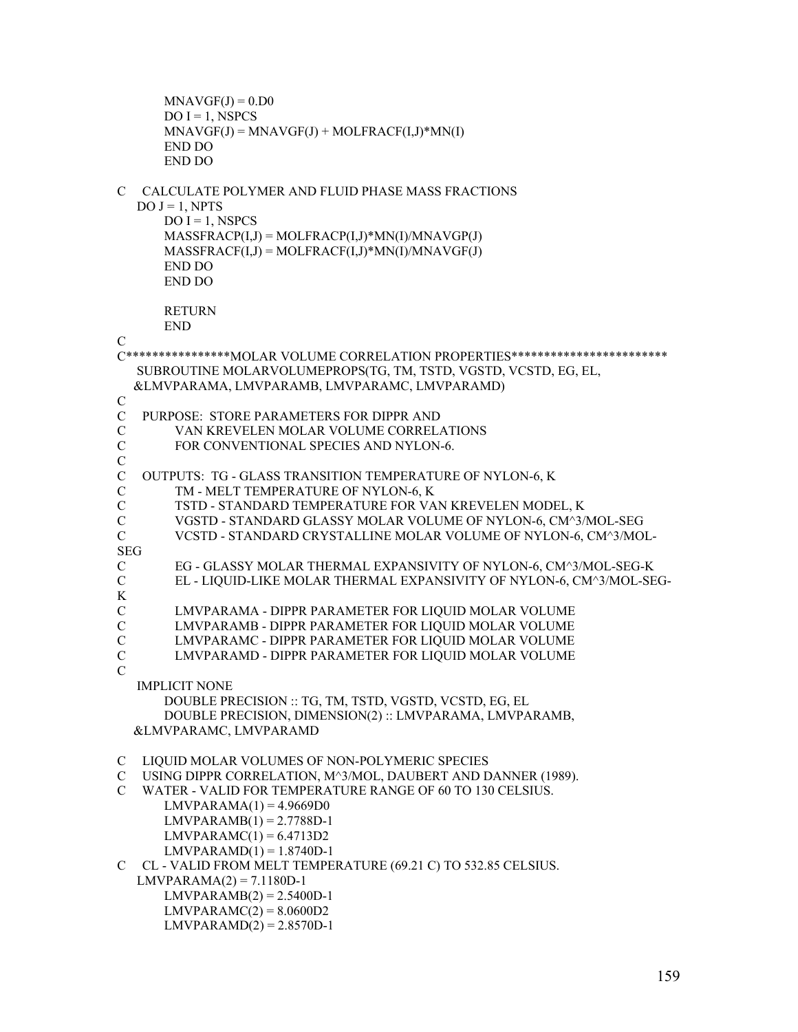```
      MNAVGF(J) = 0.D0
      DO I = 1, NSPCS
      MNAVGF(J) = MNAVGF(J) + MOLFRACF(I,J)*MN(I)
      END DO
      END DO

C   CALCULATE POLYMER AND FLUID PHASE MASS FRACTIONS
    DO J = 1, NPTS
      DO I = 1, NSPCS
      MASSFRACP(I,J) = MOLFRACP(I,J)*MN(I)/MNAVGP(J)
      MASSFRACF(I,J) = MOLFRACF(I,J)*MN(I)/MNAVGF(J)
      END DO
      END DO

      RETURN
      END
C
C****************MOLAR VOLUME CORRELATION PROPERTIES************************
    SUBROUTINE MOLARVOLUMEPROPS(TG, TM, TSTD, VGSTD, VCSTD, EG, EL,
   &LMVPARAMA, LMVPARAMB, LMVPARAMC, LMVPARAMD)
C
C   PURPOSE:  STORE PARAMETERS FOR DIPPR AND
C           VAN KREVELEN MOLAR VOLUME CORRELATIONS
C           FOR CONVENTIONAL SPECIES AND NYLON-6.
C
C   OUTPUTS:  TG - GLASS TRANSITION TEMPERATURE OF NYLON-6, K
C           TM - MELT TEMPERATURE OF NYLON-6, K
C           TSTD - STANDARD TEMPERATURE FOR VAN KREVELEN MODEL, K
C           VGSTD - STANDARD GLASSY MOLAR VOLUME OF NYLON-6, CM^3/MOL-SEG
C           VCSTD - STANDARD CRYSTALLINE MOLAR VOLUME OF NYLON-6, CM^3/MOL-
SEG
C           EG - GLASSY MOLAR THERMAL EXPANSIVITY OF NYLON-6, CM^3/MOL-SEG-K
C           EL - LIQUID-LIKE MOLAR THERMAL EXPANSIVITY OF NYLON-6, CM^3/MOL-SEG-
K
C           LMVPARAMA - DIPPR PARAMETER FOR LIQUID MOLAR VOLUME
C           LMVPARAMB - DIPPR PARAMETER FOR LIQUID MOLAR VOLUME
C           LMVPARAMC - DIPPR PARAMETER FOR LIQUID MOLAR VOLUME
C           LMVPARAMD - DIPPR PARAMETER FOR LIQUID MOLAR VOLUME
C
    IMPLICIT NONE
      DOUBLE PRECISION :: TG, TM, TSTD, VGSTD, VCSTD, EG, EL
      DOUBLE PRECISION, DIMENSION(2) :: LMVPARAMA, LMVPARAMB,
   &LMVPARAMC, LMVPARAMD

C   LIQUID MOLAR VOLUMES OF NON-POLYMERIC SPECIES
C   USING DIPPR CORRELATION, M^3/MOL, DAUBERT AND DANNER (1989).
C   WATER - VALID FOR TEMPERATURE RANGE OF 60 TO 130 CELSIUS.
      LMVPARAMA(1) = 4.9669D0
      LMVPARAMB(1) = 2.7788D-1
      LMVPARAMC(1) = 6.4713D2
      LMVPARAMD(1) = 1.8740D-1
C   CL - VALID FROM MELT TEMPERATURE (69.21 C) TO 532.85 CELSIUS.
    LMVPARAMA(2) = 7.1180D-1
      LMVPARAMB(2) = 2.5400D-1
      LMVPARAMC(2) = 8.0600D2
      LMVPARAMD(2) = 2.8570D-1
```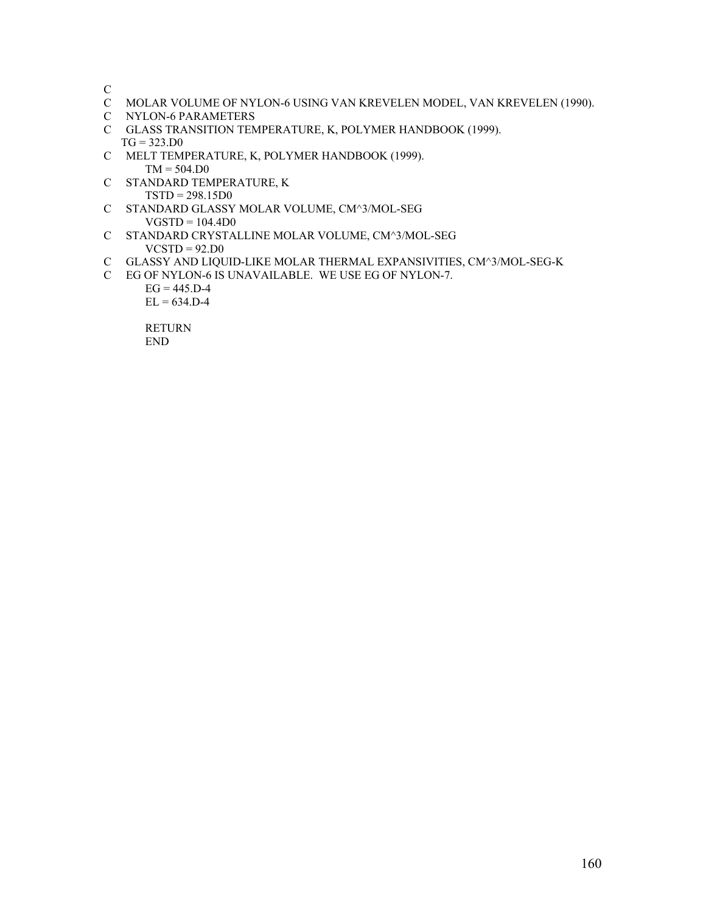```
C
C    MOLAR VOLUME OF NYLON-6 USING VAN KREVELEN MODEL, VAN KREVELEN (1990).
C    NYLON-6 PARAMETERS
C    GLASS TRANSITION TEMPERATURE, K, POLYMER HANDBOOK (1999).
     TG = 323.D0
C    MELT TEMPERATURE, K, POLYMER HANDBOOK (1999).
      TM = 504.D0
C    STANDARD TEMPERATURE, K
      TSTD = 298.15D0
C    STANDARD GLASSY MOLAR VOLUME, CM^3/MOL-SEG
      VGSTD = 104.4D0
C    STANDARD CRYSTALLINE MOLAR VOLUME, CM^3/MOL-SEG
      VCSTD = 92.D0
C    GLASSY AND LIQUID-LIKE MOLAR THERMAL EXPANSIVITIES, CM^3/MOL-SEG-K
C    EG OF NYLON-6 IS UNAVAILABLE.  WE USE EG OF NYLON-7.
      EG = 445.D-4
      EL = 634.D-4

      RETURN
      END
```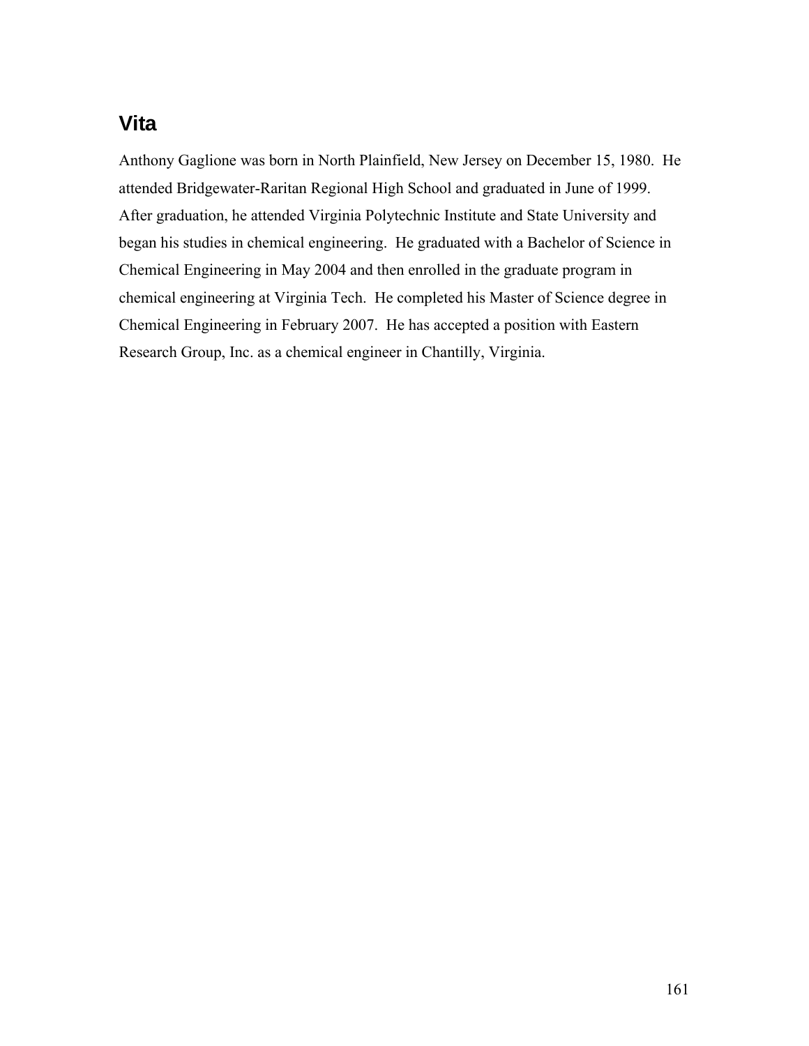## Vita

Anthony Gaglione was born in North Plainfield, New Jersey on December 15, 1980. He attended Bridgewater-Raritan Regional High School and graduated in June of 1999. After graduation, he attended Virginia Polytechnic Institute and State University and began his studies in chemical engineering. He graduated with a Bachelor of Science in Chemical Engineering in May 2004 and then enrolled in the graduate program in chemical engineering at Virginia Tech. He completed his Master of Science degree in Chemical Engineering in February 2007. He has accepted a position with Eastern Research Group, Inc. as a chemical engineer in Chantilly, Virginia.